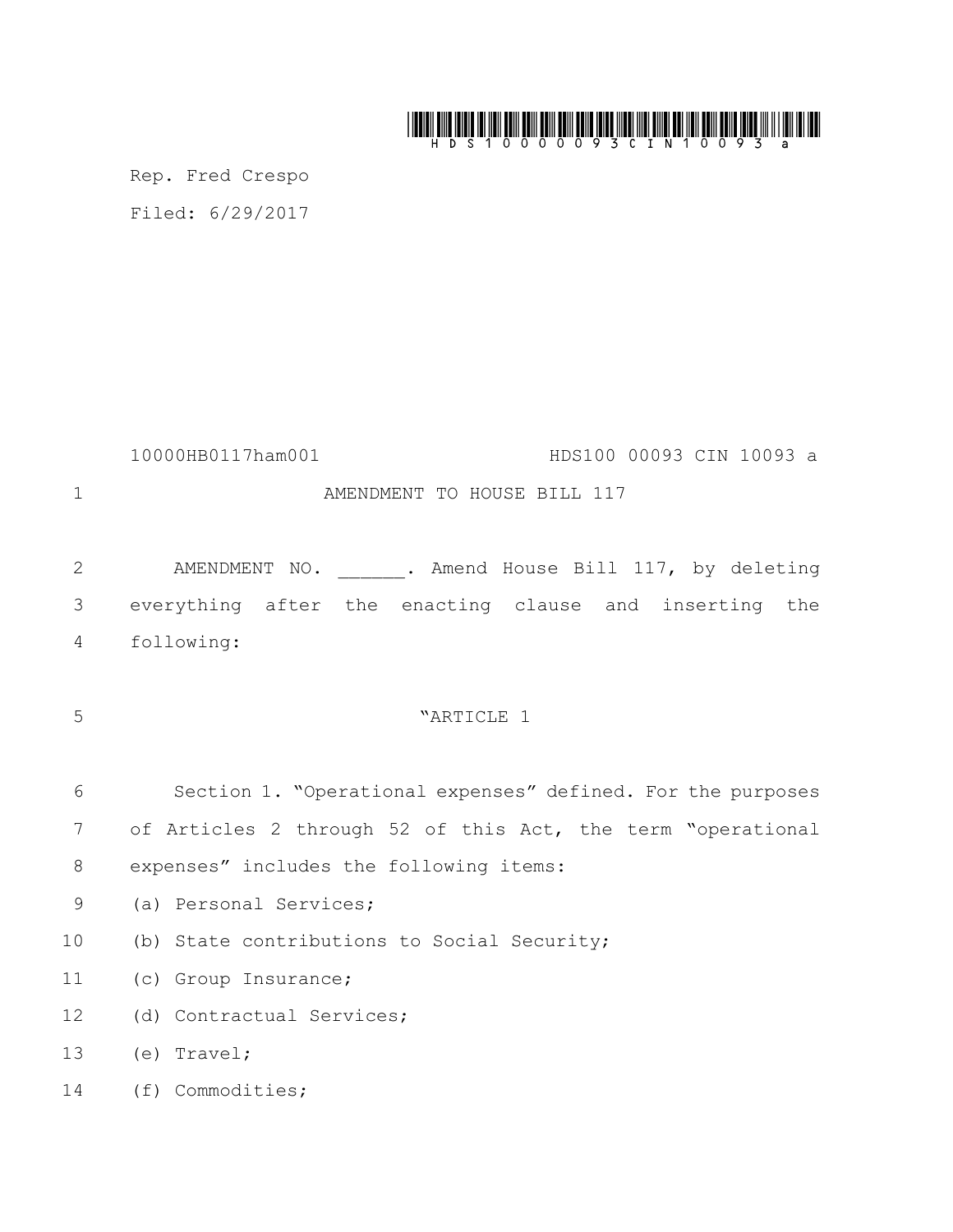Rep. Fred Crespo

Filed: 6/29/2017

10000HB0117ham001 HDS100 00093 CIN 10093 a

AMENDMENT TO HOUSE BILL 117

AMENDMENT NO. ______. Amend House Bill 117, by deleting everything after the enacting clause and inserting the following:

"ARTICLE 1

Section 1. "Operational expenses" defined. For the purposes of Articles 2 through 52 of this Act, the term "operational expenses" includes the following items:

(a) Personal Services;

(b) State contributions to Social Security;

(c) Group Insurance;

(d) Contractual Services;

(e) Travel;

(f) Commodities;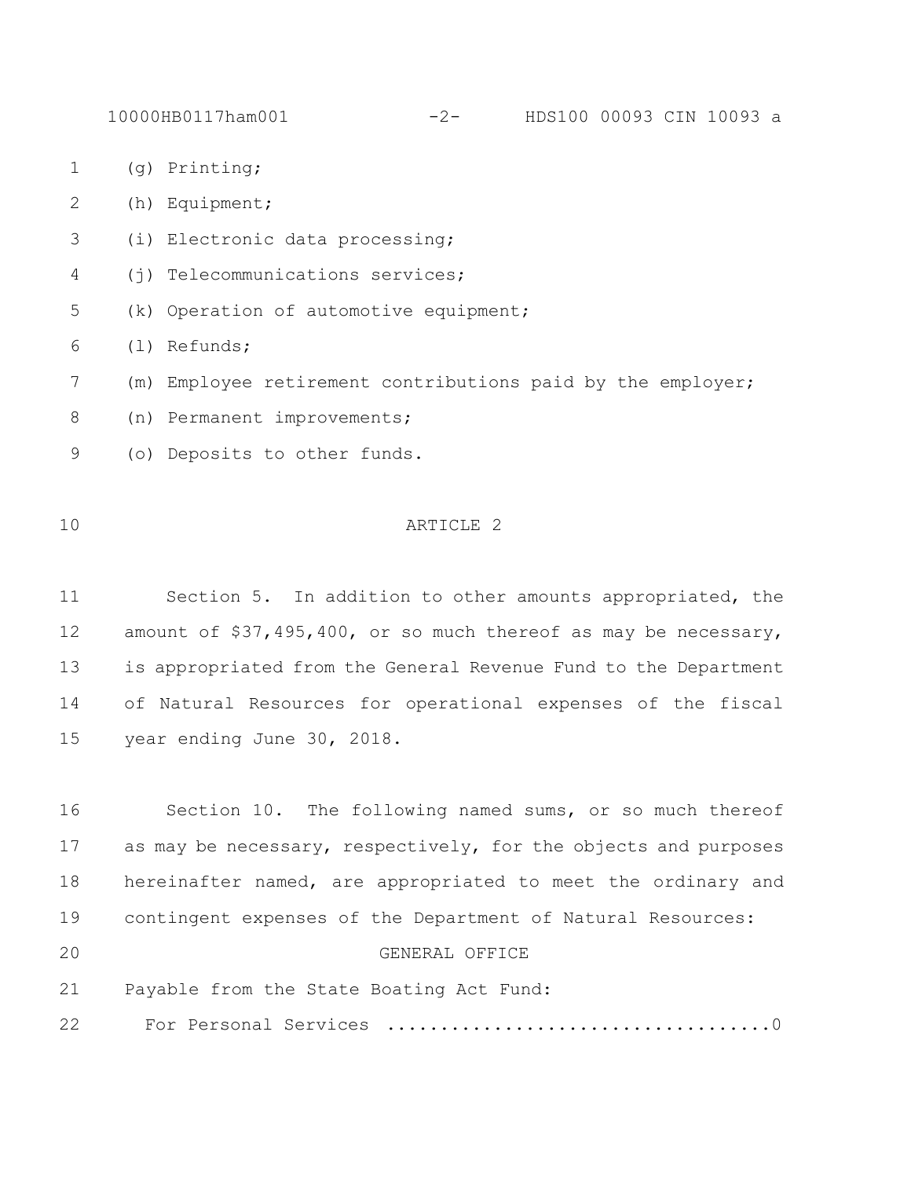(g) Printing;

(h) Equipment;

(i) Electronic data processing;

(j) Telecommunications services;

(k) Operation of automotive equipment;

(l) Refunds;

(m) Employee retirement contributions paid by the employer;

(n) Permanent improvements;

(o) Deposits to other funds.

## ARTICLE 2

Section 5. In addition to other amounts appropriated, the amount of $37,495,400, or so much thereof as may be necessary, is appropriated from the General Revenue Fund to the Department of Natural Resources for operational expenses of the fiscal year ending June 30, 2018.

Section 10. The following named sums, or so much thereof as may be necessary, respectively, for the objects and purposes hereinafter named, are appropriated to meet the ordinary and contingent expenses of the Department of Natural Resources:

### GENERAL OFFICE

Payable from the State Boating Act Fund:

For Personal Services ....................................0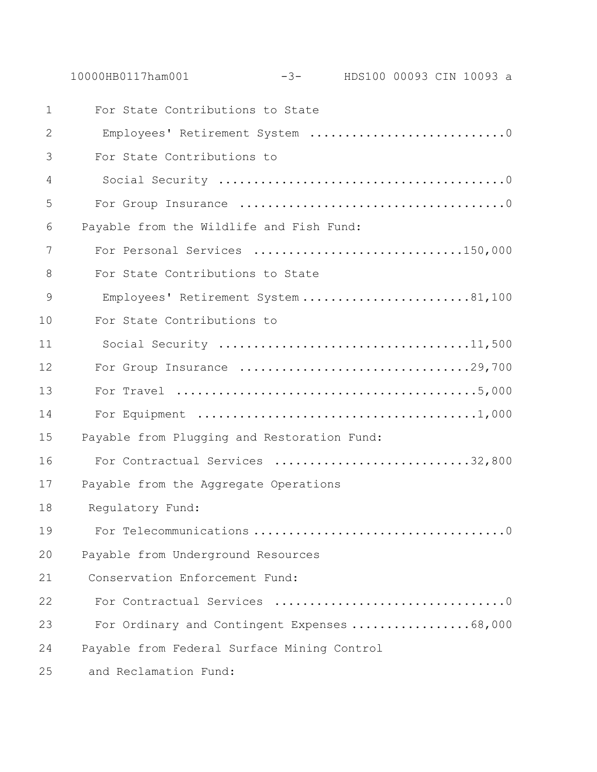For State Contributions to State
 Employees' Retirement System ............................0
For State Contributions to
 Social Security .......................................0
For Group Insurance ....................................0

Payable from the Wildlife and Fish Fund:
For Personal Services .............................150,000
For State Contributions to State
 Employees' Retirement System ........................81,100
For State Contributions to
 Social Security ...................................11,500
For Group Insurance ................................29,700
For Travel ..........................................5,000
For Equipment .......................................1,000

Payable from Plugging and Restoration Fund:
For Contractual Services ...........................32,800

Payable from the Aggregate Operations
 Regulatory Fund:
For Telecommunications ..................................0

Payable from Underground Resources
 Conservation Enforcement Fund:
For Contractual Services ................................0
For Ordinary and Contingent Expenses .................68,000

Payable from Federal Surface Mining Control
 and Reclamation Fund: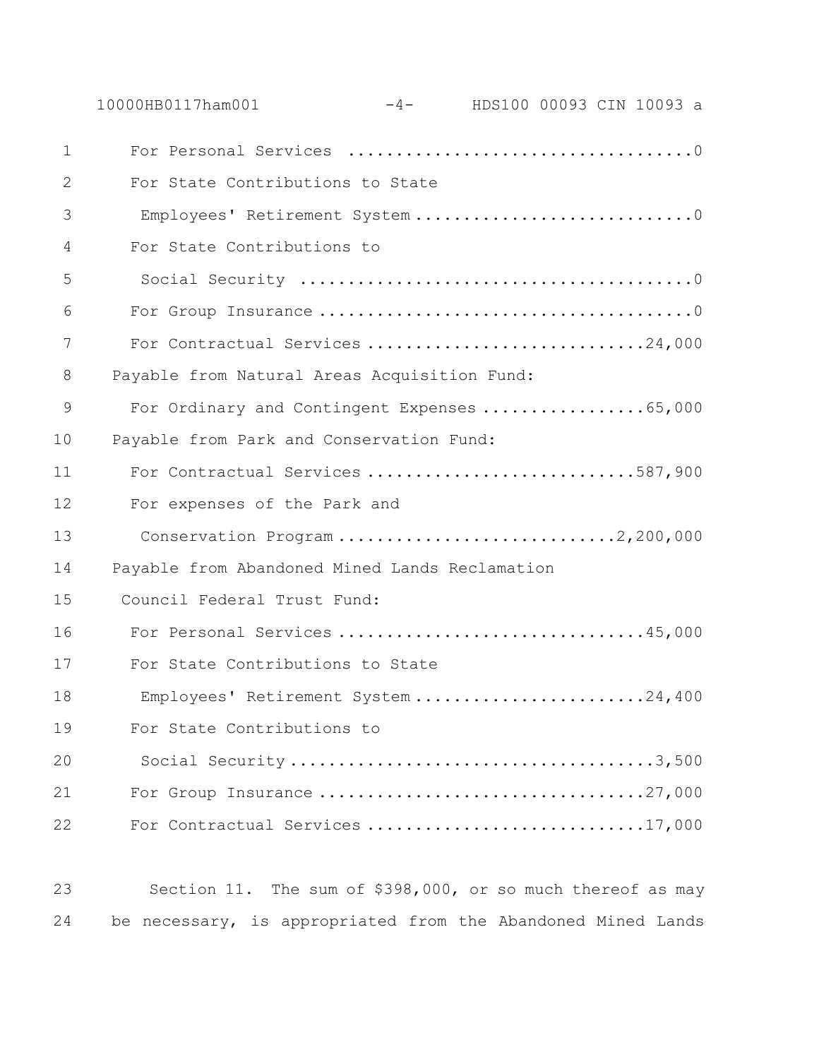For Personal Services ....................................0

For State Contributions to State Employees' Retirement System ..............................0

For State Contributions to Social Security .........................................0

For Group Insurance ......................................0

For Contractual Services ............................24,000

Payable from Natural Areas Acquisition Fund:

For Ordinary and Contingent Expenses .................65,000

Payable from Park and Conservation Fund:

For Contractual Services ............................587,900

For expenses of the Park and Conservation Program ............................2,200,000

Payable from Abandoned Mined Lands Reclamation Council Federal Trust Fund:

For Personal Services ................................45,000

For State Contributions to State Employees' Retirement System ........................24,400

For State Contributions to Social Security .....................................3,500

For Group Insurance .................................27,000

For Contractual Services ............................17,000

Section 11. The sum of $398,000, or so much thereof as may be necessary, is appropriated from the Abandoned Mined Lands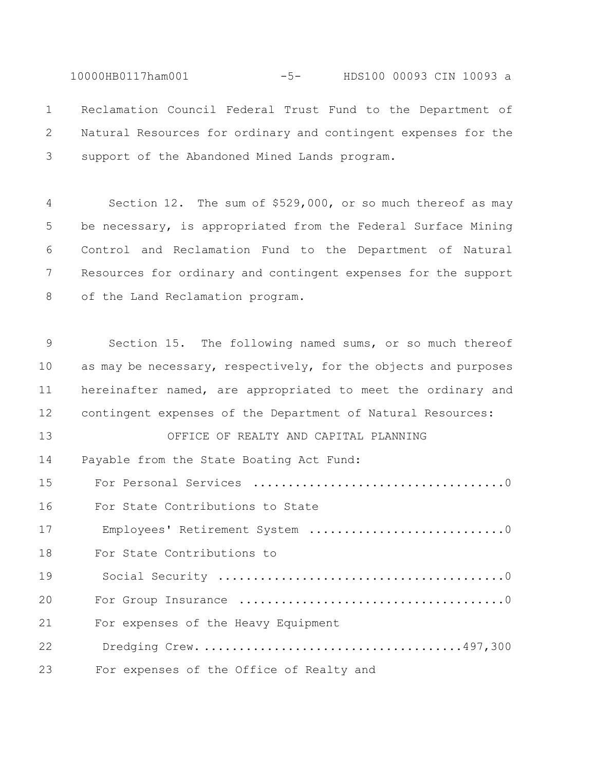Reclamation Council Federal Trust Fund to the Department of Natural Resources for ordinary and contingent expenses for the support of the Abandoned Mined Lands program.

Section 12. The sum of $529,000, or so much thereof as may be necessary, is appropriated from the Federal Surface Mining Control and Reclamation Fund to the Department of Natural Resources for ordinary and contingent expenses for the support of the Land Reclamation program.

Section 15. The following named sums, or so much thereof as may be necessary, respectively, for the objects and purposes hereinafter named, are appropriated to meet the ordinary and contingent expenses of the Department of Natural Resources:

OFFICE OF REALTY AND CAPITAL PLANNING

Payable from the State Boating Act Fund:

For Personal Services ....................................0

For State Contributions to State Employees' Retirement System ............................0

For State Contributions to Social Security .........................................0

For Group Insurance .....................................0

For expenses of the Heavy Equipment Dredging Crew......................................497,300

For expenses of the Office of Realty and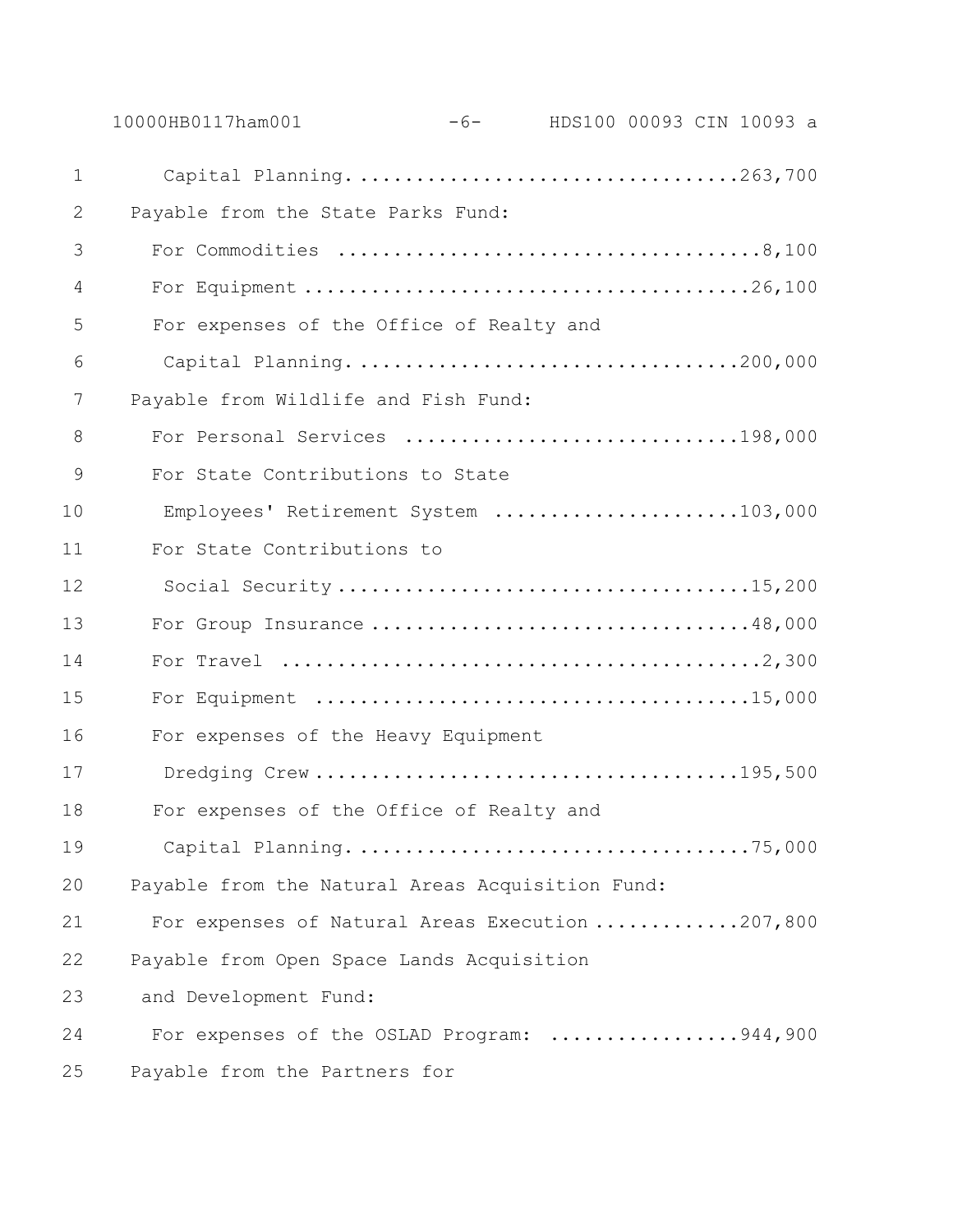Capital Planning....................................263,700

Payable from the State Parks Fund:

For Commodities ......................................8,100

For Equipment ........................................26,100

For expenses of the Office of Realty and
Capital Planning....................................200,000

Payable from Wildlife and Fish Fund:

For Personal Services ..............................198,000

For State Contributions to State
Employees' Retirement System .......................103,000

For State Contributions to
Social Security .....................................15,200

For Group Insurance .................................48,000

For Travel ...........................................2,300

For Equipment .......................................15,000

For expenses of the Heavy Equipment
Dredging Crew .......................................195,500

For expenses of the Office of Realty and
Capital Planning.....................................75,000

Payable from the Natural Areas Acquisition Fund:

For expenses of Natural Areas Execution .............207,800

Payable from Open Space Lands Acquisition
and Development Fund:

For expenses of the OSLAD Program: .................944,900

Payable from the Partners for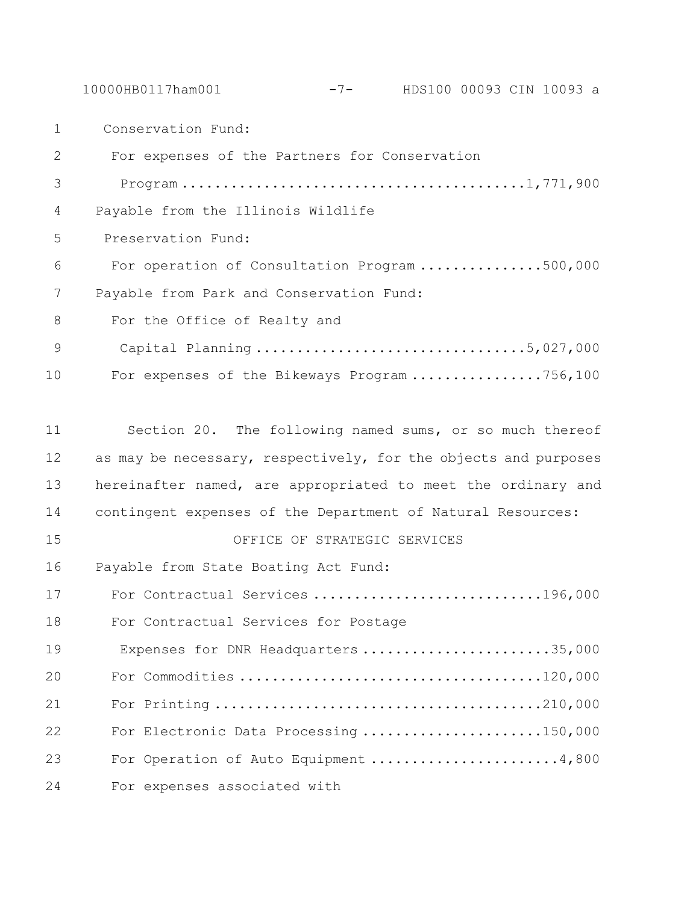Conservation Fund:

For expenses of the Partners for Conservation Program ........................................1,771,900

Payable from the Illinois Wildlife Preservation Fund:

For operation of Consultation Program ...............500,000

Payable from Park and Conservation Fund:

For the Office of Realty and Capital Planning ................................5,027,000

For expenses of the Bikeways Program ................756,100

Section 20. The following named sums, or so much thereof as may be necessary, respectively, for the objects and purposes hereinafter named, are appropriated to meet the ordinary and contingent expenses of the Department of Natural Resources:

OFFICE OF STRATEGIC SERVICES

Payable from State Boating Act Fund:

For Contractual Services ............................196,000

For Contractual Services for Postage Expenses for DNR Headquarters .......................35,000

For Commodities .....................................120,000

For Printing ........................................210,000

For Electronic Data Processing ......................150,000

For Operation of Auto Equipment .......................4,800

For expenses associated with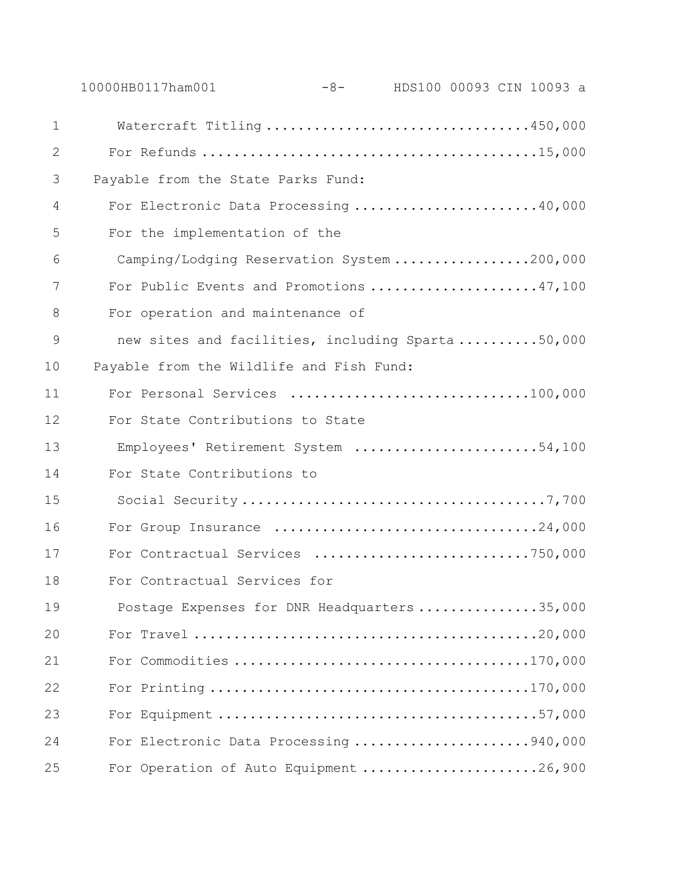Watercraft Titling ..................................450,000

For Refunds ..........................................15,000

Payable from the State Parks Fund:

For Electronic Data Processing .......................40,000

For the implementation of the

Camping/Lodging Reservation System .................200,000

For Public Events and Promotions .....................47,100

For operation and maintenance of

new sites and facilities, including Sparta ..........50,000

Payable from the Wildlife and Fish Fund:

For Personal Services ..............................100,000

For State Contributions to State

Employees' Retirement System .......................54,100

For State Contributions to

Social Security ......................................7,700

For Group Insurance .................................24,000

For Contractual Services ...........................750,000

For Contractual Services for

Postage Expenses for DNR Headquarters ...............35,000

For Travel ...........................................20,000

For Commodities .....................................170,000

For Printing ........................................170,000

For Equipment ........................................57,000

For Electronic Data Processing ......................940,000

For Operation of Auto Equipment ......................26,900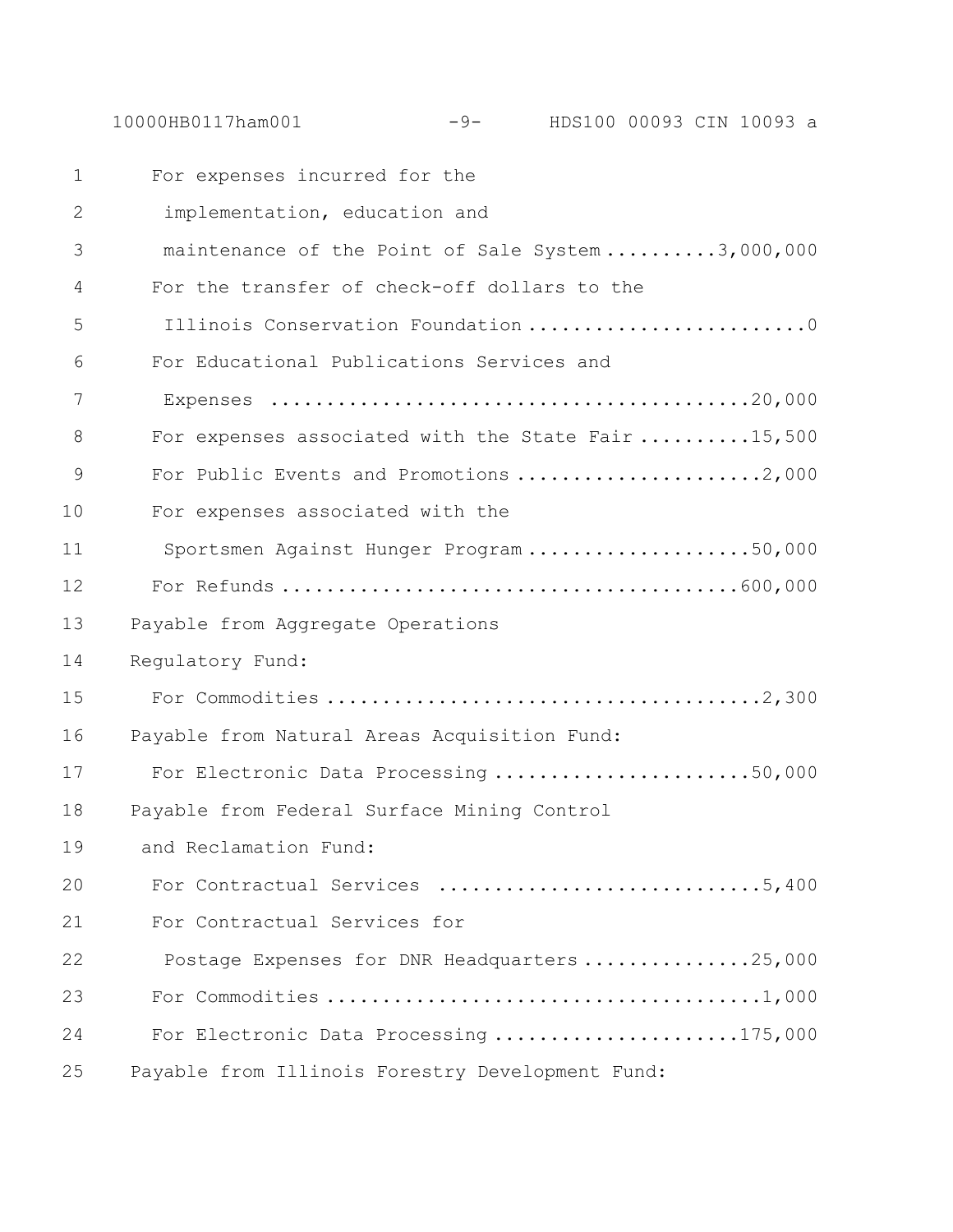For expenses incurred for the implementation, education and maintenance of the Point of Sale System ..........3,000,000

For the transfer of check-off dollars to the Illinois Conservation Foundation ..........0

For Educational Publications Services and Expenses ..........20,000

For expenses associated with the State Fair ..........15,500

For Public Events and Promotions ..........2,000

For expenses associated with the Sportsmen Against Hunger Program ..........50,000

For Refunds ..........600,000

Payable from Aggregate Operations Regulatory Fund:

For Commodities ..........2,300

Payable from Natural Areas Acquisition Fund:

For Electronic Data Processing ..........50,000

Payable from Federal Surface Mining Control and Reclamation Fund:

For Contractual Services ..........5,400

For Contractual Services for Postage Expenses for DNR Headquarters ..........25,000

For Commodities ..........1,000

For Electronic Data Processing ..........175,000

Payable from Illinois Forestry Development Fund: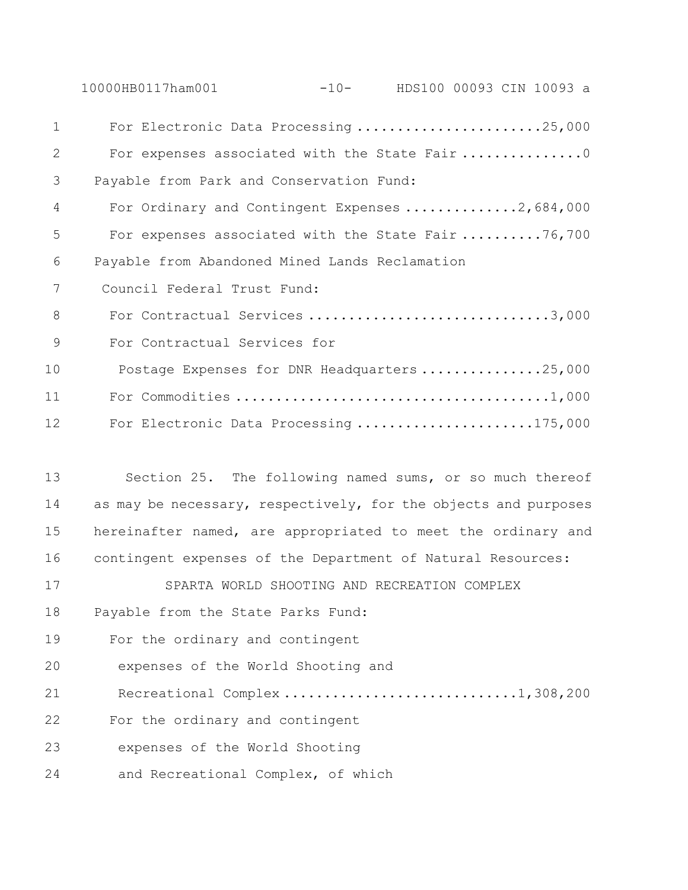For Electronic Data Processing .......................25,000

For expenses associated with the State Fair ...............0

Payable from Park and Conservation Fund:

For Ordinary and Contingent Expenses ..............2,684,000

For expenses associated with the State Fair ..........76,700

Payable from Abandoned Mined Lands Reclamation Council Federal Trust Fund:

For Contractual Services ..............................3,000

For Contractual Services for Postage Expenses for DNR Headquarters ...............25,000

For Commodities .......................................1,000

For Electronic Data Processing ......................175,000

Section 25. The following named sums, or so much thereof as may be necessary, respectively, for the objects and purposes hereinafter named, are appropriated to meet the ordinary and contingent expenses of the Department of Natural Resources:

SPARTA WORLD SHOOTING AND RECREATION COMPLEX

Payable from the State Parks Fund:

For the ordinary and contingent expenses of the World Shooting and Recreational Complex ............................1,308,200

For the ordinary and contingent expenses of the World Shooting and Recreational Complex, of which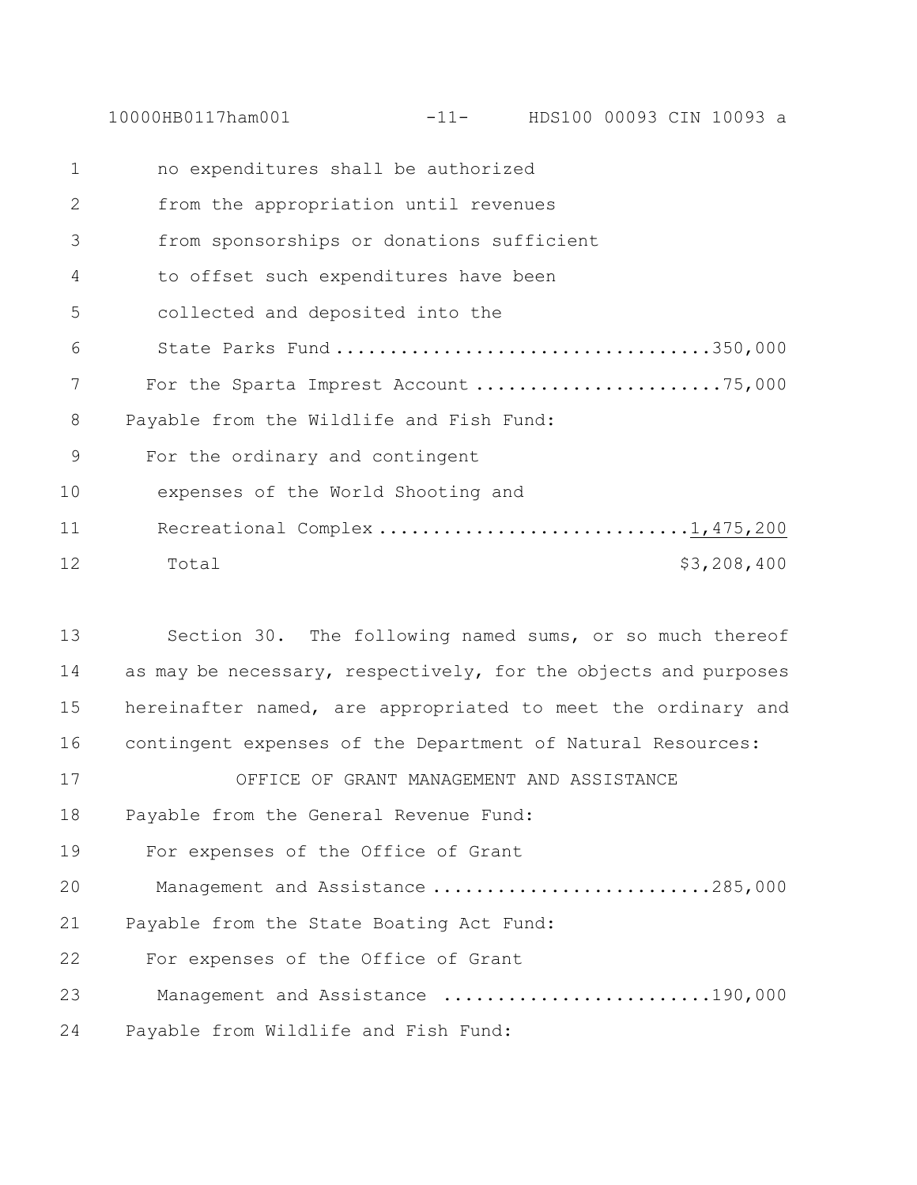no expenditures shall be authorized from the appropriation until revenues from sponsorships or donations sufficient to offset such expenditures have been collected and deposited into the State Parks Fund ..................................350,000

For the Sparta Imprest Account .......................75,000

Payable from the Wildlife and Fish Fund:

For the ordinary and contingent expenses of the World Shooting and Recreational Complex ............................1,475,200

Total $3,208,400

Section 30. The following named sums, or so much thereof as may be necessary, respectively, for the objects and purposes hereinafter named, are appropriated to meet the ordinary and contingent expenses of the Department of Natural Resources:

OFFICE OF GRANT MANAGEMENT AND ASSISTANCE

Payable from the General Revenue Fund:

For expenses of the Office of Grant Management and Assistance ..........................285,000

Payable from the State Boating Act Fund:

For expenses of the Office of Grant Management and Assistance .........................190,000

Payable from Wildlife and Fish Fund: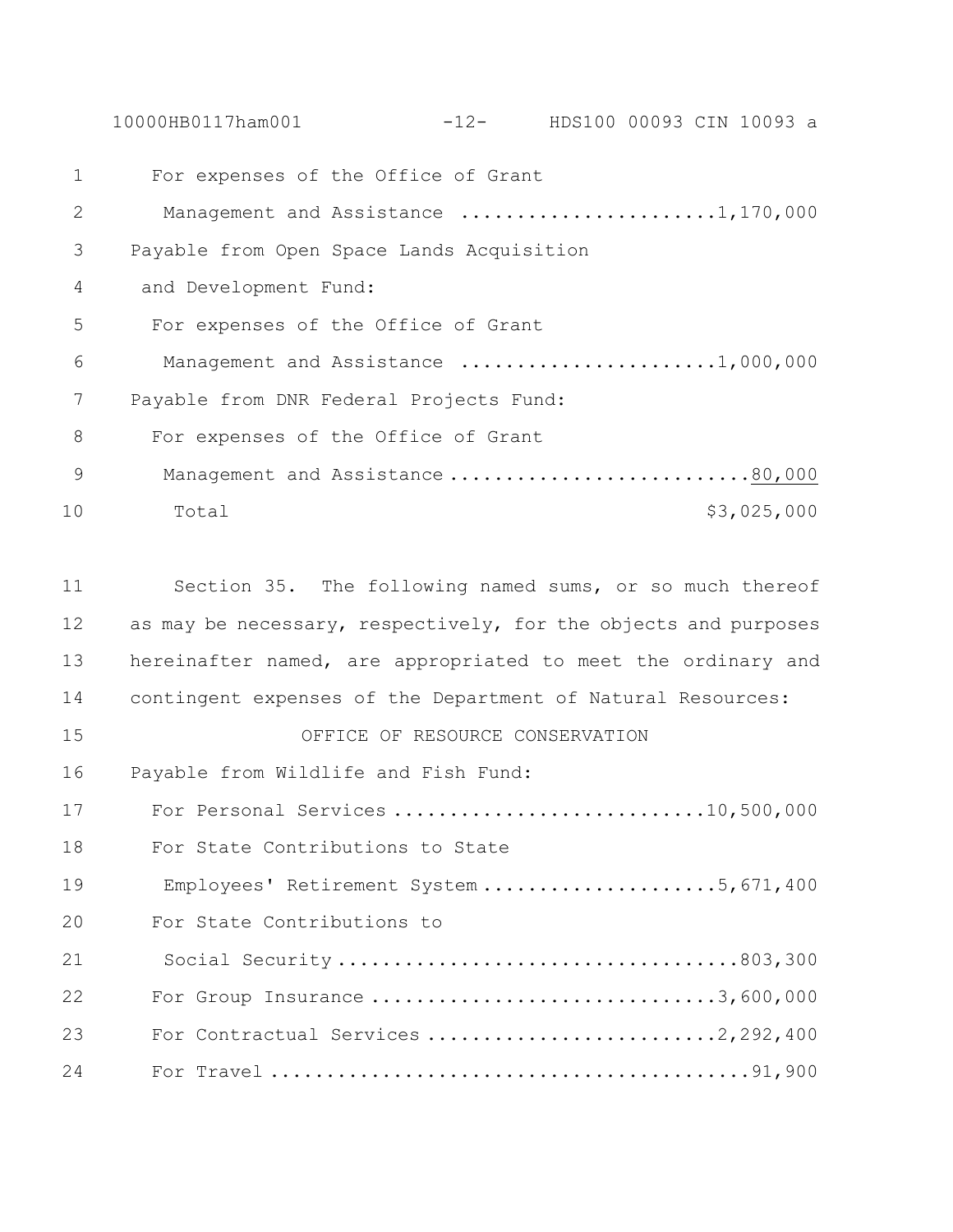For expenses of the Office of Grant Management and Assistance .......................1,170,000

Payable from Open Space Lands Acquisition and Development Fund:

For expenses of the Office of Grant Management and Assistance .......................1,000,000

Payable from DNR Federal Projects Fund:

For expenses of the Office of Grant Management and Assistance ...........................80,000

Total $3,025,000

Section 35. The following named sums, or so much thereof as may be necessary, respectively, for the objects and purposes hereinafter named, are appropriated to meet the ordinary and contingent expenses of the Department of Natural Resources:

OFFICE OF RESOURCE CONSERVATION

Payable from Wildlife and Fish Fund:

For Personal Services ............................10,500,000

For State Contributions to State Employees' Retirement System .....................5,671,400

For State Contributions to Social Security ...................................803,300

For Group Insurance ...............................3,600,000

For Contractual Services ..........................2,292,400

For Travel ............................................91,900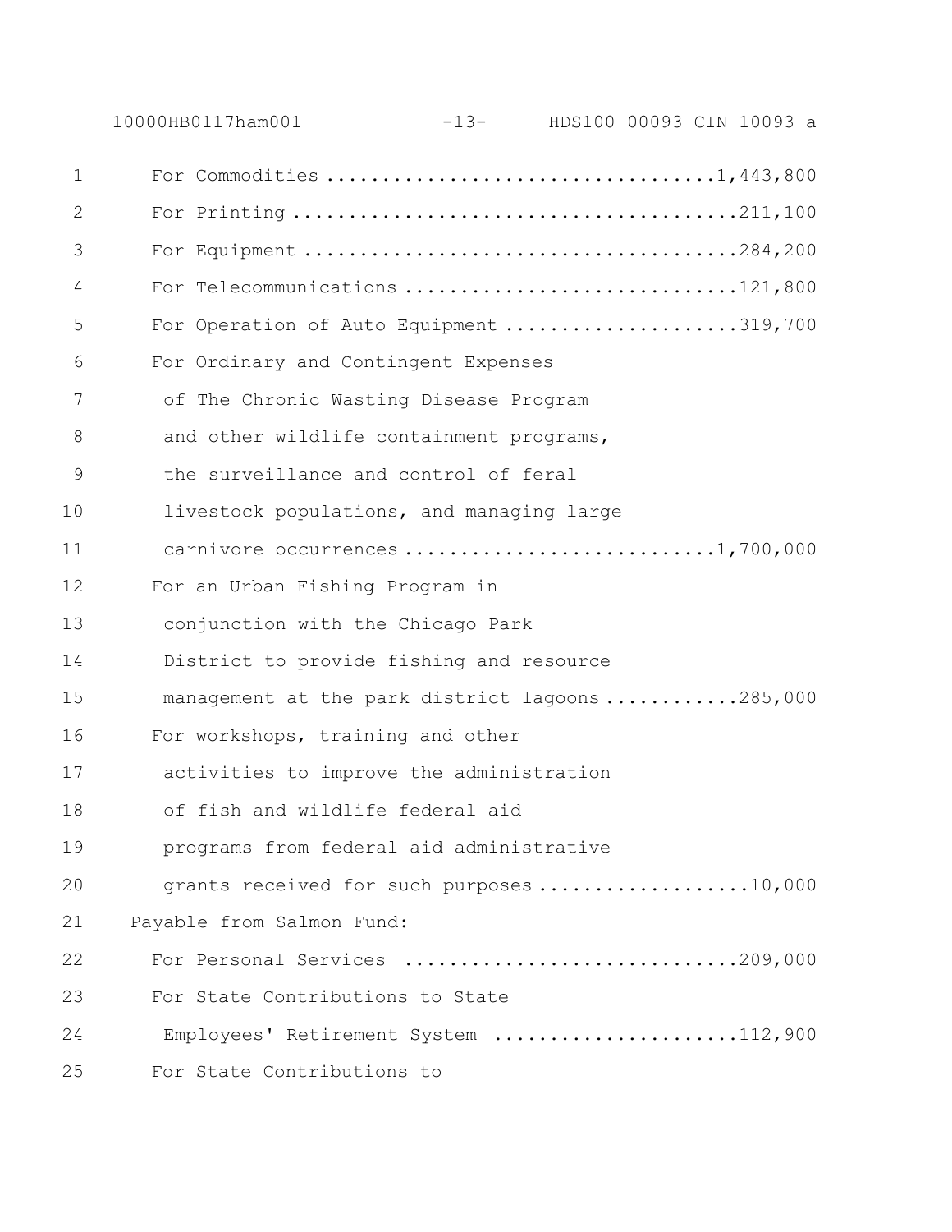For Commodities ..................................1,443,800

For Printing ........................................211,100

For Equipment ......................................284,200

For Telecommunications .............................121,800

For Operation of Auto Equipment ....................319,700

For Ordinary and Contingent Expenses of The Chronic Wasting Disease Program and other wildlife containment programs, the surveillance and control of feral livestock populations, and managing large carnivore occurrences ...........................1,700,000

For an Urban Fishing Program in conjunction with the Chicago Park District to provide fishing and resource management at the park district lagoons ............285,000

For workshops, training and other activities to improve the administration of fish and wildlife federal aid programs from federal aid administrative grants received for such purposes ...................10,000

Payable from Salmon Fund:

For Personal Services .............................209,000

For State Contributions to State Employees' Retirement System .....................112,900

For State Contributions to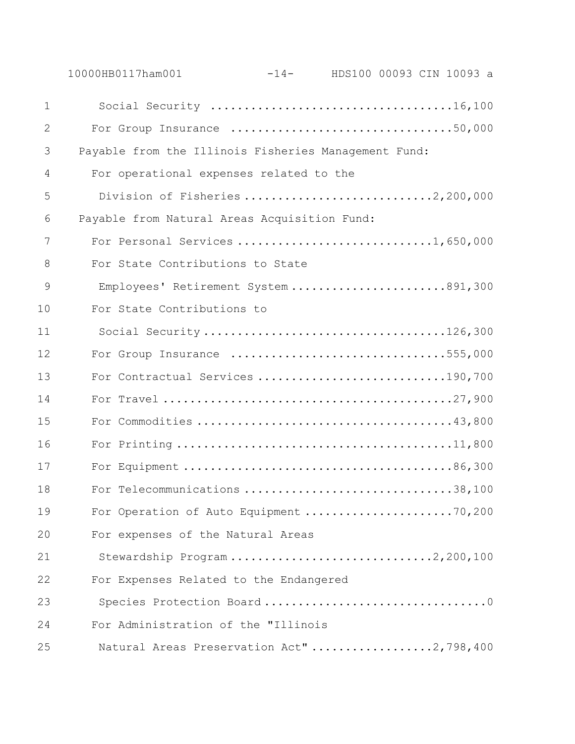Social Security ....................................16,100

For Group Insurance ................................50,000

Payable from the Illinois Fisheries Management Fund:

For operational expenses related to the Division of Fisheries ............................2,200,000

Payable from Natural Areas Acquisition Fund:

For Personal Services .............................1,650,000

For State Contributions to State Employees' Retirement System ........................891,300

For State Contributions to Social Security ....................................126,300

For Group Insurance ................................555,000

For Contractual Services ............................190,700

For Travel ...........................................27,900

For Commodities .....................................43,800

For Printing .........................................11,800

For Equipment ........................................86,300

For Telecommunications ...............................38,100

For Operation of Auto Equipment ......................70,200

For expenses of the Natural Areas Stewardship Program ..............................2,200,100

For Expenses Related to the Endangered Species Protection Board .................................0

For Administration of the "Illinois Natural Areas Preservation Act" ..................2,798,400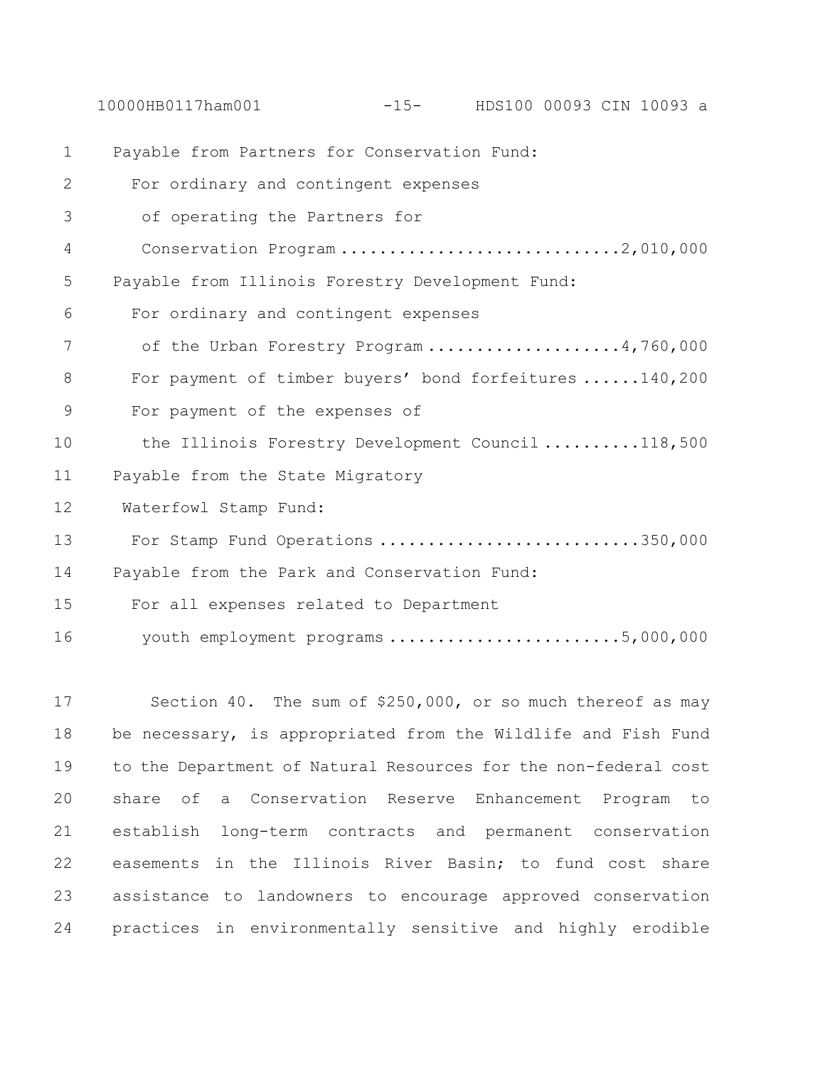Payable from Partners for Conservation Fund:

For ordinary and contingent expenses of operating the Partners for Conservation Program ............................2,010,000

Payable from Illinois Forestry Development Fund:

For ordinary and contingent expenses of the Urban Forestry Program ....................4,760,000

For payment of timber buyers' bond forfeitures ......140,200

For payment of the expenses of the Illinois Forestry Development Council ..........118,500

Payable from the State Migratory Waterfowl Stamp Fund:

For Stamp Fund Operations ..........................350,000

Payable from the Park and Conservation Fund:

For all expenses related to Department youth employment programs ........................5,000,000

Section 40. The sum of $250,000, or so much thereof as may be necessary, is appropriated from the Wildlife and Fish Fund to the Department of Natural Resources for the non-federal cost share of a Conservation Reserve Enhancement Program to establish long-term contracts and permanent conservation easements in the Illinois River Basin; to fund cost share assistance to landowners to encourage approved conservation practices in environmentally sensitive and highly erodible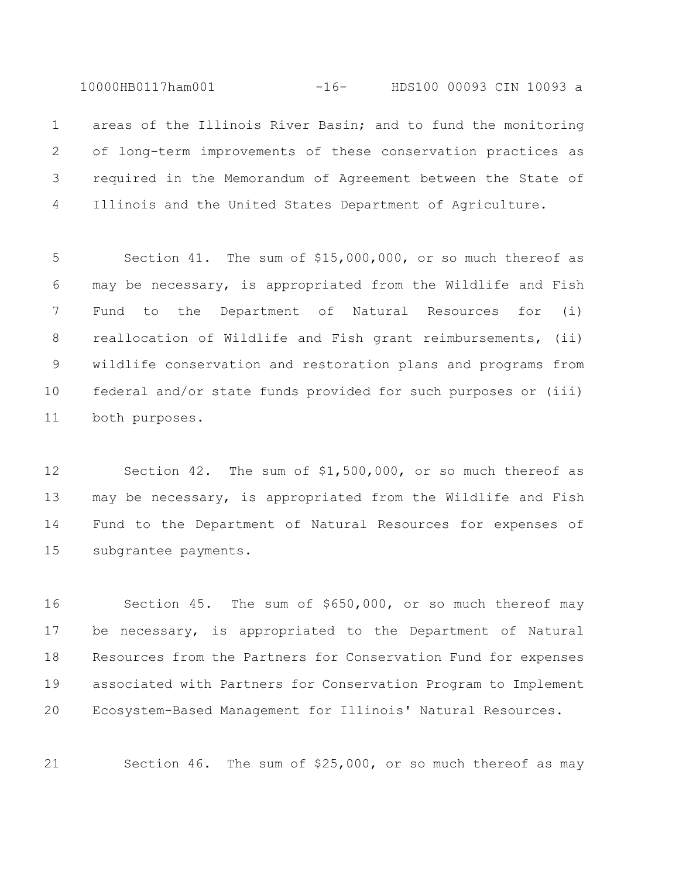areas of the Illinois River Basin; and to fund the monitoring of long-term improvements of these conservation practices as required in the Memorandum of Agreement between the State of Illinois and the United States Department of Agriculture.

Section 41. The sum of $15,000,000, or so much thereof as may be necessary, is appropriated from the Wildlife and Fish Fund to the Department of Natural Resources for (i) reallocation of Wildlife and Fish grant reimbursements, (ii) wildlife conservation and restoration plans and programs from federal and/or state funds provided for such purposes or (iii) both purposes.

Section 42. The sum of $1,500,000, or so much thereof as may be necessary, is appropriated from the Wildlife and Fish Fund to the Department of Natural Resources for expenses of subgrantee payments.

Section 45. The sum of $650,000, or so much thereof may be necessary, is appropriated to the Department of Natural Resources from the Partners for Conservation Fund for expenses associated with Partners for Conservation Program to Implement Ecosystem-Based Management for Illinois' Natural Resources.

Section 46. The sum of $25,000, or so much thereof as may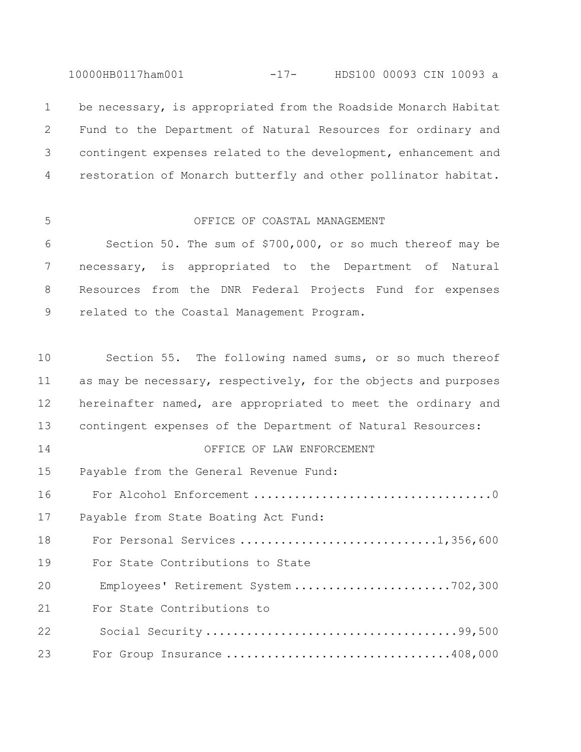be necessary, is appropriated from the Roadside Monarch Habitat Fund to the Department of Natural Resources for ordinary and contingent expenses related to the development, enhancement and restoration of Monarch butterfly and other pollinator habitat.

OFFICE OF COASTAL MANAGEMENT

Section 50. The sum of $700,000, or so much thereof may be necessary, is appropriated to the Department of Natural Resources from the DNR Federal Projects Fund for expenses related to the Coastal Management Program.

Section 55. The following named sums, or so much thereof as may be necessary, respectively, for the objects and purposes hereinafter named, are appropriated to meet the ordinary and contingent expenses of the Department of Natural Resources:

OFFICE OF LAW ENFORCEMENT

Payable from the General Revenue Fund:

For Alcohol Enforcement .................................. 0

Payable from State Boating Act Fund:

For Personal Services ............................ 1,356,600

For State Contributions to State Employees' Retirement System ....................... 702,300

For State Contributions to Social Security ..................................... 99,500

For Group Insurance ................................ 408,000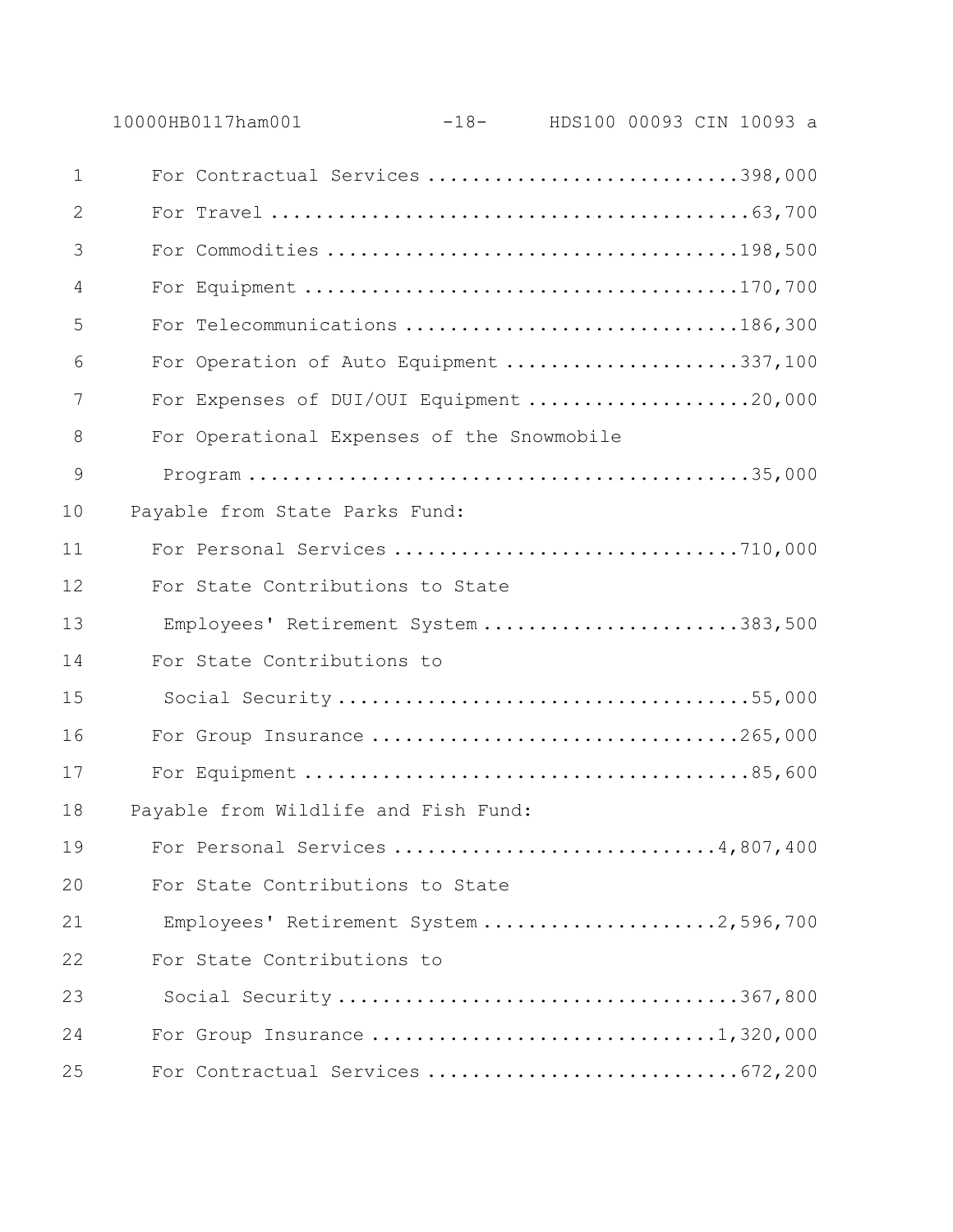For Contractual Services ............................398,000
For Travel ..........................................63,700
For Commodities ....................................198,500
For Equipment ......................................170,700
For Telecommunications .............................186,300
For Operation of Auto Equipment ....................337,100
For Expenses of DUI/OUI Equipment ...................20,000
For Operational Expenses of the Snowmobile
 Program ............................................35,000

Payable from State Parks Fund:

For Personal Services ..............................710,000
For State Contributions to State
 Employees' Retirement System ......................383,500
For State Contributions to
 Social Security ....................................55,000
For Group Insurance ................................265,000
For Equipment .......................................85,600

Payable from Wildlife and Fish Fund:

For Personal Services ............................4,807,400
For State Contributions to State
 Employees' Retirement System ....................2,596,700
For State Contributions to
 Social Security ...................................367,800
For Group Insurance ..............................1,320,000
For Contractual Services ...........................672,200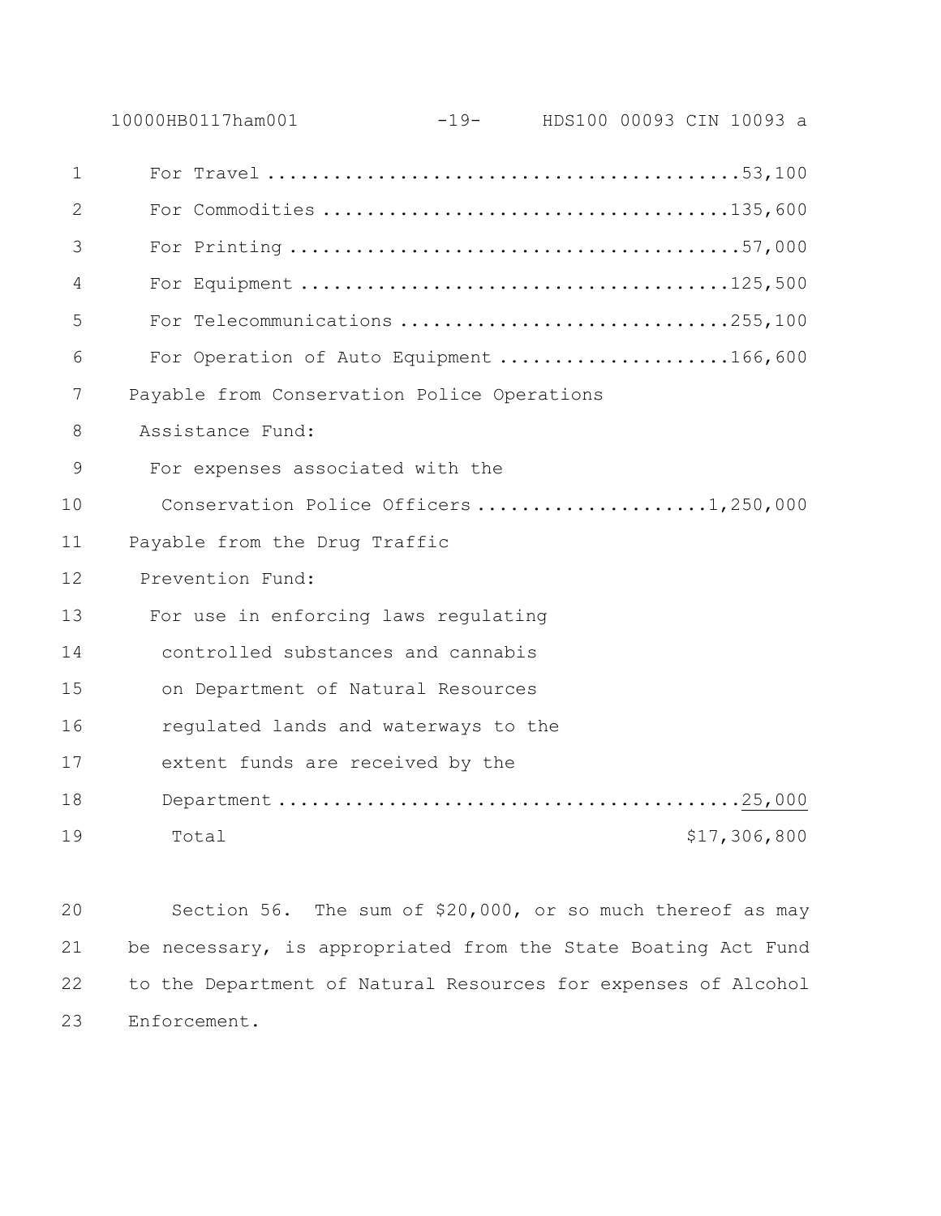For Travel ............................................53,100
For Commodities .....................................135,600
For Printing .........................................57,000
For Equipment .......................................125,500
For Telecommunications ..............................255,100
For Operation of Auto Equipment .....................166,600

Payable from Conservation Police Operations
Assistance Fund:
For expenses associated with the
Conservation Police Officers .....................1,250,000

Payable from the Drug Traffic
Prevention Fund:
For use in enforcing laws regulating
controlled substances and cannabis
on Department of Natural Resources
regulated lands and waterways to the
extent funds are received by the
Department ..........................................25,000

Total $17,306,800

Section 56. The sum of $20,000, or so much thereof as may be necessary, is appropriated from the State Boating Act Fund to the Department of Natural Resources for expenses of Alcohol Enforcement.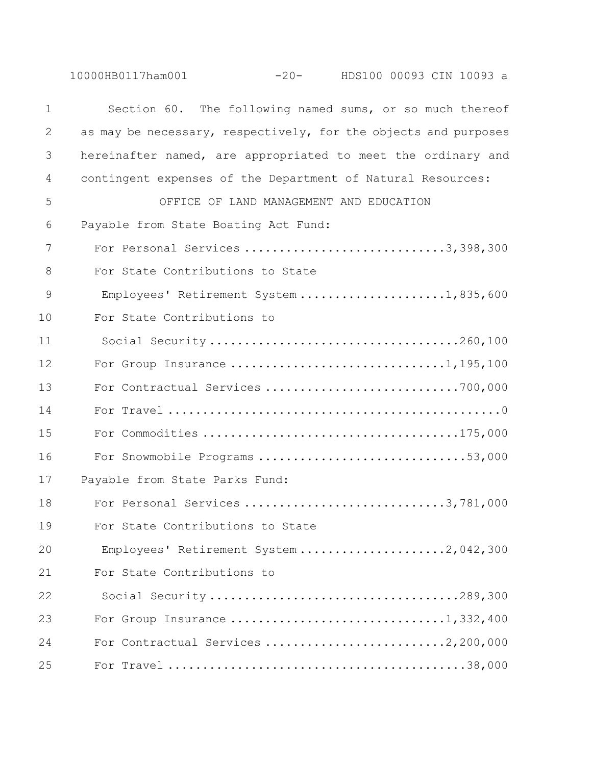Section 60. The following named sums, or so much thereof as may be necessary, respectively, for the objects and purposes hereinafter named, are appropriated to meet the ordinary and contingent expenses of the Department of Natural Resources:

OFFICE OF LAND MANAGEMENT AND EDUCATION

Payable from State Boating Act Fund:

| | |
|---|---|
| For Personal Services | 3,398,300 |
| For State Contributions to State Employees' Retirement System | 1,835,600 |
| For State Contributions to Social Security | 260,100 |
| For Group Insurance | 1,195,100 |
| For Contractual Services | 700,000 |
| For Travel | 0 |
| For Commodities | 175,000 |
| For Snowmobile Programs | 53,000 |

Payable from State Parks Fund:

| | |
|---|---|
| For Personal Services | 3,781,000 |
| For State Contributions to State Employees' Retirement System | 2,042,300 |
| For State Contributions to Social Security | 289,300 |
| For Group Insurance | 1,332,400 |
| For Contractual Services | 2,200,000 |
| For Travel | 38,000 |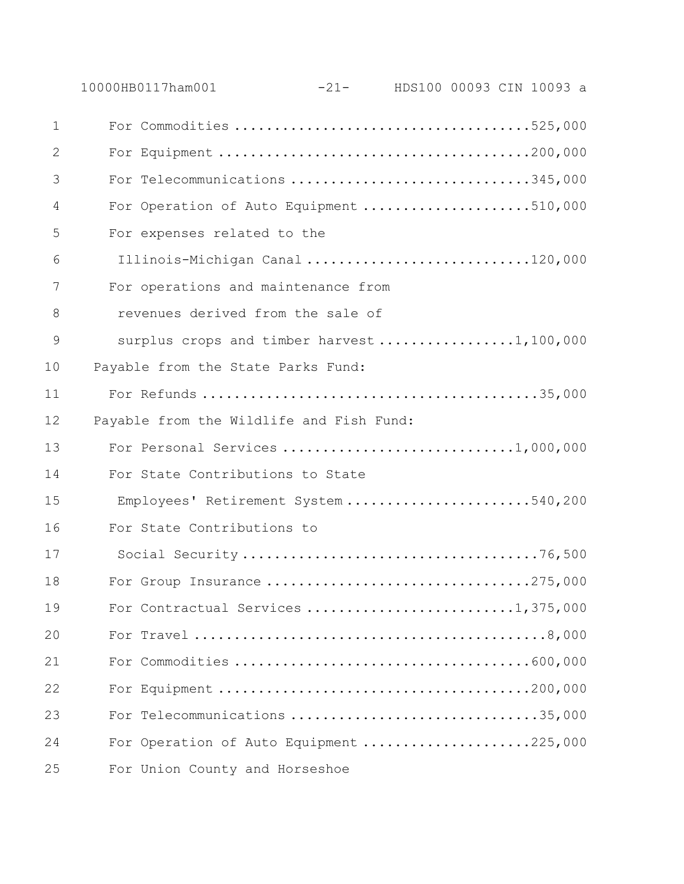For Commodities ....................................525,000
For Equipment ......................................200,000
For Telecommunications .............................345,000
For Operation of Auto Equipment ....................510,000
For expenses related to the
 Illinois-Michigan Canal ...........................120,000
For operations and maintenance from
 revenues derived from the sale of
 surplus crops and timber harvest ................1,100,000

Payable from the State Parks Fund:

For Refunds .........................................35,000

Payable from the Wildlife and Fish Fund:

For Personal Services ............................1,000,000
For State Contributions to State
 Employees' Retirement System ......................540,200
For State Contributions to
 Social Security ....................................76,500
For Group Insurance ................................275,000
For Contractual Services .........................1,375,000
For Travel ...........................................8,000
For Commodities ....................................600,000
For Equipment ......................................200,000
For Telecommunications ..............................35,000
For Operation of Auto Equipment ....................225,000
For Union County and Horseshoe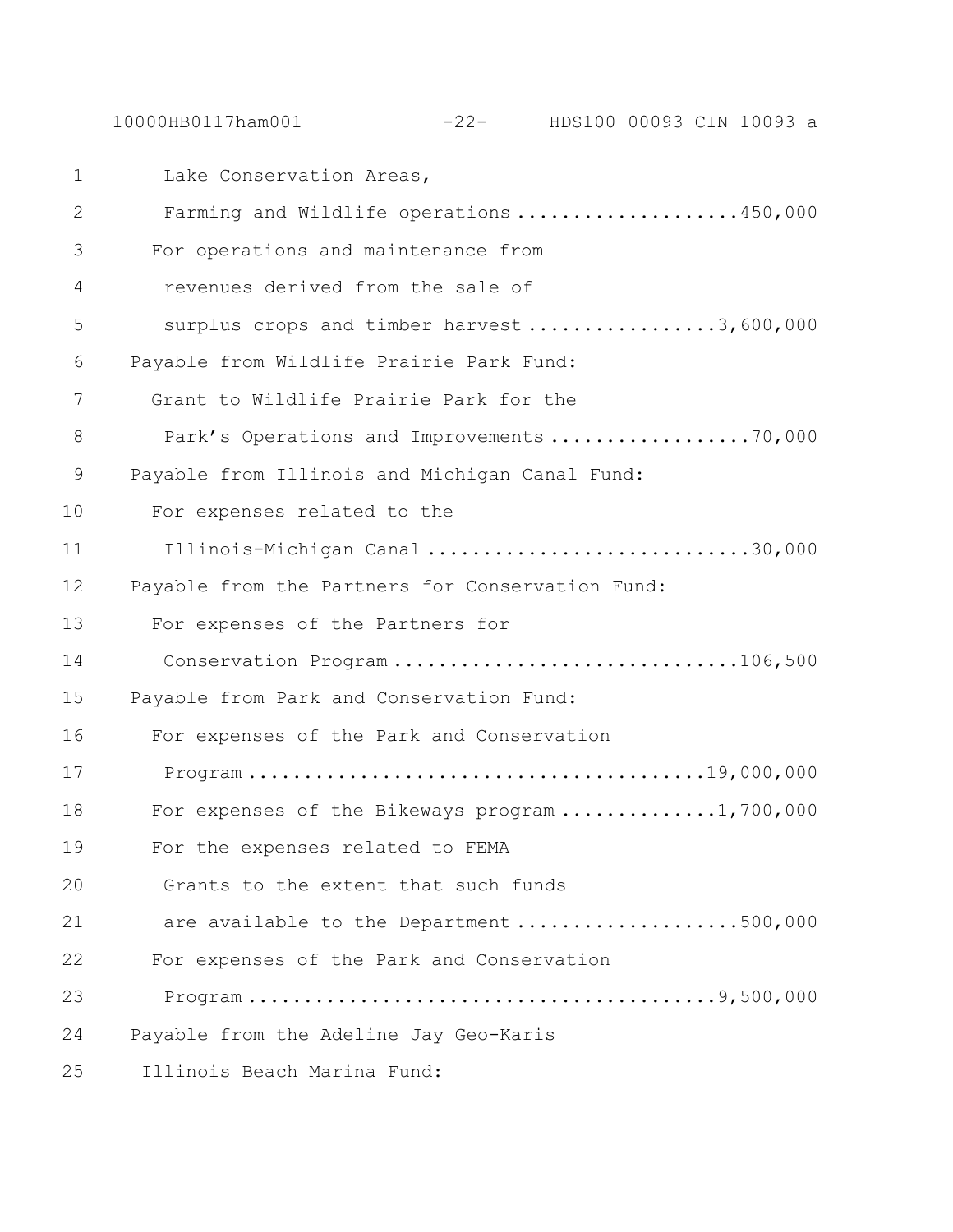Lake Conservation Areas,
Farming and Wildlife operations....................450,000
For operations and maintenance from
revenues derived from the sale of
surplus crops and timber harvest.................3,600,000

Payable from Wildlife Prairie Park Fund:
Grant to Wildlife Prairie Park for the
Park's Operations and Improvements..................70,000

Payable from Illinois and Michigan Canal Fund:
For expenses related to the
Illinois-Michigan Canal.............................30,000

Payable from the Partners for Conservation Fund:
For expenses of the Partners for
Conservation Program...............................106,500

Payable from Park and Conservation Fund:
For expenses of the Park and Conservation
Program.........................................19,000,000
For expenses of the Bikeways program..............1,700,000
For the expenses related to FEMA
Grants to the extent that such funds
are available to the Department....................500,000
For expenses of the Park and Conservation
Program..........................................9,500,000

Payable from the Adeline Jay Geo-Karis
Illinois Beach Marina Fund: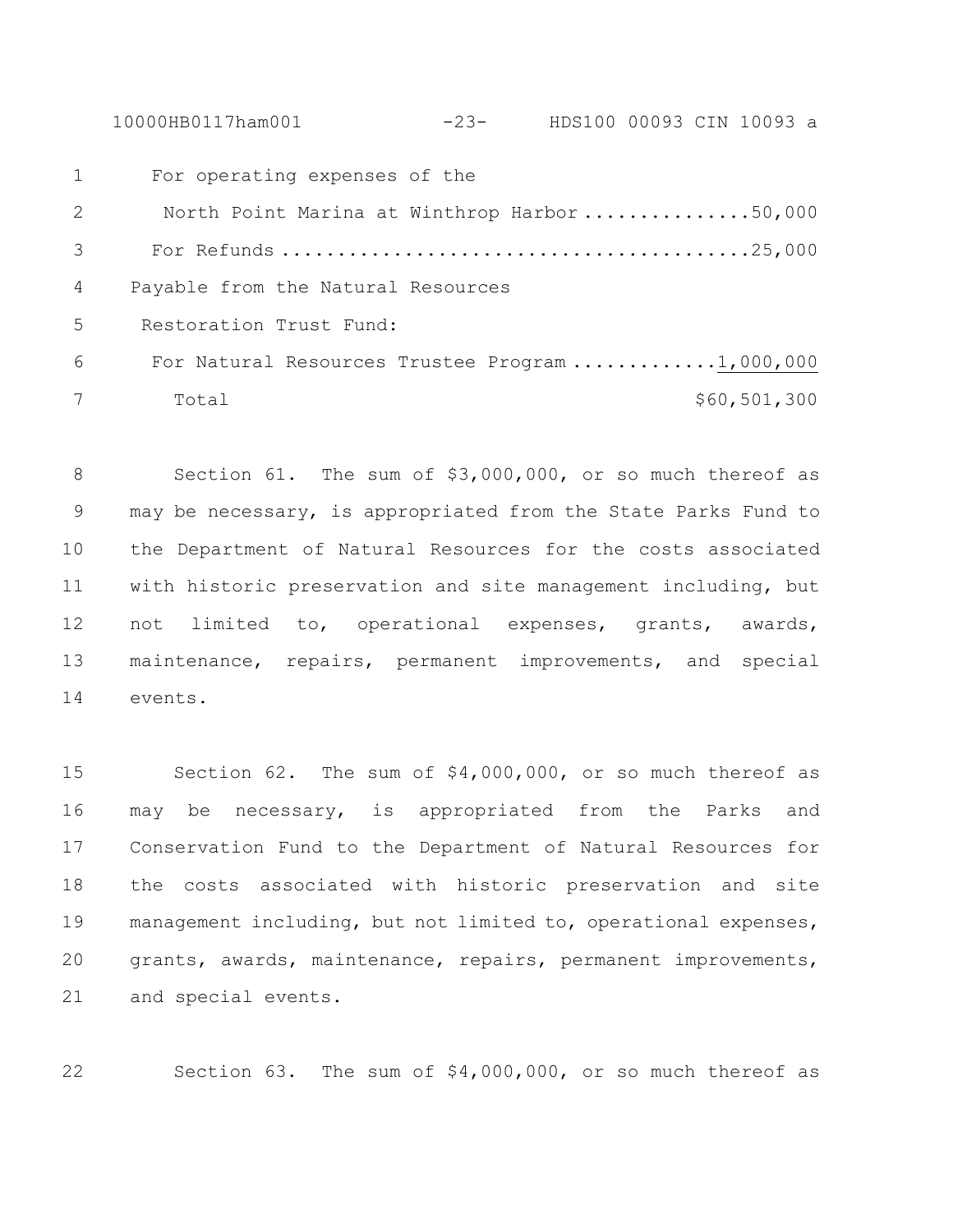For operating expenses of the
North Point Marina at Winthrop Harbor ...............50,000
For Refunds ..........................................25,000
Payable from the Natural Resources
Restoration Trust Fund:
For Natural Resources Trustee Program .............1,000,000
Total $60,501,300

Section 61. The sum of $3,000,000, or so much thereof as may be necessary, is appropriated from the State Parks Fund to the Department of Natural Resources for the costs associated with historic preservation and site management including, but not limited to, operational expenses, grants, awards, maintenance, repairs, permanent improvements, and special events.

Section 62. The sum of $4,000,000, or so much thereof as may be necessary, is appropriated from the Parks and Conservation Fund to the Department of Natural Resources for the costs associated with historic preservation and site management including, but not limited to, operational expenses, grants, awards, maintenance, repairs, permanent improvements, and special events.

Section 63. The sum of $4,000,000, or so much thereof as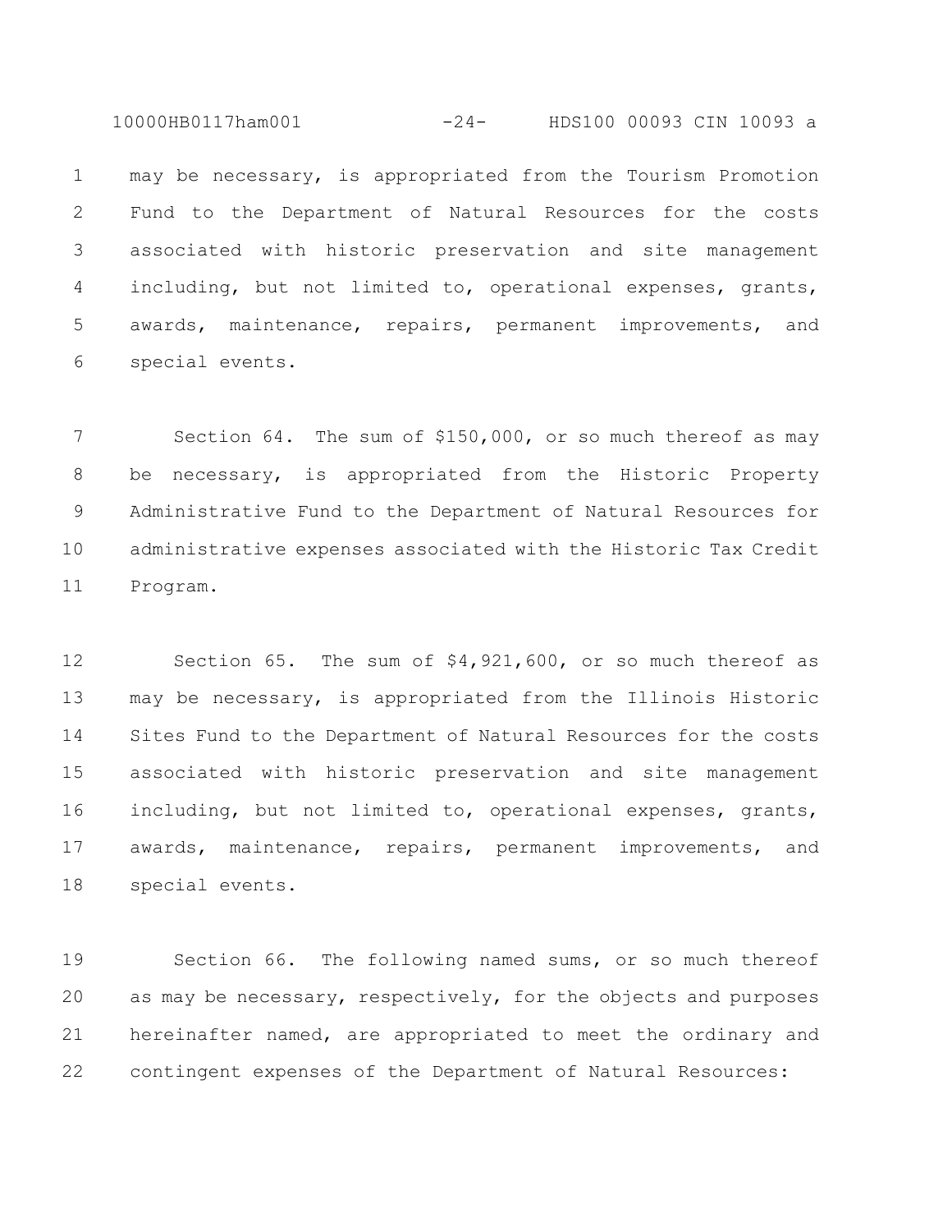may be necessary, is appropriated from the Tourism Promotion Fund to the Department of Natural Resources for the costs associated with historic preservation and site management including, but not limited to, operational expenses, grants, awards, maintenance, repairs, permanent improvements, and special events.

Section 64. The sum of $150,000, or so much thereof as may be necessary, is appropriated from the Historic Property Administrative Fund to the Department of Natural Resources for administrative expenses associated with the Historic Tax Credit Program.

Section 65. The sum of $4,921,600, or so much thereof as may be necessary, is appropriated from the Illinois Historic Sites Fund to the Department of Natural Resources for the costs associated with historic preservation and site management including, but not limited to, operational expenses, grants, awards, maintenance, repairs, permanent improvements, and special events.

Section 66. The following named sums, or so much thereof as may be necessary, respectively, for the objects and purposes hereinafter named, are appropriated to meet the ordinary and contingent expenses of the Department of Natural Resources: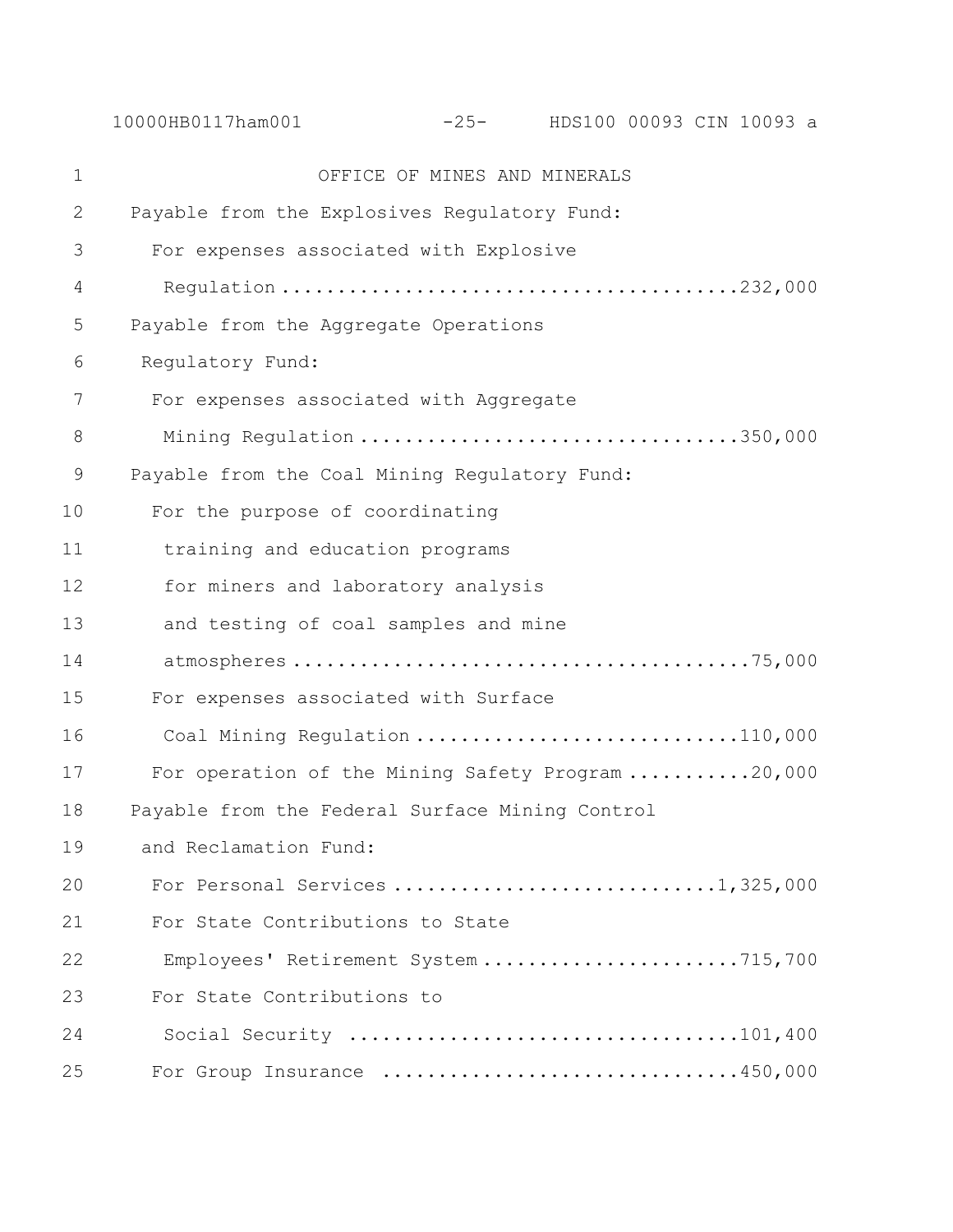## OFFICE OF MINES AND MINERALS

Payable from the Explosives Regulatory Fund:

For expenses associated with Explosive Regulation ........................................ 232,000

Payable from the Aggregate Operations Regulatory Fund:

For expenses associated with Aggregate Mining Regulation ................................ 350,000

Payable from the Coal Mining Regulatory Fund:

For the purpose of coordinating training and education programs for miners and laboratory analysis and testing of coal samples and mine atmospheres ........................................ 75,000

For expenses associated with Surface Coal Mining Regulation ............................ 110,000

For operation of the Mining Safety Program ........... 20,000

Payable from the Federal Surface Mining Control and Reclamation Fund:

For Personal Services ............................ 1,325,000

For State Contributions to State Employees' Retirement System ....................... 715,700

For State Contributions to Social Security .................................. 101,400

For Group Insurance ................................ 450,000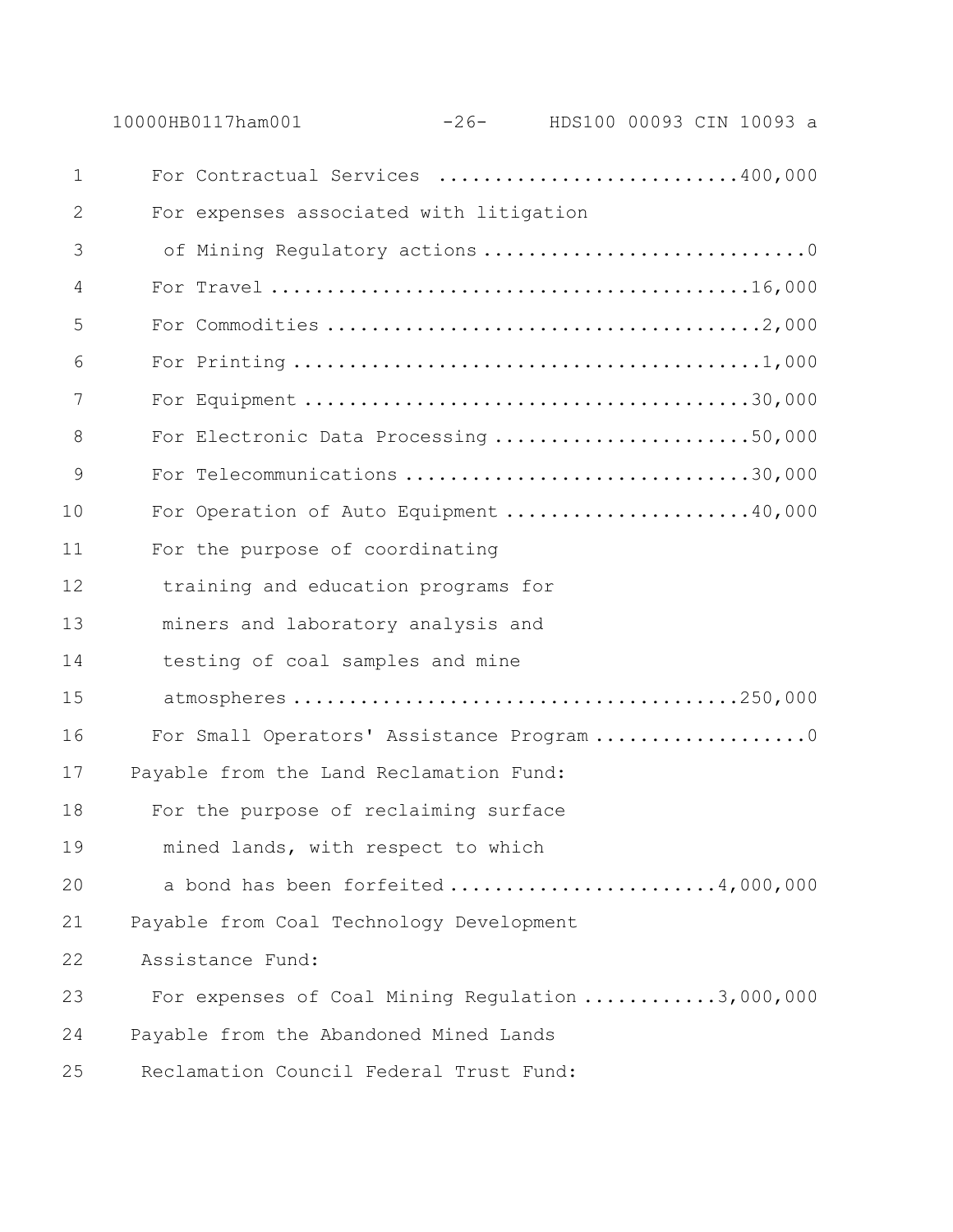For Contractual Services ..........................400,000

For expenses associated with litigation of Mining Regulatory actions ............................0

For Travel .........................................16,000

For Commodities .....................................2,000

For Printing ........................................1,000

For Equipment .......................................30,000

For Electronic Data Processing ......................50,000

For Telecommunications ..............................30,000

For Operation of Auto Equipment .....................40,000

For the purpose of coordinating training and education programs for miners and laboratory analysis and testing of coal samples and mine atmospheres .......................................250,000

For Small Operators' Assistance Program ..................0

Payable from the Land Reclamation Fund:

For the purpose of reclaiming surface mined lands, with respect to which a bond has been forfeited .......................4,000,000

Payable from Coal Technology Development Assistance Fund:

For expenses of Coal Mining Regulation ............3,000,000

Payable from the Abandoned Mined Lands Reclamation Council Federal Trust Fund: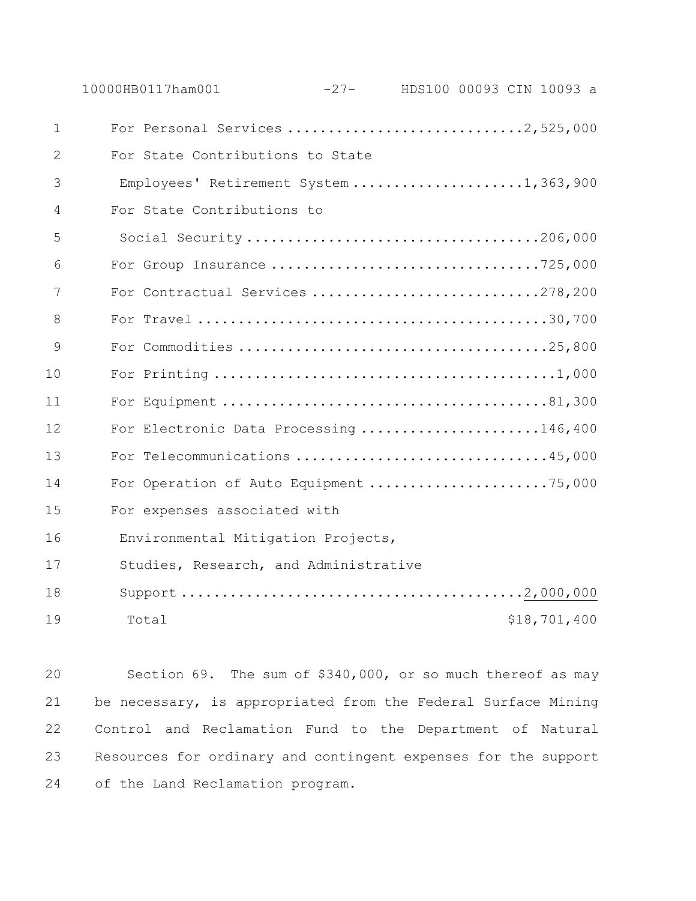| | |
|---|---|
| For Personal Services | 2,525,000 |
| For State Contributions to State Employees' Retirement System | 1,363,900 |
| For State Contributions to Social Security | 206,000 |
| For Group Insurance | 725,000 |
| For Contractual Services | 278,200 |
| For Travel | 30,700 |
| For Commodities | 25,800 |
| For Printing | 1,000 |
| For Equipment | 81,300 |
| For Electronic Data Processing | 146,400 |
| For Telecommunications | 45,000 |
| For Operation of Auto Equipment | 75,000 |
| For expenses associated with Environmental Mitigation Projects, Studies, Research, and Administrative Support | 2,000,000 |
| Total | $18,701,400 |

Section 69. The sum of $340,000, or so much thereof as may be necessary, is appropriated from the Federal Surface Mining Control and Reclamation Fund to the Department of Natural Resources for ordinary and contingent expenses for the support of the Land Reclamation program.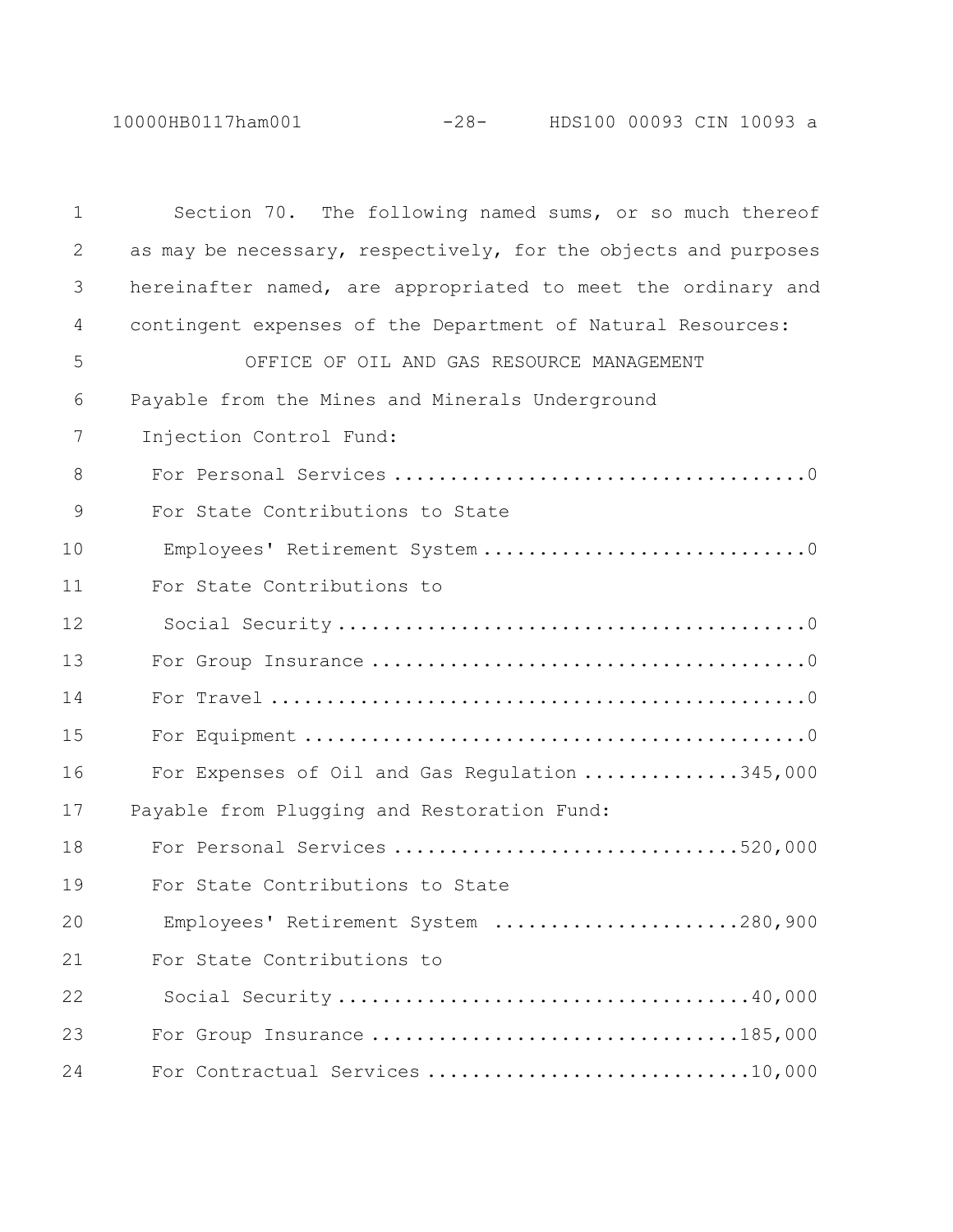Section 70. The following named sums, or so much thereof as may be necessary, respectively, for the objects and purposes hereinafter named, are appropriated to meet the ordinary and contingent expenses of the Department of Natural Resources:

OFFICE OF OIL AND GAS RESOURCE MANAGEMENT

Payable from the Mines and Minerals Underground Injection Control Fund:

| | |
|---|---|
| For Personal Services | 0 |
| For State Contributions to State Employees' Retirement System | 0 |
| For State Contributions to Social Security | 0 |
| For Group Insurance | 0 |
| For Travel | 0 |
| For Equipment | 0 |
| For Expenses of Oil and Gas Regulation | 345,000 |

Payable from Plugging and Restoration Fund:

| | |
|---|---|
| For Personal Services | 520,000 |
| For State Contributions to State Employees' Retirement System | 280,900 |
| For State Contributions to Social Security | 40,000 |
| For Group Insurance | 185,000 |
| For Contractual Services | 10,000 |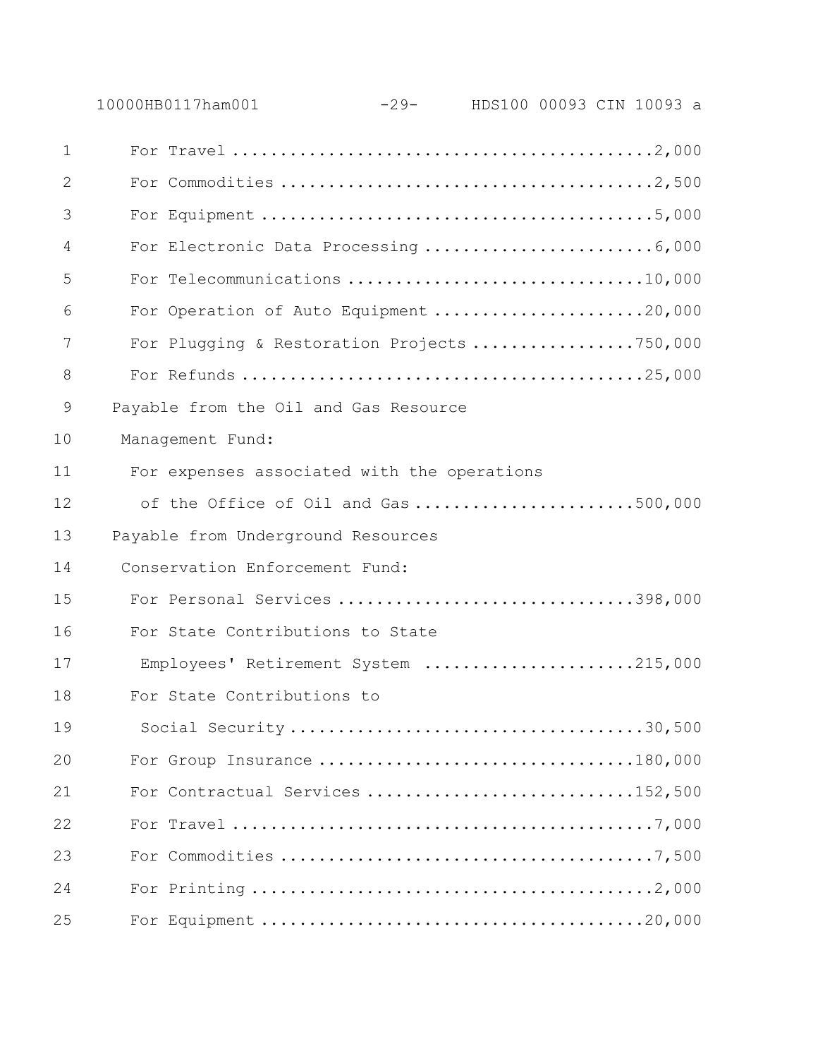For Travel ............................................2,000
For Commodities .......................................2,500
For Equipment .........................................5,000
For Electronic Data Processing ........................6,000
For Telecommunications ...............................10,000
For Operation of Auto Equipment ......................20,000
For Plugging & Restoration Projects .................750,000
For Refunds ..........................................25,000

Payable from the Oil and Gas Resource Management Fund:

For expenses associated with the operations of the Office of Oil and Gas .......................500,000

Payable from Underground Resources Conservation Enforcement Fund:

For Personal Services ...............................398,000
For State Contributions to State Employees' Retirement System ......................215,000
For State Contributions to Social Security ....................................30,500
For Group Insurance .................................180,000
For Contractual Services ............................152,500
For Travel ............................................7,000
For Commodities .......................................7,500
For Printing ..........................................2,000
For Equipment ........................................20,000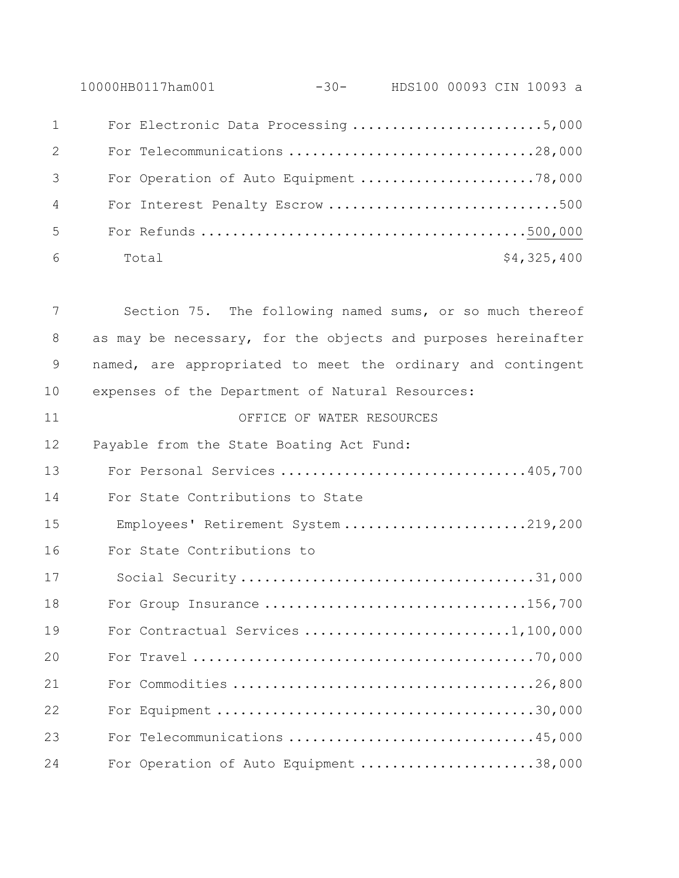For Electronic Data Processing ........................5,000

For Telecommunications ...............................28,000

For Operation of Auto Equipment ......................78,000

For Interest Penalty Escrow ............................500

For Refunds .........................................500,000

Total $4,325,400

Section 75. The following named sums, or so much thereof as may be necessary, for the objects and purposes hereinafter named, are appropriated to meet the ordinary and contingent expenses of the Department of Natural Resources:

OFFICE OF WATER RESOURCES

Payable from the State Boating Act Fund:

For Personal Services ...............................405,700

For State Contributions to State Employees' Retirement System .......................219,200

For State Contributions to Social Security .....................................31,000

For Group Insurance .................................156,700

For Contractual Services ..........................1,100,000

For Travel ...........................................70,000

For Commodities ......................................26,800

For Equipment ........................................30,000

For Telecommunications ...............................45,000

For Operation of Auto Equipment ......................38,000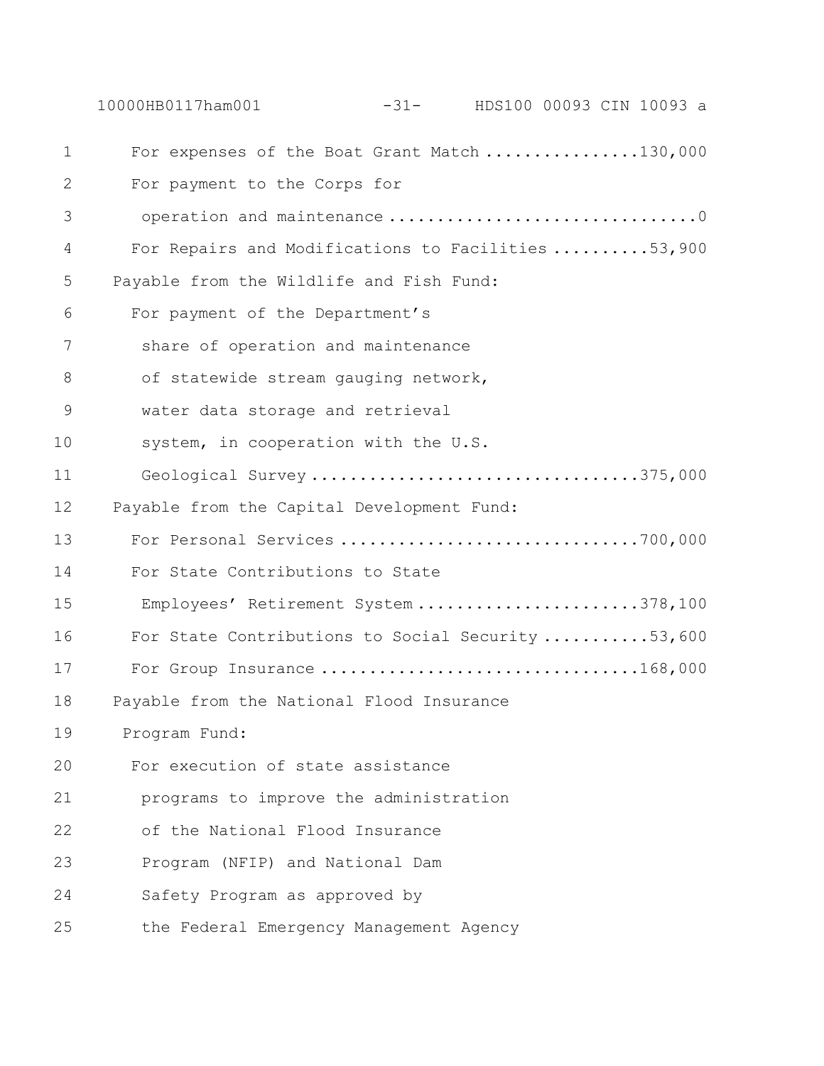For expenses of the Boat Grant Match ................130,000
For payment to the Corps for
operation and maintenance ................................0
For Repairs and Modifications to Facilities ..........53,900

Payable from the Wildlife and Fish Fund:
For payment of the Department's
share of operation and maintenance
of statewide stream gauging network,
water data storage and retrieval
system, in cooperation with the U.S.
Geological Survey .................................375,000

Payable from the Capital Development Fund:
For Personal Services ..............................700,000
For State Contributions to State
Employees' Retirement System .......................378,100
For State Contributions to Social Security ...........53,600
For Group Insurance ................................168,000

Payable from the National Flood Insurance
Program Fund:
For execution of state assistance
programs to improve the administration
of the National Flood Insurance
Program (NFIP) and National Dam
Safety Program as approved by
the Federal Emergency Management Agency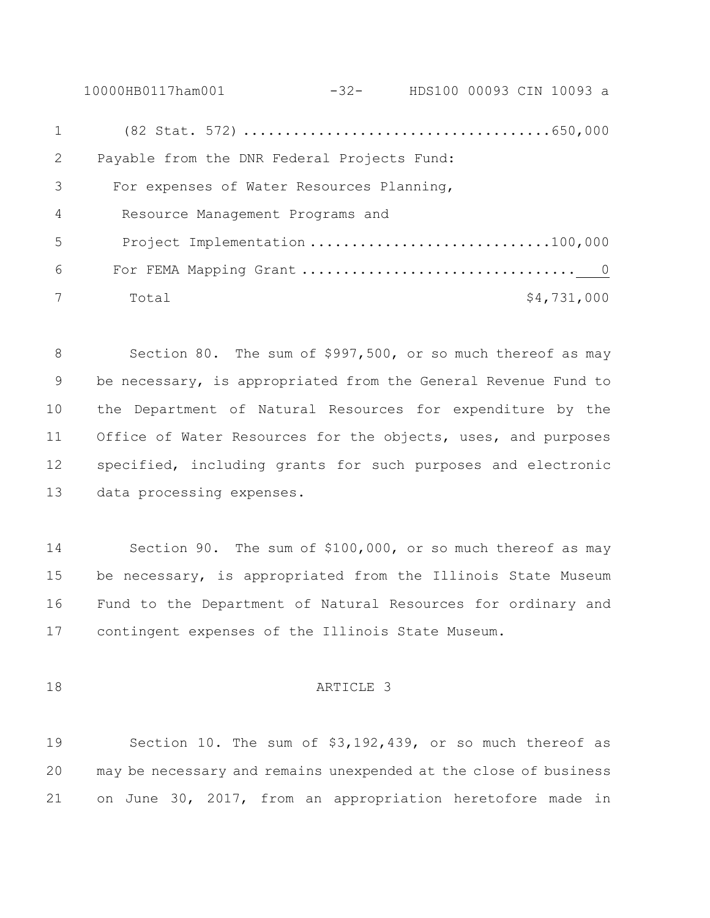(82 Stat. 572) ....................................650,000

Payable from the DNR Federal Projects Fund:

For expenses of Water Resources Planning, Resource Management Programs and Project Implementation ............................100,000

For FEMA Mapping Grant ................................ 0

Total $4,731,000

Section 80. The sum of $997,500, or so much thereof as may be necessary, is appropriated from the General Revenue Fund to the Department of Natural Resources for expenditure by the Office of Water Resources for the objects, uses, and purposes specified, including grants for such purposes and electronic data processing expenses.

Section 90. The sum of $100,000, or so much thereof as may be necessary, is appropriated from the Illinois State Museum Fund to the Department of Natural Resources for ordinary and contingent expenses of the Illinois State Museum.

ARTICLE 3

Section 10. The sum of $3,192,439, or so much thereof as may be necessary and remains unexpended at the close of business on June 30, 2017, from an appropriation heretofore made in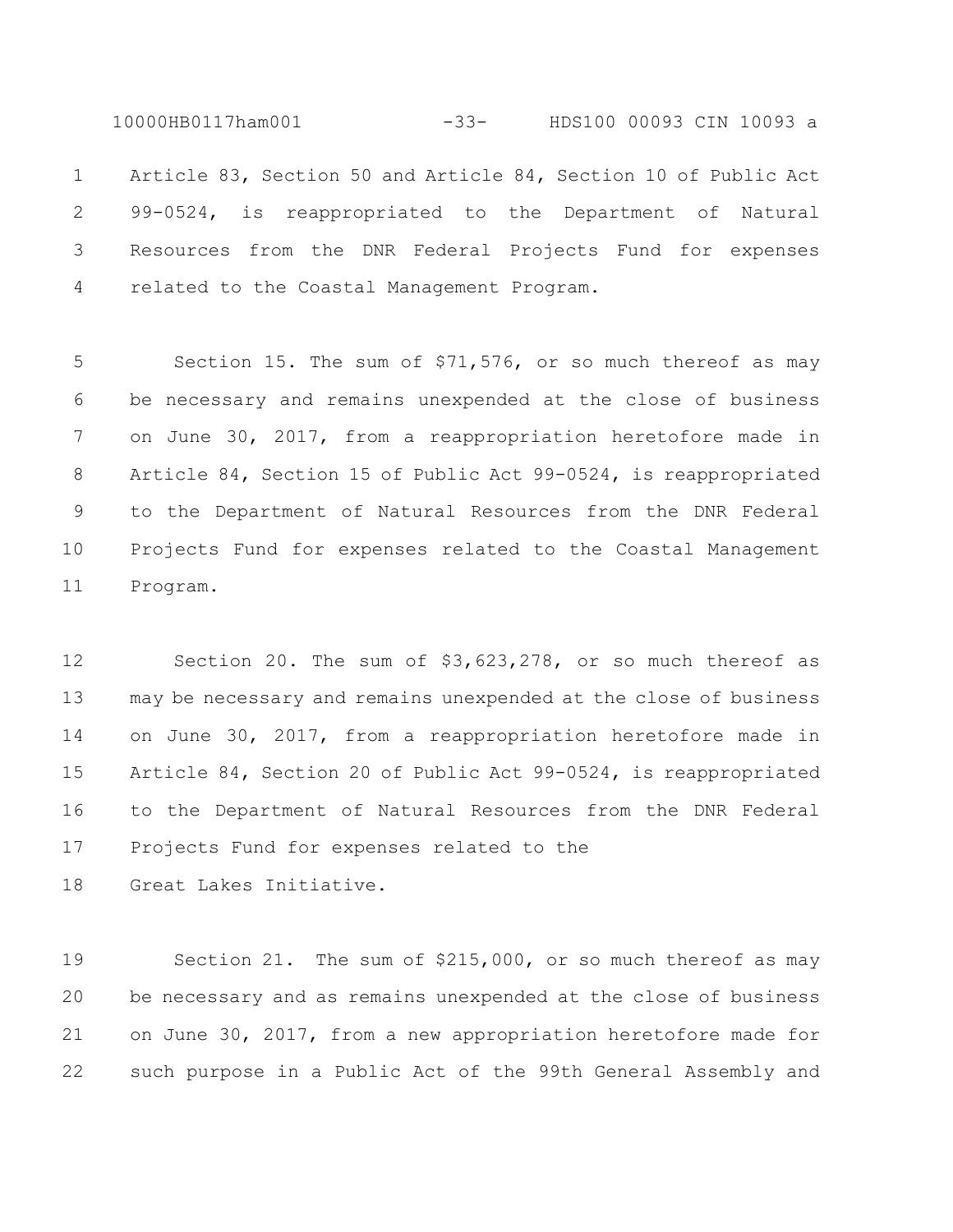Article 83, Section 50 and Article 84, Section 10 of Public Act 99-0524, is reappropriated to the Department of Natural Resources from the DNR Federal Projects Fund for expenses related to the Coastal Management Program.

Section 15. The sum of $71,576, or so much thereof as may be necessary and remains unexpended at the close of business on June 30, 2017, from a reappropriation heretofore made in Article 84, Section 15 of Public Act 99-0524, is reappropriated to the Department of Natural Resources from the DNR Federal Projects Fund for expenses related to the Coastal Management Program.

Section 20. The sum of $3,623,278, or so much thereof as may be necessary and remains unexpended at the close of business on June 30, 2017, from a reappropriation heretofore made in Article 84, Section 20 of Public Act 99-0524, is reappropriated to the Department of Natural Resources from the DNR Federal Projects Fund for expenses related to the Great Lakes Initiative.

Section 21. The sum of $215,000, or so much thereof as may be necessary and as remains unexpended at the close of business on June 30, 2017, from a new appropriation heretofore made for such purpose in a Public Act of the 99th General Assembly and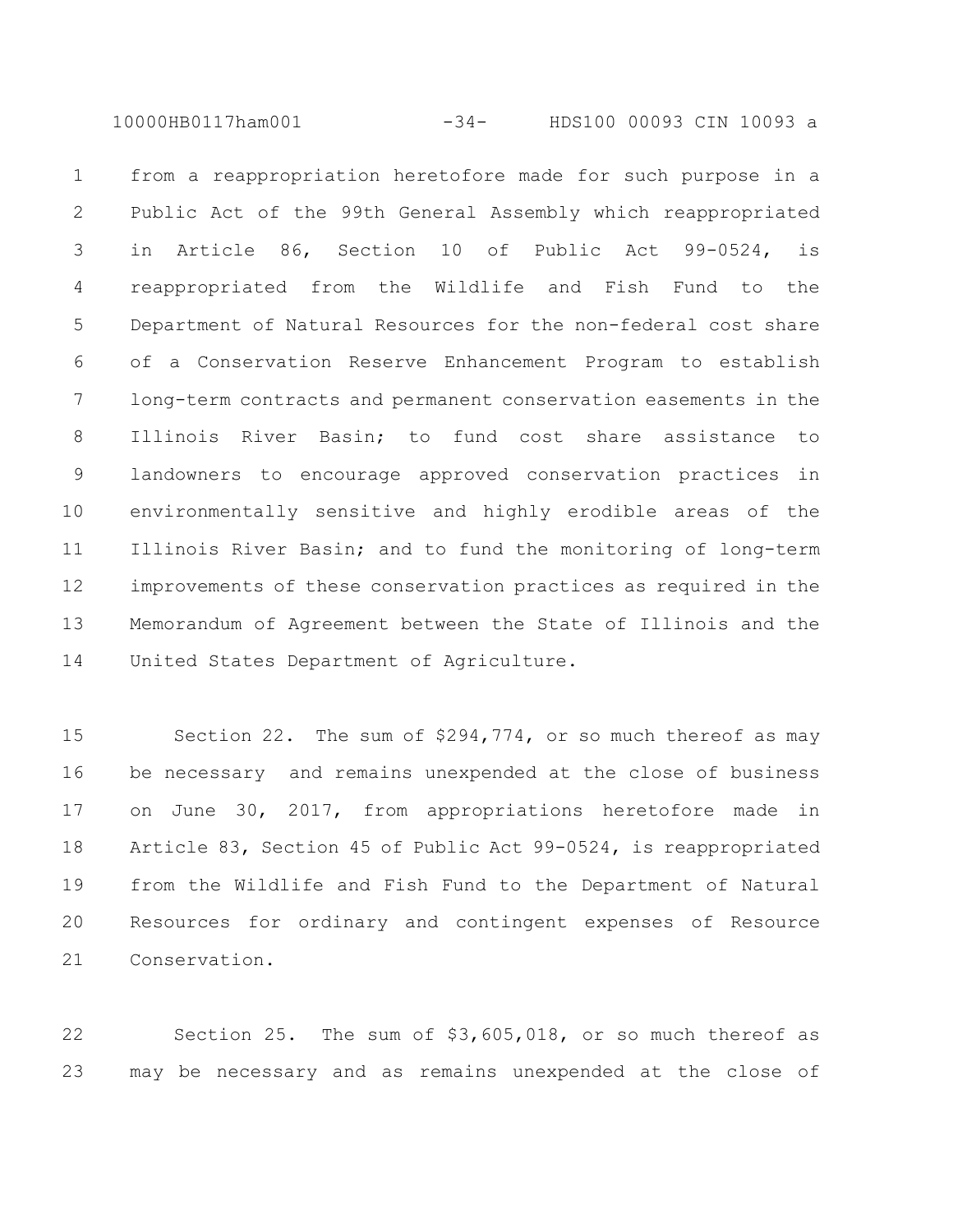from a reappropriation heretofore made for such purpose in a Public Act of the 99th General Assembly which reappropriated in Article 86, Section 10 of Public Act 99-0524, is reappropriated from the Wildlife and Fish Fund to the Department of Natural Resources for the non-federal cost share of a Conservation Reserve Enhancement Program to establish long-term contracts and permanent conservation easements in the Illinois River Basin; to fund cost share assistance to landowners to encourage approved conservation practices in environmentally sensitive and highly erodible areas of the Illinois River Basin; and to fund the monitoring of long-term improvements of these conservation practices as required in the Memorandum of Agreement between the State of Illinois and the United States Department of Agriculture.

Section 22. The sum of $294,774, or so much thereof as may be necessary and remains unexpended at the close of business on June 30, 2017, from appropriations heretofore made in Article 83, Section 45 of Public Act 99-0524, is reappropriated from the Wildlife and Fish Fund to the Department of Natural Resources for ordinary and contingent expenses of Resource Conservation.

Section 25. The sum of $3,605,018, or so much thereof as may be necessary and as remains unexpended at the close of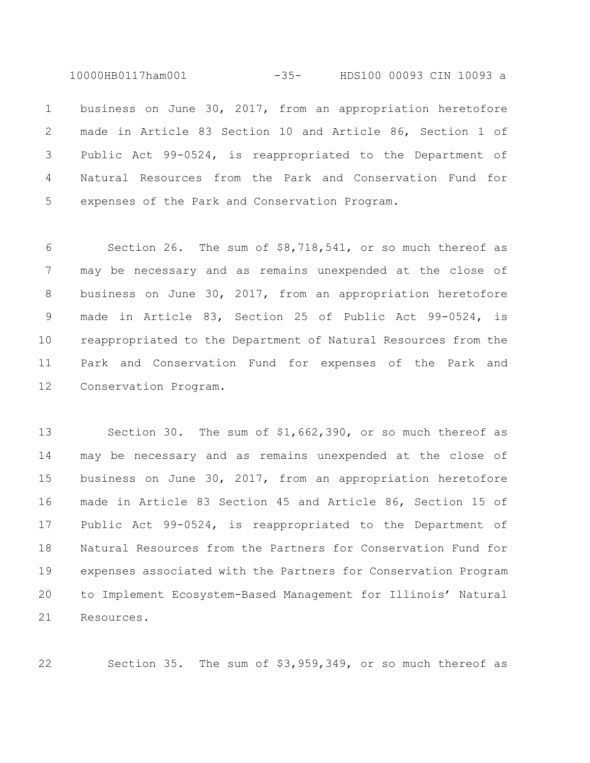business on June 30, 2017, from an appropriation heretofore made in Article 83 Section 10 and Article 86, Section 1 of Public Act 99-0524, is reappropriated to the Department of Natural Resources from the Park and Conservation Fund for expenses of the Park and Conservation Program.

Section 26. The sum of $8,718,541, or so much thereof as may be necessary and as remains unexpended at the close of business on June 30, 2017, from an appropriation heretofore made in Article 83, Section 25 of Public Act 99-0524, is reappropriated to the Department of Natural Resources from the Park and Conservation Fund for expenses of the Park and Conservation Program.

Section 30. The sum of $1,662,390, or so much thereof as may be necessary and as remains unexpended at the close of business on June 30, 2017, from an appropriation heretofore made in Article 83 Section 45 and Article 86, Section 15 of Public Act 99-0524, is reappropriated to the Department of Natural Resources from the Partners for Conservation Fund for expenses associated with the Partners for Conservation Program to Implement Ecosystem-Based Management for Illinois' Natural Resources.

Section 35. The sum of $3,959,349, or so much thereof as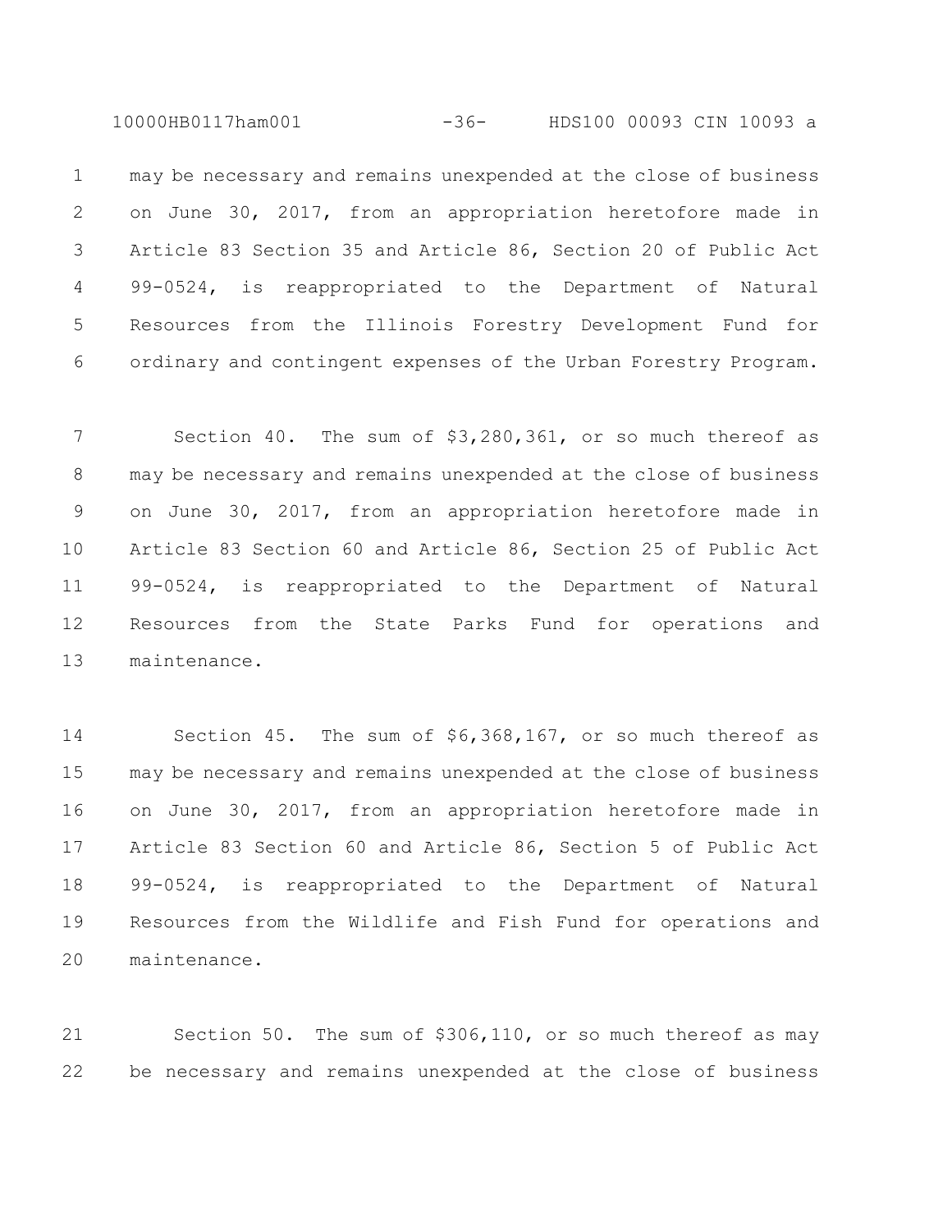may be necessary and remains unexpended at the close of business on June 30, 2017, from an appropriation heretofore made in Article 83 Section 35 and Article 86, Section 20 of Public Act 99-0524, is reappropriated to the Department of Natural Resources from the Illinois Forestry Development Fund for ordinary and contingent expenses of the Urban Forestry Program.

Section 40. The sum of $3,280,361, or so much thereof as may be necessary and remains unexpended at the close of business on June 30, 2017, from an appropriation heretofore made in Article 83 Section 60 and Article 86, Section 25 of Public Act 99-0524, is reappropriated to the Department of Natural Resources from the State Parks Fund for operations and maintenance.

Section 45. The sum of $6,368,167, or so much thereof as may be necessary and remains unexpended at the close of business on June 30, 2017, from an appropriation heretofore made in Article 83 Section 60 and Article 86, Section 5 of Public Act 99-0524, is reappropriated to the Department of Natural Resources from the Wildlife and Fish Fund for operations and maintenance.

Section 50. The sum of $306,110, or so much thereof as may be necessary and remains unexpended at the close of business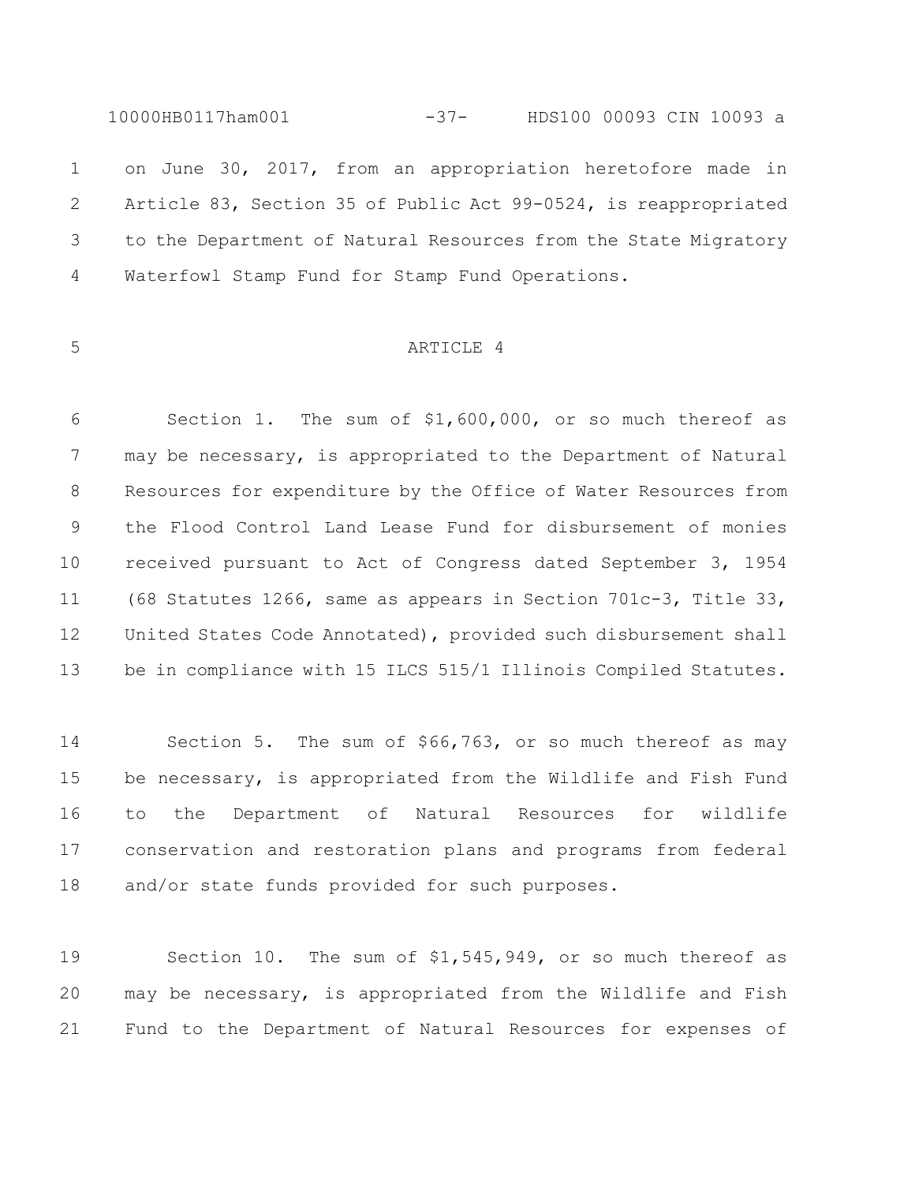on June 30, 2017, from an appropriation heretofore made in Article 83, Section 35 of Public Act 99-0524, is reappropriated to the Department of Natural Resources from the State Migratory Waterfowl Stamp Fund for Stamp Fund Operations.

ARTICLE 4

Section 1. The sum of $1,600,000, or so much thereof as may be necessary, is appropriated to the Department of Natural Resources for expenditure by the Office of Water Resources from the Flood Control Land Lease Fund for disbursement of monies received pursuant to Act of Congress dated September 3, 1954 (68 Statutes 1266, same as appears in Section 701c-3, Title 33, United States Code Annotated), provided such disbursement shall be in compliance with 15 ILCS 515/1 Illinois Compiled Statutes.

Section 5. The sum of $66,763, or so much thereof as may be necessary, is appropriated from the Wildlife and Fish Fund to the Department of Natural Resources for wildlife conservation and restoration plans and programs from federal and/or state funds provided for such purposes.

Section 10. The sum of $1,545,949, or so much thereof as may be necessary, is appropriated from the Wildlife and Fish Fund to the Department of Natural Resources for expenses of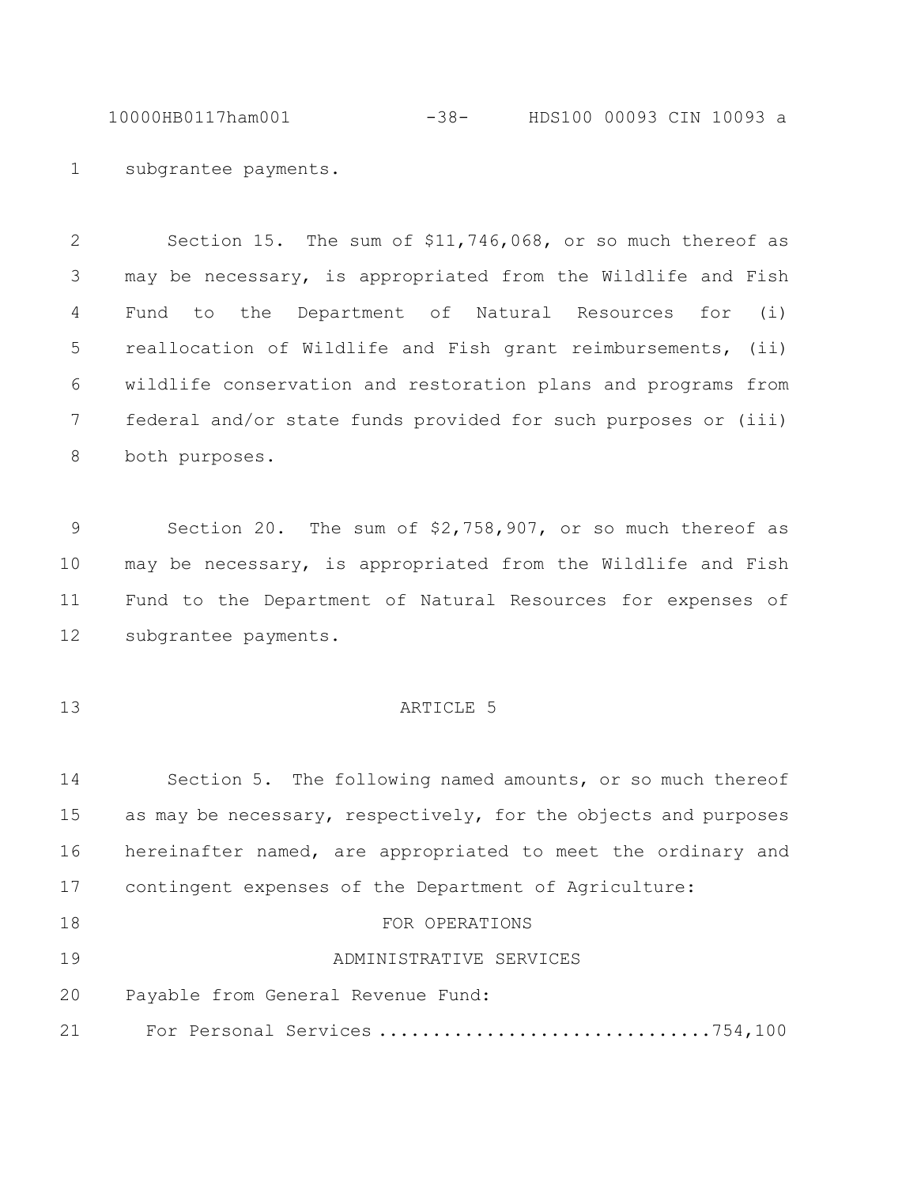subgrantee payments.

Section 15. The sum of $11,746,068, or so much thereof as may be necessary, is appropriated from the Wildlife and Fish Fund to the Department of Natural Resources for (i) reallocation of Wildlife and Fish grant reimbursements, (ii) wildlife conservation and restoration plans and programs from federal and/or state funds provided for such purposes or (iii) both purposes.

Section 20. The sum of $2,758,907, or so much thereof as may be necessary, is appropriated from the Wildlife and Fish Fund to the Department of Natural Resources for expenses of subgrantee payments.

ARTICLE 5

Section 5. The following named amounts, or so much thereof as may be necessary, respectively, for the objects and purposes hereinafter named, are appropriated to meet the ordinary and contingent expenses of the Department of Agriculture:

FOR OPERATIONS

ADMINISTRATIVE SERVICES

Payable from General Revenue Fund:

For Personal Services ..............................754,100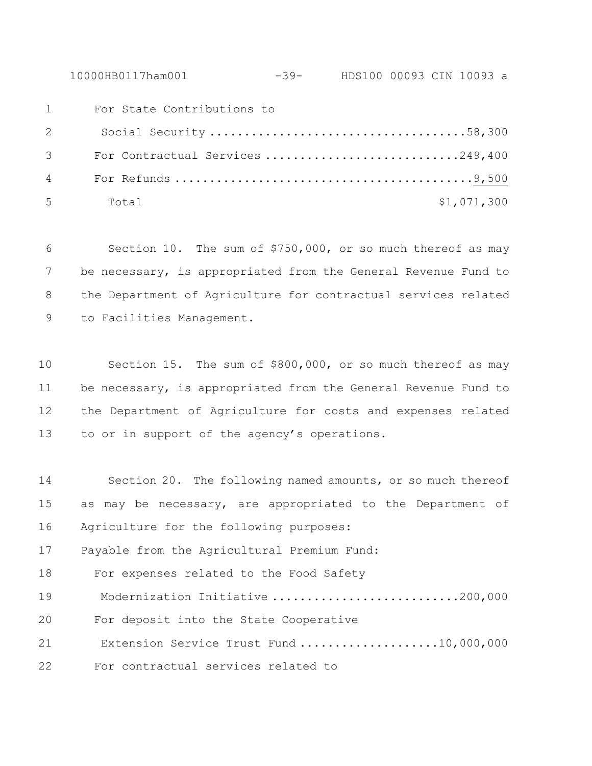For State Contributions to Social Security ....................................58,300

For Contractual Services ............................249,400

For Refunds ..........................................9,500

Total $1,071,300

Section 10. The sum of $750,000, or so much thereof as may be necessary, is appropriated from the General Revenue Fund to the Department of Agriculture for contractual services related to Facilities Management.

Section 15. The sum of $800,000, or so much thereof as may be necessary, is appropriated from the General Revenue Fund to the Department of Agriculture for costs and expenses related to or in support of the agency's operations.

Section 20. The following named amounts, or so much thereof as may be necessary, are appropriated to the Department of Agriculture for the following purposes:

Payable from the Agricultural Premium Fund:

For expenses related to the Food Safety Modernization Initiative ...........................200,000

For deposit into the State Cooperative Extension Service Trust Fund ....................10,000,000

For contractual services related to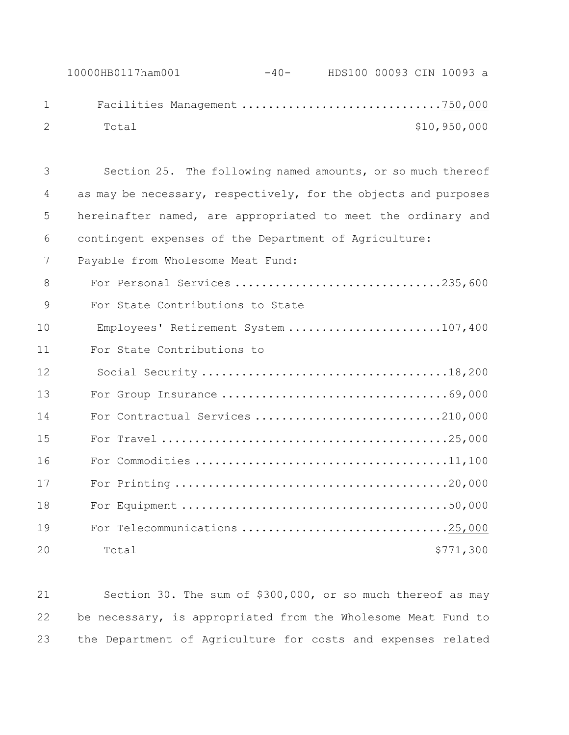Facilities Management ..............................750,000

Total $10,950,000

Section 25. The following named amounts, or so much thereof as may be necessary, respectively, for the objects and purposes hereinafter named, are appropriated to meet the ordinary and contingent expenses of the Department of Agriculture:

Payable from Wholesome Meat Fund:

For Personal Services ...............................235,600

For State Contributions to State Employees' Retirement System .......................107,400

For State Contributions to Social Security .....................................18,200

For Group Insurance ..................................69,000

For Contractual Services ............................210,000

For Travel ............................................25,000

For Commodities ......................................11,100

For Printing ..........................................20,000

For Equipment .........................................50,000

For Telecommunications ...............................25,000

Total $771,300

Section 30. The sum of $300,000, or so much thereof as may be necessary, is appropriated from the Wholesome Meat Fund to the Department of Agriculture for costs and expenses related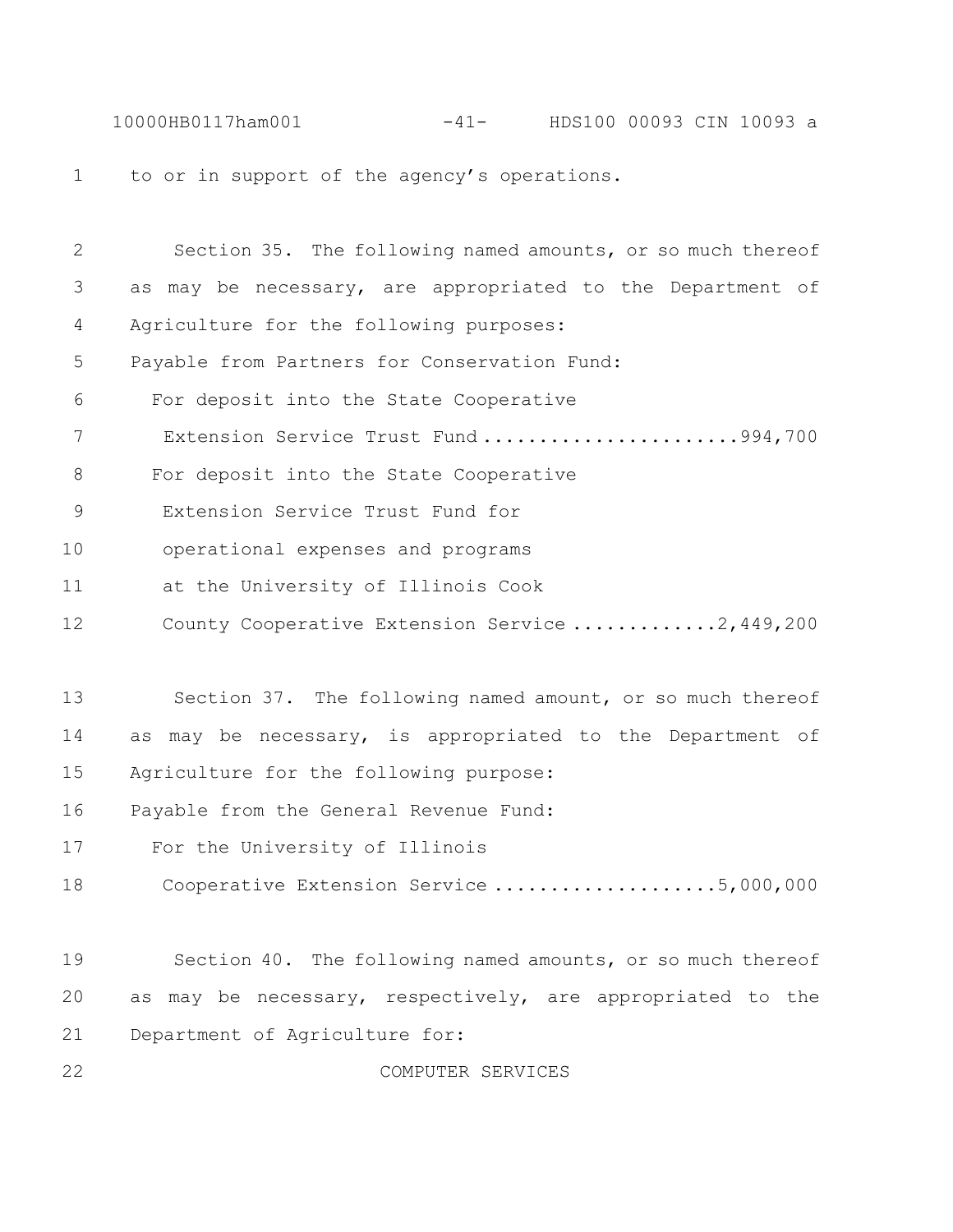to or in support of the agency's operations.

Section 35. The following named amounts, or so much thereof as may be necessary, are appropriated to the Department of Agriculture for the following purposes:

Payable from Partners for Conservation Fund:

For deposit into the State Cooperative Extension Service Trust Fund ....................... 994,700

For deposit into the State Cooperative Extension Service Trust Fund for operational expenses and programs at the University of Illinois Cook County Cooperative Extension Service ............. 2,449,200

Section 37. The following named amount, or so much thereof as may be necessary, is appropriated to the Department of Agriculture for the following purpose:

Payable from the General Revenue Fund:

For the University of Illinois Cooperative Extension Service .................... 5,000,000

Section 40. The following named amounts, or so much thereof as may be necessary, respectively, are appropriated to the Department of Agriculture for:

COMPUTER SERVICES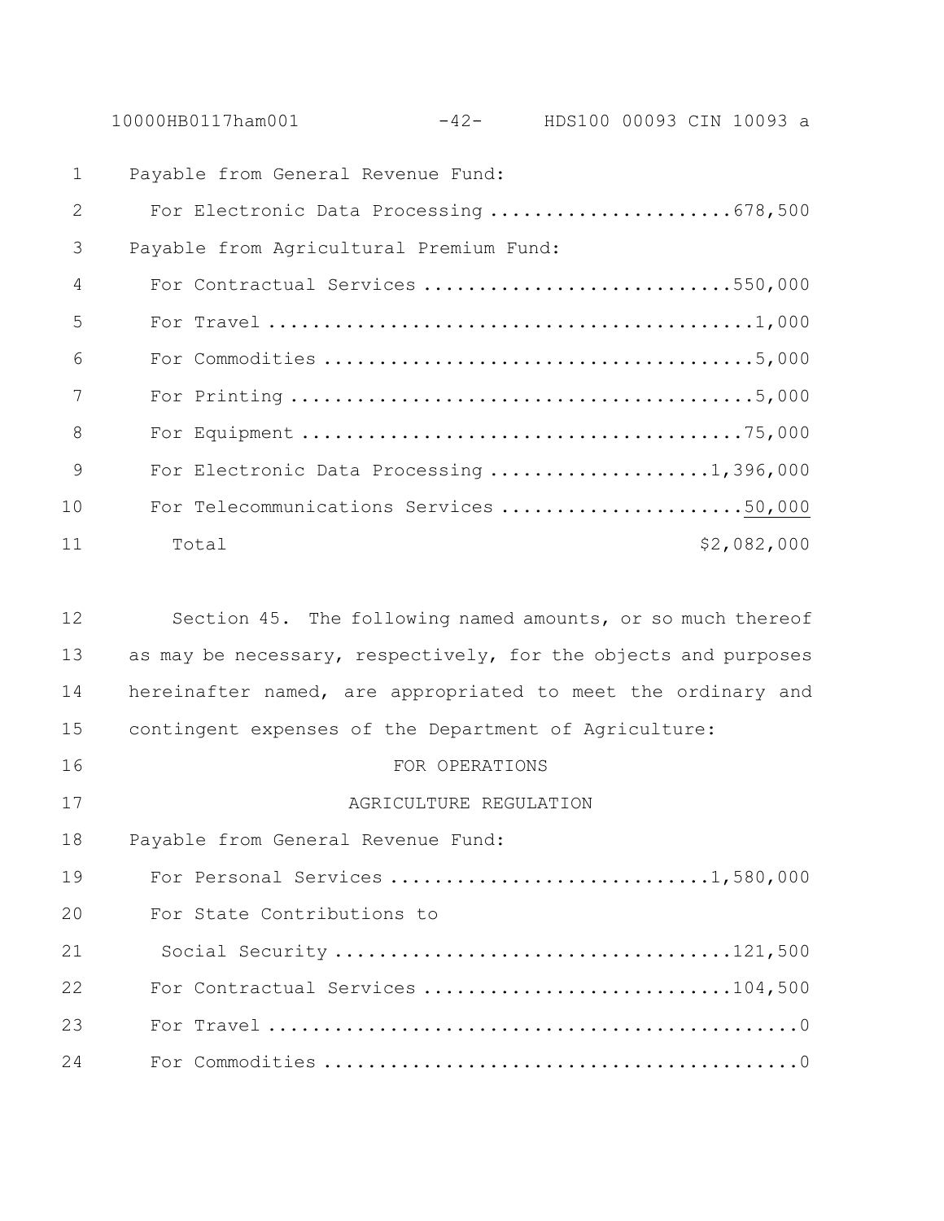Payable from General Revenue Fund:

For Electronic Data Processing ......................678,500

Payable from Agricultural Premium Fund:

For Contractual Services ............................550,000

For Travel ............................................1,000

For Commodities .......................................5,000

For Printing ..........................................5,000

For Equipment ........................................75,000

For Electronic Data Processing ....................1,396,000

For Telecommunications Services ......................50,000

Total $2,082,000

Section 45. The following named amounts, or so much thereof as may be necessary, respectively, for the objects and purposes hereinafter named, are appropriated to meet the ordinary and contingent expenses of the Department of Agriculture:

FOR OPERATIONS

AGRICULTURE REGULATION

Payable from General Revenue Fund:

For Personal Services .............................1,580,000

For State Contributions to Social Security ....................................121,500

For Contractual Services ............................104,500

For Travel ................................................0

For Commodities ...........................................0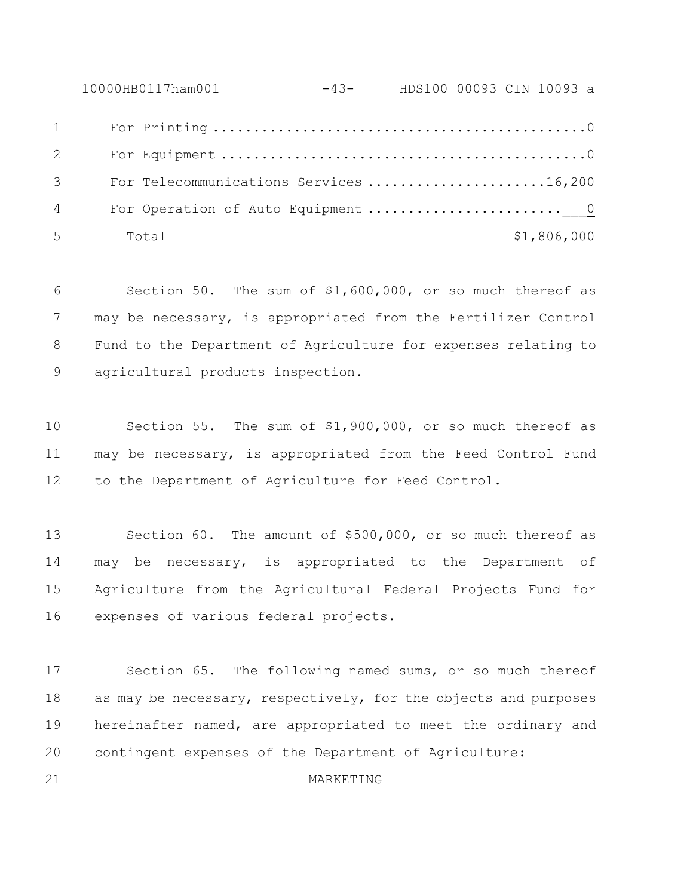| | |
|---|---|
| For Printing | 0 |
| For Equipment | 0 |
| For Telecommunications Services | 16,200 |
| For Operation of Auto Equipment | 0 |
| Total | $1,806,000 |

Section 50. The sum of $1,600,000, or so much thereof as may be necessary, is appropriated from the Fertilizer Control Fund to the Department of Agriculture for expenses relating to agricultural products inspection.

Section 55. The sum of $1,900,000, or so much thereof as may be necessary, is appropriated from the Feed Control Fund to the Department of Agriculture for Feed Control.

Section 60. The amount of $500,000, or so much thereof as may be necessary, is appropriated to the Department of Agriculture from the Agricultural Federal Projects Fund for expenses of various federal projects.

Section 65. The following named sums, or so much thereof as may be necessary, respectively, for the objects and purposes hereinafter named, are appropriated to meet the ordinary and contingent expenses of the Department of Agriculture:

MARKETING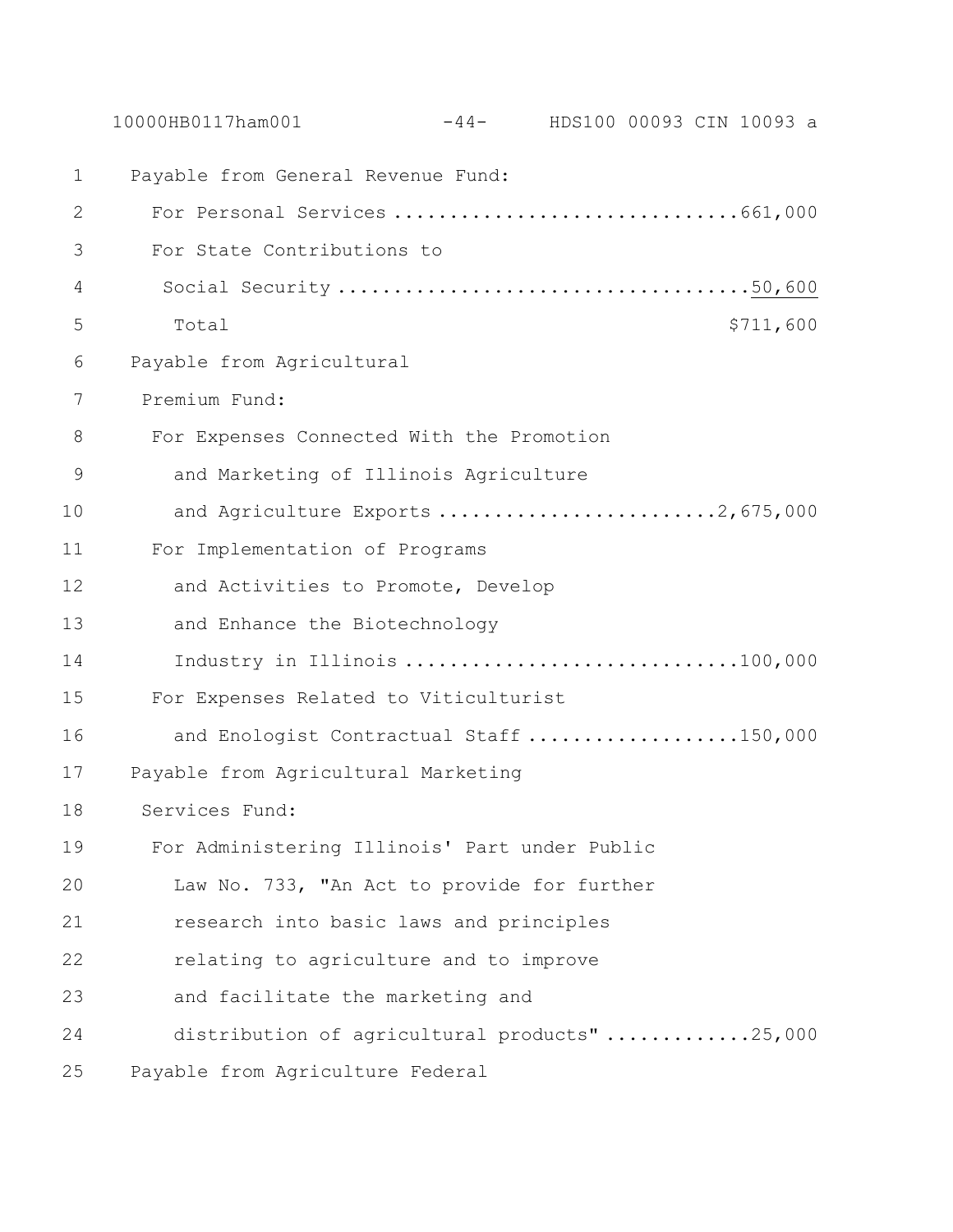Payable from General Revenue Fund:

For Personal Services ..............................661,000

For State Contributions to

Social Security ....................................50,600

Total $711,600

Payable from Agricultural

Premium Fund:

For Expenses Connected With the Promotion

and Marketing of Illinois Agriculture

and Agriculture Exports .........................2,675,000

For Implementation of Programs

and Activities to Promote, Develop

and Enhance the Biotechnology

Industry in Illinois .............................100,000

For Expenses Related to Viticulturist

and Enologist Contractual Staff ...................150,000

Payable from Agricultural Marketing

Services Fund:

For Administering Illinois' Part under Public

Law No. 733, "An Act to provide for further

research into basic laws and principles

relating to agriculture and to improve

and facilitate the marketing and

distribution of agricultural products" .............25,000

Payable from Agriculture Federal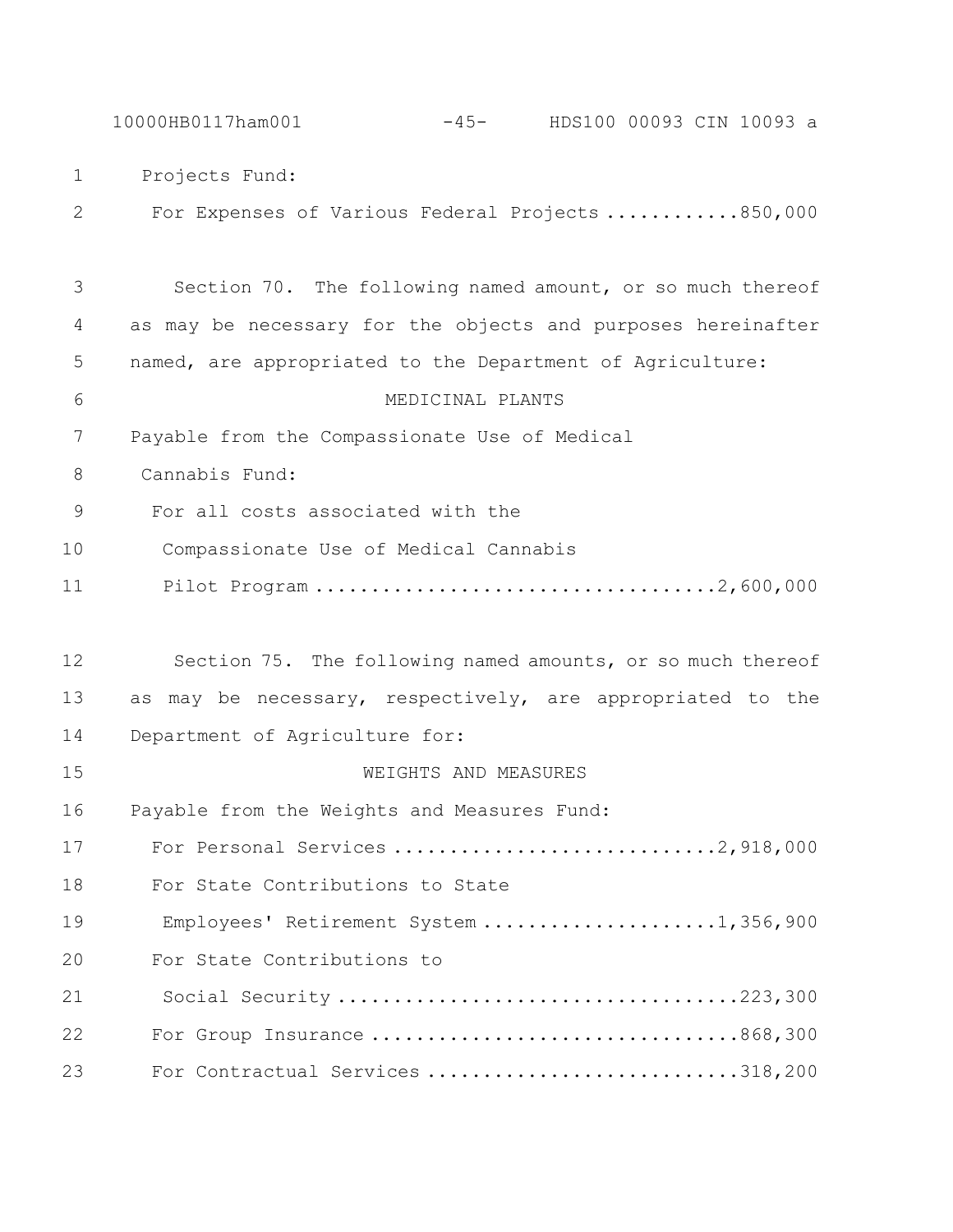Projects Fund:

For Expenses of Various Federal Projects ............850,000

Section 70. The following named amount, or so much thereof as may be necessary for the objects and purposes hereinafter named, are appropriated to the Department of Agriculture:

MEDICINAL PLANTS

Payable from the Compassionate Use of Medical Cannabis Fund:

For all costs associated with the Compassionate Use of Medical Cannabis Pilot Program ..................................2,600,000

Section 75. The following named amounts, or so much thereof as may be necessary, respectively, are appropriated to the Department of Agriculture for:

WEIGHTS AND MEASURES

Payable from the Weights and Measures Fund:

For Personal Services ............................2,918,000

For State Contributions to State Employees' Retirement System ....................1,356,900

For State Contributions to Social Security ...................................223,300

For Group Insurance ................................868,300

For Contractual Services ...........................318,200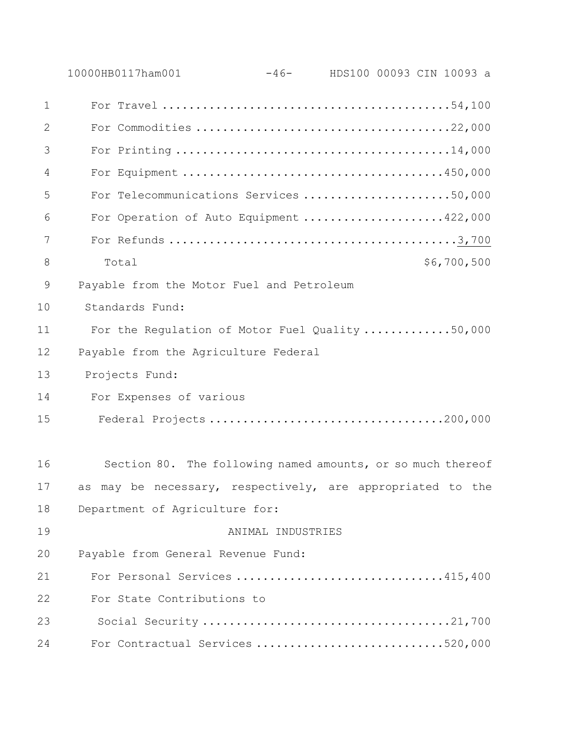For Travel ..........................................54,100

For Commodities .....................................22,000

For Printing ........................................14,000

For Equipment .......................................450,000

For Telecommunications Services ......................50,000

For Operation of Auto Equipment .....................422,000

For Refunds ..........................................3,700

Total $6,700,500

Payable from the Motor Fuel and Petroleum Standards Fund:

For the Regulation of Motor Fuel Quality .............50,000

Payable from the Agriculture Federal Projects Fund:

For Expenses of various Federal Projects ..................................200,000

Section 80. The following named amounts, or so much thereof as may be necessary, respectively, are appropriated to the Department of Agriculture for:

ANIMAL INDUSTRIES

Payable from General Revenue Fund:

For Personal Services ...............................415,400

For State Contributions to Social Security ....................................21,700

For Contractual Services ............................520,000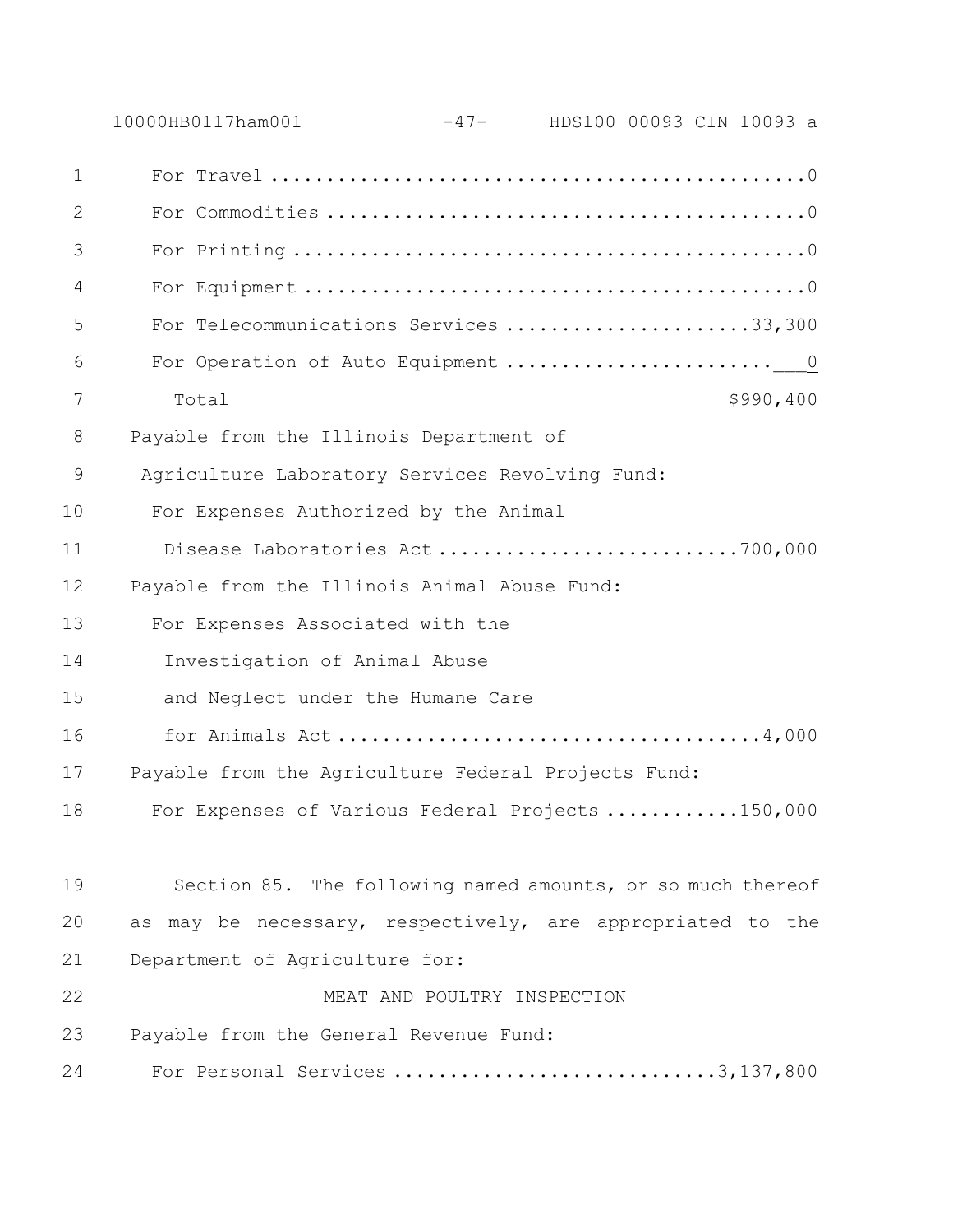For Travel ....................................................0
For Commodities ...............................................0
For Printing ..................................................0
For Equipment .................................................0
For Telecommunications Services ..........................33,300
For Operation of Auto Equipment ...............................0

Total $990,400

Payable from the Illinois Department of Agriculture Laboratory Services Revolving Fund:

For Expenses Authorized by the Animal Disease Laboratories Act ..........................700,000

Payable from the Illinois Animal Abuse Fund:

For Expenses Associated with the Investigation of Animal Abuse and Neglect under the Humane Care for Animals Act ....................................4,000

Payable from the Agriculture Federal Projects Fund:

For Expenses of Various Federal Projects ...........150,000

Section 85. The following named amounts, or so much thereof as may be necessary, respectively, are appropriated to the Department of Agriculture for:

MEAT AND POULTRY INSPECTION

Payable from the General Revenue Fund:

For Personal Services ............................3,137,800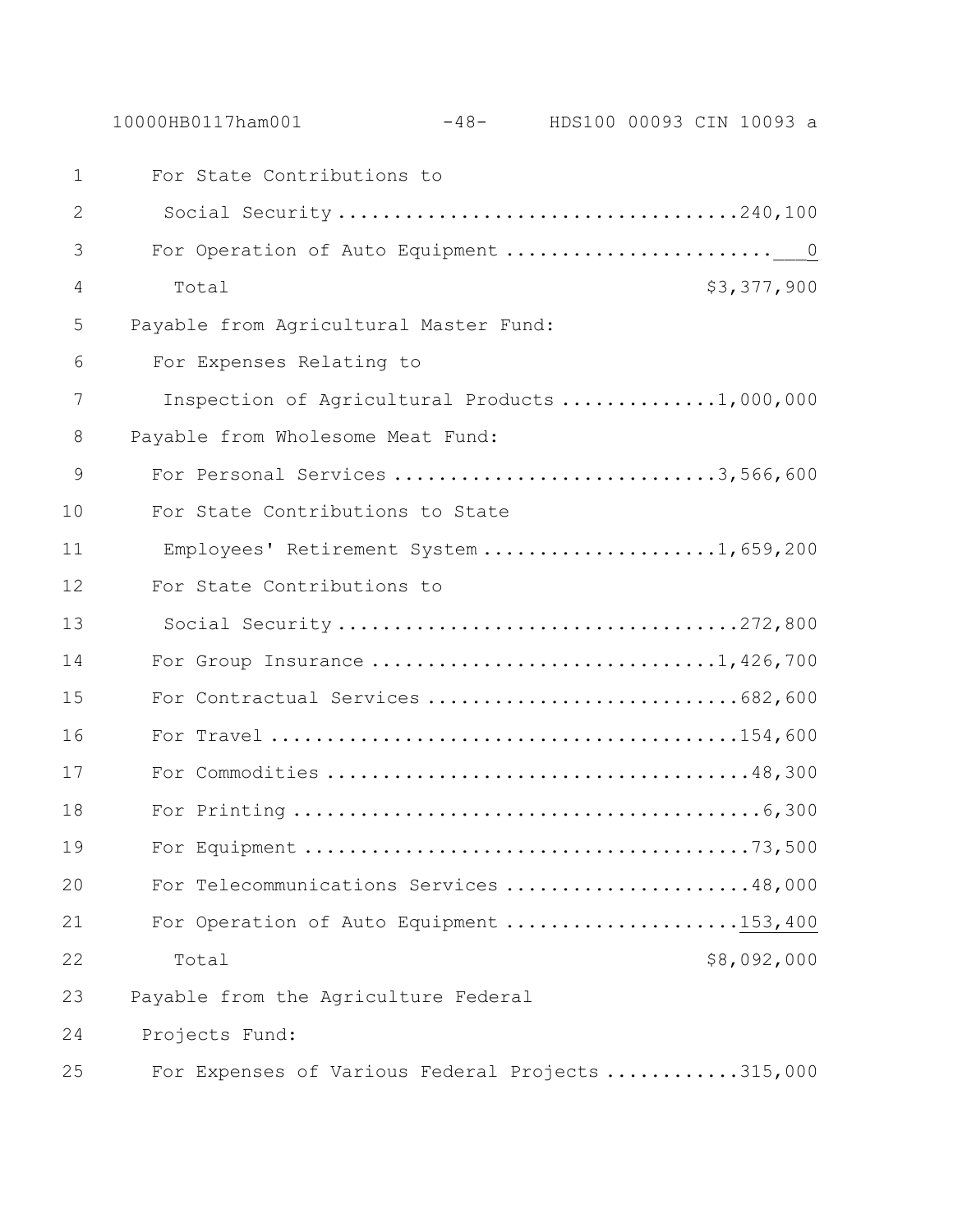For State Contributions to
Social Security ....................................240,100
For Operation of Auto Equipment ........................0
Total $3,377,900

Payable from Agricultural Master Fund:
For Expenses Relating to
Inspection of Agricultural Products ..............1,000,000

Payable from Wholesome Meat Fund:
For Personal Services .............................3,566,600
For State Contributions to State
Employees' Retirement System .....................1,659,200
For State Contributions to
Social Security ....................................272,800
For Group Insurance ...............................1,426,700
For Contractual Services ............................682,600
For Travel ...........................................154,600
For Commodities .......................................48,300
For Printing ...........................................6,300
For Equipment .........................................73,500
For Telecommunications Services ......................48,000
For Operation of Auto Equipment .....................153,400
Total $8,092,000

Payable from the Agriculture Federal
Projects Fund:
For Expenses of Various Federal Projects ............315,000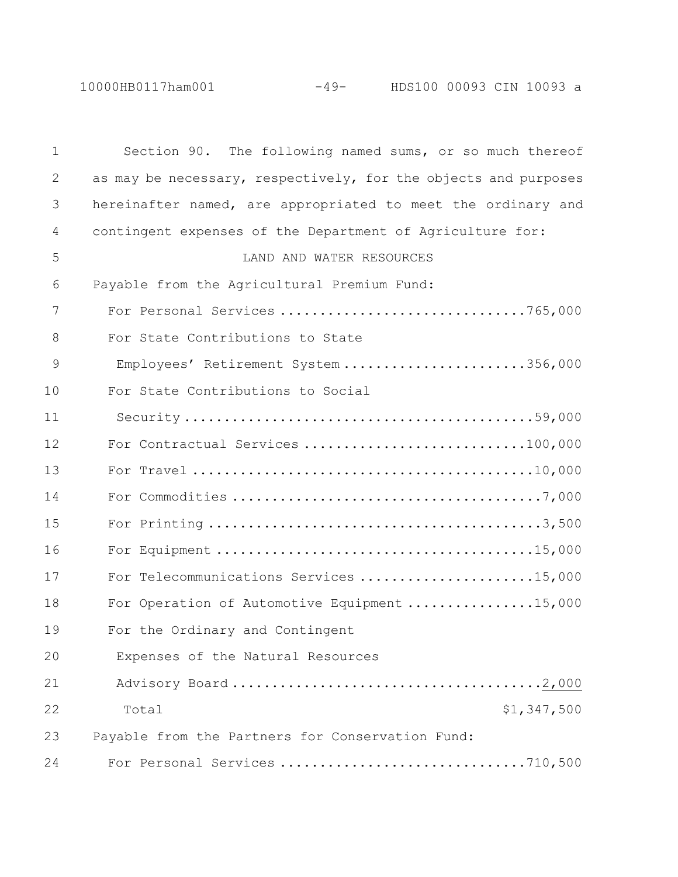Section 90. The following named sums, or so much thereof as may be necessary, respectively, for the objects and purposes hereinafter named, are appropriated to meet the ordinary and contingent expenses of the Department of Agriculture for:

LAND AND WATER RESOURCES

Payable from the Agricultural Premium Fund:

| Item | Amount |
|---|---|
| For Personal Services | 765,000 |
| For State Contributions to State Employees' Retirement System | 356,000 |
| For State Contributions to Social Security | 59,000 |
| For Contractual Services | 100,000 |
| For Travel | 10,000 |
| For Commodities | 7,000 |
| For Printing | 3,500 |
| For Equipment | 15,000 |
| For Telecommunications Services | 15,000 |
| For Operation of Automotive Equipment | 15,000 |
| For the Ordinary and Contingent Expenses of the Natural Resources Advisory Board | 2,000 |
| Total | $1,347,500 |

Payable from the Partners for Conservation Fund:

| Item | Amount |
|---|---|
| For Personal Services | 710,500 |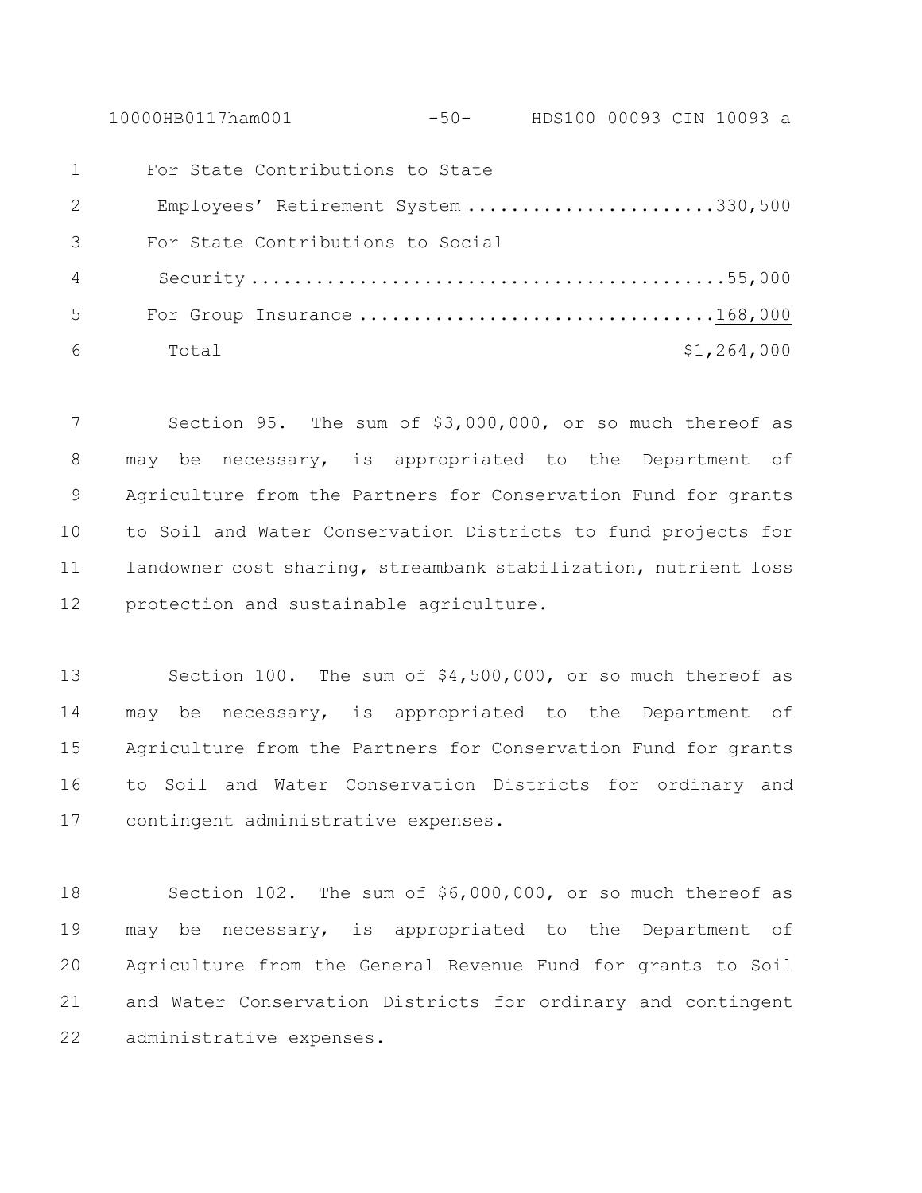| | |
|---|---|
| For State Contributions to State Employees' Retirement System | 330,500 |
| For State Contributions to Social Security | 55,000 |
| For Group Insurance | 168,000 |
| Total | $1,264,000 |

Section 95. The sum of $3,000,000, or so much thereof as may be necessary, is appropriated to the Department of Agriculture from the Partners for Conservation Fund for grants to Soil and Water Conservation Districts to fund projects for landowner cost sharing, streambank stabilization, nutrient loss protection and sustainable agriculture.

Section 100. The sum of $4,500,000, or so much thereof as may be necessary, is appropriated to the Department of Agriculture from the Partners for Conservation Fund for grants to Soil and Water Conservation Districts for ordinary and contingent administrative expenses.

Section 102. The sum of $6,000,000, or so much thereof as may be necessary, is appropriated to the Department of Agriculture from the General Revenue Fund for grants to Soil and Water Conservation Districts for ordinary and contingent administrative expenses.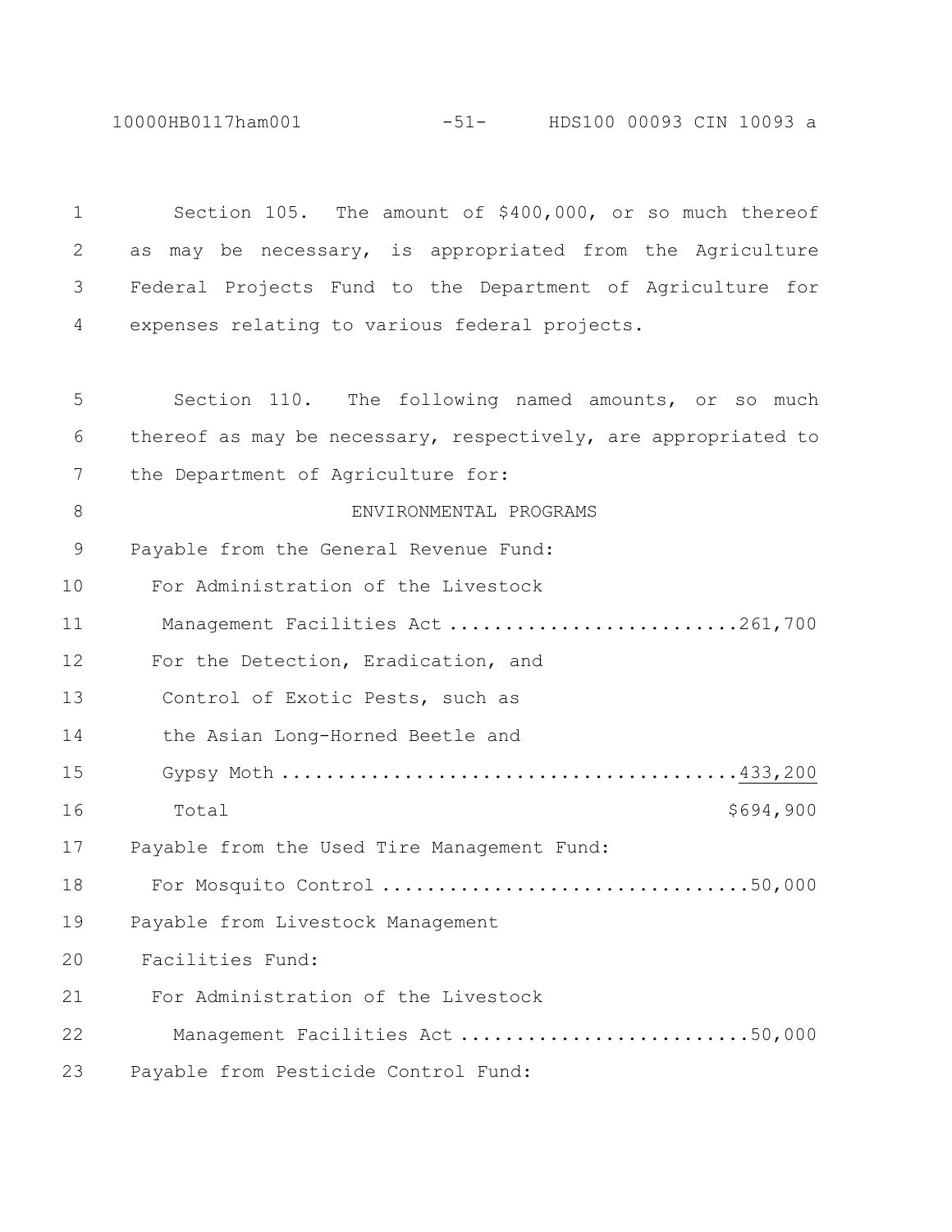Section 105. The amount of $400,000, or so much thereof as may be necessary, is appropriated from the Agriculture Federal Projects Fund to the Department of Agriculture for expenses relating to various federal projects.

Section 110. The following named amounts, or so much thereof as may be necessary, respectively, are appropriated to the Department of Agriculture for:

ENVIRONMENTAL PROGRAMS

Payable from the General Revenue Fund:

For Administration of the Livestock Management Facilities Act ..........................261,700

For the Detection, Eradication, and Control of Exotic Pests, such as the Asian Long-Horned Beetle and Gypsy Moth ........................................433,200

Total $694,900

Payable from the Used Tire Management Fund:

For Mosquito Control ................................50,000

Payable from Livestock Management Facilities Fund:

For Administration of the Livestock Management Facilities Act ..........................50,000

Payable from Pesticide Control Fund: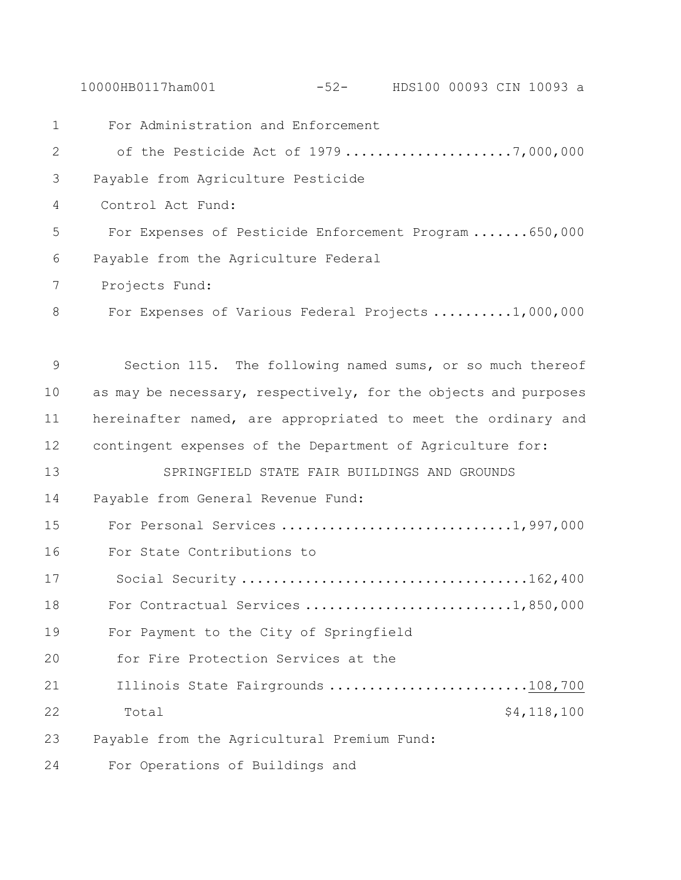For Administration and Enforcement
of the Pesticide Act of 1979 ....................7,000,000

Payable from Agriculture Pesticide
Control Act Fund:

For Expenses of Pesticide Enforcement Program .......650,000

Payable from the Agriculture Federal
Projects Fund:

For Expenses of Various Federal Projects ..........1,000,000

Section 115. The following named sums, or so much thereof as may be necessary, respectively, for the objects and purposes hereinafter named, are appropriated to meet the ordinary and contingent expenses of the Department of Agriculture for:

SPRINGFIELD STATE FAIR BUILDINGS AND GROUNDS

Payable from General Revenue Fund:

For Personal Services ............................1,997,000

For State Contributions to
Social Security ..................................162,400

For Contractual Services ..........................1,850,000

For Payment to the City of Springfield
for Fire Protection Services at the
Illinois State Fairgrounds ........................108,700

Total $4,118,100

Payable from the Agricultural Premium Fund:

For Operations of Buildings and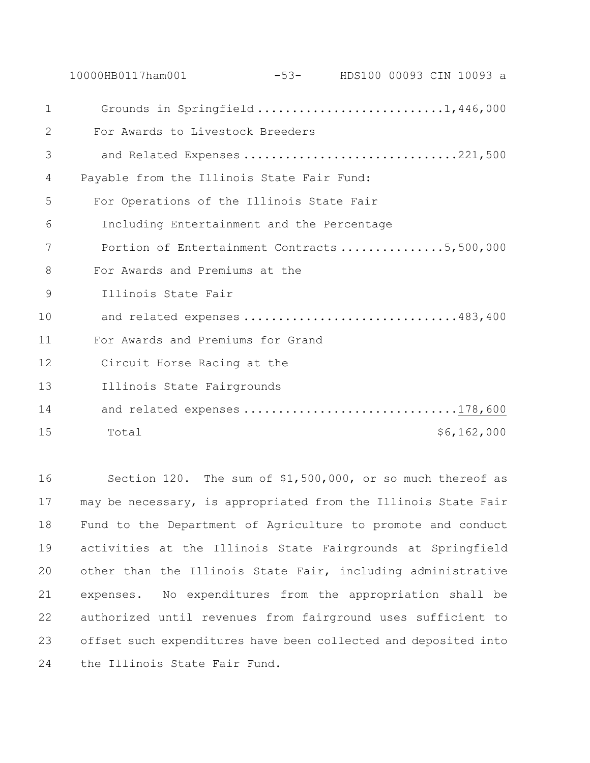Grounds in Springfield ..........................1,446,000

For Awards to Livestock Breeders
and Related Expenses ..............................221,500

Payable from the Illinois State Fair Fund:

For Operations of the Illinois State Fair
Including Entertainment and the Percentage
Portion of Entertainment Contracts ...............5,500,000

For Awards and Premiums at the
Illinois State Fair
and related expenses ..............................483,400

For Awards and Premiums for Grand
Circuit Horse Racing at the
Illinois State Fairgrounds
and related expenses ..............................178,600

Total $6,162,000

Section 120. The sum of $1,500,000, or so much thereof as may be necessary, is appropriated from the Illinois State Fair Fund to the Department of Agriculture to promote and conduct activities at the Illinois State Fairgrounds at Springfield other than the Illinois State Fair, including administrative expenses. No expenditures from the appropriation shall be authorized until revenues from fairground uses sufficient to offset such expenditures have been collected and deposited into the Illinois State Fair Fund.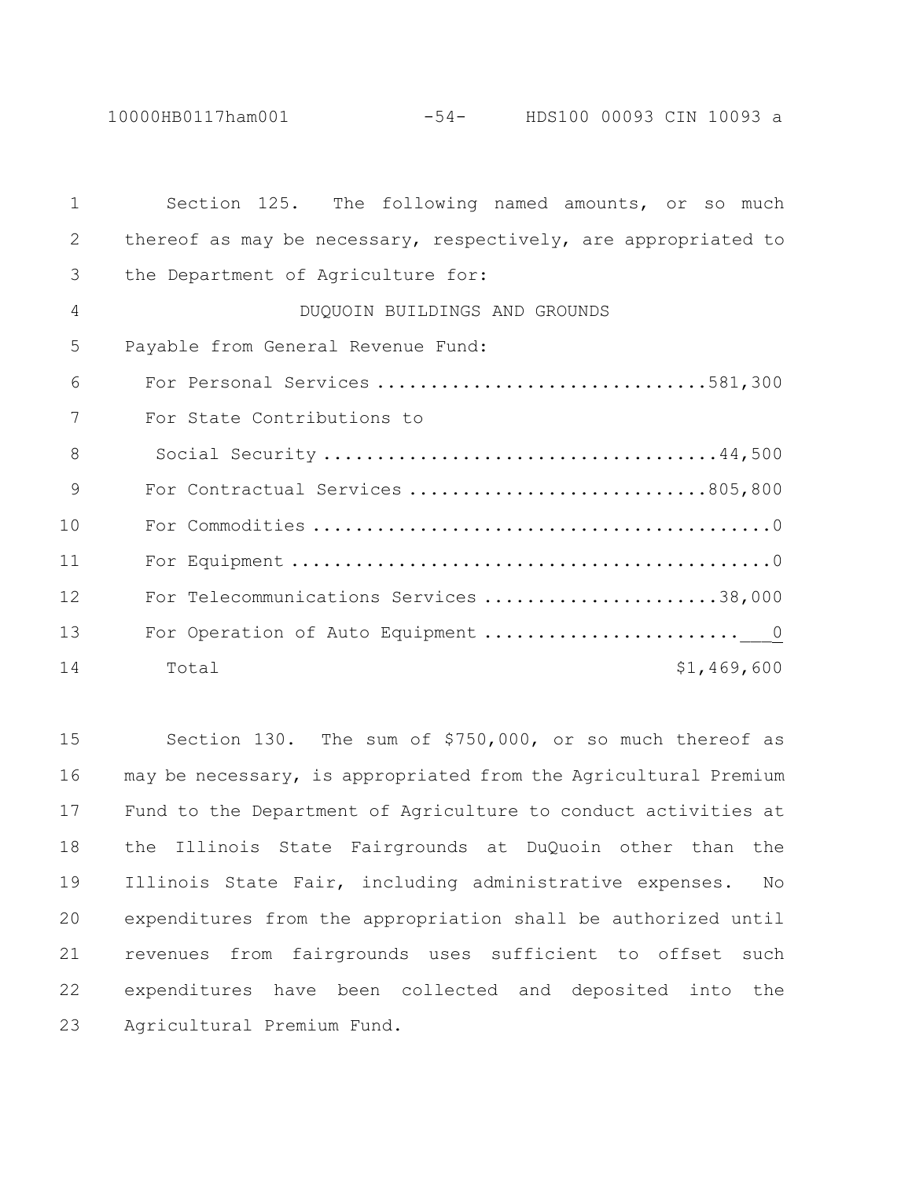Section 125. The following named amounts, or so much thereof as may be necessary, respectively, are appropriated to the Department of Agriculture for:

DUQUOIN BUILDINGS AND GROUNDS

Payable from General Revenue Fund:

| | |
|---|---:|
| For Personal Services | 581,300 |
| For State Contributions to Social Security | 44,500 |
| For Contractual Services | 805,800 |
| For Commodities | 0 |
| For Equipment | 0 |
| For Telecommunications Services | 38,000 |
| For Operation of Auto Equipment | 0 |
| Total | $1,469,600 |

Section 130. The sum of $750,000, or so much thereof as may be necessary, is appropriated from the Agricultural Premium Fund to the Department of Agriculture to conduct activities at the Illinois State Fairgrounds at DuQuoin other than the Illinois State Fair, including administrative expenses. No expenditures from the appropriation shall be authorized until revenues from fairgrounds uses sufficient to offset such expenditures have been collected and deposited into the Agricultural Premium Fund.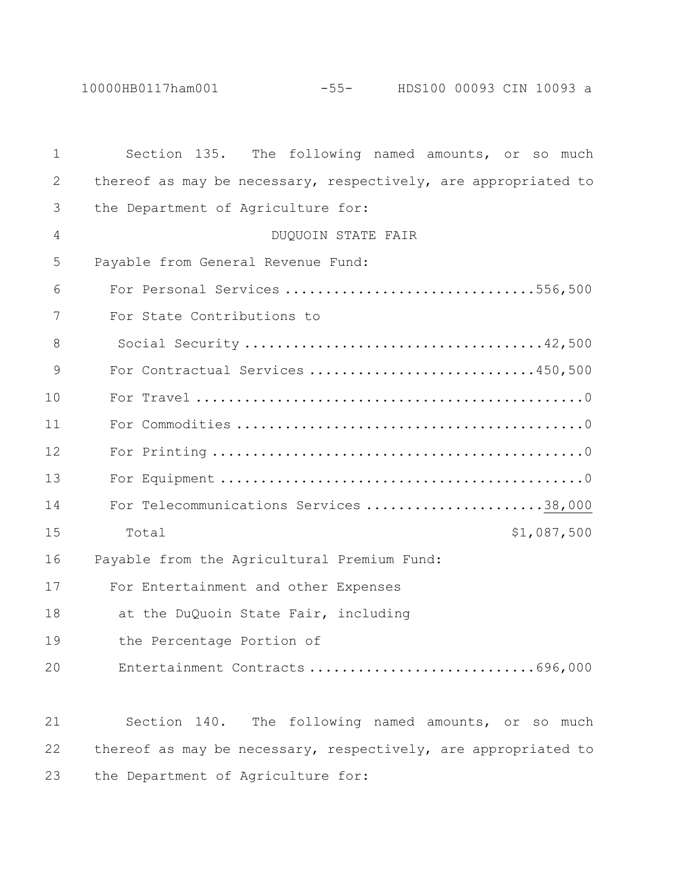Section 135. The following named amounts, or so much thereof as may be necessary, respectively, are appropriated to the Department of Agriculture for:

DUQUOIN STATE FAIR

Payable from General Revenue Fund:

| | |
|---|---:|
| For Personal Services | 556,500 |
| For State Contributions to Social Security | 42,500 |
| For Contractual Services | 450,500 |
| For Travel | 0 |
| For Commodities | 0 |
| For Printing | 0 |
| For Equipment | 0 |
| For Telecommunications Services | 38,000 |
| Total | $1,087,500 |

Payable from the Agricultural Premium Fund:

| | |
|---|---:|
| For Entertainment and other Expenses at the DuQuoin State Fair, including the Percentage Portion of Entertainment Contracts | 696,000 |

Section 140. The following named amounts, or so much thereof as may be necessary, respectively, are appropriated to the Department of Agriculture for: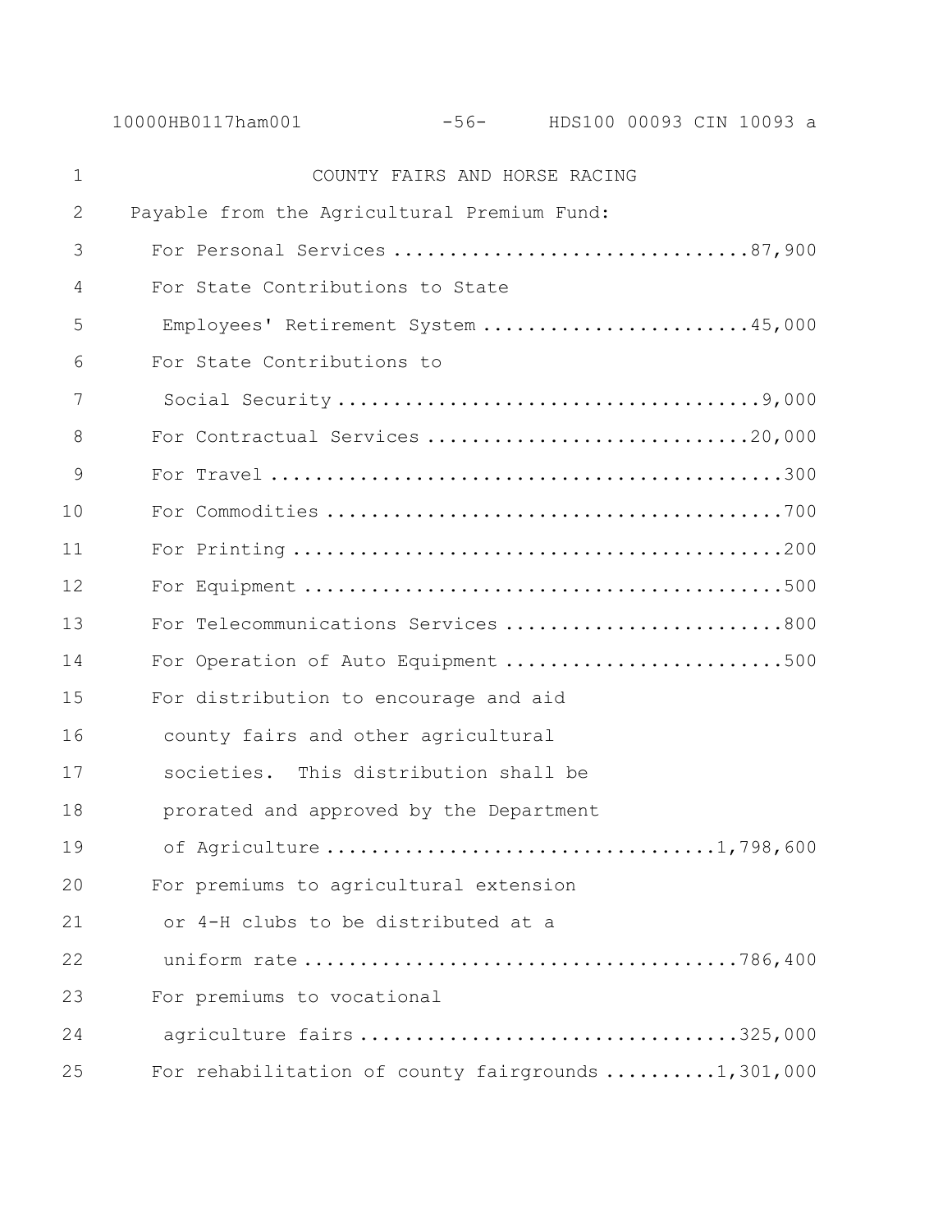### COUNTY FAIRS AND HORSE RACING

Payable from the Agricultural Premium Fund:

| Item | Amount |
|---|---|
| For Personal Services | 87,900 |
| For State Contributions to State Employees' Retirement System | 45,000 |
| For State Contributions to Social Security | 9,000 |
| For Contractual Services | 20,000 |
| For Travel | 300 |
| For Commodities | 700 |
| For Printing | 200 |
| For Equipment | 500 |
| For Telecommunications Services | 800 |
| For Operation of Auto Equipment | 500 |
| For distribution to encourage and aid county fairs and other agricultural societies. This distribution shall be prorated and approved by the Department of Agriculture | 1,798,600 |
| For premiums to agricultural extension or 4-H clubs to be distributed at a uniform rate | 786,400 |
| For premiums to vocational agriculture fairs | 325,000 |
| For rehabilitation of county fairgrounds | 1,301,000 |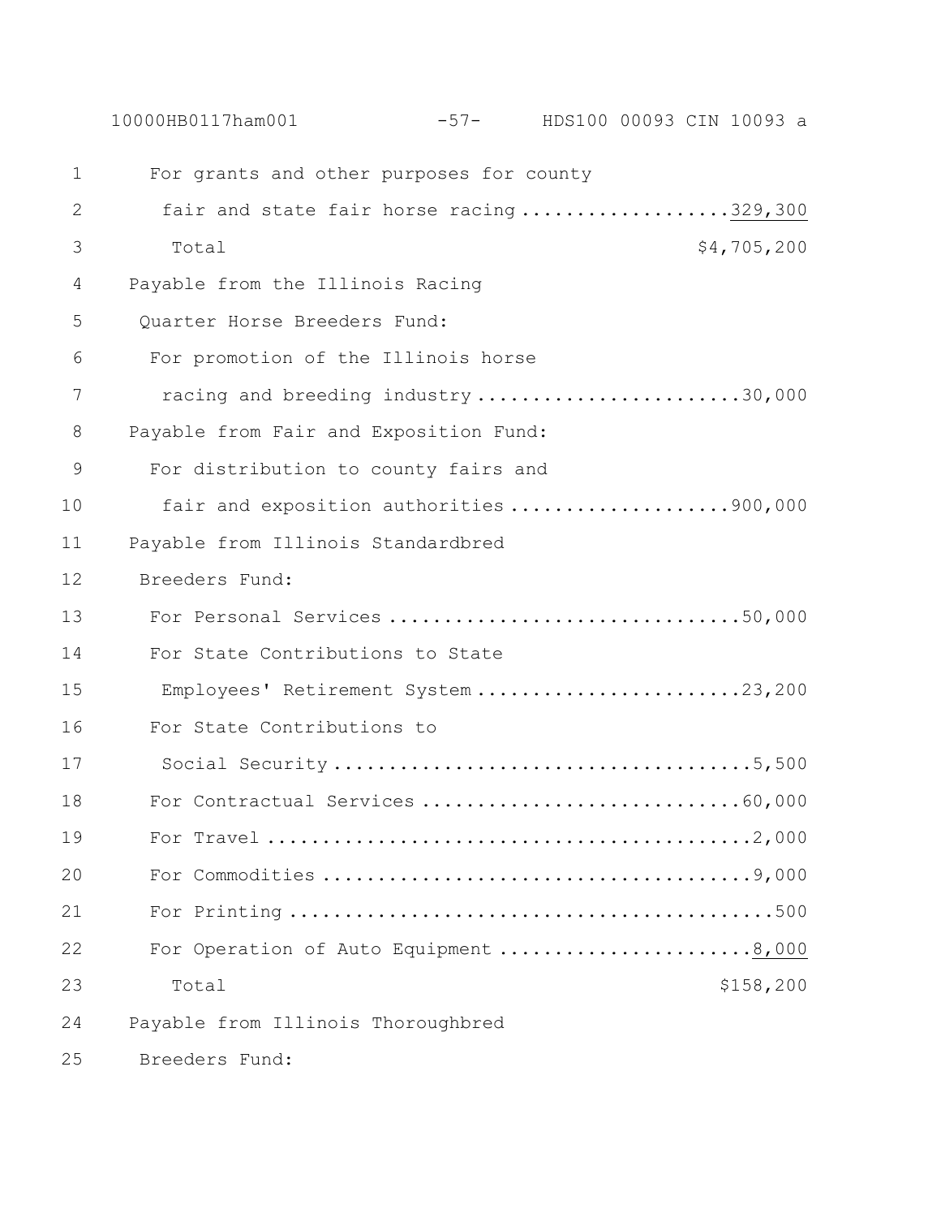For grants and other purposes for county fair and state fair horse racing .................. 329,300

Total $4,705,200

Payable from the Illinois Racing Quarter Horse Breeders Fund:

For promotion of the Illinois horse racing and breeding industry ........................ 30,000

Payable from Fair and Exposition Fund:

For distribution to county fairs and fair and exposition authorities .................... 900,000

Payable from Illinois Standardbred Breeders Fund:

For Personal Services ................................ 50,000

For State Contributions to State Employees' Retirement System ........................ 23,200

For State Contributions to Social Security ...................................... 5,500

For Contractual Services ............................. 60,000

For Travel ............................................ 2,000

For Commodities ....................................... 9,000

For Printing ............................................ 500

For Operation of Auto Equipment ....................... 8,000

Total $158,200

Payable from Illinois Thoroughbred Breeders Fund: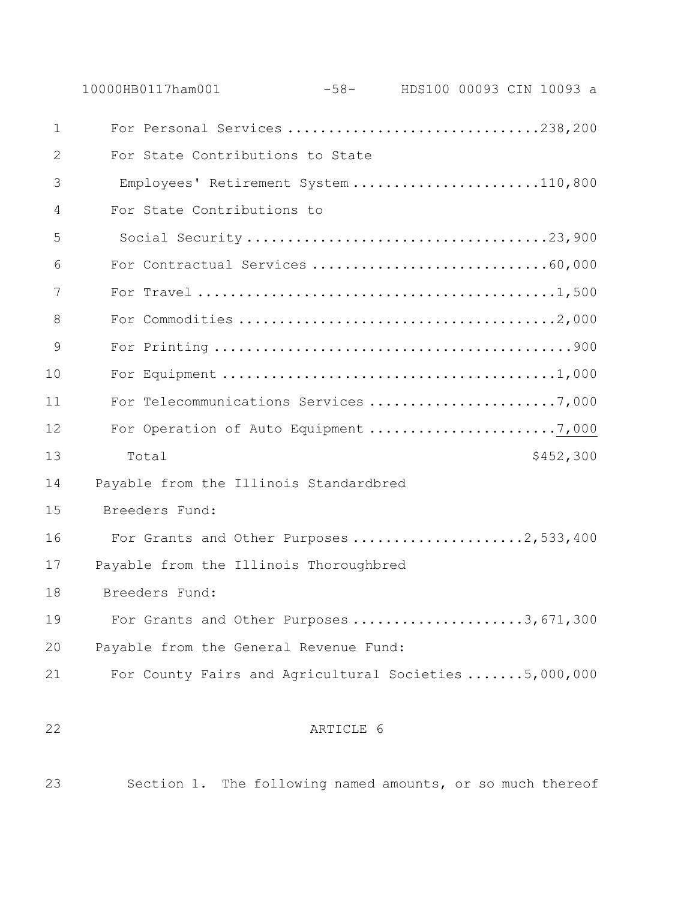For Personal Services ....................................238,200

For State Contributions to State Employees' Retirement System ....................110,800

For State Contributions to Social Security .....................................23,900

For Contractual Services ..............................60,000

For Travel ..............................................1,500

For Commodities ........................................2,000

For Printing ..............................................900

For Equipment ...........................................1,000

For Telecommunications Services .......................7,000

For Operation of Auto Equipment .......................7,000

Total $452,300

Payable from the Illinois Standardbred Breeders Fund:

For Grants and Other Purposes .....................2,533,400

Payable from the Illinois Thoroughbred Breeders Fund:

For Grants and Other Purposes .....................3,671,300

Payable from the General Revenue Fund:

For County Fairs and Agricultural Societies .......5,000,000

ARTICLE 6

Section 1. The following named amounts, or so much thereof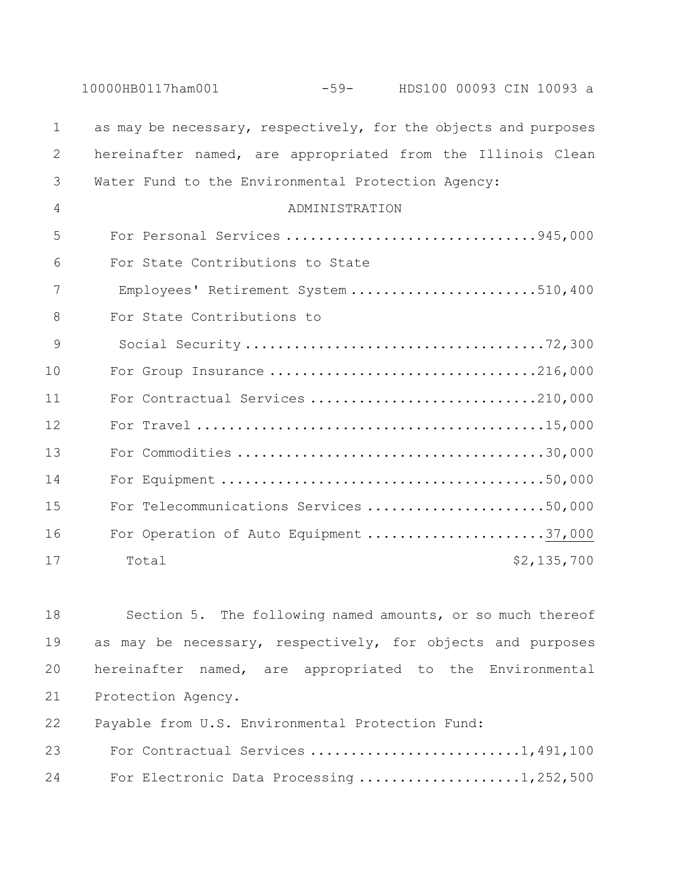as may be necessary, respectively, for the objects and purposes hereinafter named, are appropriated from the Illinois Clean Water Fund to the Environmental Protection Agency:

ADMINISTRATION

| | |
|---|---|
| For Personal Services | 945,000 |
| For State Contributions to State Employees' Retirement System | 510,400 |
| For State Contributions to Social Security | 72,300 |
| For Group Insurance | 216,000 |
| For Contractual Services | 210,000 |
| For Travel | 15,000 |
| For Commodities | 30,000 |
| For Equipment | 50,000 |
| For Telecommunications Services | 50,000 |
| For Operation of Auto Equipment | 37,000 |
| Total | $2,135,700 |

Section 5. The following named amounts, or so much thereof as may be necessary, respectively, for objects and purposes hereinafter named, are appropriated to the Environmental Protection Agency.

Payable from U.S. Environmental Protection Fund:

| | |
|---|---|
| For Contractual Services | 1,491,100 |
| For Electronic Data Processing | 1,252,500 |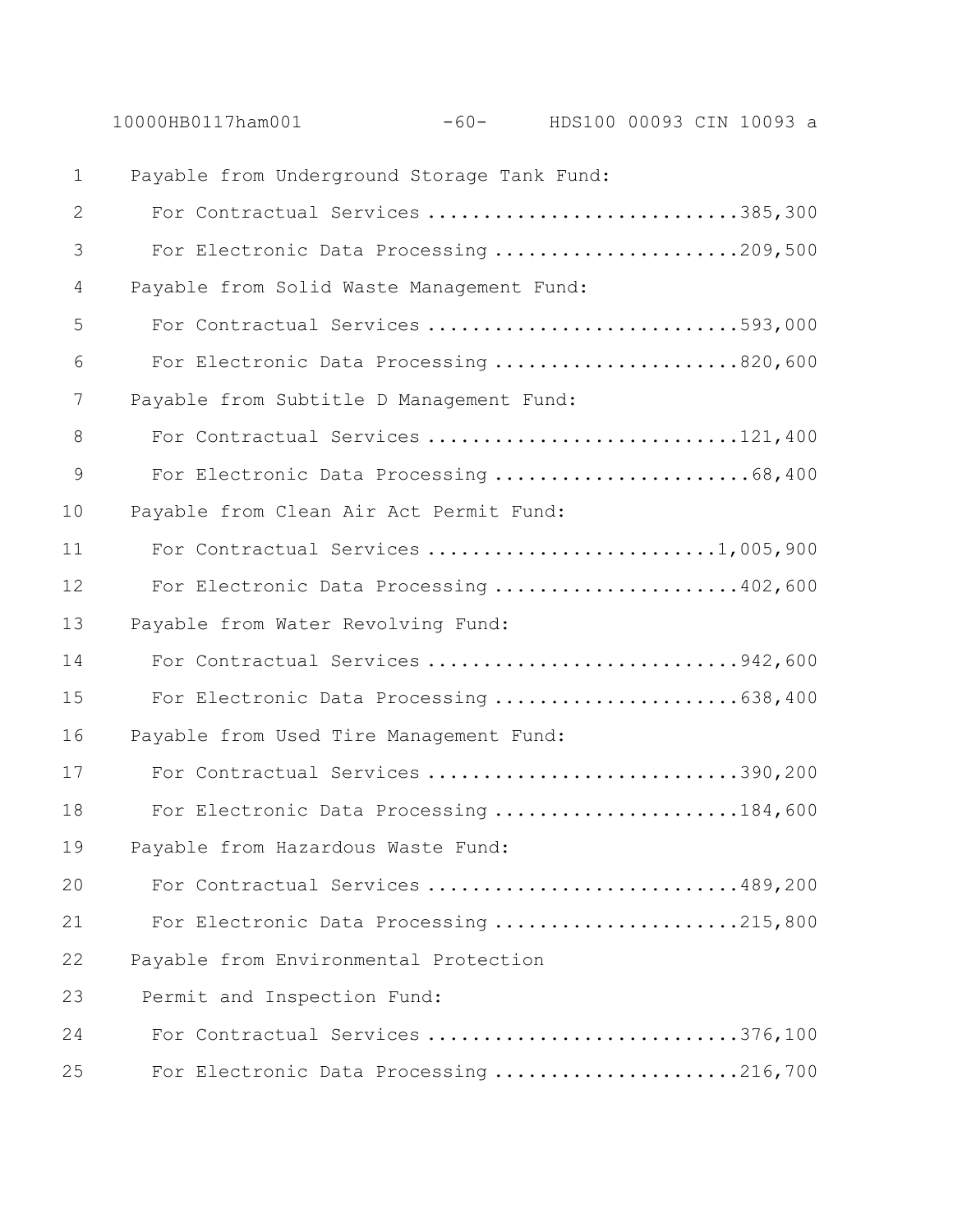Payable from Underground Storage Tank Fund:

For Contractual Services ............................385,300

For Electronic Data Processing ......................209,500

Payable from Solid Waste Management Fund:

For Contractual Services ............................593,000

For Electronic Data Processing ......................820,600

Payable from Subtitle D Management Fund:

For Contractual Services ............................121,400

For Electronic Data Processing .......................68,400

Payable from Clean Air Act Permit Fund:

For Contractual Services ..........................1,005,900

For Electronic Data Processing ......................402,600

Payable from Water Revolving Fund:

For Contractual Services ............................942,600

For Electronic Data Processing ......................638,400

Payable from Used Tire Management Fund:

For Contractual Services ............................390,200

For Electronic Data Processing ......................184,600

Payable from Hazardous Waste Fund:

For Contractual Services ............................489,200

For Electronic Data Processing ......................215,800

Payable from Environmental Protection Permit and Inspection Fund:

For Contractual Services ............................376,100

For Electronic Data Processing ......................216,700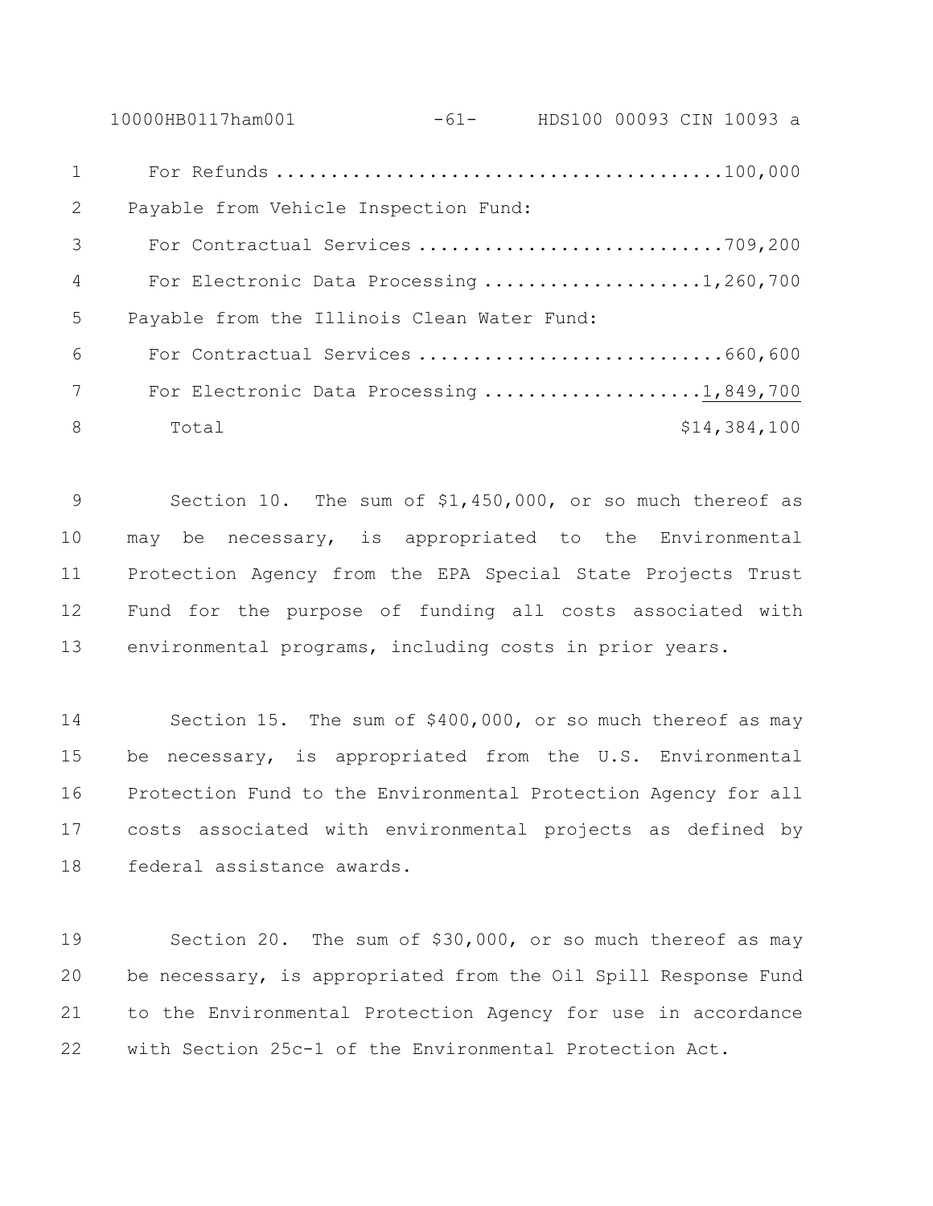| | |
|---|---|
| For Refunds | 100,000 |
| Payable from Vehicle Inspection Fund: | |
| For Contractual Services | 709,200 |
| For Electronic Data Processing | 1,260,700 |
| Payable from the Illinois Clean Water Fund: | |
| For Contractual Services | 660,600 |
| For Electronic Data Processing | 1,849,700 |
| Total | $14,384,100 |

Section 10. The sum of $1,450,000, or so much thereof as may be necessary, is appropriated to the Environmental Protection Agency from the EPA Special State Projects Trust Fund for the purpose of funding all costs associated with environmental programs, including costs in prior years.

Section 15. The sum of $400,000, or so much thereof as may be necessary, is appropriated from the U.S. Environmental Protection Fund to the Environmental Protection Agency for all costs associated with environmental projects as defined by federal assistance awards.

Section 20. The sum of $30,000, or so much thereof as may be necessary, is appropriated from the Oil Spill Response Fund to the Environmental Protection Agency for use in accordance with Section 25c-1 of the Environmental Protection Act.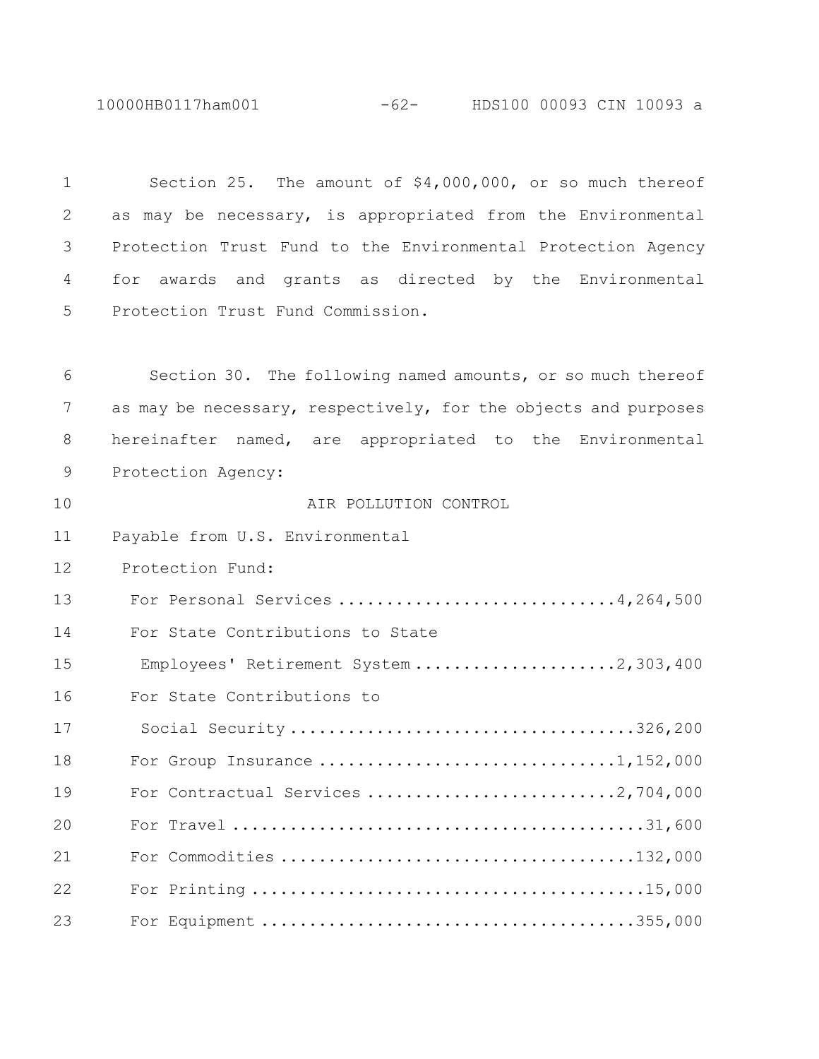Section 25. The amount of $4,000,000, or so much thereof as may be necessary, is appropriated from the Environmental Protection Trust Fund to the Environmental Protection Agency for awards and grants as directed by the Environmental Protection Trust Fund Commission.

Section 30. The following named amounts, or so much thereof as may be necessary, respectively, for the objects and purposes hereinafter named, are appropriated to the Environmental Protection Agency:

AIR POLLUTION CONTROL

Payable from U.S. Environmental Protection Fund:

| | |
|---|---|
| For Personal Services | 4,264,500 |
| For State Contributions to State Employees' Retirement System | 2,303,400 |
| For State Contributions to Social Security | 326,200 |
| For Group Insurance | 1,152,000 |
| For Contractual Services | 2,704,000 |
| For Travel | 31,600 |
| For Commodities | 132,000 |
| For Printing | 15,000 |
| For Equipment | 355,000 |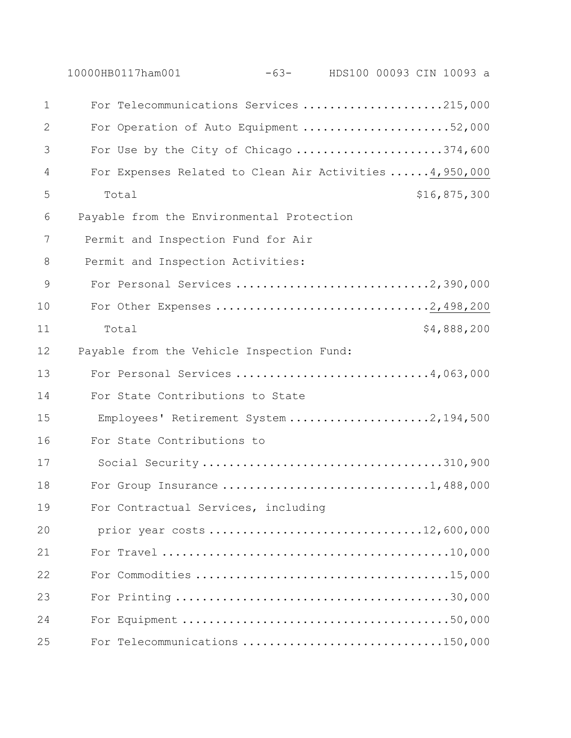For Telecommunications Services .....................215,000
For Operation of Auto Equipment ......................52,000
For Use by the City of Chicago ......................374,600
For Expenses Related to Clean Air Activities ......4,950,000
Total $16,875,300

Payable from the Environmental Protection Permit and Inspection Fund for Air Permit and Inspection Activities:
For Personal Services ............................2,390,000
For Other Expenses ...............................2,498,200
Total $4,888,200

Payable from the Vehicle Inspection Fund:
For Personal Services ............................4,063,000
For State Contributions to State Employees' Retirement System .....................2,194,500
For State Contributions to Social Security ...................................310,900
For Group Insurance ..............................1,488,000
For Contractual Services, including prior year costs ...............................12,600,000
For Travel ...........................................10,000
For Commodities ......................................15,000
For Printing .........................................30,000
For Equipment ........................................50,000
For Telecommunications .............................150,000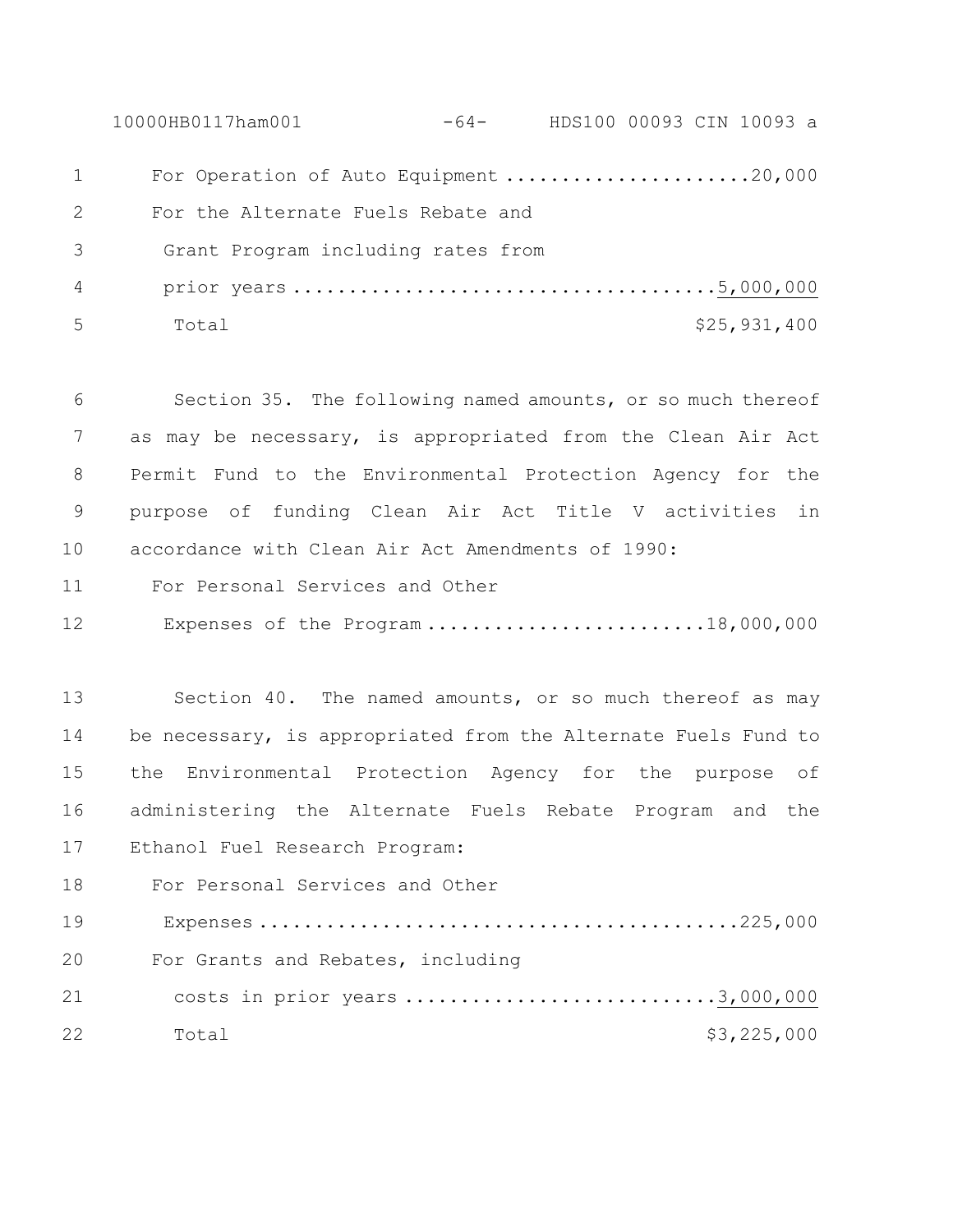For Operation of Auto Equipment ......................20,000

For the Alternate Fuels Rebate and Grant Program including rates from prior years ....................................5,000,000

Total $25,931,400

Section 35. The following named amounts, or so much thereof as may be necessary, is appropriated from the Clean Air Act Permit Fund to the Environmental Protection Agency for the purpose of funding Clean Air Act Title V activities in accordance with Clean Air Act Amendments of 1990:

For Personal Services and Other Expenses of the Program ........................18,000,000

Section 40. The named amounts, or so much thereof as may be necessary, is appropriated from the Alternate Fuels Fund to the Environmental Protection Agency for the purpose of administering the Alternate Fuels Rebate Program and the Ethanol Fuel Research Program:

For Personal Services and Other Expenses ..........................................225,000

For Grants and Rebates, including costs in prior years ...........................3,000,000

Total $3,225,000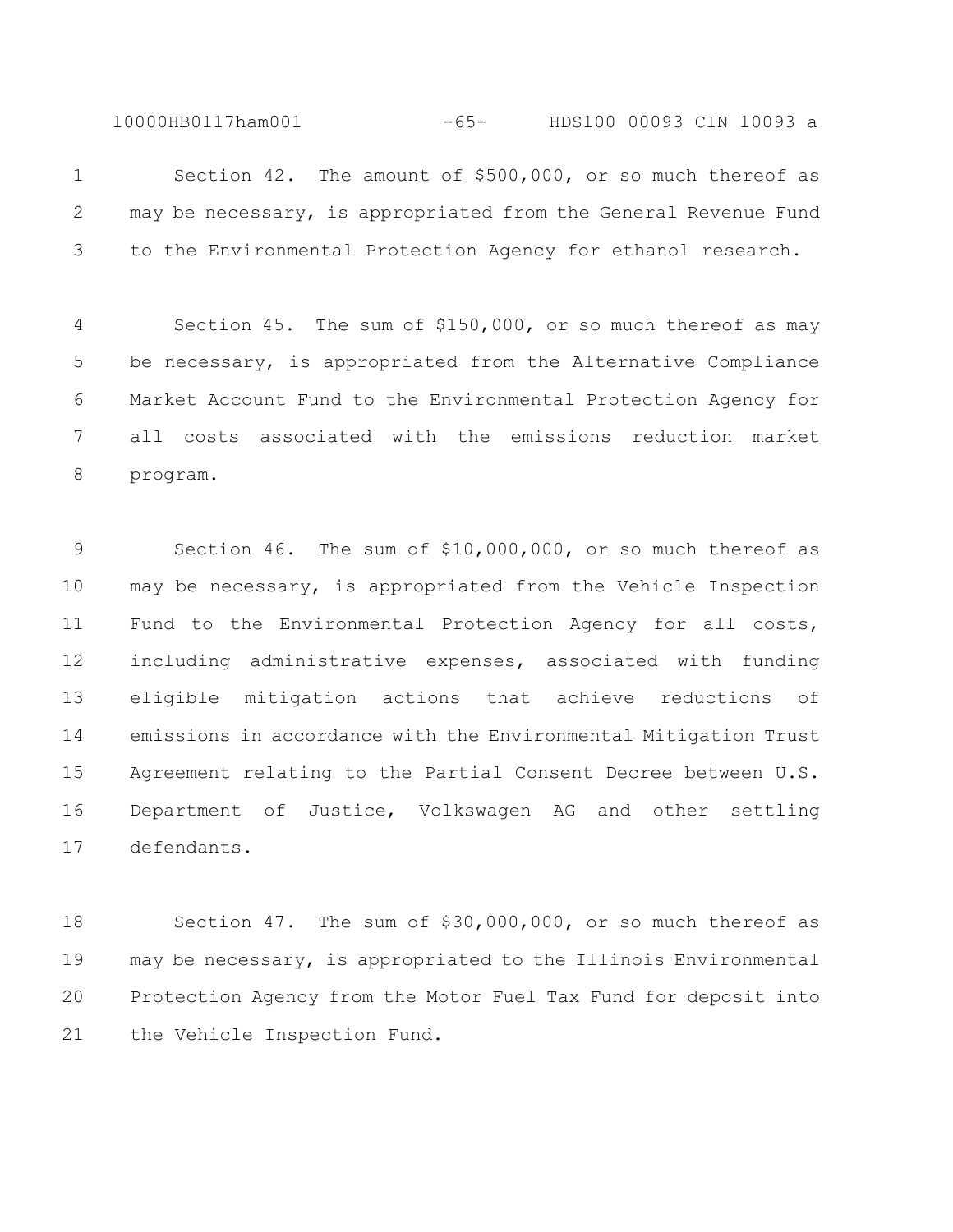Section 42. The amount of $500,000, or so much thereof as may be necessary, is appropriated from the General Revenue Fund to the Environmental Protection Agency for ethanol research.

Section 45. The sum of $150,000, or so much thereof as may be necessary, is appropriated from the Alternative Compliance Market Account Fund to the Environmental Protection Agency for all costs associated with the emissions reduction market program.

Section 46. The sum of $10,000,000, or so much thereof as may be necessary, is appropriated from the Vehicle Inspection Fund to the Environmental Protection Agency for all costs, including administrative expenses, associated with funding eligible mitigation actions that achieve reductions of emissions in accordance with the Environmental Mitigation Trust Agreement relating to the Partial Consent Decree between U.S. Department of Justice, Volkswagen AG and other settling defendants.

Section 47. The sum of $30,000,000, or so much thereof as may be necessary, is appropriated to the Illinois Environmental Protection Agency from the Motor Fuel Tax Fund for deposit into the Vehicle Inspection Fund.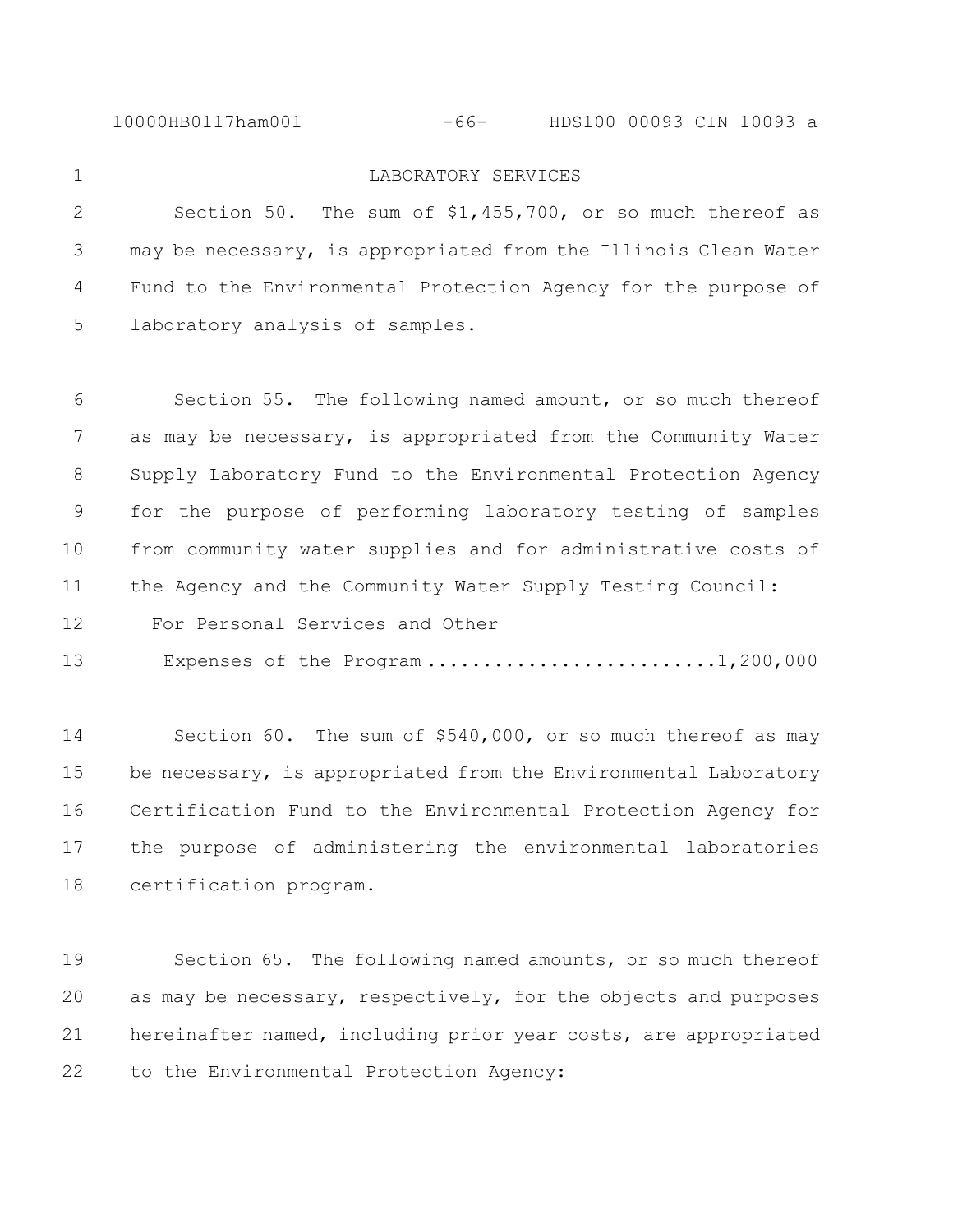LABORATORY SERVICES

Section 50. The sum of $1,455,700, or so much thereof as may be necessary, is appropriated from the Illinois Clean Water Fund to the Environmental Protection Agency for the purpose of laboratory analysis of samples.

Section 55. The following named amount, or so much thereof as may be necessary, is appropriated from the Community Water Supply Laboratory Fund to the Environmental Protection Agency for the purpose of performing laboratory testing of samples from community water supplies and for administrative costs of the Agency and the Community Water Supply Testing Council:

For Personal Services and Other Expenses of the Program .......................... 1,200,000

Section 60. The sum of $540,000, or so much thereof as may be necessary, is appropriated from the Environmental Laboratory Certification Fund to the Environmental Protection Agency for the purpose of administering the environmental laboratories certification program.

Section 65. The following named amounts, or so much thereof as may be necessary, respectively, for the objects and purposes hereinafter named, including prior year costs, are appropriated to the Environmental Protection Agency: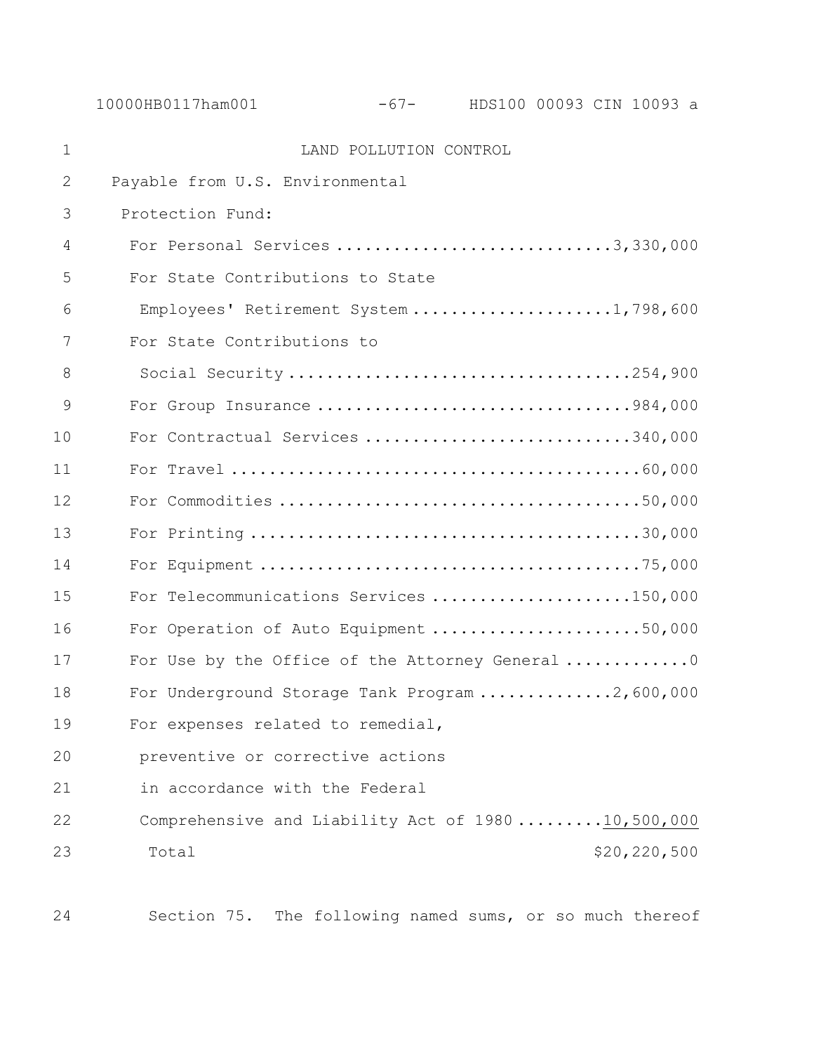LAND POLLUTION CONTROL

Payable from U.S. Environmental Protection Fund:

| | |
|---|---|
| For Personal Services | 3,330,000 |
| For State Contributions to State Employees' Retirement System | 1,798,600 |
| For State Contributions to Social Security | 254,900 |
| For Group Insurance | 984,000 |
| For Contractual Services | 340,000 |
| For Travel | 60,000 |
| For Commodities | 50,000 |
| For Printing | 30,000 |
| For Equipment | 75,000 |
| For Telecommunications Services | 150,000 |
| For Operation of Auto Equipment | 50,000 |
| For Use by the Office of the Attorney General | 0 |
| For Underground Storage Tank Program | 2,600,000 |
| For expenses related to remedial, preventive or corrective actions in accordance with the Federal Comprehensive and Liability Act of 1980 | 10,500,000 |
| Total | $20,220,500 |

Section 75. The following named sums, or so much thereof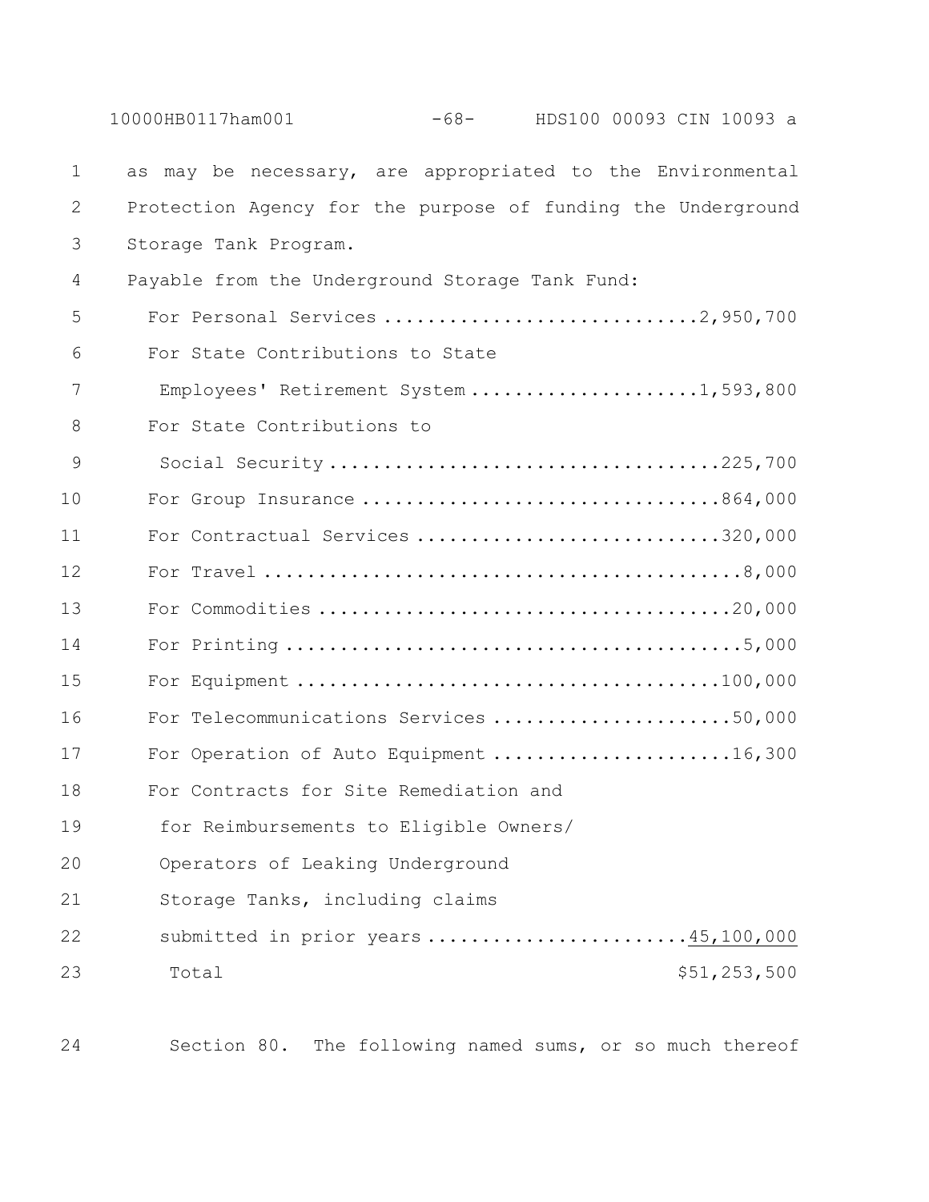as may be necessary, are appropriated to the Environmental Protection Agency for the purpose of funding the Underground Storage Tank Program.

Payable from the Underground Storage Tank Fund:

| Item | Amount |
|---|---|
| For Personal Services | 2,950,700 |
| For State Contributions to State Employees' Retirement System | 1,593,800 |
| For State Contributions to Social Security | 225,700 |
| For Group Insurance | 864,000 |
| For Contractual Services | 320,000 |
| For Travel | 8,000 |
| For Commodities | 20,000 |
| For Printing | 5,000 |
| For Equipment | 100,000 |
| For Telecommunications Services | 50,000 |
| For Operation of Auto Equipment | 16,300 |
| For Contracts for Site Remediation and for Reimbursements to Eligible Owners/ Operators of Leaking Underground Storage Tanks, including claims submitted in prior years | 45,100,000 |
| Total | $51,253,500 |

Section 80. The following named sums, or so much thereof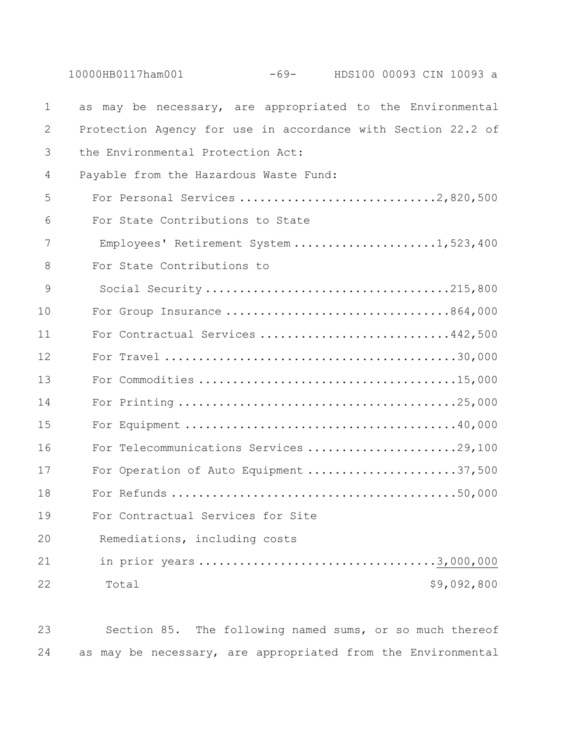as may be necessary, are appropriated to the Environmental Protection Agency for use in accordance with Section 22.2 of the Environmental Protection Act:

Payable from the Hazardous Waste Fund:

| | |
|---|---:|
| For Personal Services | 2,820,500 |
| For State Contributions to State Employees' Retirement System | 1,523,400 |
| For State Contributions to Social Security | 215,800 |
| For Group Insurance | 864,000 |
| For Contractual Services | 442,500 |
| For Travel | 30,000 |
| For Commodities | 15,000 |
| For Printing | 25,000 |
| For Equipment | 40,000 |
| For Telecommunications Services | 29,100 |
| For Operation of Auto Equipment | 37,500 |
| For Refunds | 50,000 |
| For Contractual Services for Site Remediations, including costs in prior years | 3,000,000 |
| Total | $9,092,800 |

Section 85. The following named sums, or so much thereof as may be necessary, are appropriated from the Environmental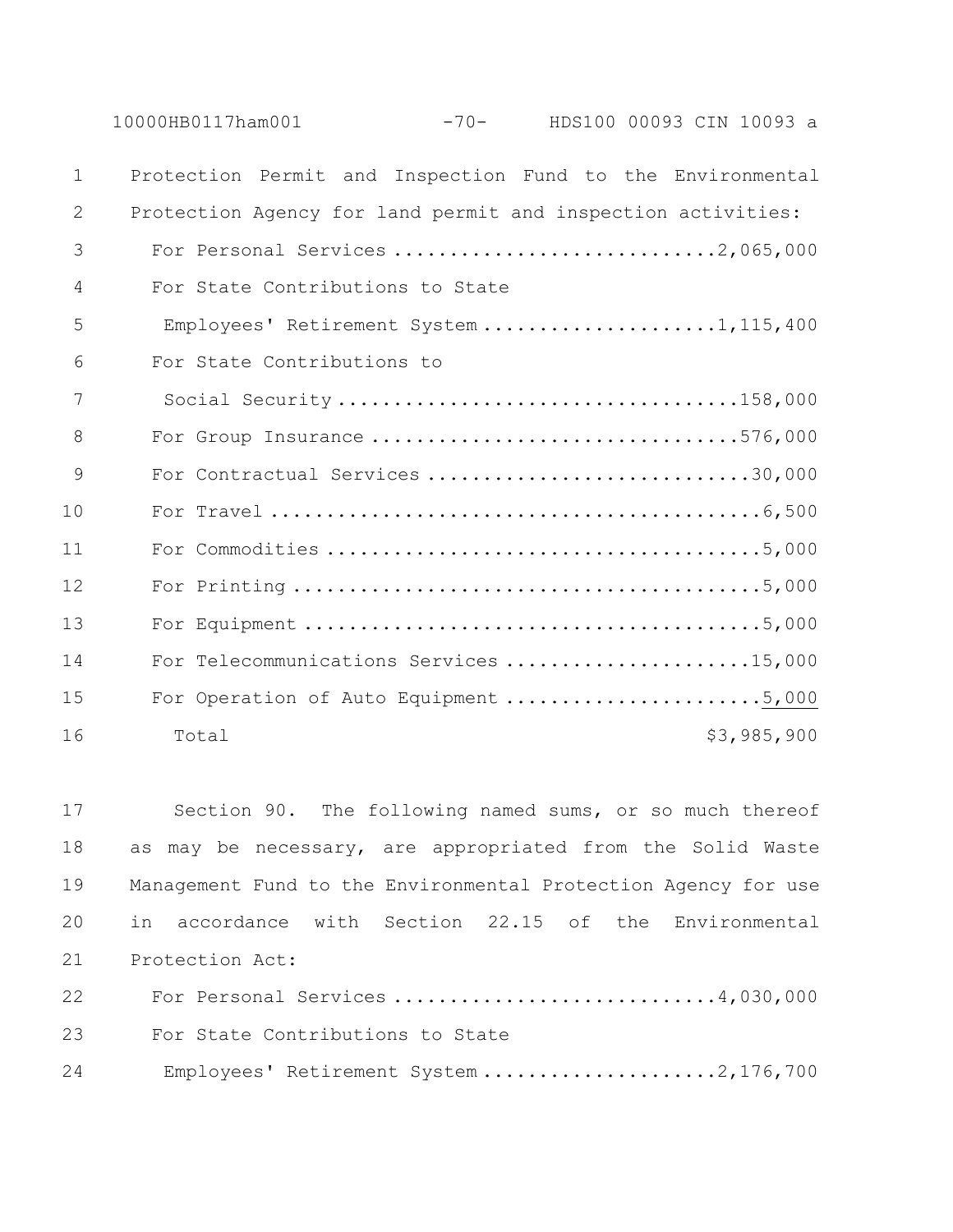Protection Permit and Inspection Fund to the Environmental Protection Agency for land permit and inspection activities:

| | |
|---|---|
| For Personal Services | 2,065,000 |
| For State Contributions to State Employees' Retirement System | 1,115,400 |
| For State Contributions to Social Security | 158,000 |
| For Group Insurance | 576,000 |
| For Contractual Services | 30,000 |
| For Travel | 6,500 |
| For Commodities | 5,000 |
| For Printing | 5,000 |
| For Equipment | 5,000 |
| For Telecommunications Services | 15,000 |
| For Operation of Auto Equipment | 5,000 |
| Total | $3,985,900 |

Section 90. The following named sums, or so much thereof as may be necessary, are appropriated from the Solid Waste Management Fund to the Environmental Protection Agency for use in accordance with Section 22.15 of the Environmental Protection Act:

| | |
|---|---|
| For Personal Services | 4,030,000 |
| For State Contributions to State Employees' Retirement System | 2,176,700 |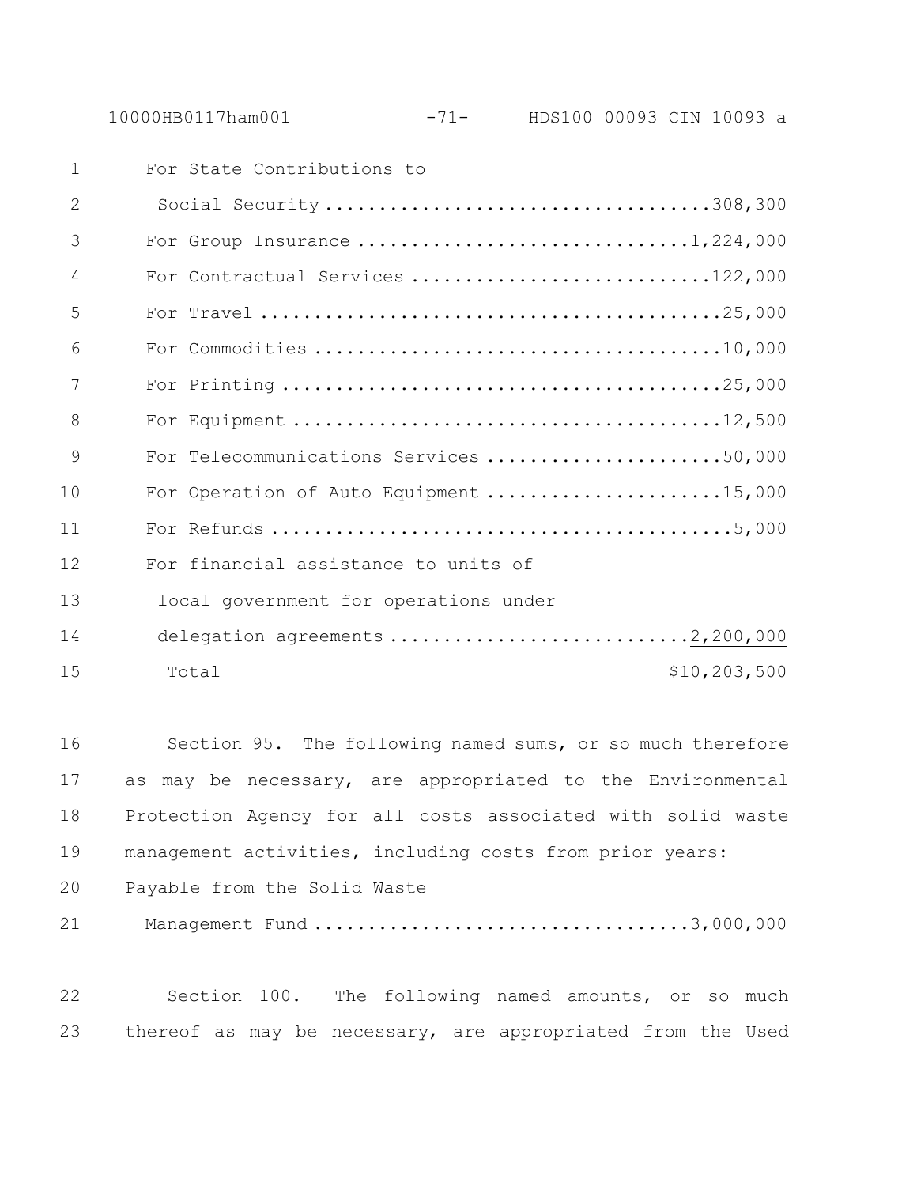| | |
|---|---|
| For State Contributions to Social Security | 308,300 |
| For Group Insurance | 1,224,000 |
| For Contractual Services | 122,000 |
| For Travel | 25,000 |
| For Commodities | 10,000 |
| For Printing | 25,000 |
| For Equipment | 12,500 |
| For Telecommunications Services | 50,000 |
| For Operation of Auto Equipment | 15,000 |
| For Refunds | 5,000 |
| For financial assistance to units of local government for operations under delegation agreements | 2,200,000 |
| Total | $10,203,500 |

Section 95. The following named sums, or so much therefore as may be necessary, are appropriated to the Environmental Protection Agency for all costs associated with solid waste management activities, including costs from prior years:

Payable from the Solid Waste Management Fund ..... 3,000,000

Section 100. The following named amounts, or so much thereof as may be necessary, are appropriated from the Used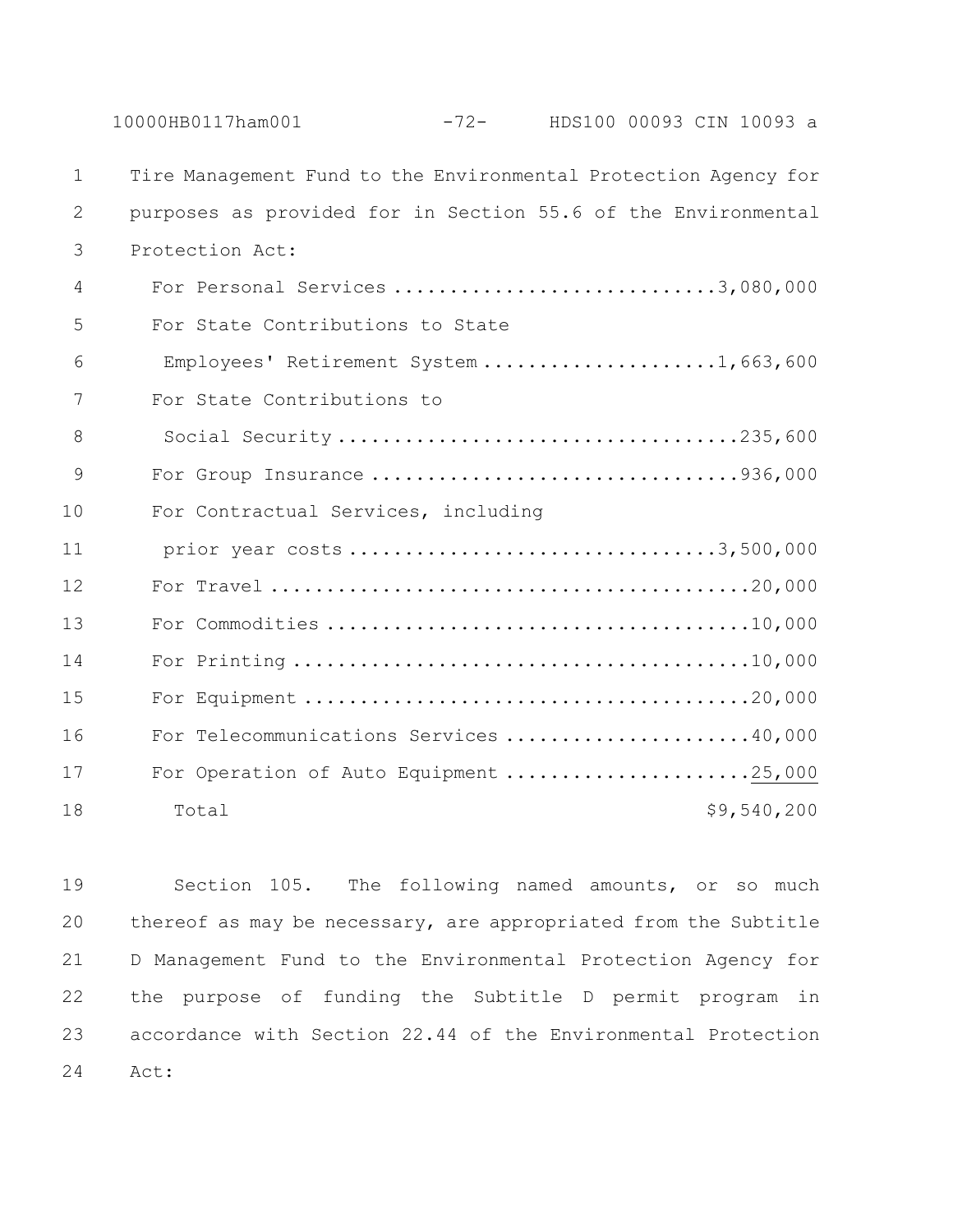Tire Management Fund to the Environmental Protection Agency for purposes as provided for in Section 55.6 of the Environmental Protection Act:

| | |
|---|---|
| For Personal Services | 3,080,000 |
| For State Contributions to State Employees' Retirement System | 1,663,600 |
| For State Contributions to Social Security | 235,600 |
| For Group Insurance | 936,000 |
| For Contractual Services, including prior year costs | 3,500,000 |
| For Travel | 20,000 |
| For Commodities | 10,000 |
| For Printing | 10,000 |
| For Equipment | 20,000 |
| For Telecommunications Services | 40,000 |
| For Operation of Auto Equipment | 25,000 |
| Total | $9,540,200 |

Section 105. The following named amounts, or so much thereof as may be necessary, are appropriated from the Subtitle D Management Fund to the Environmental Protection Agency for the purpose of funding the Subtitle D permit program in accordance with Section 22.44 of the Environmental Protection Act: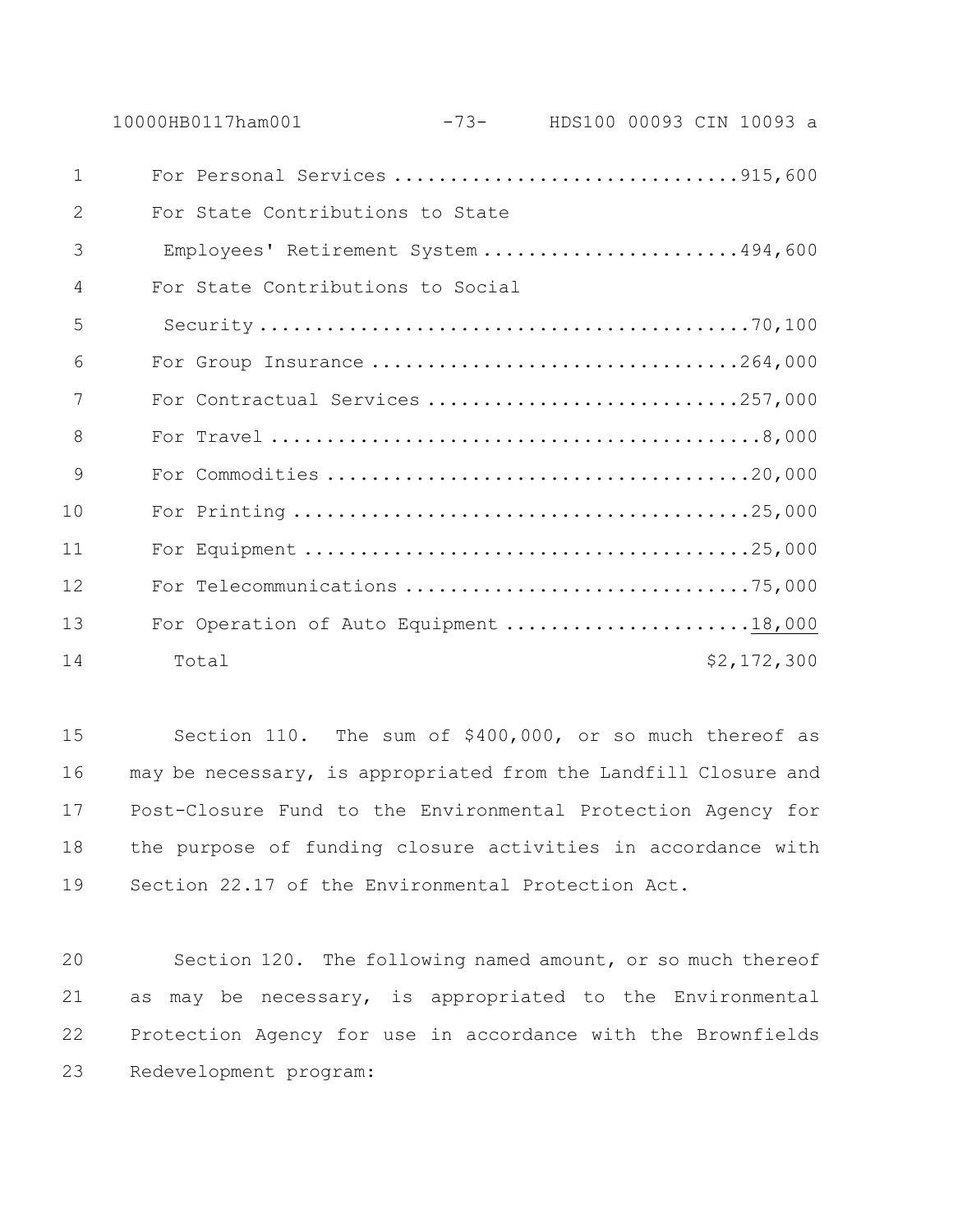| | |
|---|---|
| For Personal Services | 915,600 |
| For State Contributions to State Employees' Retirement System | 494,600 |
| For State Contributions to Social Security | 70,100 |
| For Group Insurance | 264,000 |
| For Contractual Services | 257,000 |
| For Travel | 8,000 |
| For Commodities | 20,000 |
| For Printing | 25,000 |
| For Equipment | 25,000 |
| For Telecommunications | 75,000 |
| For Operation of Auto Equipment | 18,000 |
| Total | $2,172,300 |

Section 110. The sum of $400,000, or so much thereof as may be necessary, is appropriated from the Landfill Closure and Post-Closure Fund to the Environmental Protection Agency for the purpose of funding closure activities in accordance with Section 22.17 of the Environmental Protection Act.

Section 120. The following named amount, or so much thereof as may be necessary, is appropriated to the Environmental Protection Agency for use in accordance with the Brownfields Redevelopment program: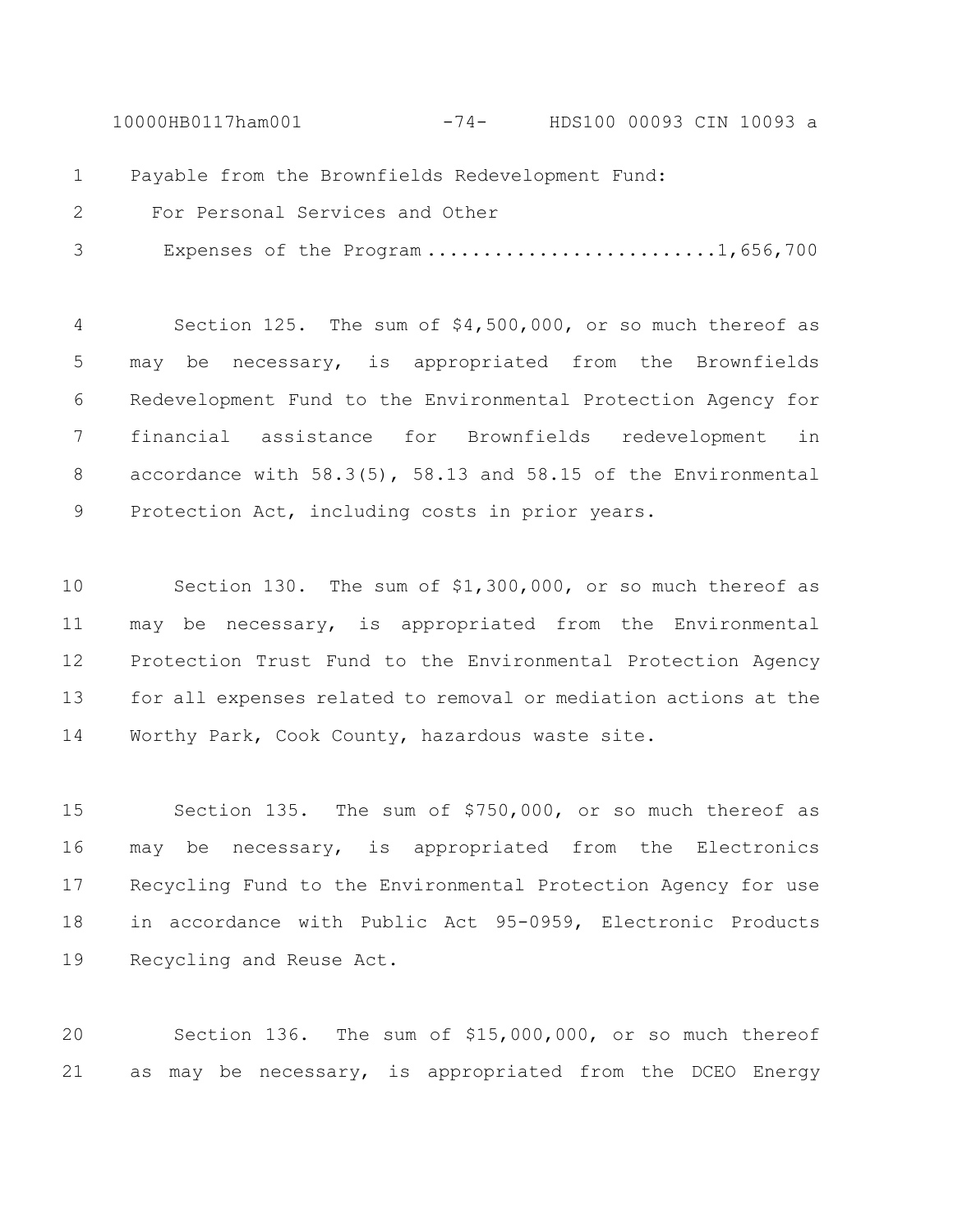Payable from the Brownfields Redevelopment Fund:

For Personal Services and Other

Expenses of the Program ..........................1,656,700

Section 125. The sum of $4,500,000, or so much thereof as may be necessary, is appropriated from the Brownfields Redevelopment Fund to the Environmental Protection Agency for financial assistance for Brownfields redevelopment in accordance with 58.3(5), 58.13 and 58.15 of the Environmental Protection Act, including costs in prior years.

Section 130. The sum of $1,300,000, or so much thereof as may be necessary, is appropriated from the Environmental Protection Trust Fund to the Environmental Protection Agency for all expenses related to removal or mediation actions at the Worthy Park, Cook County, hazardous waste site.

Section 135. The sum of $750,000, or so much thereof as may be necessary, is appropriated from the Electronics Recycling Fund to the Environmental Protection Agency for use in accordance with Public Act 95-0959, Electronic Products Recycling and Reuse Act.

Section 136. The sum of $15,000,000, or so much thereof as may be necessary, is appropriated from the DCEO Energy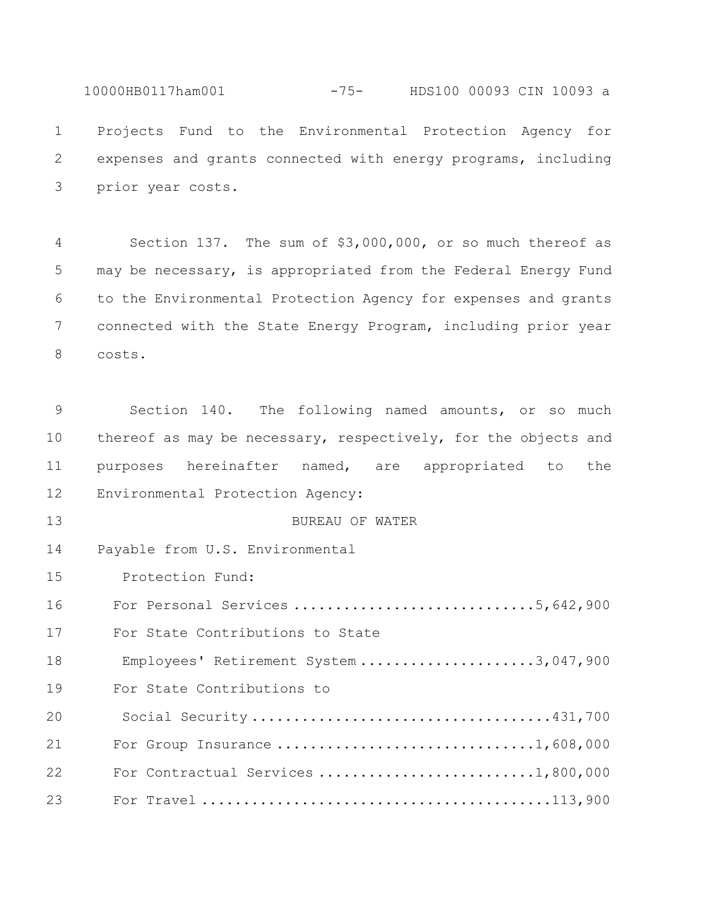Projects Fund to the Environmental Protection Agency for expenses and grants connected with energy programs, including prior year costs.

Section 137. The sum of $3,000,000, or so much thereof as may be necessary, is appropriated from the Federal Energy Fund to the Environmental Protection Agency for expenses and grants connected with the State Energy Program, including prior year costs.

Section 140. The following named amounts, or so much thereof as may be necessary, respectively, for the objects and purposes hereinafter named, are appropriated to the Environmental Protection Agency:

BUREAU OF WATER

Payable from U.S. Environmental Protection Fund:

| | |
|---|---|
| For Personal Services | 5,642,900 |
| For State Contributions to State Employees' Retirement System | 3,047,900 |
| For State Contributions to Social Security | 431,700 |
| For Group Insurance | 1,608,000 |
| For Contractual Services | 1,800,000 |
| For Travel | 113,900 |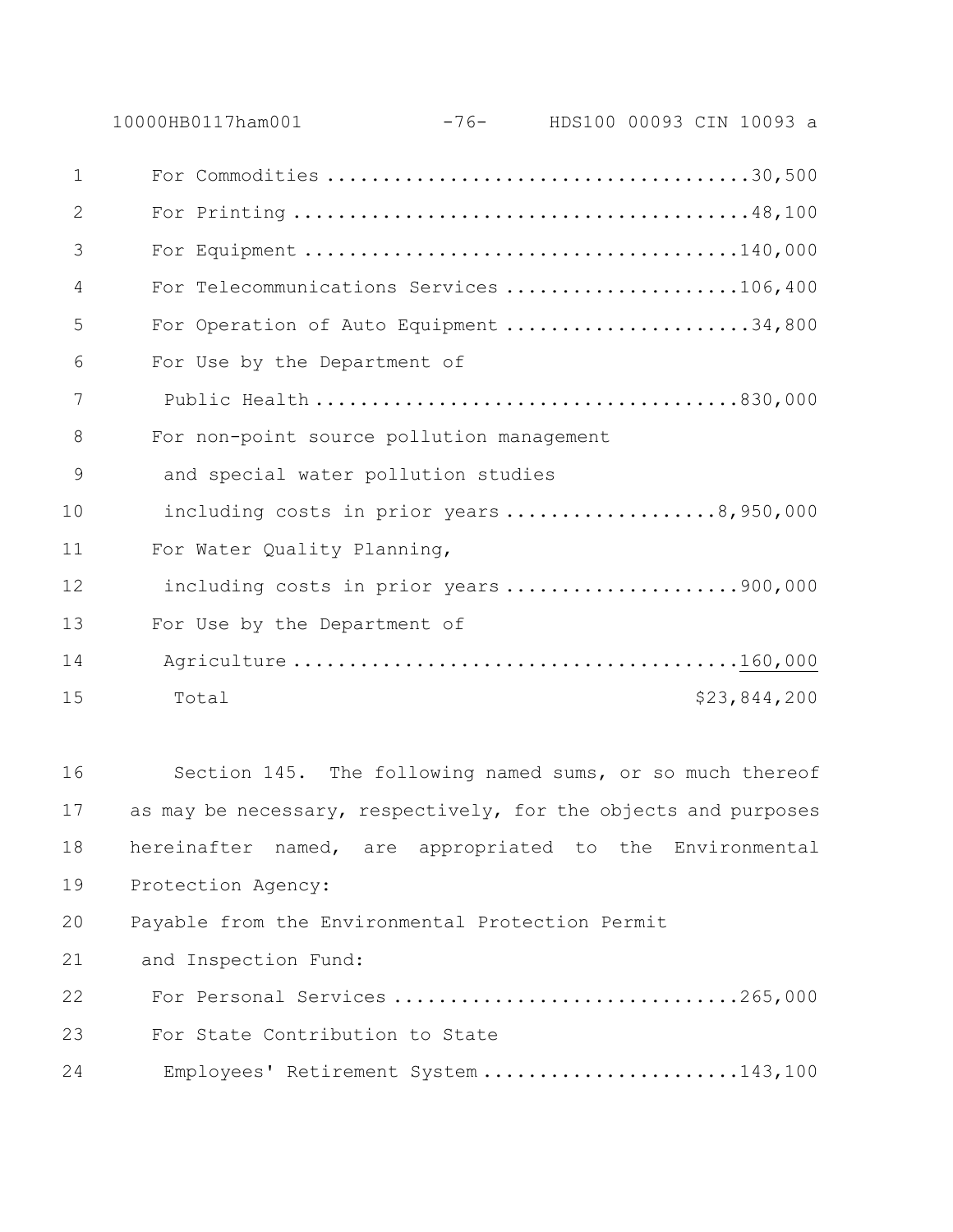For Commodities ....................................30,500
For Printing ........................................48,100
For Equipment ......................................140,000
For Telecommunications Services ....................106,400
For Operation of Auto Equipment .....................34,800
For Use by the Department of
 Public Health .....................................830,000
For non-point source pollution management
 and special water pollution studies
 including costs in prior years ..................8,950,000
For Water Quality Planning,
 including costs in prior years ....................900,000
For Use by the Department of
 Agriculture .......................................160,000
 Total $23,844,200

Section 145. The following named sums, or so much thereof as may be necessary, respectively, for the objects and purposes hereinafter named, are appropriated to the Environmental Protection Agency:

Payable from the Environmental Protection Permit
 and Inspection Fund:
For Personal Services ..............................265,000
For State Contribution to State
 Employees' Retirement System ......................143,100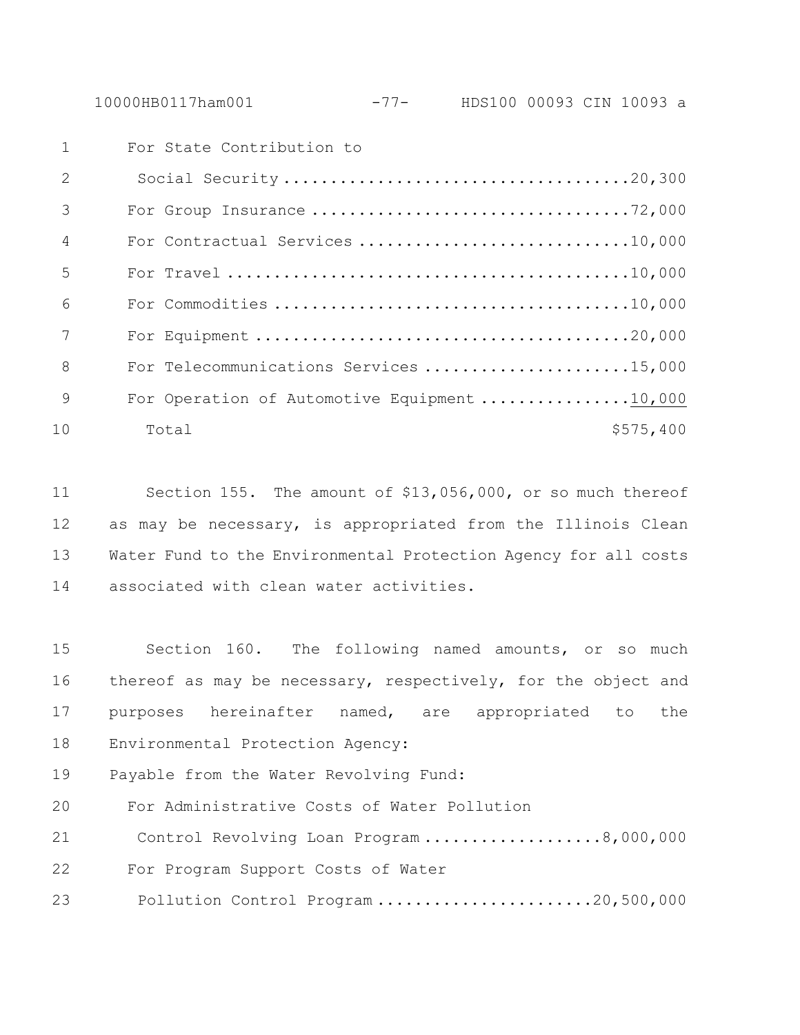| | |
|---|---|
| For State Contribution to Social Security | 20,300 |
| For Group Insurance | 72,000 |
| For Contractual Services | 10,000 |
| For Travel | 10,000 |
| For Commodities | 10,000 |
| For Equipment | 20,000 |
| For Telecommunications Services | 15,000 |
| For Operation of Automotive Equipment | 10,000 |
| Total | $575,400 |

Section 155. The amount of $13,056,000, or so much thereof as may be necessary, is appropriated from the Illinois Clean Water Fund to the Environmental Protection Agency for all costs associated with clean water activities.

Section 160. The following named amounts, or so much thereof as may be necessary, respectively, for the object and purposes hereinafter named, are appropriated to the Environmental Protection Agency:

Payable from the Water Revolving Fund:

| | |
|---|---|
| For Administrative Costs of Water Pollution Control Revolving Loan Program | 8,000,000 |
| For Program Support Costs of Water Pollution Control Program | 20,500,000 |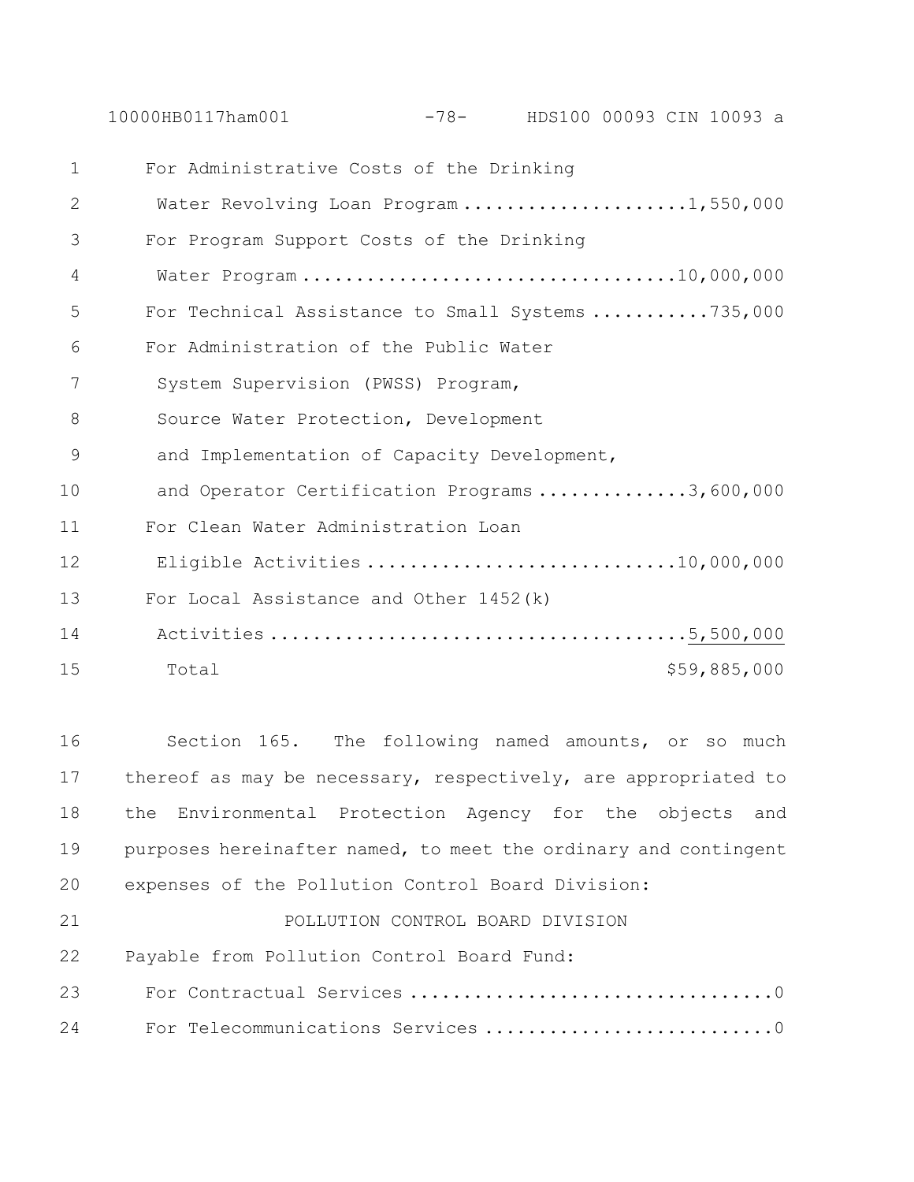For Administrative Costs of the Drinking Water Revolving Loan Program ....................1,550,000

For Program Support Costs of the Drinking Water Program ..................................10,000,000

For Technical Assistance to Small Systems ...........735,000

For Administration of the Public Water System Supervision (PWSS) Program, Source Water Protection, Development and Implementation of Capacity Development, and Operator Certification Programs ..............3,600,000

For Clean Water Administration Loan Eligible Activities ............................10,000,000

For Local Assistance and Other 1452(k) Activities .....................................5,500,000

Total $59,885,000

Section 165. The following named amounts, or so much thereof as may be necessary, respectively, are appropriated to the Environmental Protection Agency for the objects and purposes hereinafter named, to meet the ordinary and contingent expenses of the Pollution Control Board Division:

POLLUTION CONTROL BOARD DIVISION

Payable from Pollution Control Board Fund:

For Contractual Services .................................0

For Telecommunications Services ..........................0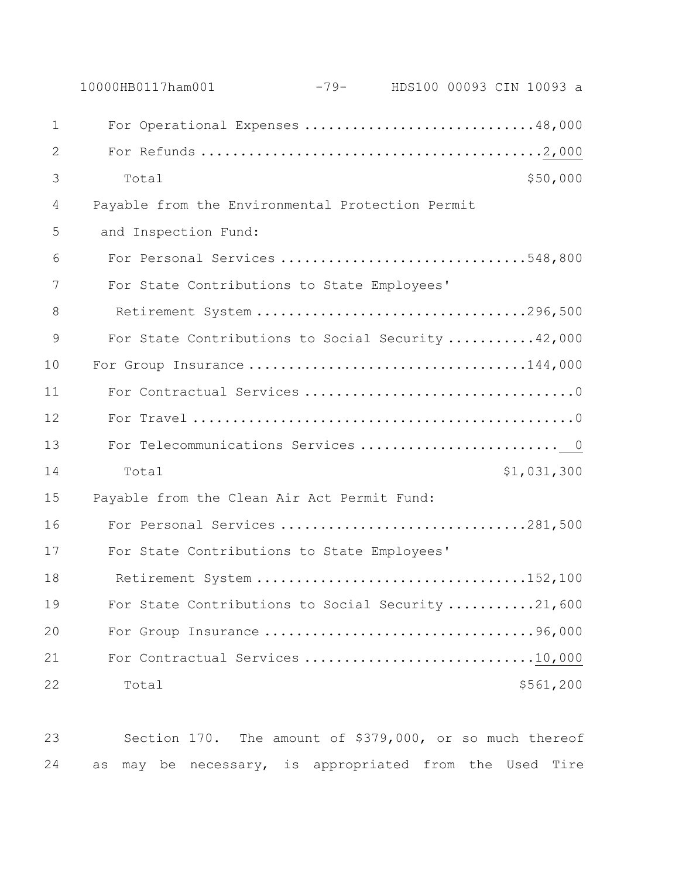For Operational Expenses ............................48,000
For Refunds ...........................................2,000
Total $50,000

Payable from the Environmental Protection Permit and Inspection Fund:

For Personal Services ..............................548,800
For State Contributions to State Employees' Retirement System ..................................296,500
For State Contributions to Social Security ...........42,000
For Group Insurance ..................................144,000
For Contractual Services ..................................0
For Travel ...............................................0
For Telecommunications Services ..........................0
Total $1,031,300

Payable from the Clean Air Act Permit Fund:

For Personal Services ..............................281,500
For State Contributions to State Employees' Retirement System ..................................152,100
For State Contributions to Social Security ...........21,600
For Group Insurance ..................................96,000
For Contractual Services ............................10,000
Total $561,200

Section 170. The amount of $379,000, or so much thereof as may be necessary, is appropriated from the Used Tire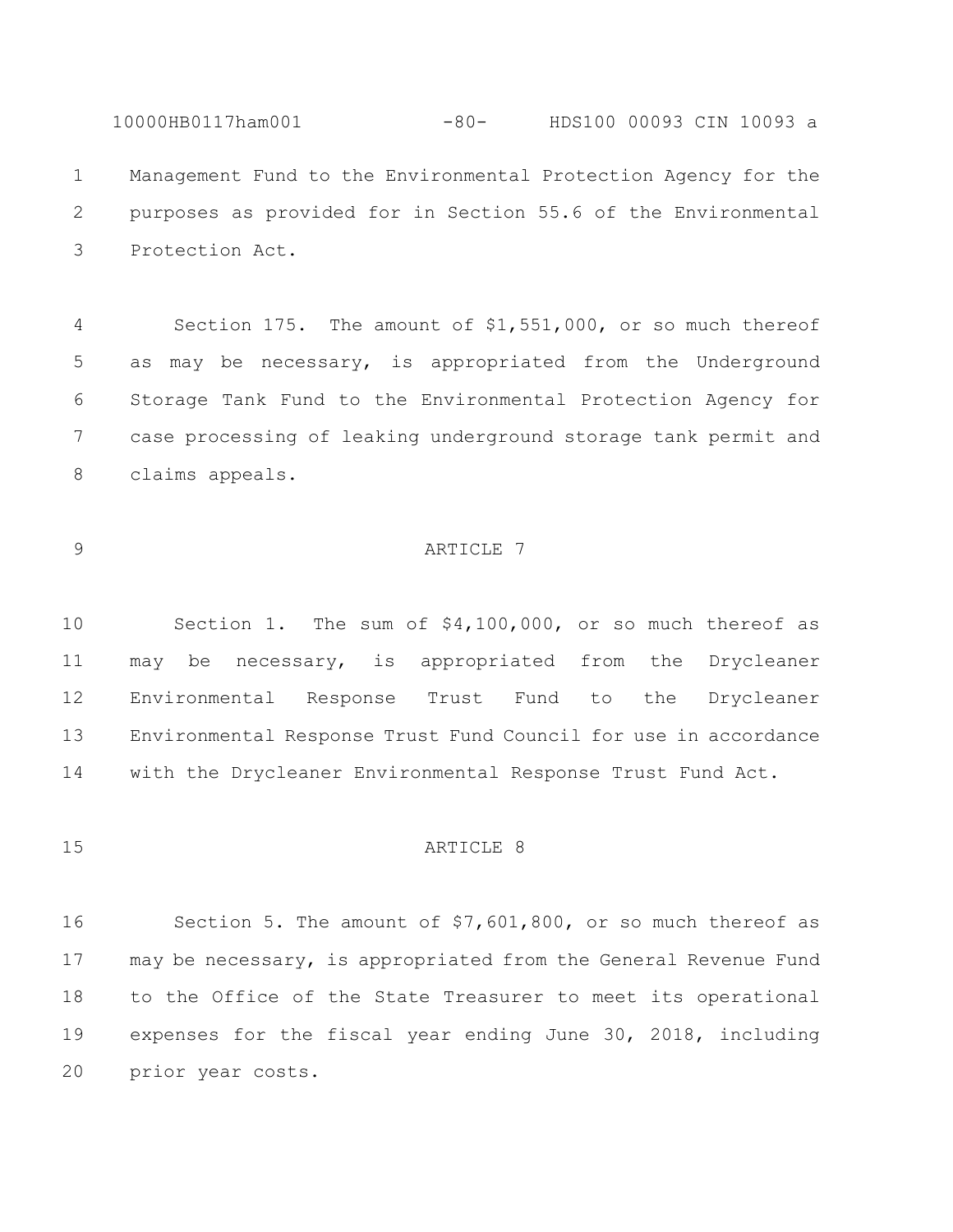Management Fund to the Environmental Protection Agency for the purposes as provided for in Section 55.6 of the Environmental Protection Act.

Section 175. The amount of $1,551,000, or so much thereof as may be necessary, is appropriated from the Underground Storage Tank Fund to the Environmental Protection Agency for case processing of leaking underground storage tank permit and claims appeals.

## ARTICLE 7

Section 1. The sum of $4,100,000, or so much thereof as may be necessary, is appropriated from the Drycleaner Environmental Response Trust Fund to the Drycleaner Environmental Response Trust Fund Council for use in accordance with the Drycleaner Environmental Response Trust Fund Act.

## ARTICLE 8

Section 5. The amount of $7,601,800, or so much thereof as may be necessary, is appropriated from the General Revenue Fund to the Office of the State Treasurer to meet its operational expenses for the fiscal year ending June 30, 2018, including prior year costs.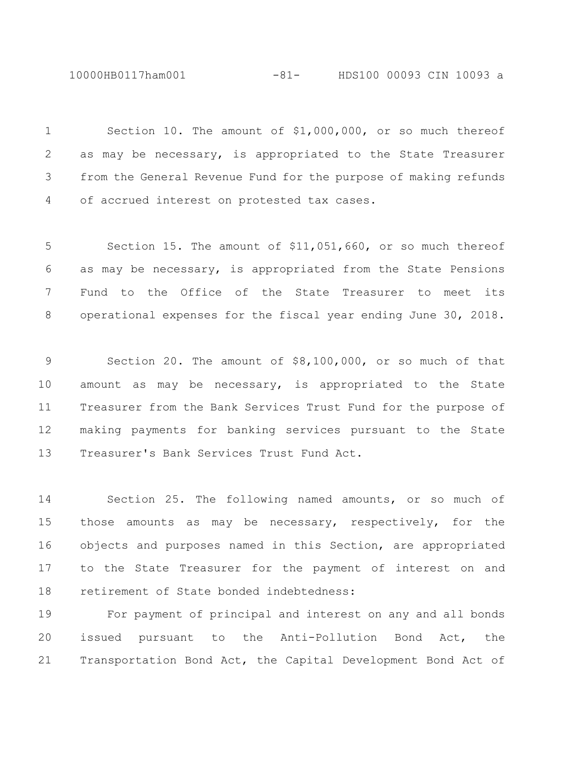Section 10. The amount of $1,000,000, or so much thereof as may be necessary, is appropriated to the State Treasurer from the General Revenue Fund for the purpose of making refunds of accrued interest on protested tax cases.

Section 15. The amount of $11,051,660, or so much thereof as may be necessary, is appropriated from the State Pensions Fund to the Office of the State Treasurer to meet its operational expenses for the fiscal year ending June 30, 2018.

Section 20. The amount of $8,100,000, or so much of that amount as may be necessary, is appropriated to the State Treasurer from the Bank Services Trust Fund for the purpose of making payments for banking services pursuant to the State Treasurer's Bank Services Trust Fund Act.

Section 25. The following named amounts, or so much of those amounts as may be necessary, respectively, for the objects and purposes named in this Section, are appropriated to the State Treasurer for the payment of interest on and retirement of State bonded indebtedness:

For payment of principal and interest on any and all bonds issued pursuant to the Anti-Pollution Bond Act, the Transportation Bond Act, the Capital Development Bond Act of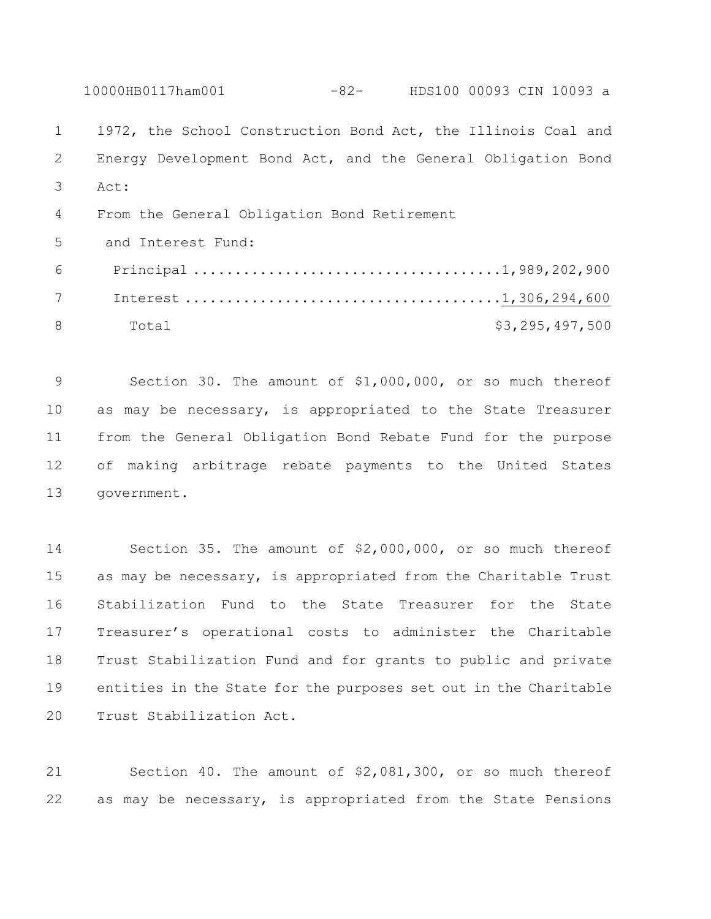1972, the School Construction Bond Act, the Illinois Coal and Energy Development Bond Act, and the General Obligation Bond Act:

From the General Obligation Bond Retirement and Interest Fund:

| | |
|---|---|
| Principal | 1,989,202,900 |
| Interest | 1,306,294,600 |
| Total | $3,295,497,500 |

Section 30. The amount of $1,000,000, or so much thereof as may be necessary, is appropriated to the State Treasurer from the General Obligation Bond Rebate Fund for the purpose of making arbitrage rebate payments to the United States government.

Section 35. The amount of $2,000,000, or so much thereof as may be necessary, is appropriated from the Charitable Trust Stabilization Fund to the State Treasurer for the State Treasurer's operational costs to administer the Charitable Trust Stabilization Fund and for grants to public and private entities in the State for the purposes set out in the Charitable Trust Stabilization Act.

Section 40. The amount of $2,081,300, or so much thereof as may be necessary, is appropriated from the State Pensions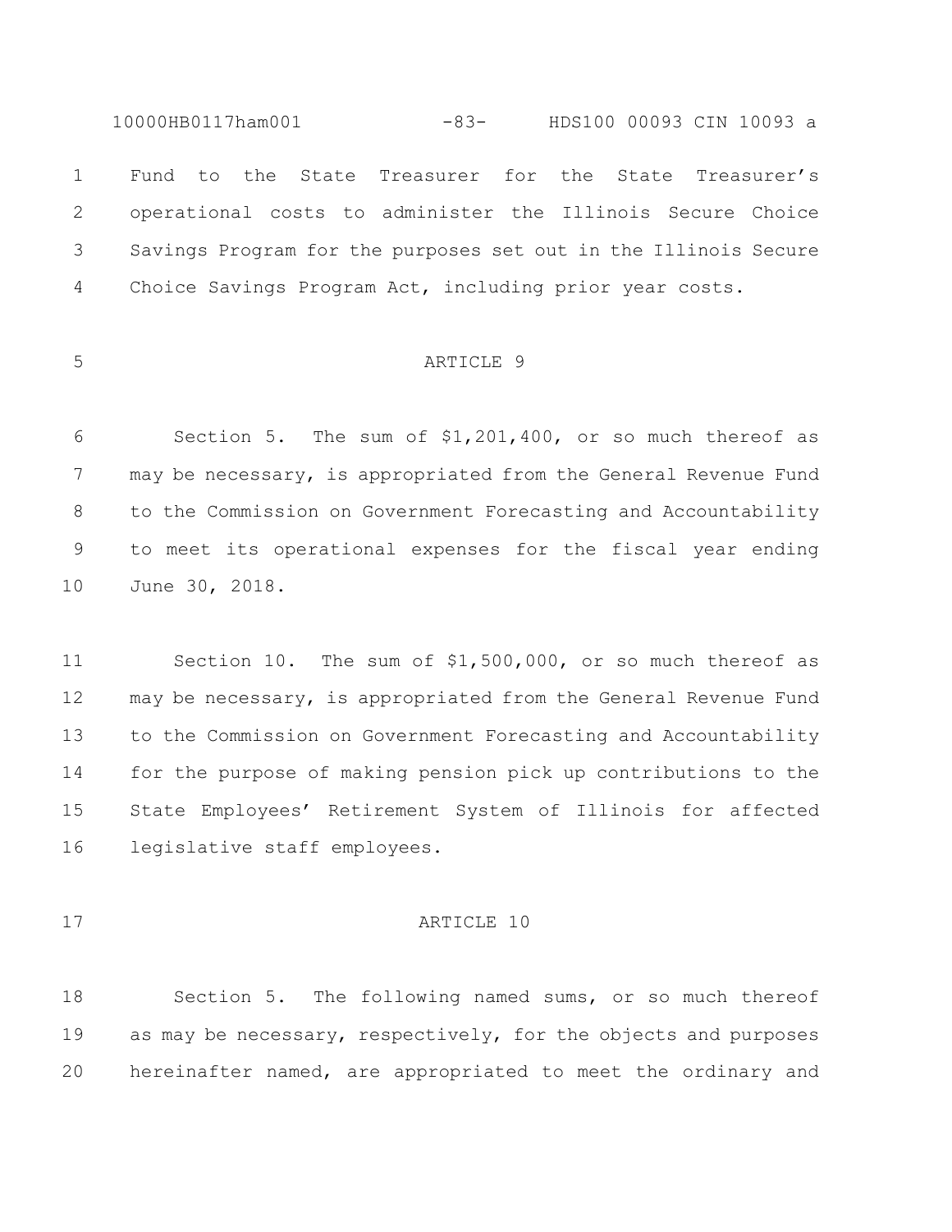Fund to the State Treasurer for the State Treasurer's operational costs to administer the Illinois Secure Choice Savings Program for the purposes set out in the Illinois Secure Choice Savings Program Act, including prior year costs.

## ARTICLE 9

Section 5. The sum of $1,201,400, or so much thereof as may be necessary, is appropriated from the General Revenue Fund to the Commission on Government Forecasting and Accountability to meet its operational expenses for the fiscal year ending June 30, 2018.

Section 10. The sum of $1,500,000, or so much thereof as may be necessary, is appropriated from the General Revenue Fund to the Commission on Government Forecasting and Accountability for the purpose of making pension pick up contributions to the State Employees' Retirement System of Illinois for affected legislative staff employees.

## ARTICLE 10

Section 5. The following named sums, or so much thereof as may be necessary, respectively, for the objects and purposes hereinafter named, are appropriated to meet the ordinary and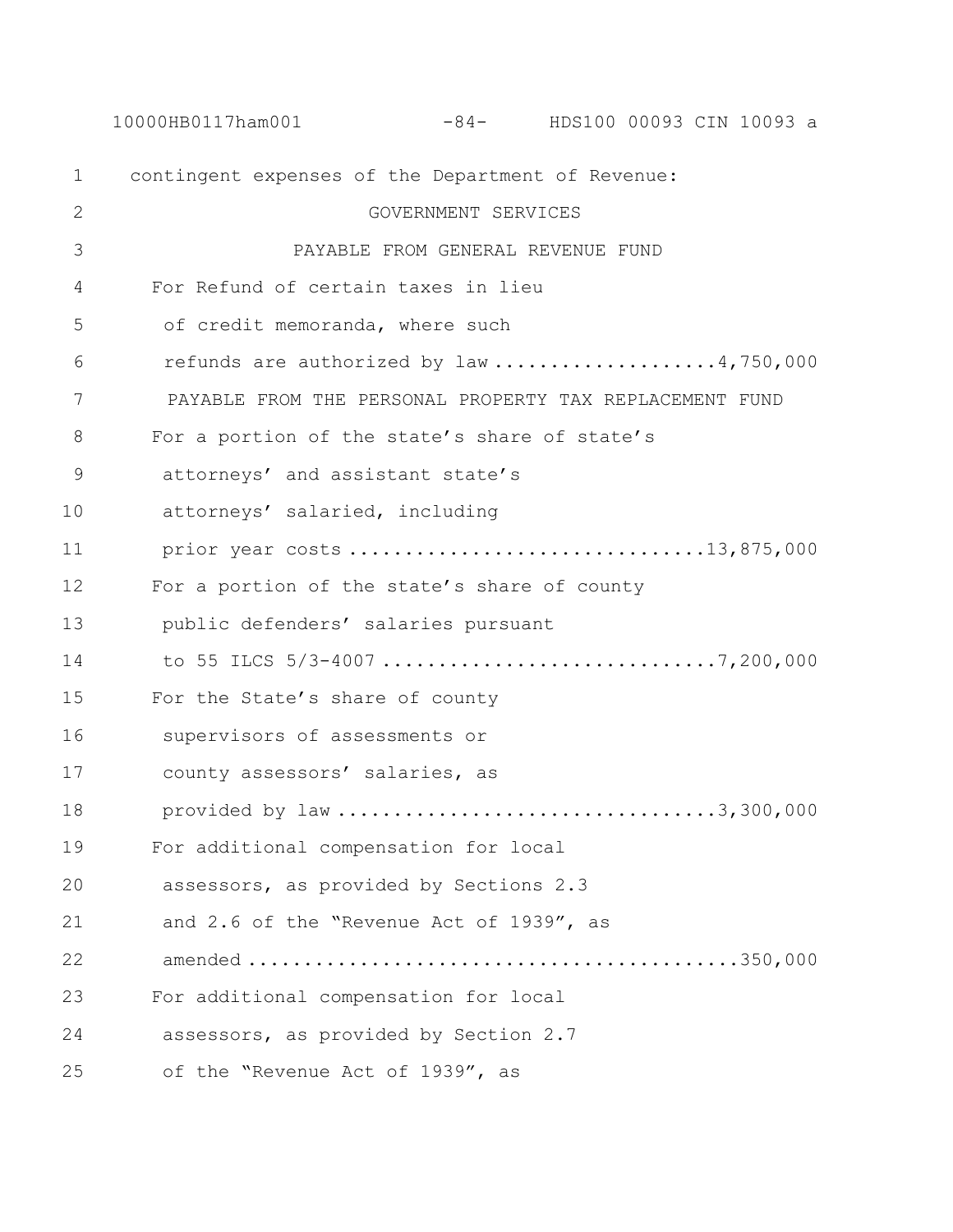contingent expenses of the Department of Revenue:

GOVERNMENT SERVICES

PAYABLE FROM GENERAL REVENUE FUND

For Refund of certain taxes in lieu of credit memoranda, where such refunds are authorized by law .................... 4,750,000

PAYABLE FROM THE PERSONAL PROPERTY TAX REPLACEMENT FUND

For a portion of the state's share of state's attorneys' and assistant state's attorneys' salaried, including prior year costs .............................. 13,875,000

For a portion of the state's share of county public defenders' salaries pursuant to 55 ILCS 5/3-4007 .............................. 7,200,000

For the State's share of county supervisors of assessments or county assessors' salaries, as provided by law .................................. 3,300,000

For additional compensation for local assessors, as provided by Sections 2.3 and 2.6 of the "Revenue Act of 1939", as amended ........................................... 350,000

For additional compensation for local assessors, as provided by Section 2.7 of the "Revenue Act of 1939", as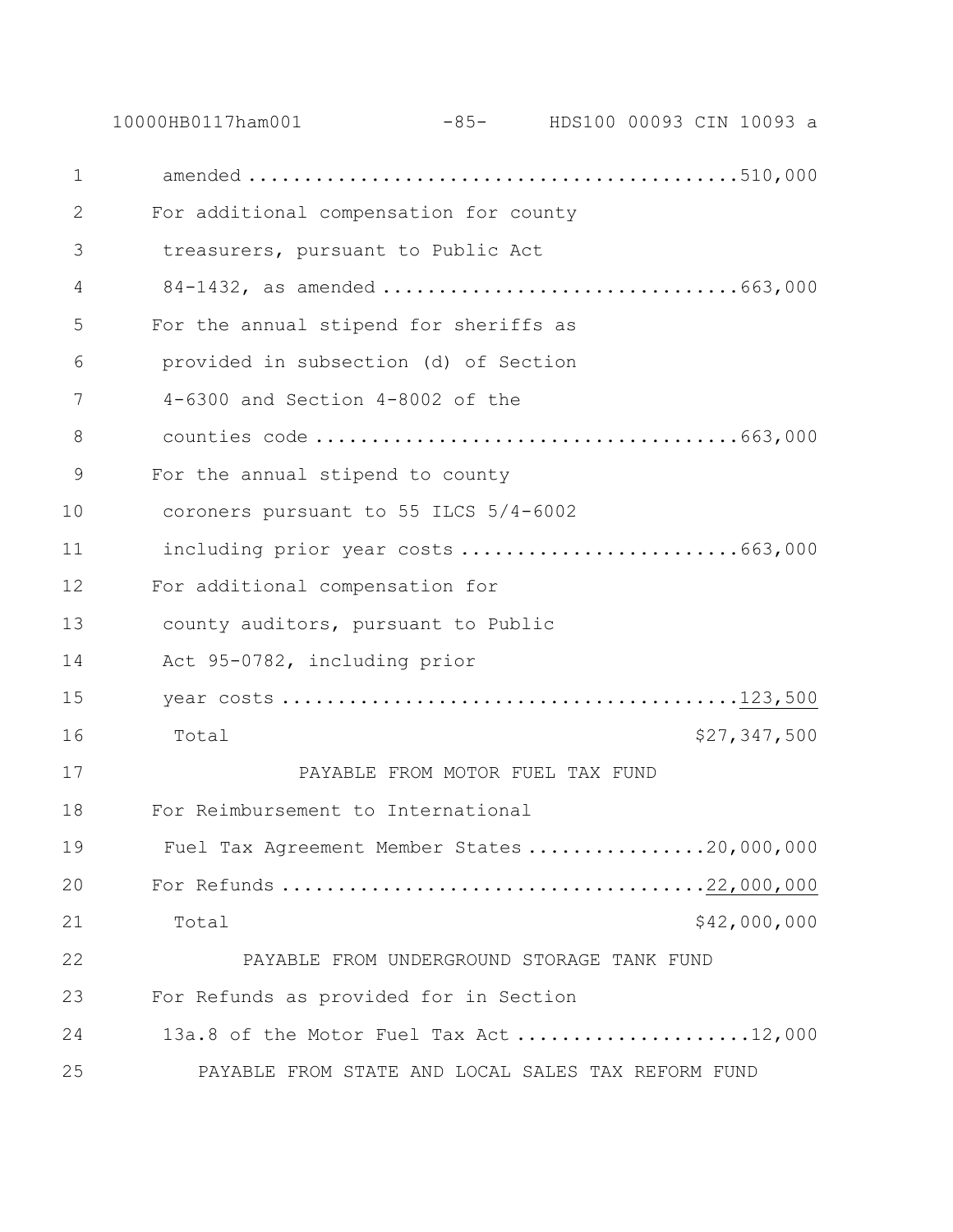amended ..........................................510,000

For additional compensation for county treasurers, pursuant to Public Act 84-1432, as amended ..............................663,000

For the annual stipend for sheriffs as provided in subsection (d) of Section 4-6300 and Section 4-8002 of the counties code ....................................663,000

For the annual stipend to county coroners pursuant to 55 ILCS 5/4-6002 including prior year costs ........................663,000

For additional compensation for county auditors, pursuant to Public Act 95-0782, including prior year costs .......................................123,500

Total $27,347,500

PAYABLE FROM MOTOR FUEL TAX FUND

For Reimbursement to International Fuel Tax Agreement Member States ................20,000,000

For Refunds ...................................22,000,000

Total $42,000,000

PAYABLE FROM UNDERGROUND STORAGE TANK FUND

For Refunds as provided for in Section 13a.8 of the Motor Fuel Tax Act ....................12,000

PAYABLE FROM STATE AND LOCAL SALES TAX REFORM FUND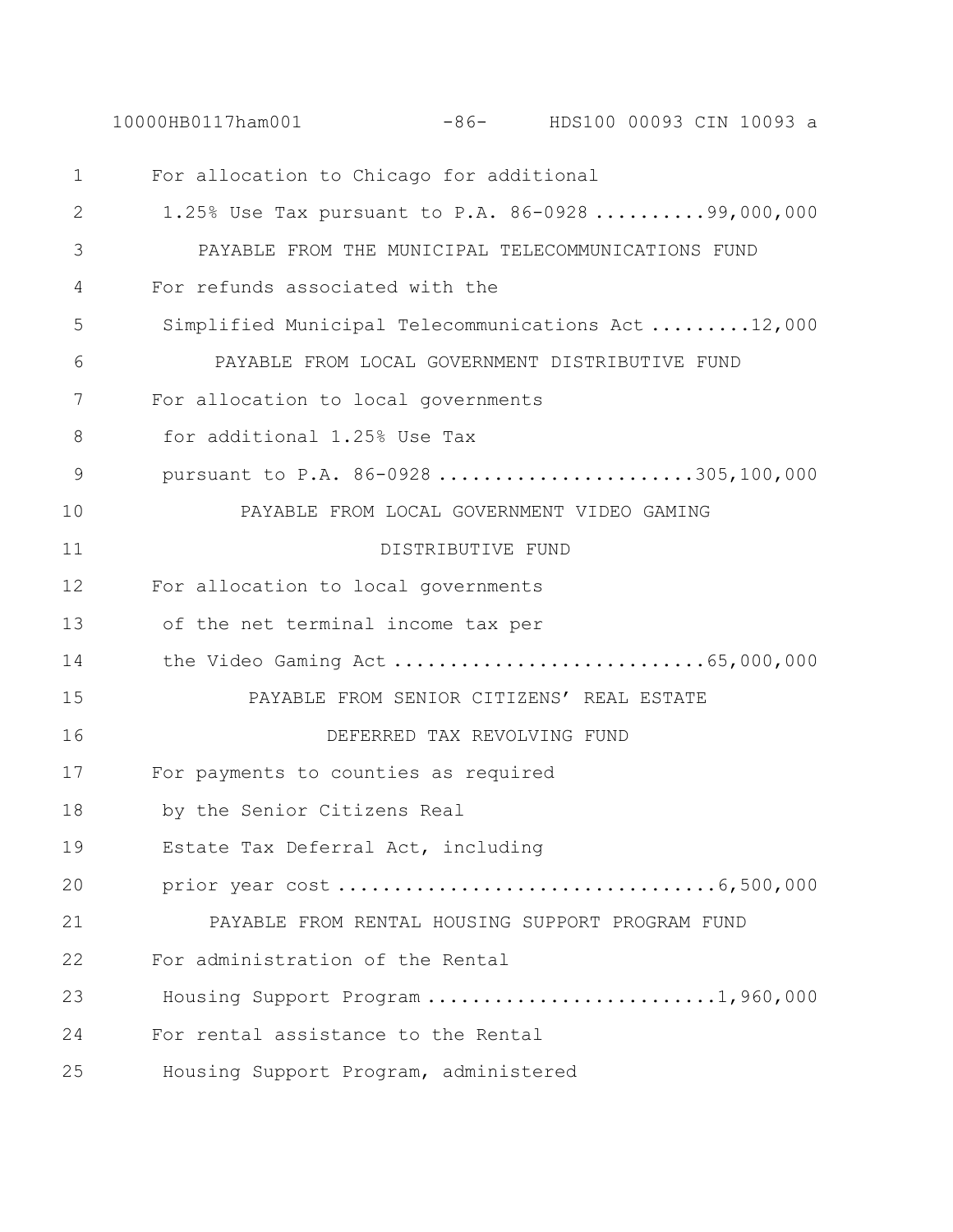For allocation to Chicago for additional
1.25% Use Tax pursuant to P.A. 86-0928 ..........99,000,000

PAYABLE FROM THE MUNICIPAL TELECOMMUNICATIONS FUND

For refunds associated with the
Simplified Municipal Telecommunications Act .........12,000

PAYABLE FROM LOCAL GOVERNMENT DISTRIBUTIVE FUND

For allocation to local governments
for additional 1.25% Use Tax
pursuant to P.A. 86-0928 .......................305,100,000

PAYABLE FROM LOCAL GOVERNMENT VIDEO GAMING
DISTRIBUTIVE FUND

For allocation to local governments
of the net terminal income tax per
the Video Gaming Act ...........................65,000,000

PAYABLE FROM SENIOR CITIZENS' REAL ESTATE
DEFERRED TAX REVOLVING FUND

For payments to counties as required
by the Senior Citizens Real
Estate Tax Deferral Act, including
prior year cost .................................6,500,000

PAYABLE FROM RENTAL HOUSING SUPPORT PROGRAM FUND

For administration of the Rental
Housing Support Program ..........................1,960,000

For rental assistance to the Rental
Housing Support Program, administered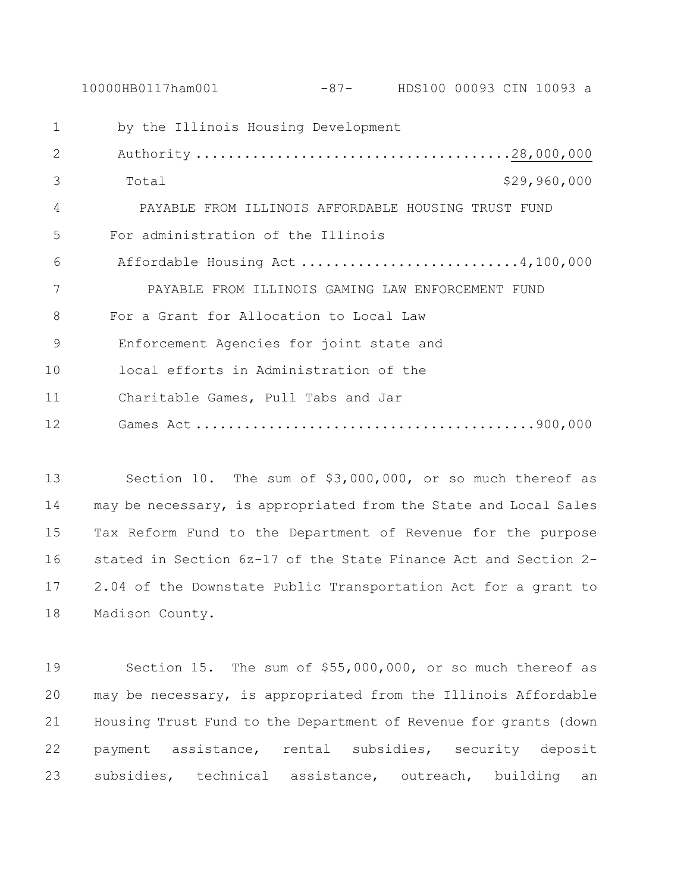by the Illinois Housing Development Authority ....................................28,000,000

Total $29,960,000

PAYABLE FROM ILLINOIS AFFORDABLE HOUSING TRUST FUND

For administration of the Illinois Affordable Housing Act ..........................4,100,000

PAYABLE FROM ILLINOIS GAMING LAW ENFORCEMENT FUND

For a Grant for Allocation to Local Law Enforcement Agencies for joint state and local efforts in Administration of the Charitable Games, Pull Tabs and Jar Games Act ..........................................900,000

Section 10. The sum of $3,000,000, or so much thereof as may be necessary, is appropriated from the State and Local Sales Tax Reform Fund to the Department of Revenue for the purpose stated in Section 6z-17 of the State Finance Act and Section 2-2.04 of the Downstate Public Transportation Act for a grant to Madison County.

Section 15. The sum of $55,000,000, or so much thereof as may be necessary, is appropriated from the Illinois Affordable Housing Trust Fund to the Department of Revenue for grants (down payment assistance, rental subsidies, security deposit subsidies, technical assistance, outreach, building an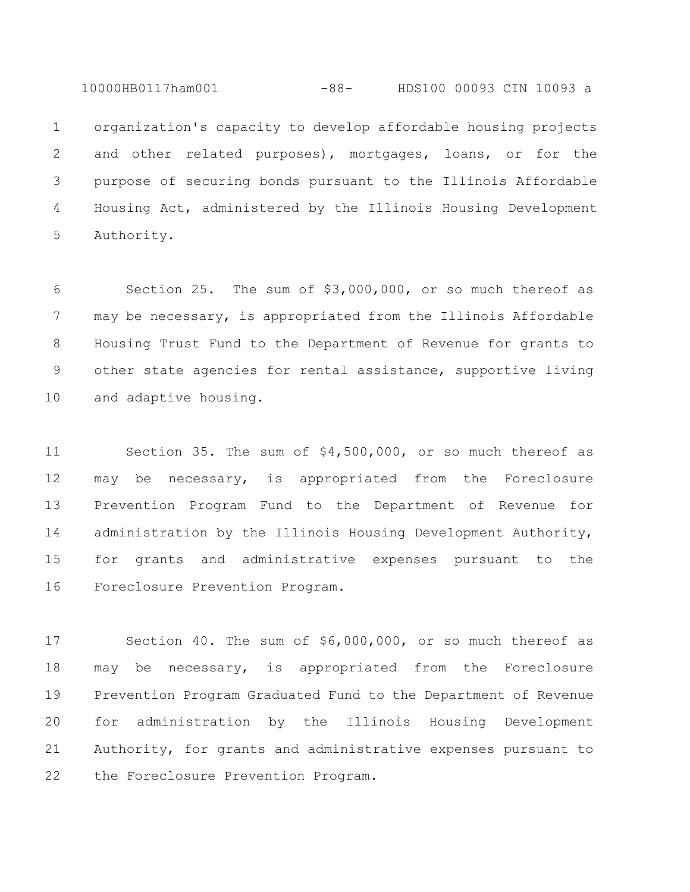organization's capacity to develop affordable housing projects and other related purposes), mortgages, loans, or for the purpose of securing bonds pursuant to the Illinois Affordable Housing Act, administered by the Illinois Housing Development Authority.

Section 25. The sum of $3,000,000, or so much thereof as may be necessary, is appropriated from the Illinois Affordable Housing Trust Fund to the Department of Revenue for grants to other state agencies for rental assistance, supportive living and adaptive housing.

Section 35. The sum of $4,500,000, or so much thereof as may be necessary, is appropriated from the Foreclosure Prevention Program Fund to the Department of Revenue for administration by the Illinois Housing Development Authority, for grants and administrative expenses pursuant to the Foreclosure Prevention Program.

Section 40. The sum of $6,000,000, or so much thereof as may be necessary, is appropriated from the Foreclosure Prevention Program Graduated Fund to the Department of Revenue for administration by the Illinois Housing Development Authority, for grants and administrative expenses pursuant to the Foreclosure Prevention Program.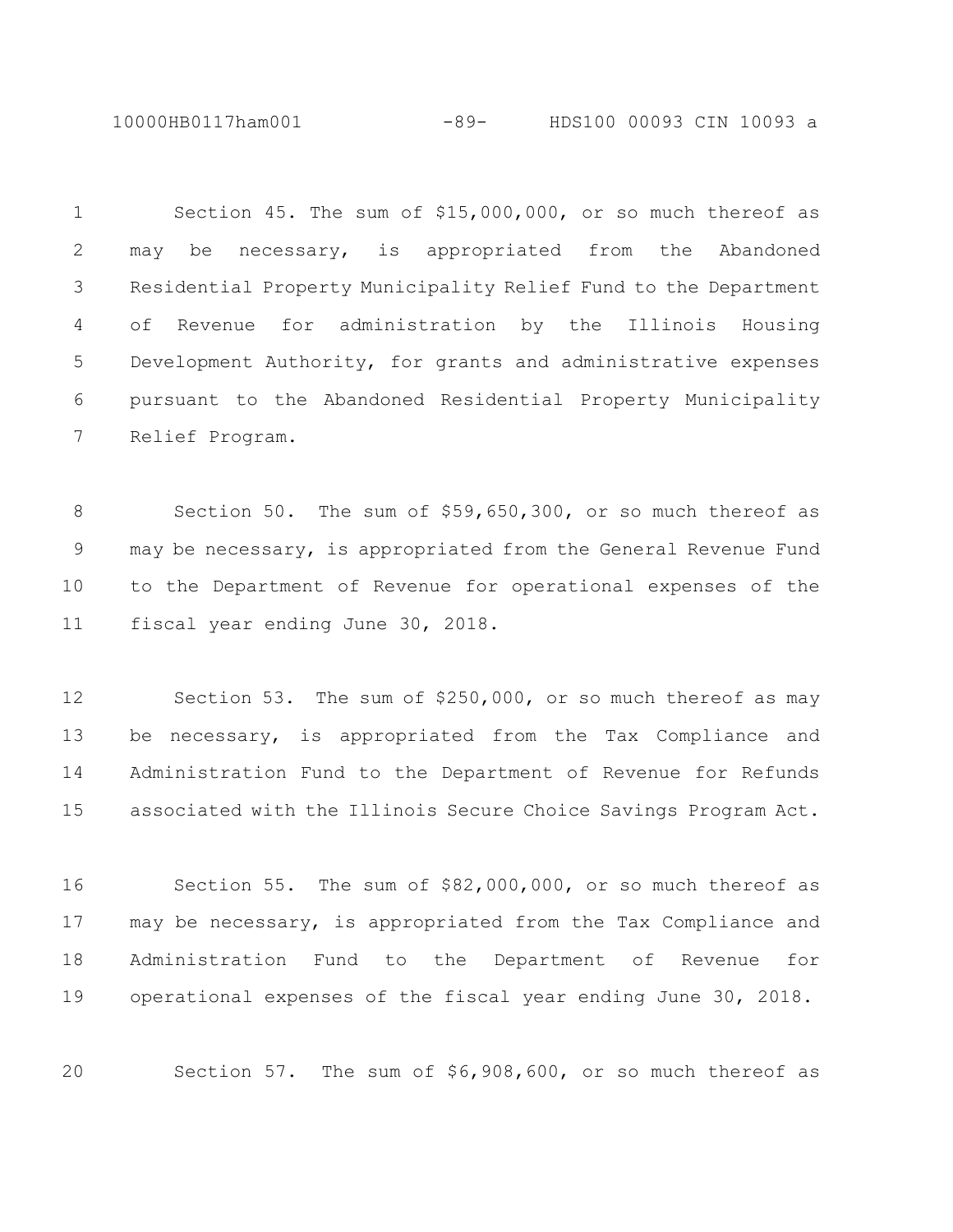Section 45. The sum of $15,000,000, or so much thereof as may be necessary, is appropriated from the Abandoned Residential Property Municipality Relief Fund to the Department of Revenue for administration by the Illinois Housing Development Authority, for grants and administrative expenses pursuant to the Abandoned Residential Property Municipality Relief Program.

Section 50. The sum of $59,650,300, or so much thereof as may be necessary, is appropriated from the General Revenue Fund to the Department of Revenue for operational expenses of the fiscal year ending June 30, 2018.

Section 53. The sum of $250,000, or so much thereof as may be necessary, is appropriated from the Tax Compliance and Administration Fund to the Department of Revenue for Refunds associated with the Illinois Secure Choice Savings Program Act.

Section 55. The sum of $82,000,000, or so much thereof as may be necessary, is appropriated from the Tax Compliance and Administration Fund to the Department of Revenue for operational expenses of the fiscal year ending June 30, 2018.

Section 57. The sum of $6,908,600, or so much thereof as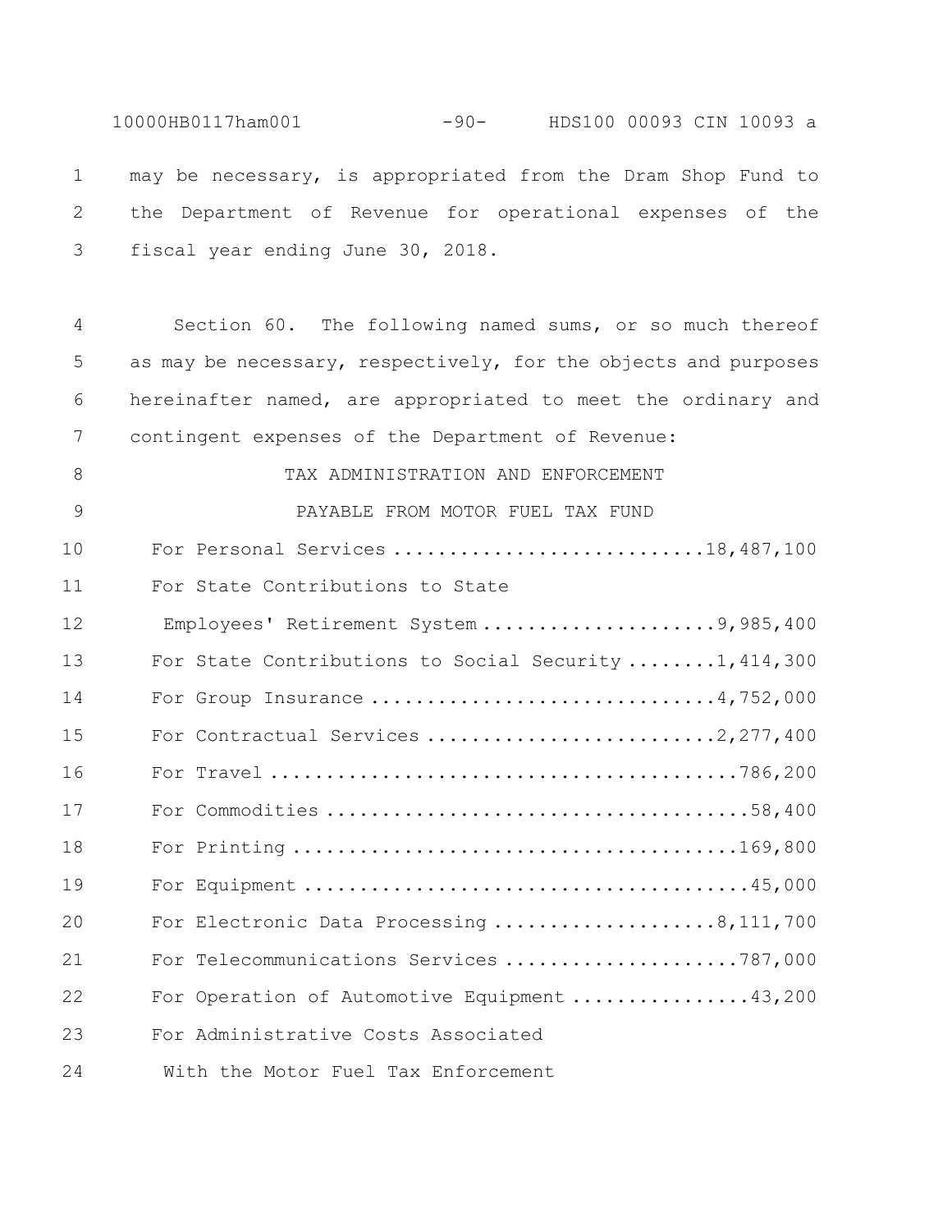may be necessary, is appropriated from the Dram Shop Fund to the Department of Revenue for operational expenses of the fiscal year ending June 30, 2018.

Section 60. The following named sums, or so much thereof as may be necessary, respectively, for the objects and purposes hereinafter named, are appropriated to meet the ordinary and contingent expenses of the Department of Revenue:

TAX ADMINISTRATION AND ENFORCEMENT

PAYABLE FROM MOTOR FUEL TAX FUND

| | |
|---|---|
| For Personal Services | 18,487,100 |
| For State Contributions to State Employees' Retirement System | 9,985,400 |
| For State Contributions to Social Security | 1,414,300 |
| For Group Insurance | 4,752,000 |
| For Contractual Services | 2,277,400 |
| For Travel | 786,200 |
| For Commodities | 58,400 |
| For Printing | 169,800 |
| For Equipment | 45,000 |
| For Electronic Data Processing | 8,111,700 |
| For Telecommunications Services | 787,000 |
| For Operation of Automotive Equipment | 43,200 |

For Administrative Costs Associated With the Motor Fuel Tax Enforcement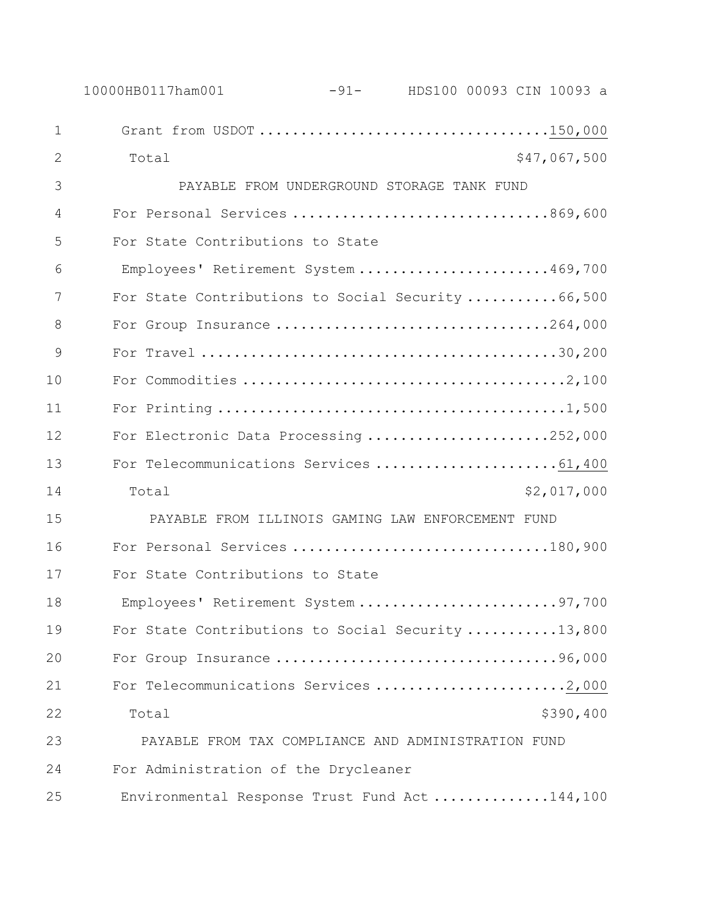Grant from USDOT ....................................150,000

Total $47,067,500

PAYABLE FROM UNDERGROUND STORAGE TANK FUND

For Personal Services ................................869,600

For State Contributions to State Employees' Retirement System .......................469,700

For State Contributions to Social Security ...........66,500

For Group Insurance ..................................264,000

For Travel ............................................30,200

For Commodities ........................................2,100

For Printing ...........................................1,500

For Electronic Data Processing ......................252,000

For Telecommunications Services ......................61,400

Total $2,017,000

PAYABLE FROM ILLINOIS GAMING LAW ENFORCEMENT FUND

For Personal Services ................................180,900

For State Contributions to State Employees' Retirement System .........................97,700

For State Contributions to Social Security ...........13,800

For Group Insurance ...................................96,000

For Telecommunications Services .......................2,000

Total $390,400

PAYABLE FROM TAX COMPLIANCE AND ADMINISTRATION FUND

For Administration of the Drycleaner Environmental Response Trust Fund Act ..............144,100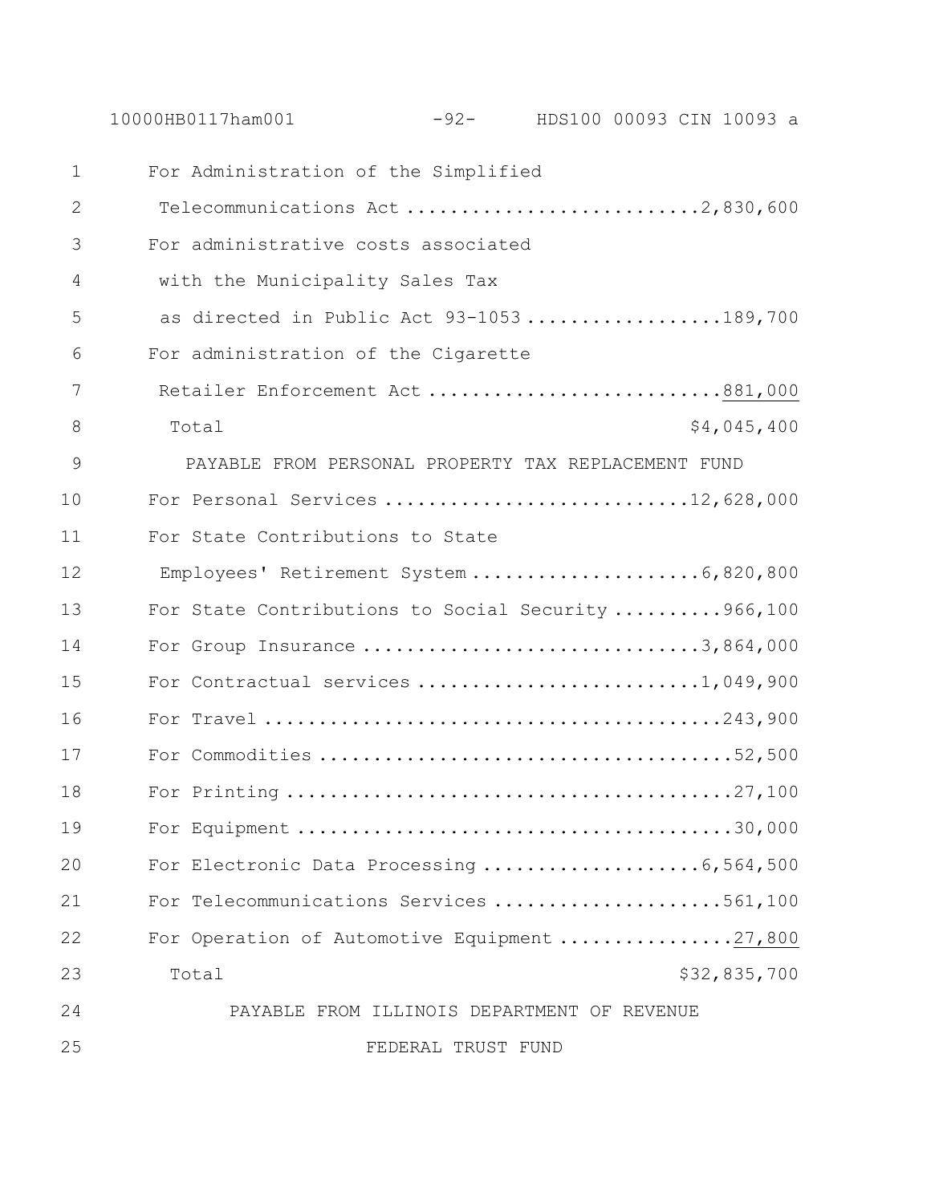| | |
|---|---|
| For Administration of the Simplified Telecommunications Act | 2,830,600 |
| For administrative costs associated with the Municipality Sales Tax as directed in Public Act 93-1053 | 189,700 |
| For administration of the Cigarette Retailer Enforcement Act | 881,000 |
| Total | $4,045,400 |

PAYABLE FROM PERSONAL PROPERTY TAX REPLACEMENT FUND

| | |
|---|---|
| For Personal Services | 12,628,000 |
| For State Contributions to State Employees' Retirement System | 6,820,800 |
| For State Contributions to Social Security | 966,100 |
| For Group Insurance | 3,864,000 |
| For Contractual services | 1,049,900 |
| For Travel | 243,900 |
| For Commodities | 52,500 |
| For Printing | 27,100 |
| For Equipment | 30,000 |
| For Electronic Data Processing | 6,564,500 |
| For Telecommunications Services | 561,100 |
| For Operation of Automotive Equipment | 27,800 |
| Total | $32,835,700 |

PAYABLE FROM ILLINOIS DEPARTMENT OF REVENUE FEDERAL TRUST FUND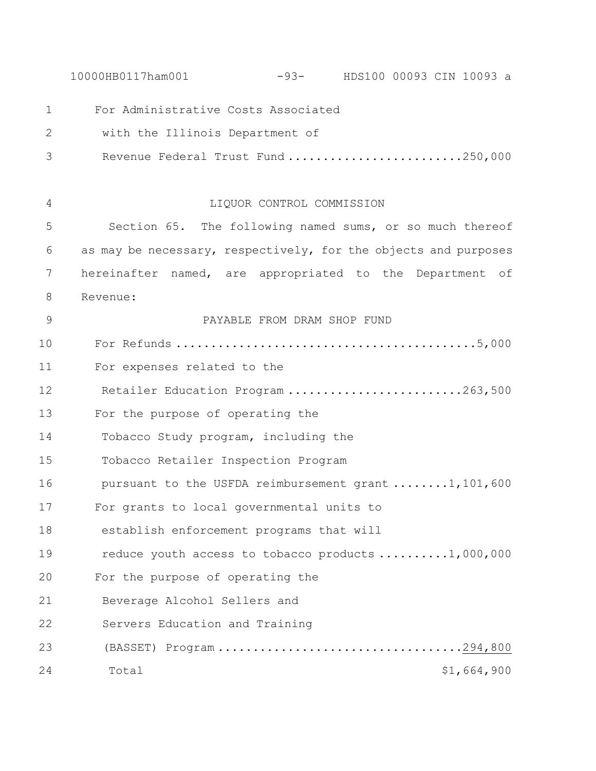For Administrative Costs Associated with the Illinois Department of Revenue Federal Trust Fund ........................250,000

LIQUOR CONTROL COMMISSION

Section 65. The following named sums, or so much thereof as may be necessary, respectively, for the objects and purposes hereinafter named, are appropriated to the Department of Revenue:

PAYABLE FROM DRAM SHOP FUND

| | |
|---|---|
| For Refunds | 5,000 |
| For expenses related to the Retailer Education Program | 263,500 |
| For the purpose of operating the Tobacco Study program, including the Tobacco Retailer Inspection Program pursuant to the USFDA reimbursement grant | 1,101,600 |
| For grants to local governmental units to establish enforcement programs that will reduce youth access to tobacco products | 1,000,000 |
| For the purpose of operating the Beverage Alcohol Sellers and Servers Education and Training (BASSET) Program | 294,800 |
| Total | $1,664,900 |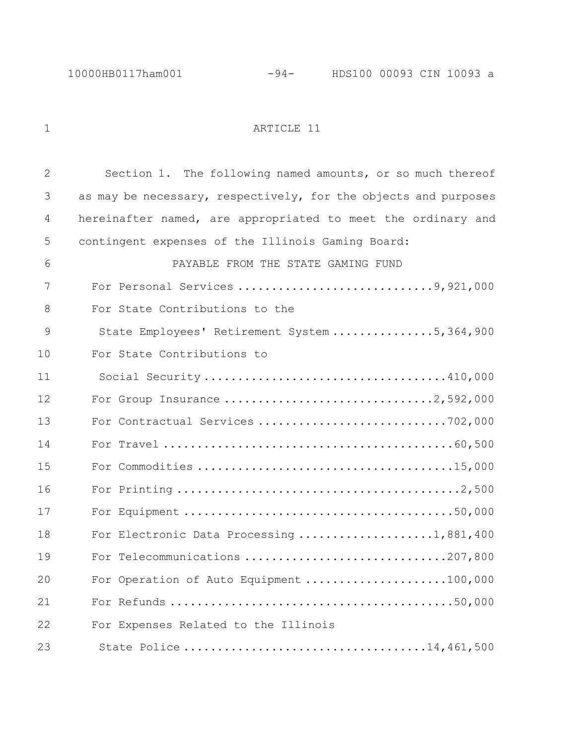# ARTICLE 11

Section 1. The following named amounts, or so much thereof as may be necessary, respectively, for the objects and purposes hereinafter named, are appropriated to meet the ordinary and contingent expenses of the Illinois Gaming Board:

PAYABLE FROM THE STATE GAMING FUND

| | |
|---|---|
| For Personal Services | 9,921,000 |
| For State Contributions to the State Employees' Retirement System | 5,364,900 |
| For State Contributions to Social Security | 410,000 |
| For Group Insurance | 2,592,000 |
| For Contractual Services | 702,000 |
| For Travel | 60,500 |
| For Commodities | 15,000 |
| For Printing | 2,500 |
| For Equipment | 50,000 |
| For Electronic Data Processing | 1,881,400 |
| For Telecommunications | 207,800 |
| For Operation of Auto Equipment | 100,000 |
| For Refunds | 50,000 |
| For Expenses Related to the Illinois State Police | 14,461,500 |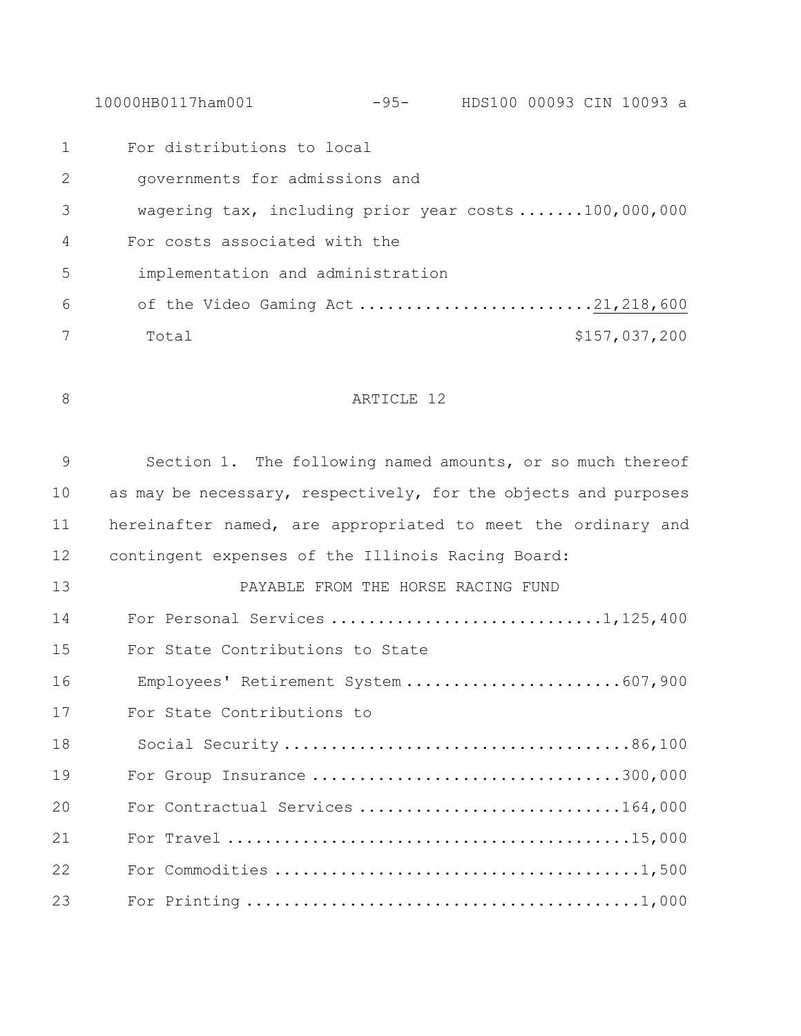For distributions to local governments for admissions and wagering tax, including prior year costs .......100,000,000

For costs associated with the implementation and administration of the Video Gaming Act .........................21,218,600

Total $157,037,200

ARTICLE 12

Section 1. The following named amounts, or so much thereof as may be necessary, respectively, for the objects and purposes hereinafter named, are appropriated to meet the ordinary and contingent expenses of the Illinois Racing Board:

PAYABLE FROM THE HORSE RACING FUND

For Personal Services .............................1,125,400

For State Contributions to State Employees' Retirement System .......................607,900

For State Contributions to Social Security ....................................86,100

For Group Insurance .................................300,000

For Contractual Services ............................164,000

For Travel ...........................................15,000

For Commodities .......................................1,500

For Printing ..........................................1,000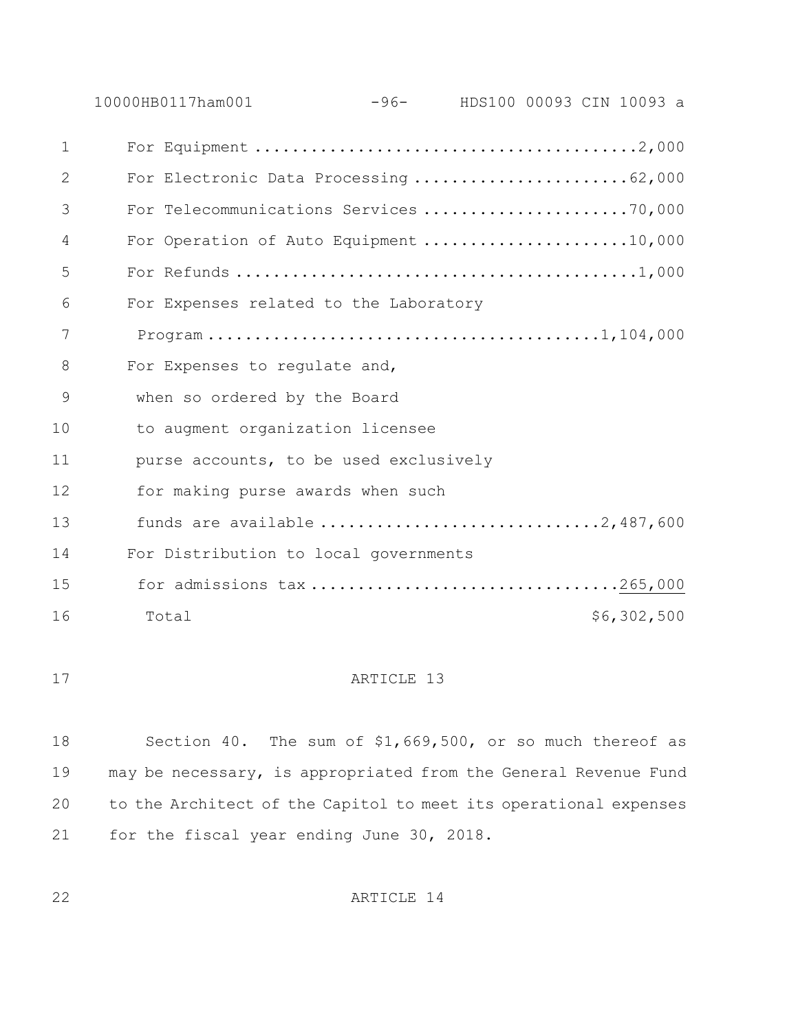| | |
|---|---:|
| For Equipment | 2,000 |
| For Electronic Data Processing | 62,000 |
| For Telecommunications Services | 70,000 |
| For Operation of Auto Equipment | 10,000 |
| For Refunds | 1,000 |
| For Expenses related to the Laboratory Program | 1,104,000 |
| For Expenses to regulate and, when so ordered by the Board to augment organization licensee purse accounts, to be used exclusively for making purse awards when such funds are available | 2,487,600 |
| For Distribution to local governments for admissions tax | 265,000 |
| Total | $6,302,500 |

ARTICLE 13

Section 40. The sum of $1,669,500, or so much thereof as may be necessary, is appropriated from the General Revenue Fund to the Architect of the Capitol to meet its operational expenses for the fiscal year ending June 30, 2018.

ARTICLE 14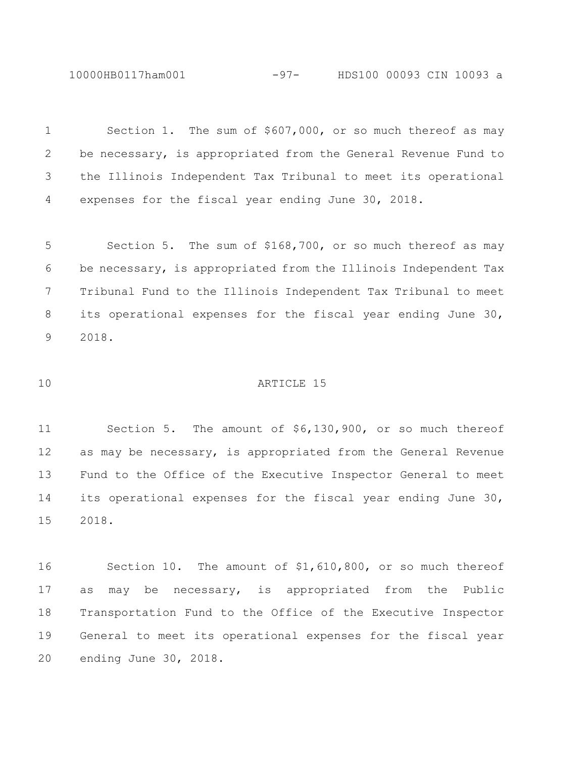Section 1. The sum of $607,000, or so much thereof as may be necessary, is appropriated from the General Revenue Fund to the Illinois Independent Tax Tribunal to meet its operational expenses for the fiscal year ending June 30, 2018.

Section 5. The sum of $168,700, or so much thereof as may be necessary, is appropriated from the Illinois Independent Tax Tribunal Fund to the Illinois Independent Tax Tribunal to meet its operational expenses for the fiscal year ending June 30, 2018.

ARTICLE 15

Section 5. The amount of $6,130,900, or so much thereof as may be necessary, is appropriated from the General Revenue Fund to the Office of the Executive Inspector General to meet its operational expenses for the fiscal year ending June 30, 2018.

Section 10. The amount of $1,610,800, or so much thereof as may be necessary, is appropriated from the Public Transportation Fund to the Office of the Executive Inspector General to meet its operational expenses for the fiscal year ending June 30, 2018.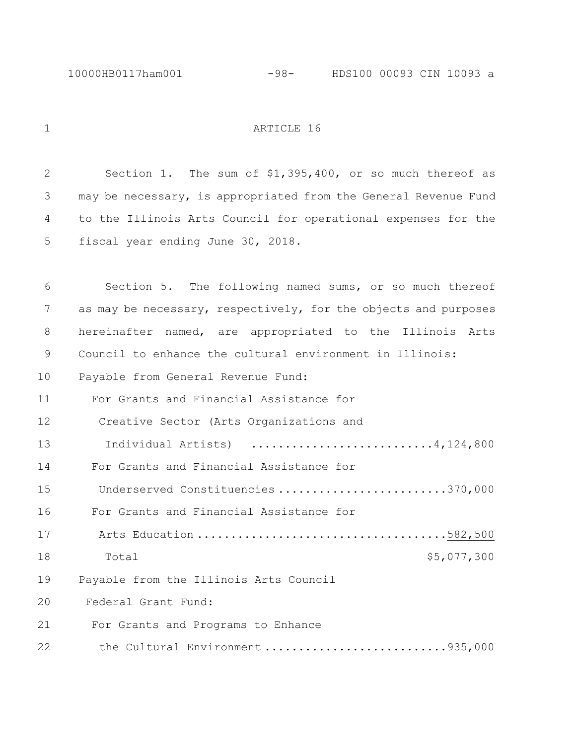ARTICLE 16

Section 1. The sum of $1,395,400, or so much thereof as may be necessary, is appropriated from the General Revenue Fund to the Illinois Arts Council for operational expenses for the fiscal year ending June 30, 2018.

Section 5. The following named sums, or so much thereof as may be necessary, respectively, for the objects and purposes hereinafter named, are appropriated to the Illinois Arts Council to enhance the cultural environment in Illinois:

Payable from General Revenue Fund:

For Grants and Financial Assistance for Creative Sector (Arts Organizations and Individual Artists) ..........................4,124,800

For Grants and Financial Assistance for Underserved Constituencies ........................370,000

For Grants and Financial Assistance for Arts Education ....................................582,500

Total $5,077,300

Payable from the Illinois Arts Council Federal Grant Fund:

For Grants and Programs to Enhance the Cultural Environment ..........................935,000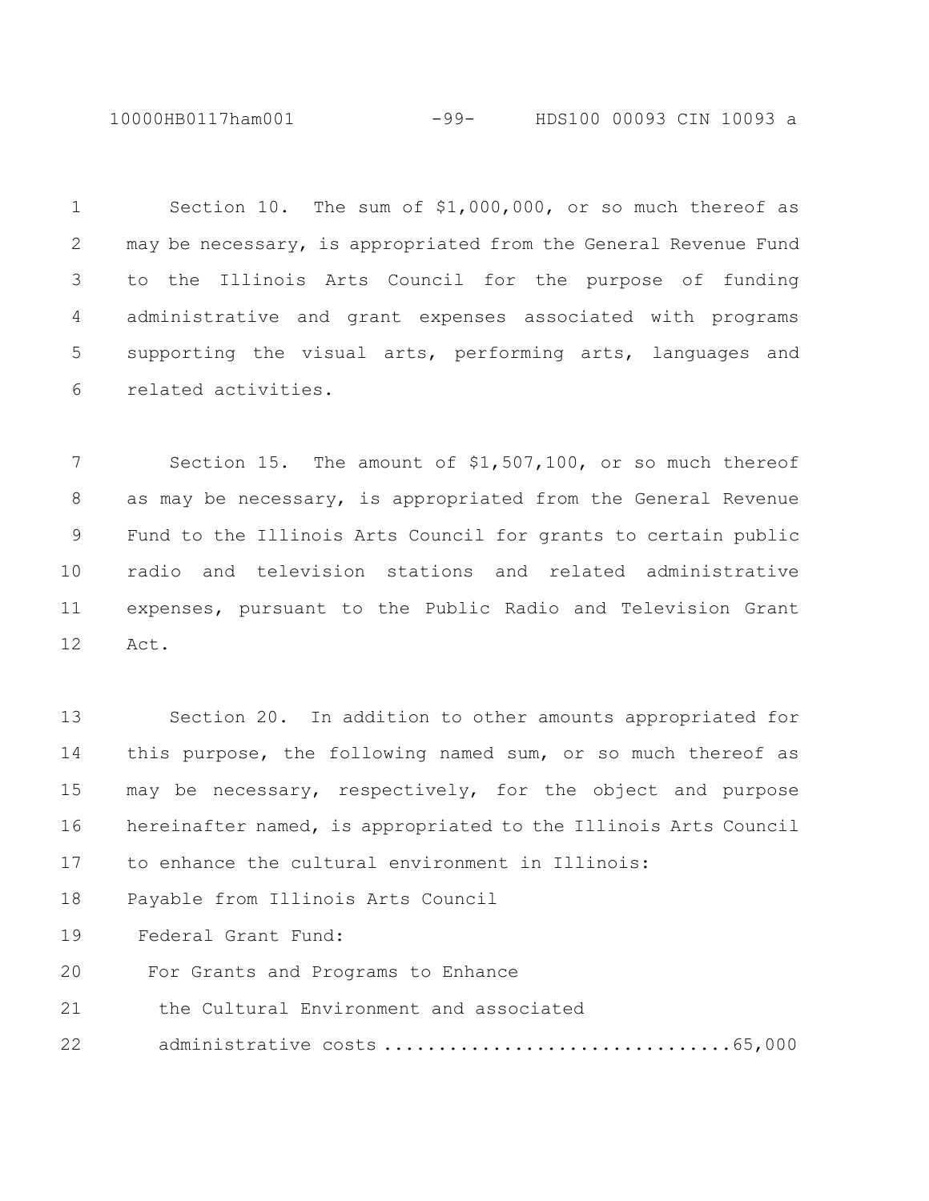Section 10. The sum of $1,000,000, or so much thereof as may be necessary, is appropriated from the General Revenue Fund to the Illinois Arts Council for the purpose of funding administrative and grant expenses associated with programs supporting the visual arts, performing arts, languages and related activities.

Section 15. The amount of $1,507,100, or so much thereof as may be necessary, is appropriated from the General Revenue Fund to the Illinois Arts Council for grants to certain public radio and television stations and related administrative expenses, pursuant to the Public Radio and Television Grant Act.

Section 20. In addition to other amounts appropriated for this purpose, the following named sum, or so much thereof as may be necessary, respectively, for the object and purpose hereinafter named, is appropriated to the Illinois Arts Council to enhance the cultural environment in Illinois:

Payable from Illinois Arts Council Federal Grant Fund:

For Grants and Programs to Enhance the Cultural Environment and associated administrative costs ................................65,000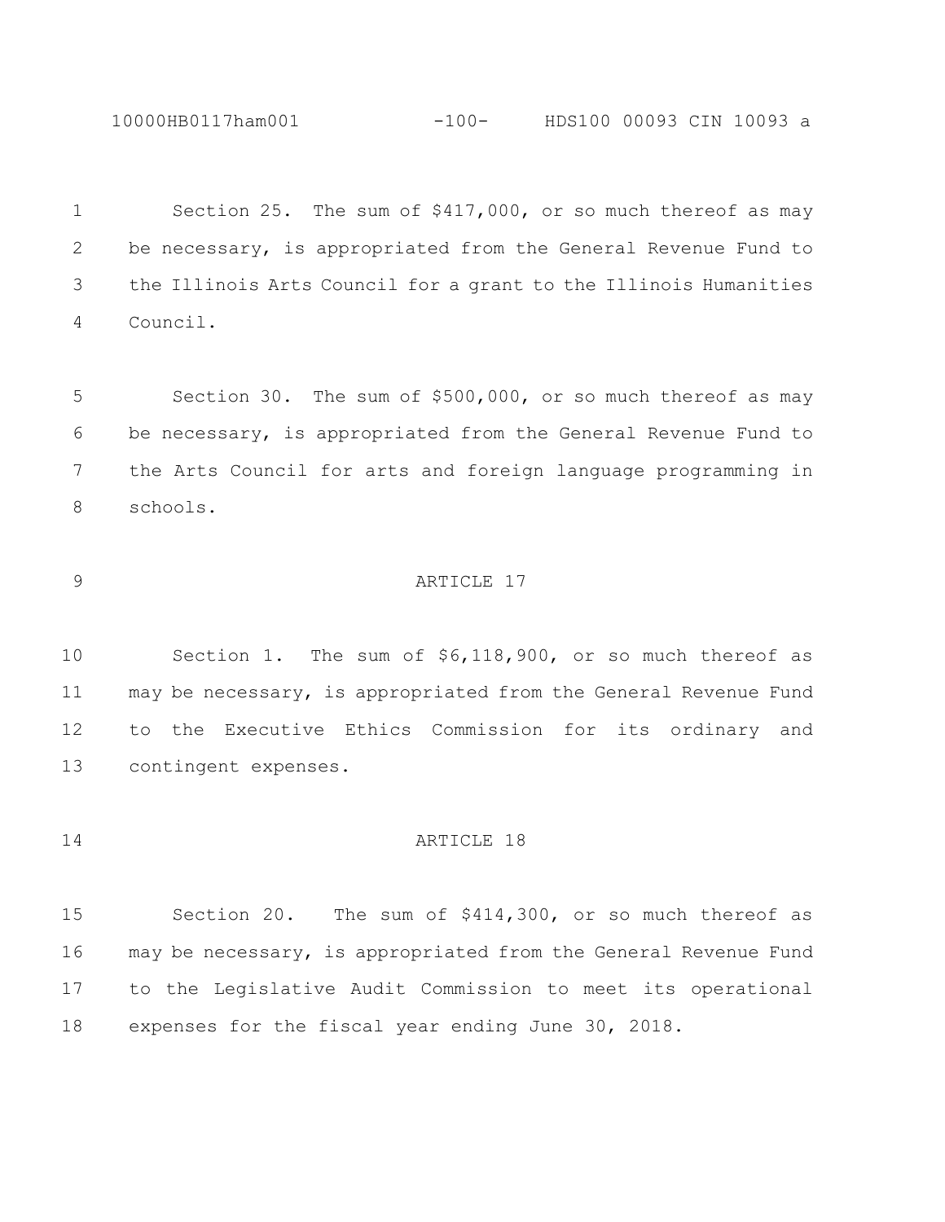Section 25. The sum of $417,000, or so much thereof as may be necessary, is appropriated from the General Revenue Fund to the Illinois Arts Council for a grant to the Illinois Humanities Council.

Section 30. The sum of $500,000, or so much thereof as may be necessary, is appropriated from the General Revenue Fund to the Arts Council for arts and foreign language programming in schools.

## ARTICLE 17

Section 1. The sum of $6,118,900, or so much thereof as may be necessary, is appropriated from the General Revenue Fund to the Executive Ethics Commission for its ordinary and contingent expenses.

## ARTICLE 18

Section 20. The sum of $414,300, or so much thereof as may be necessary, is appropriated from the General Revenue Fund to the Legislative Audit Commission to meet its operational expenses for the fiscal year ending June 30, 2018.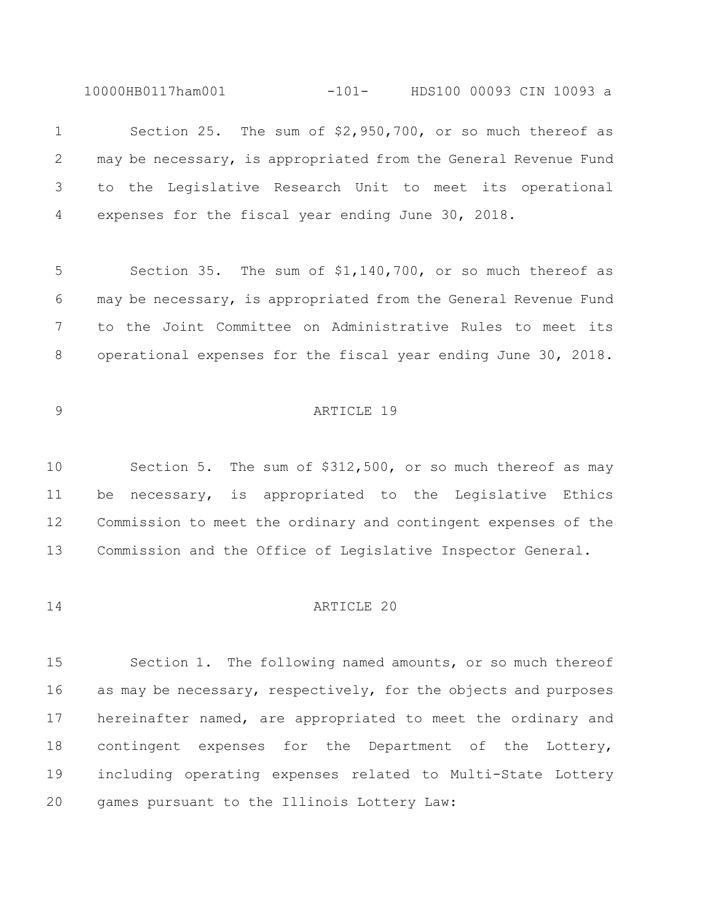Section 25. The sum of $2,950,700, or so much thereof as may be necessary, is appropriated from the General Revenue Fund to the Legislative Research Unit to meet its operational expenses for the fiscal year ending June 30, 2018.

Section 35. The sum of $1,140,700, or so much thereof as may be necessary, is appropriated from the General Revenue Fund to the Joint Committee on Administrative Rules to meet its operational expenses for the fiscal year ending June 30, 2018.

## ARTICLE 19

Section 5. The sum of $312,500, or so much thereof as may be necessary, is appropriated to the Legislative Ethics Commission to meet the ordinary and contingent expenses of the Commission and the Office of Legislative Inspector General.

## ARTICLE 20

Section 1. The following named amounts, or so much thereof as may be necessary, respectively, for the objects and purposes hereinafter named, are appropriated to meet the ordinary and contingent expenses for the Department of the Lottery, including operating expenses related to Multi-State Lottery games pursuant to the Illinois Lottery Law: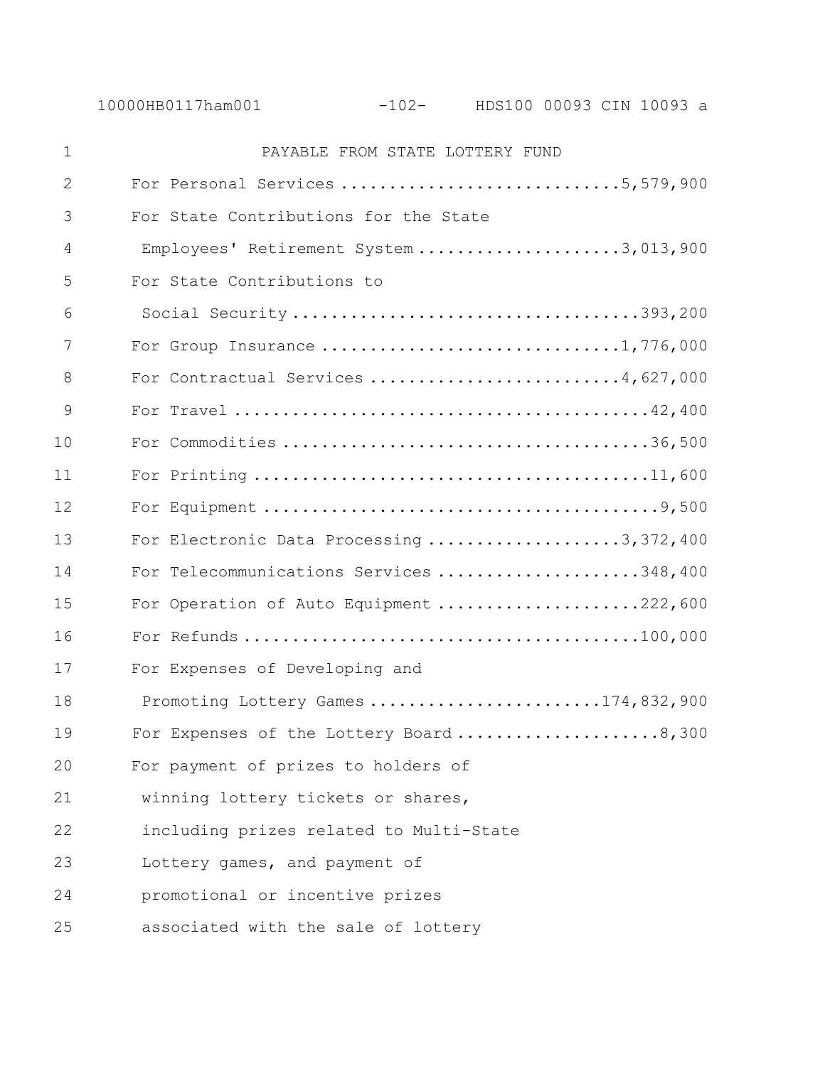PAYABLE FROM STATE LOTTERY FUND

| | |
|---|---|
| For Personal Services | 5,579,900 |
| For State Contributions for the State Employees' Retirement System | 3,013,900 |
| For State Contributions to Social Security | 393,200 |
| For Group Insurance | 1,776,000 |
| For Contractual Services | 4,627,000 |
| For Travel | 42,400 |
| For Commodities | 36,500 |
| For Printing | 11,600 |
| For Equipment | 9,500 |
| For Electronic Data Processing | 3,372,400 |
| For Telecommunications Services | 348,400 |
| For Operation of Auto Equipment | 222,600 |
| For Refunds | 100,000 |
| For Expenses of Developing and Promoting Lottery Games | 174,832,900 |
| For Expenses of the Lottery Board | 8,300 |

For payment of prizes to holders of winning lottery tickets or shares, including prizes related to Multi-State Lottery games, and payment of promotional or incentive prizes associated with the sale of lottery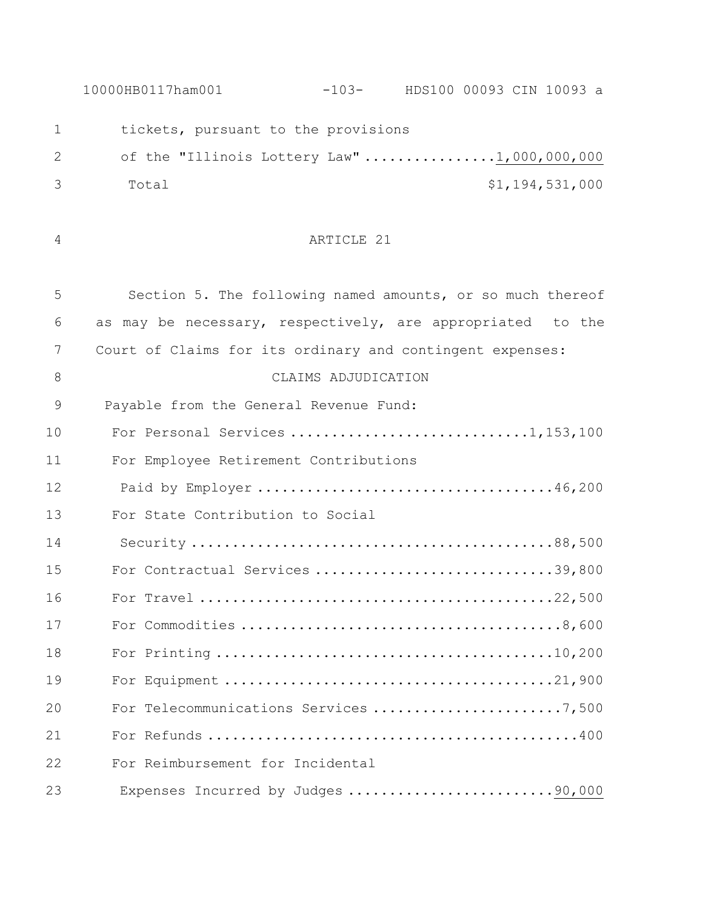tickets, pursuant to the provisions of the "Illinois Lottery Law" ................1,000,000,000

Total $1,194,531,000

ARTICLE 21

Section 5. The following named amounts, or so much thereof as may be necessary, respectively, are appropriated to the Court of Claims for its ordinary and contingent expenses:

CLAIMS ADJUDICATION

Payable from the General Revenue Fund:

For Personal Services ............................1,153,100

For Employee Retirement Contributions Paid by Employer ....................................46,200

For State Contribution to Social Security .............................................88,500

For Contractual Services .............................39,800

For Travel ..........................................22,500

For Commodities .......................................8,600

For Printing ........................................10,200

For Equipment .......................................21,900

For Telecommunications Services .......................7,500

For Refunds .............................................400

For Reimbursement for Incidental Expenses Incurred by Judges .........................90,000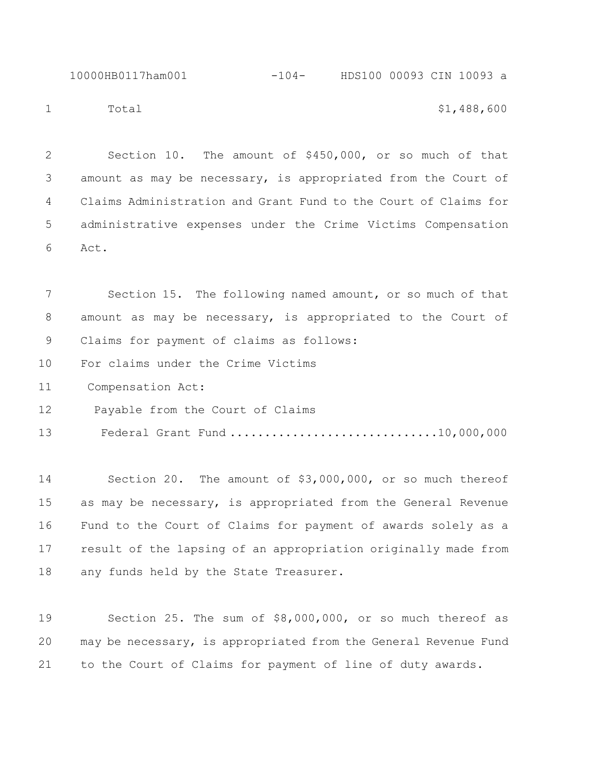Total $1,488,600

Section 10. The amount of $450,000, or so much of that amount as may be necessary, is appropriated from the Court of Claims Administration and Grant Fund to the Court of Claims for administrative expenses under the Crime Victims Compensation Act.

Section 15. The following named amount, or so much of that amount as may be necessary, is appropriated to the Court of Claims for payment of claims as follows:

For claims under the Crime Victims Compensation Act:

Payable from the Court of Claims Federal Grant Fund ............................10,000,000

Section 20. The amount of $3,000,000, or so much thereof as may be necessary, is appropriated from the General Revenue Fund to the Court of Claims for payment of awards solely as a result of the lapsing of an appropriation originally made from any funds held by the State Treasurer.

Section 25. The sum of $8,000,000, or so much thereof as may be necessary, is appropriated from the General Revenue Fund to the Court of Claims for payment of line of duty awards.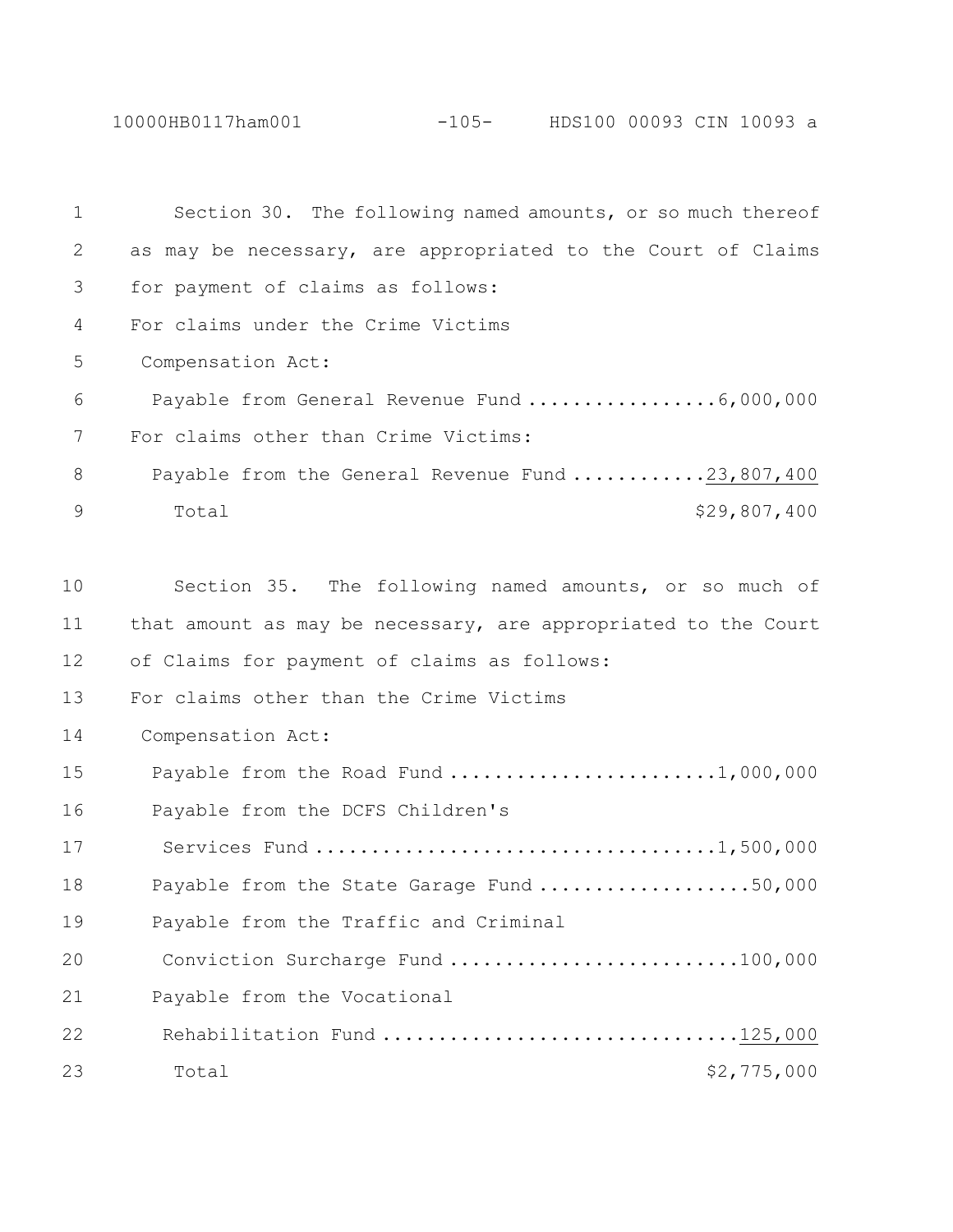Section 30. The following named amounts, or so much thereof as may be necessary, are appropriated to the Court of Claims for payment of claims as follows:

For claims under the Crime Victims Compensation Act:

| | |
|---|---|
| Payable from General Revenue Fund | 6,000,000 |

For claims other than Crime Victims:

| | |
|---|---|
| Payable from the General Revenue Fund | 23,807,400 |
| Total | $29,807,400 |

Section 35. The following named amounts, or so much of that amount as may be necessary, are appropriated to the Court of Claims for payment of claims as follows:

For claims other than the Crime Victims Compensation Act:

| | |
|---|---|
| Payable from the Road Fund | 1,000,000 |
| Payable from the DCFS Children's Services Fund | 1,500,000 |
| Payable from the State Garage Fund | 50,000 |
| Payable from the Traffic and Criminal Conviction Surcharge Fund | 100,000 |
| Payable from the Vocational Rehabilitation Fund | 125,000 |
| Total | $2,775,000 |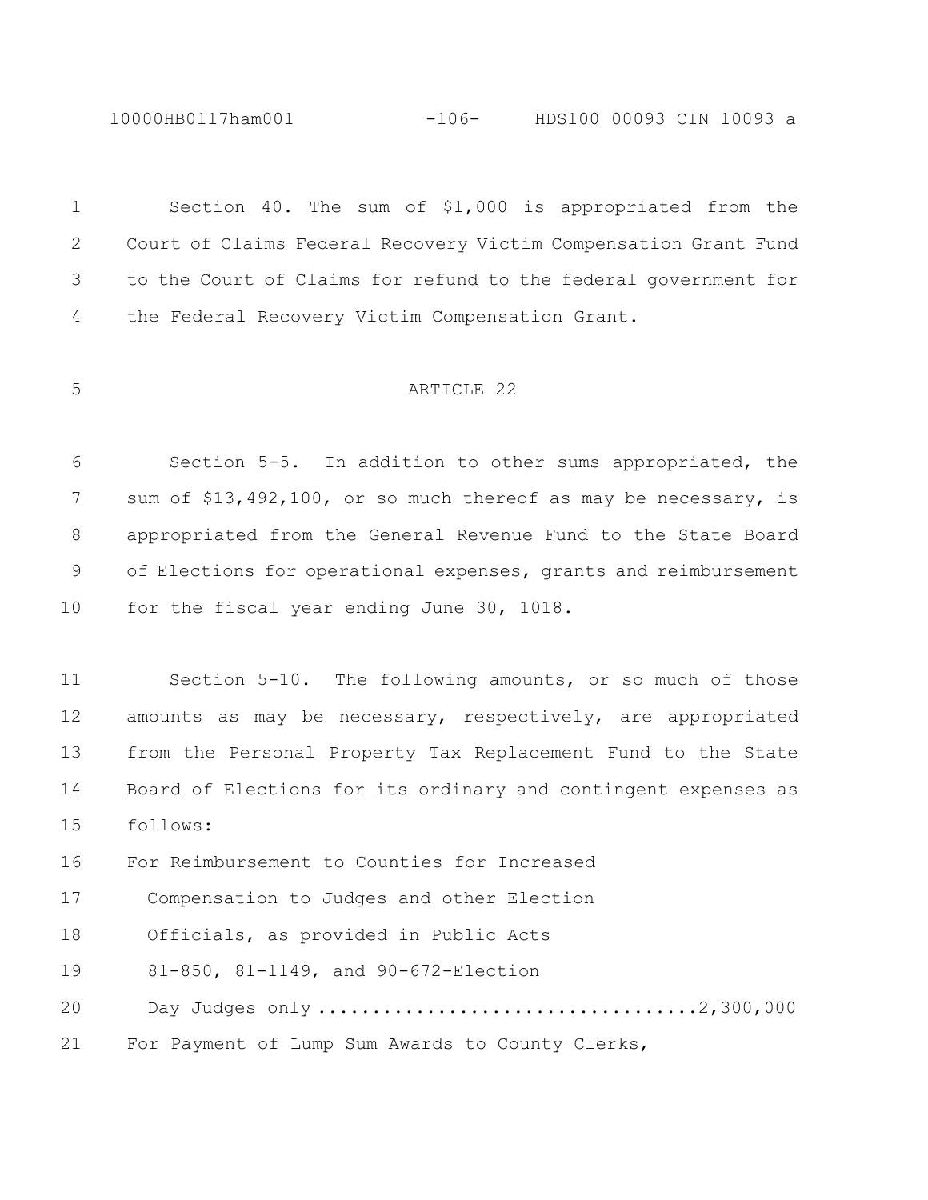Section 40. The sum of $1,000 is appropriated from the Court of Claims Federal Recovery Victim Compensation Grant Fund to the Court of Claims for refund to the federal government for the Federal Recovery Victim Compensation Grant.

ARTICLE 22

Section 5-5. In addition to other sums appropriated, the sum of $13,492,100, or so much thereof as may be necessary, is appropriated from the General Revenue Fund to the State Board of Elections for operational expenses, grants and reimbursement for the fiscal year ending June 30, 1018.

Section 5-10. The following amounts, or so much of those amounts as may be necessary, respectively, are appropriated from the Personal Property Tax Replacement Fund to the State Board of Elections for its ordinary and contingent expenses as follows:

For Reimbursement to Counties for Increased Compensation to Judges and other Election Officials, as provided in Public Acts 81-850, 81-1149, and 90-672-Election Day Judges only ..................................2,300,000

For Payment of Lump Sum Awards to County Clerks,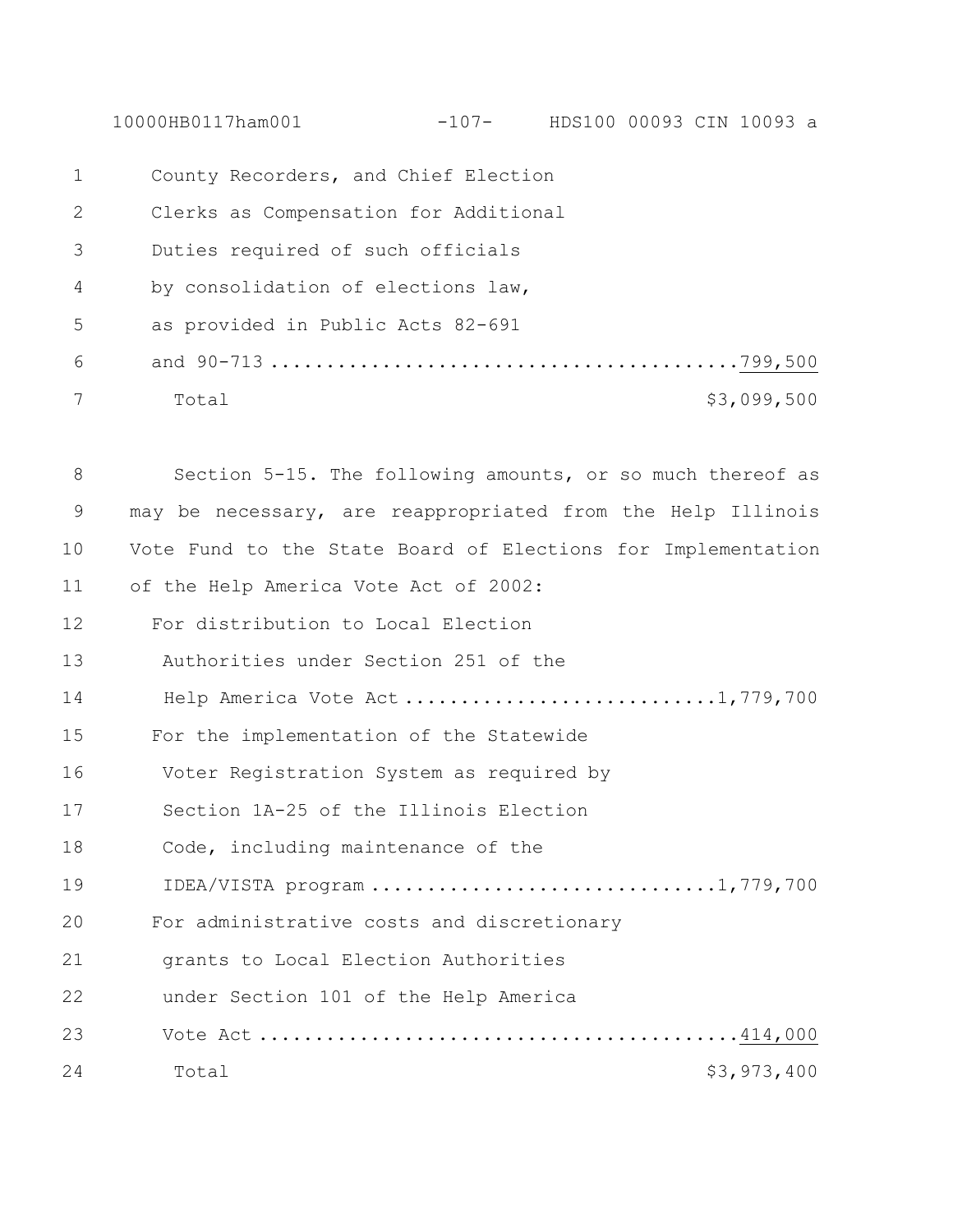County Recorders, and Chief Election Clerks as Compensation for Additional Duties required of such officials by consolidation of elections law, as provided in Public Acts 82-691 and 90-713 .......................................... 799,500

Total $3,099,500

Section 5-15. The following amounts, or so much thereof as may be necessary, are reappropriated from the Help Illinois Vote Fund to the State Board of Elections for Implementation of the Help America Vote Act of 2002:

For distribution to Local Election Authorities under Section 251 of the Help America Vote Act ........................... 1,779,700

For the implementation of the Statewide Voter Registration System as required by Section 1A-25 of the Illinois Election Code, including maintenance of the IDEA/VISTA program .............................. 1,779,700

For administrative costs and discretionary grants to Local Election Authorities under Section 101 of the Help America Vote Act .......................................... 414,000

Total $3,973,400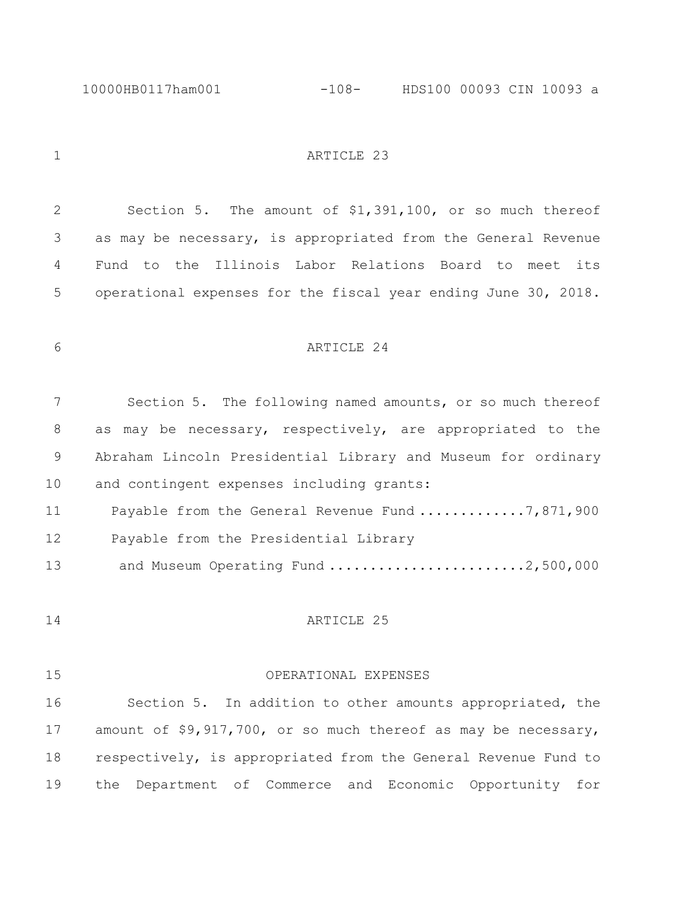ARTICLE 23

Section 5. The amount of $1,391,100, or so much thereof as may be necessary, is appropriated from the General Revenue Fund to the Illinois Labor Relations Board to meet its operational expenses for the fiscal year ending June 30, 2018.

ARTICLE 24

Section 5. The following named amounts, or so much thereof as may be necessary, respectively, are appropriated to the Abraham Lincoln Presidential Library and Museum for ordinary and contingent expenses including grants:

Payable from the General Revenue Fund ............. 7,871,900

Payable from the Presidential Library and Museum Operating Fund ........................ 2,500,000

ARTICLE 25

OPERATIONAL EXPENSES

Section 5. In addition to other amounts appropriated, the amount of $9,917,700, or so much thereof as may be necessary, respectively, is appropriated from the General Revenue Fund to the Department of Commerce and Economic Opportunity for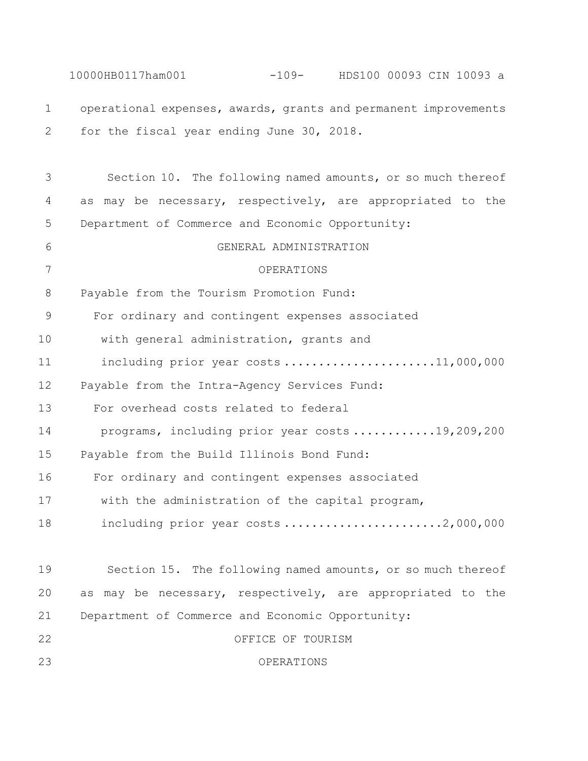operational expenses, awards, grants and permanent improvements for the fiscal year ending June 30, 2018.

Section 10. The following named amounts, or so much thereof as may be necessary, respectively, are appropriated to the Department of Commerce and Economic Opportunity:

GENERAL ADMINISTRATION

OPERATIONS

Payable from the Tourism Promotion Fund:

For ordinary and contingent expenses associated with general administration, grants and including prior year costs ...................... 11,000,000

Payable from the Intra-Agency Services Fund:

For overhead costs related to federal programs, including prior year costs ............ 19,209,200

Payable from the Build Illinois Bond Fund:

For ordinary and contingent expenses associated with the administration of the capital program, including prior year costs ....................... 2,000,000

Section 15. The following named amounts, or so much thereof as may be necessary, respectively, are appropriated to the Department of Commerce and Economic Opportunity:

OFFICE OF TOURISM

OPERATIONS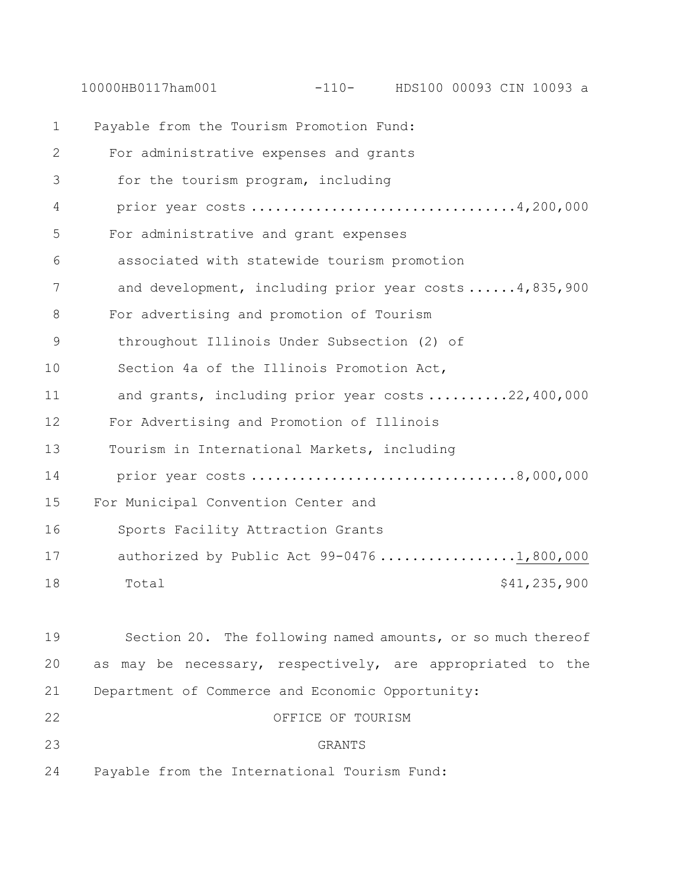Payable from the Tourism Promotion Fund:

For administrative expenses and grants for the tourism program, including prior year costs ................................ 4,200,000

For administrative and grant expenses associated with statewide tourism promotion and development, including prior year costs ...... 4,835,900

For advertising and promotion of Tourism throughout Illinois Under Subsection (2) of Section 4a of the Illinois Promotion Act, and grants, including prior year costs .......... 22,400,000

For Advertising and Promotion of Illinois Tourism in International Markets, including prior year costs ................................ 8,000,000

For Municipal Convention Center and Sports Facility Attraction Grants authorized by Public Act 99-0476 ................. 1,800,000

Total $41,235,900

Section 20. The following named amounts, or so much thereof as may be necessary, respectively, are appropriated to the Department of Commerce and Economic Opportunity:

OFFICE OF TOURISM

GRANTS

Payable from the International Tourism Fund: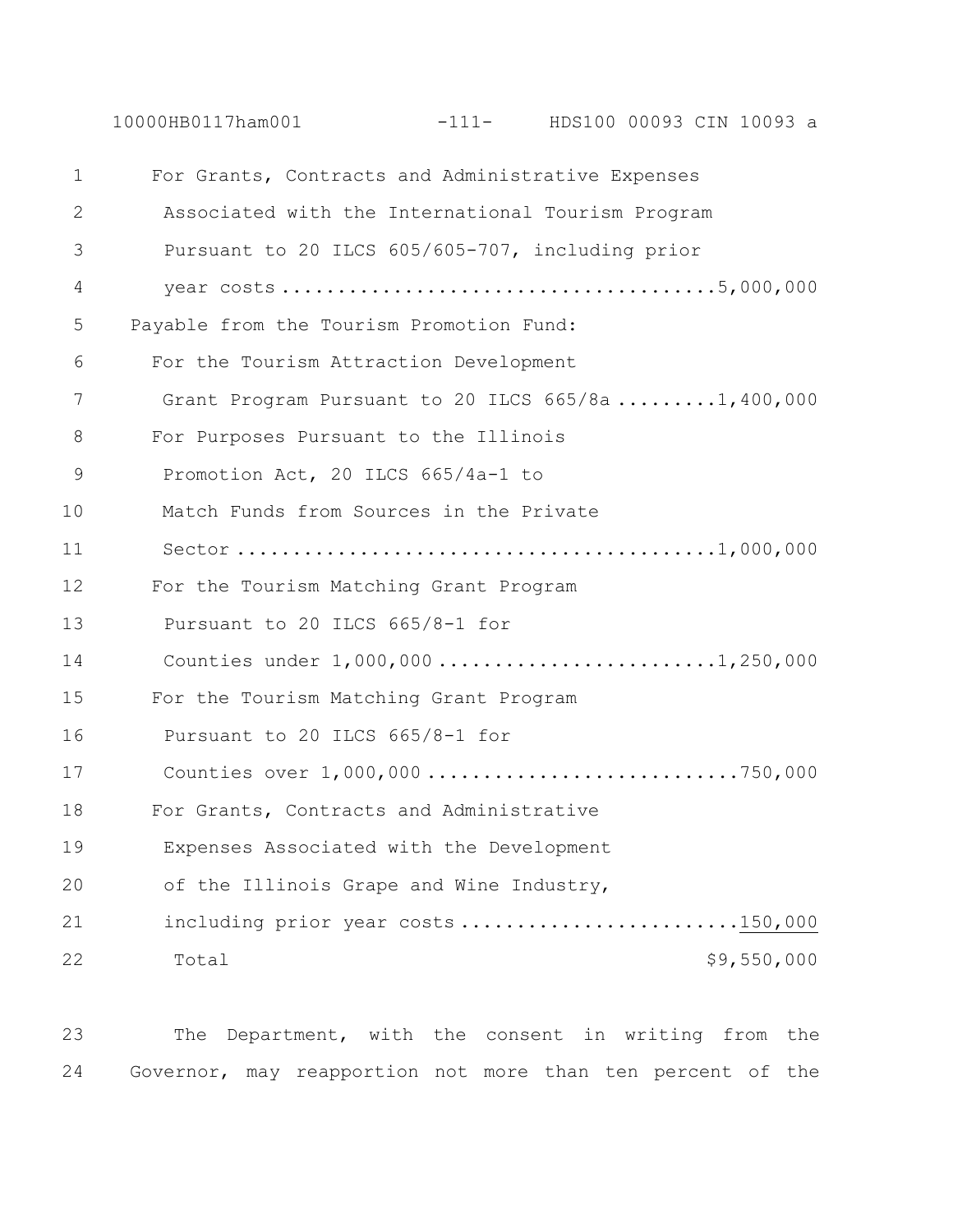For Grants, Contracts and Administrative Expenses Associated with the International Tourism Program Pursuant to 20 ILCS 605/605-707, including prior year costs ..................................... 5,000,000

Payable from the Tourism Promotion Fund:

For the Tourism Attraction Development Grant Program Pursuant to 20 ILCS 665/8a ......... 1,400,000

For Purposes Pursuant to the Illinois Promotion Act, 20 ILCS 665/4a-1 to Match Funds from Sources in the Private Sector ........................................... 1,000,000

For the Tourism Matching Grant Program Pursuant to 20 ILCS 665/8-1 for Counties under 1,000,000 ......................... 1,250,000

For the Tourism Matching Grant Program Pursuant to 20 ILCS 665/8-1 for Counties over 1,000,000 ............................ 750,000

For Grants, Contracts and Administrative Expenses Associated with the Development of the Illinois Grape and Wine Industry, including prior year costs ......................... 150,000

Total $9,550,000

The Department, with the consent in writing from the Governor, may reapportion not more than ten percent of the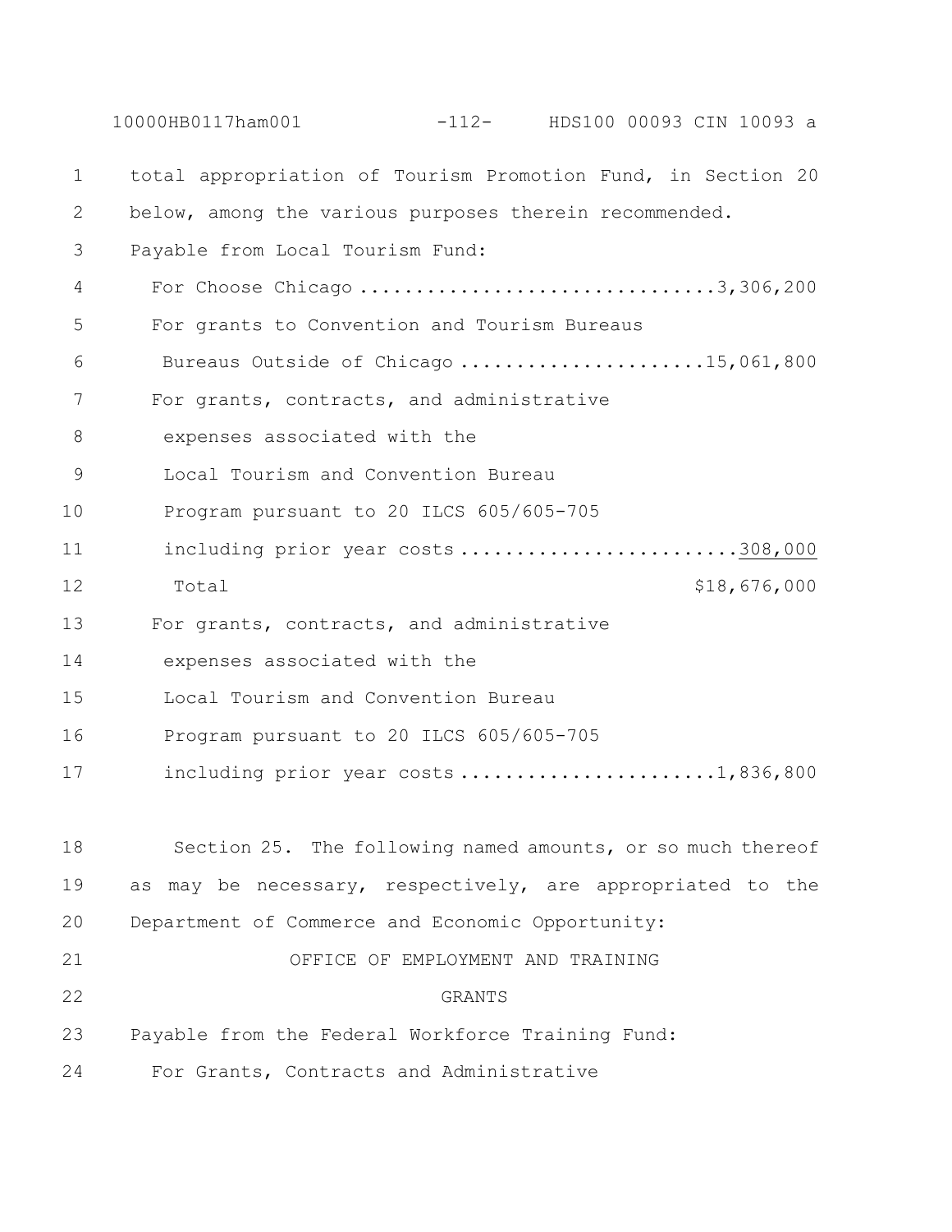total appropriation of Tourism Promotion Fund, in Section 20 below, among the various purposes therein recommended.

Payable from Local Tourism Fund:

For Choose Chicago ................................3,306,200

For grants to Convention and Tourism Bureaus
Bureaus Outside of Chicago ......................15,061,800

For grants, contracts, and administrative
expenses associated with the
Local Tourism and Convention Bureau
Program pursuant to 20 ILCS 605/605-705
including prior year costs ........................308,000

Total $18,676,000

For grants, contracts, and administrative
expenses associated with the
Local Tourism and Convention Bureau
Program pursuant to 20 ILCS 605/605-705
including prior year costs .......................1,836,800

Section 25. The following named amounts, or so much thereof as may be necessary, respectively, are appropriated to the Department of Commerce and Economic Opportunity:

OFFICE OF EMPLOYMENT AND TRAINING

GRANTS

Payable from the Federal Workforce Training Fund:

For Grants, Contracts and Administrative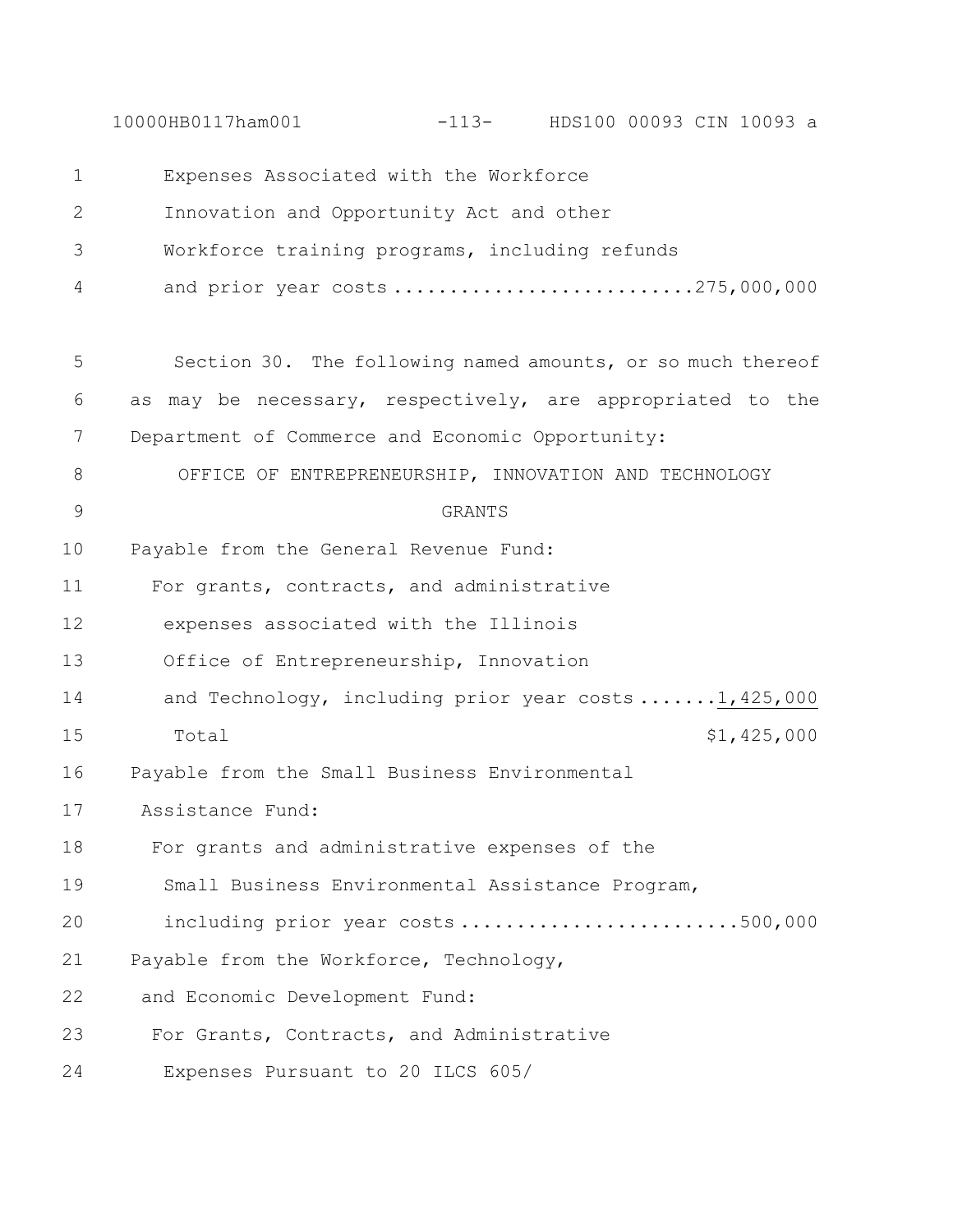Expenses Associated with the Workforce Innovation and Opportunity Act and other Workforce training programs, including refunds and prior year costs ..........................275,000,000

Section 30. The following named amounts, or so much thereof as may be necessary, respectively, are appropriated to the Department of Commerce and Economic Opportunity:

OFFICE OF ENTREPRENEURSHIP, INNOVATION AND TECHNOLOGY

GRANTS

Payable from the General Revenue Fund:

For grants, contracts, and administrative expenses associated with the Illinois Office of Entrepreneurship, Innovation and Technology, including prior year costs .......1,425,000

Total $1,425,000

Payable from the Small Business Environmental Assistance Fund:

For grants and administrative expenses of the Small Business Environmental Assistance Program, including prior year costs ........................500,000

Payable from the Workforce, Technology, and Economic Development Fund:

For Grants, Contracts, and Administrative Expenses Pursuant to 20 ILCS 605/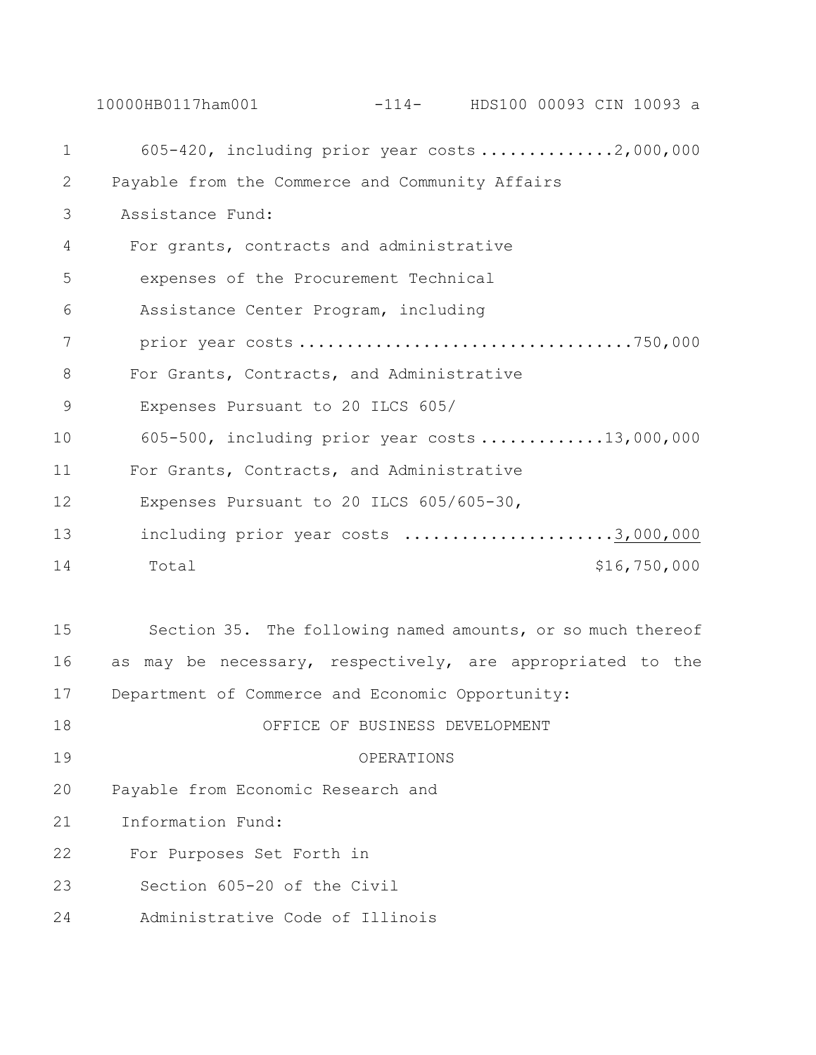605-420, including prior year costs ..............2,000,000

Payable from the Commerce and Community Affairs Assistance Fund:

For grants, contracts and administrative expenses of the Procurement Technical Assistance Center Program, including prior year costs ..................................750,000

For Grants, Contracts, and Administrative Expenses Pursuant to 20 ILCS 605/605-500, including prior year costs .............13,000,000

For Grants, Contracts, and Administrative Expenses Pursuant to 20 ILCS 605/605-30, including prior year costs ......................3,000,000

Total $16,750,000

Section 35. The following named amounts, or so much thereof as may be necessary, respectively, are appropriated to the Department of Commerce and Economic Opportunity:

OFFICE OF BUSINESS DEVELOPMENT

OPERATIONS

Payable from Economic Research and Information Fund:

For Purposes Set Forth in Section 605-20 of the Civil Administrative Code of Illinois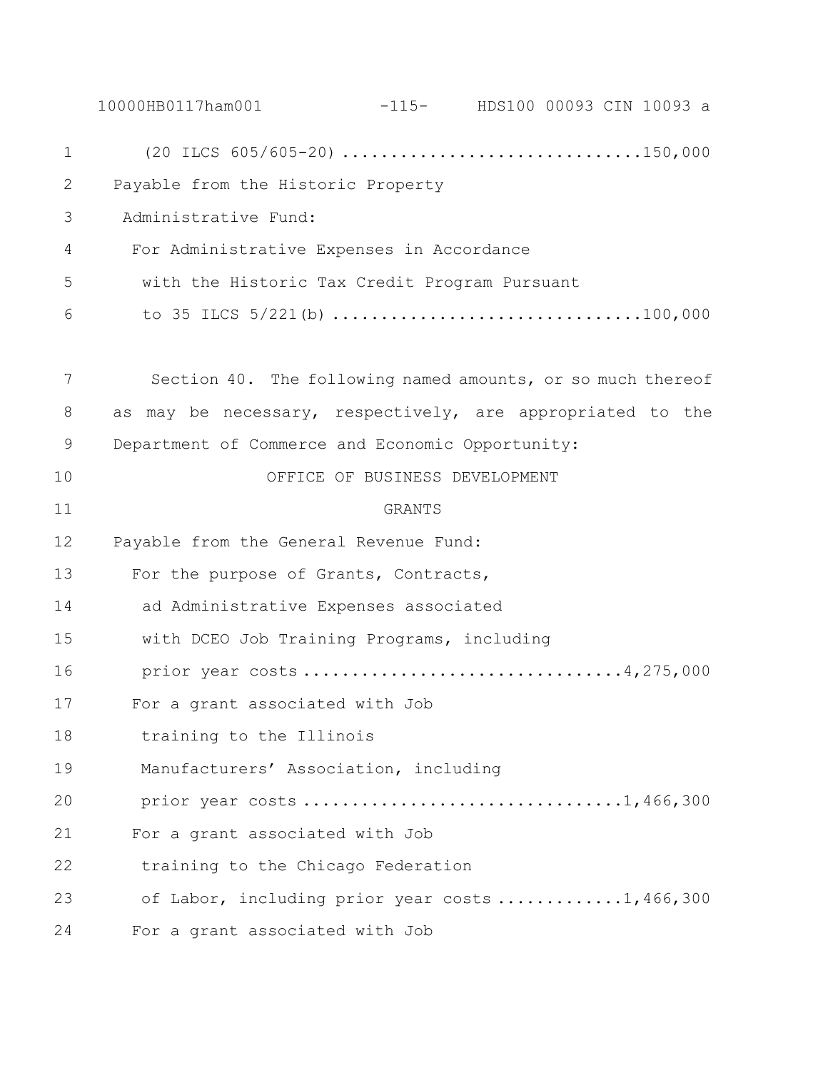(20 ILCS 605/605-20) ..............................150,000

Payable from the Historic Property Administrative Fund:

For Administrative Expenses in Accordance with the Historic Tax Credit Program Pursuant to 35 ILCS 5/221(b) ...............................100,000

Section 40. The following named amounts, or so much thereof as may be necessary, respectively, are appropriated to the Department of Commerce and Economic Opportunity:

OFFICE OF BUSINESS DEVELOPMENT

GRANTS

Payable from the General Revenue Fund:

For the purpose of Grants, Contracts, ad Administrative Expenses associated with DCEO Job Training Programs, including prior year costs ................................4,275,000

For a grant associated with Job training to the Illinois Manufacturers' Association, including prior year costs ................................1,466,300

For a grant associated with Job training to the Chicago Federation of Labor, including prior year costs ............1,466,300

For a grant associated with Job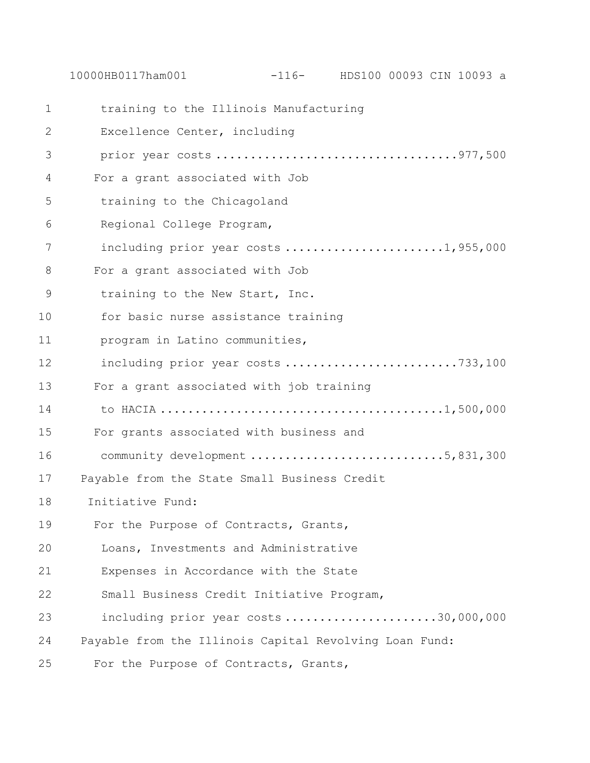training to the Illinois Manufacturing
Excellence Center, including
prior year costs ....................................977,500

For a grant associated with Job
training to the Chicagoland
Regional College Program,
including prior year costs ........................1,955,000

For a grant associated with Job
training to the New Start, Inc.
for basic nurse assistance training
program in Latino communities,
including prior year costs ..........................733,100

For a grant associated with job training
to HACIA .........................................1,500,000

For grants associated with business and
community development ............................5,831,300

Payable from the State Small Business Credit
Initiative Fund:

For the Purpose of Contracts, Grants,
Loans, Investments and Administrative
Expenses in Accordance with the State
Small Business Credit Initiative Program,
including prior year costs .......................30,000,000

Payable from the Illinois Capital Revolving Loan Fund:

For the Purpose of Contracts, Grants,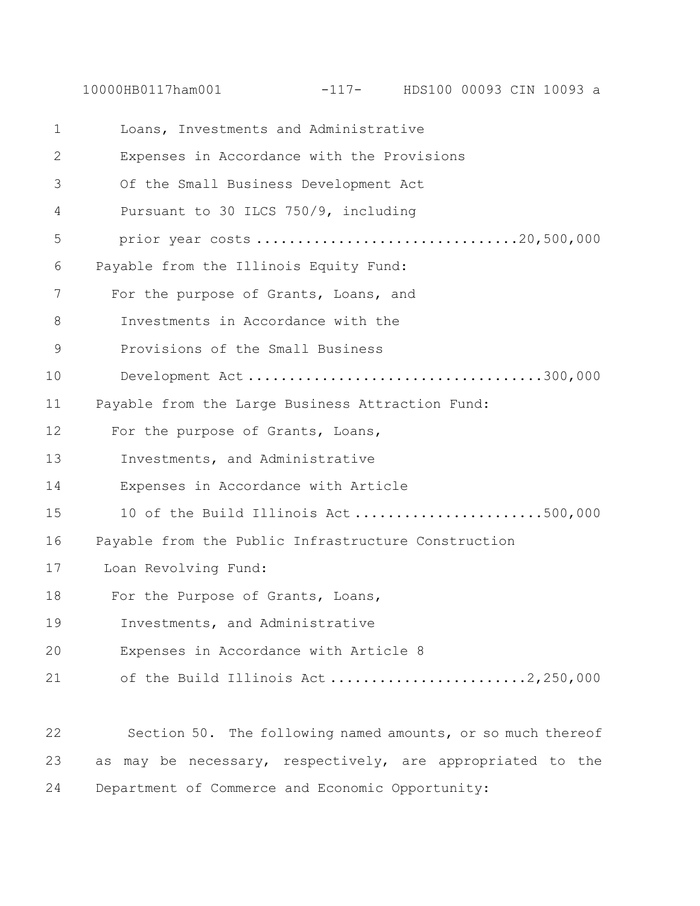Loans, Investments and Administrative Expenses in Accordance with the Provisions Of the Small Business Development Act Pursuant to 30 ILCS 750/9, including prior year costs ..............................20,500,000

Payable from the Illinois Equity Fund:

For the purpose of Grants, Loans, and Investments in Accordance with the Provisions of the Small Business Development Act ..................................300,000

Payable from the Large Business Attraction Fund:

For the purpose of Grants, Loans, Investments, and Administrative Expenses in Accordance with Article 10 of the Build Illinois Act ......................500,000

Payable from the Public Infrastructure Construction Loan Revolving Fund:

For the Purpose of Grants, Loans, Investments, and Administrative Expenses in Accordance with Article 8 of the Build Illinois Act .......................2,250,000

Section 50. The following named amounts, or so much thereof as may be necessary, respectively, are appropriated to the Department of Commerce and Economic Opportunity: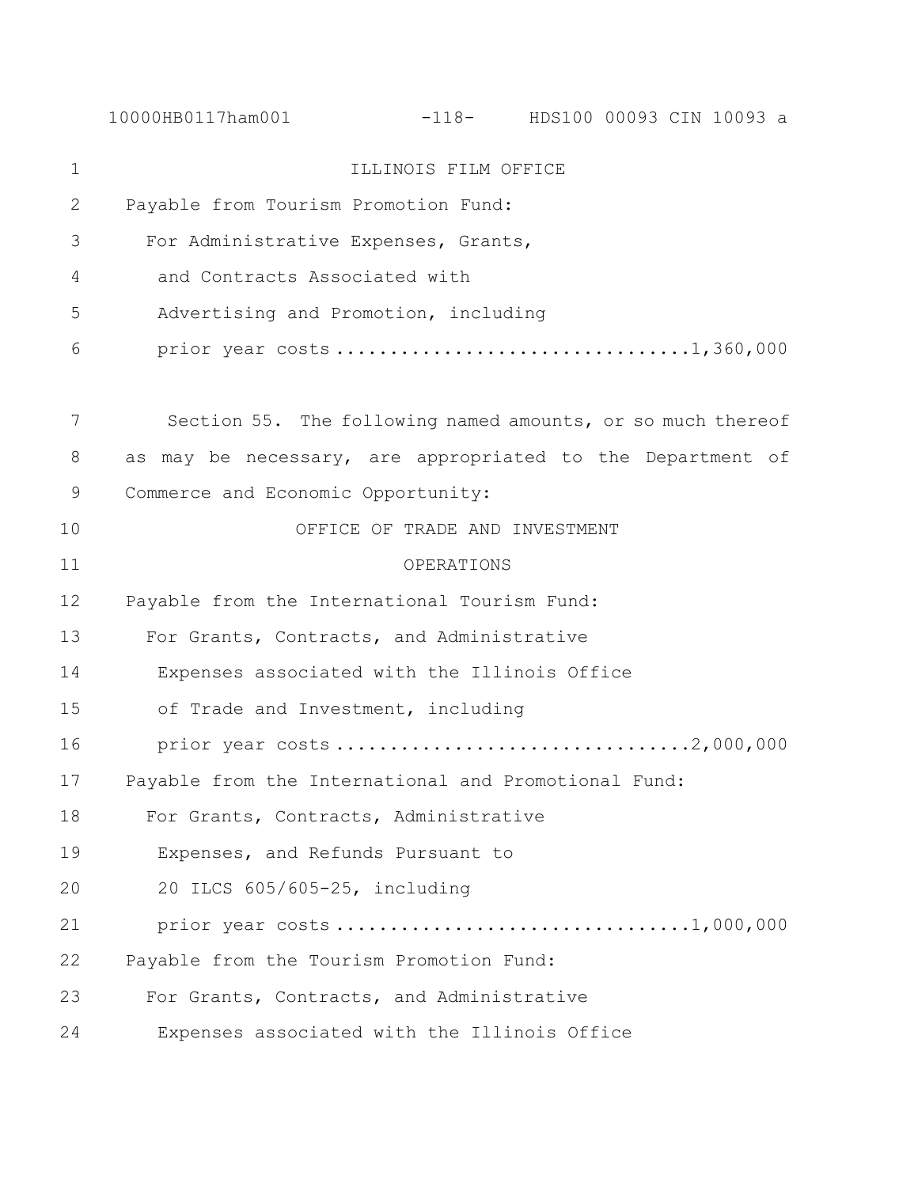ILLINOIS FILM OFFICE

Payable from Tourism Promotion Fund:

For Administrative Expenses, Grants, and Contracts Associated with Advertising and Promotion, including prior year costs ................................1,360,000

Section 55. The following named amounts, or so much thereof as may be necessary, are appropriated to the Department of Commerce and Economic Opportunity:

OFFICE OF TRADE AND INVESTMENT

OPERATIONS

Payable from the International Tourism Fund:

For Grants, Contracts, and Administrative Expenses associated with the Illinois Office of Trade and Investment, including prior year costs ................................2,000,000

Payable from the International and Promotional Fund:

For Grants, Contracts, Administrative Expenses, and Refunds Pursuant to 20 ILCS 605/605-25, including prior year costs ................................1,000,000

Payable from the Tourism Promotion Fund:

For Grants, Contracts, and Administrative Expenses associated with the Illinois Office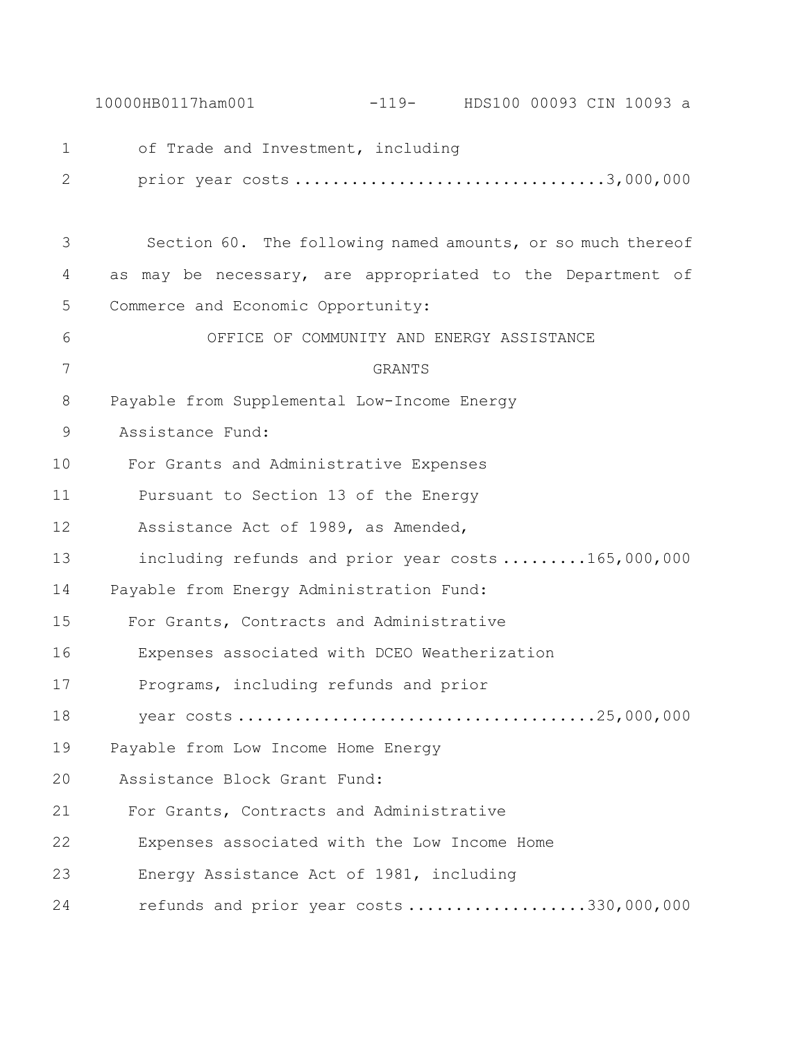of Trade and Investment, including
prior year costs ................................3,000,000

Section 60. The following named amounts, or so much thereof as may be necessary, are appropriated to the Department of Commerce and Economic Opportunity:

OFFICE OF COMMUNITY AND ENERGY ASSISTANCE

GRANTS

Payable from Supplemental Low-Income Energy Assistance Fund:

For Grants and Administrative Expenses Pursuant to Section 13 of the Energy Assistance Act of 1989, as Amended, including refunds and prior year costs .........165,000,000

Payable from Energy Administration Fund:

For Grants, Contracts and Administrative Expenses associated with DCEO Weatherization Programs, including refunds and prior year costs ......................................25,000,000

Payable from Low Income Home Energy Assistance Block Grant Fund:

For Grants, Contracts and Administrative Expenses associated with the Low Income Home Energy Assistance Act of 1981, including refunds and prior year costs ...................330,000,000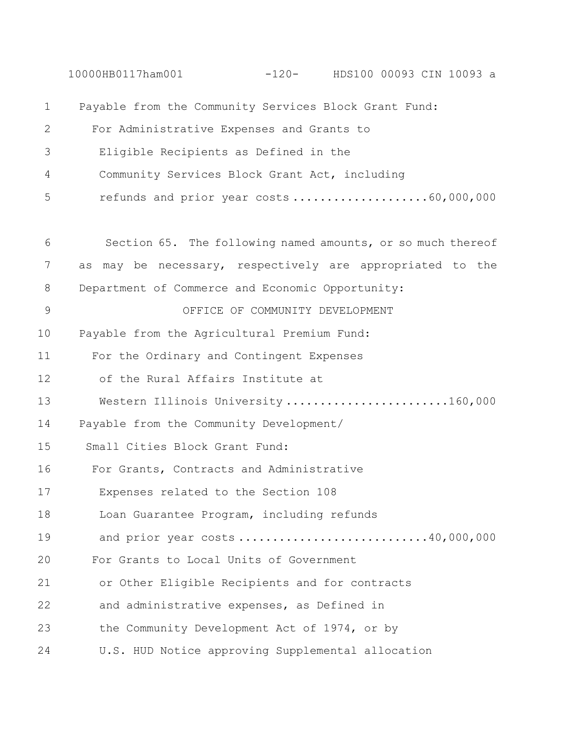Payable from the Community Services Block Grant Fund:

For Administrative Expenses and Grants to Eligible Recipients as Defined in the Community Services Block Grant Act, including refunds and prior year costs ....................60,000,000

Section 65. The following named amounts, or so much thereof as may be necessary, respectively are appropriated to the Department of Commerce and Economic Opportunity:

OFFICE OF COMMUNITY DEVELOPMENT

Payable from the Agricultural Premium Fund:

For the Ordinary and Contingent Expenses of the Rural Affairs Institute at Western Illinois University ........................160,000

Payable from the Community Development/ Small Cities Block Grant Fund:

For Grants, Contracts and Administrative Expenses related to the Section 108 Loan Guarantee Program, including refunds and prior year costs ...........................40,000,000

For Grants to Local Units of Government or Other Eligible Recipients and for contracts and administrative expenses, as Defined in the Community Development Act of 1974, or by U.S. HUD Notice approving Supplemental allocation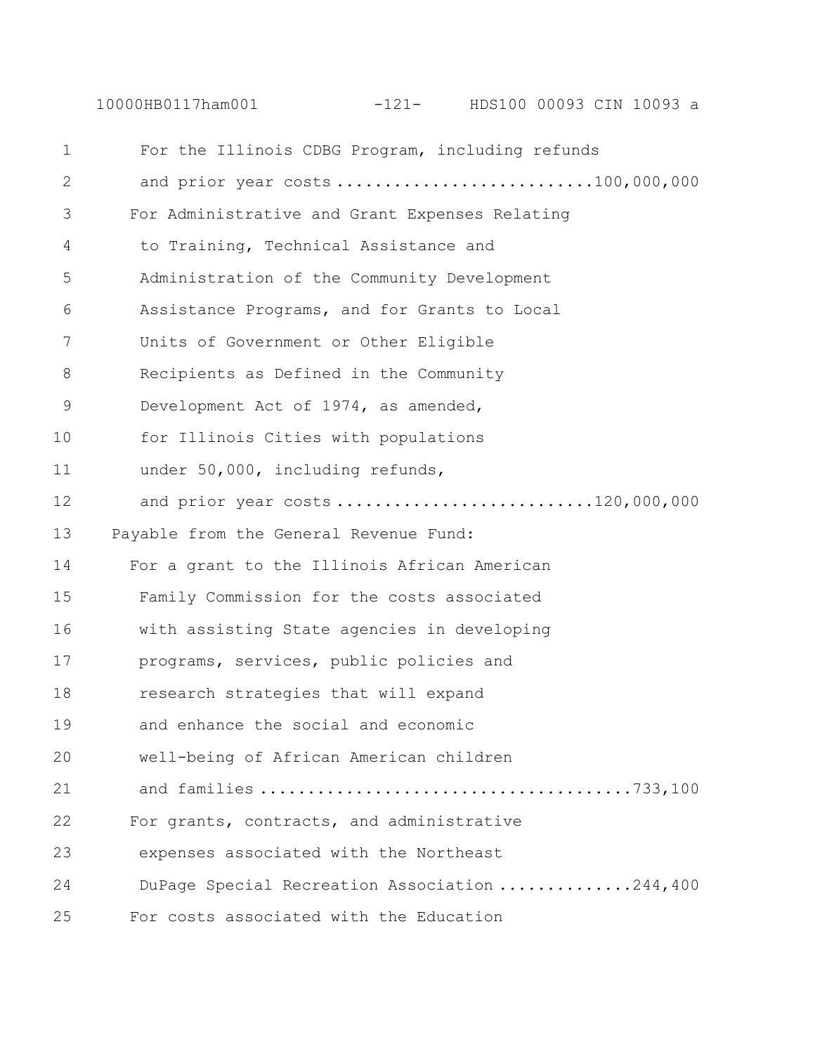For the Illinois CDBG Program, including refunds
and prior year costs ..........................100,000,000

For Administrative and Grant Expenses Relating
to Training, Technical Assistance and
Administration of the Community Development
Assistance Programs, and for Grants to Local
Units of Government or Other Eligible
Recipients as Defined in the Community
Development Act of 1974, as amended,
for Illinois Cities with populations
under 50,000, including refunds,
and prior year costs ..........................120,000,000

Payable from the General Revenue Fund:

For a grant to the Illinois African American
Family Commission for the costs associated
with assisting State agencies in developing
programs, services, public policies and
research strategies that will expand
and enhance the social and economic
well-being of African American children
and families .....................................733,100

For grants, contracts, and administrative
expenses associated with the Northeast
DuPage Special Recreation Association .............244,400

For costs associated with the Education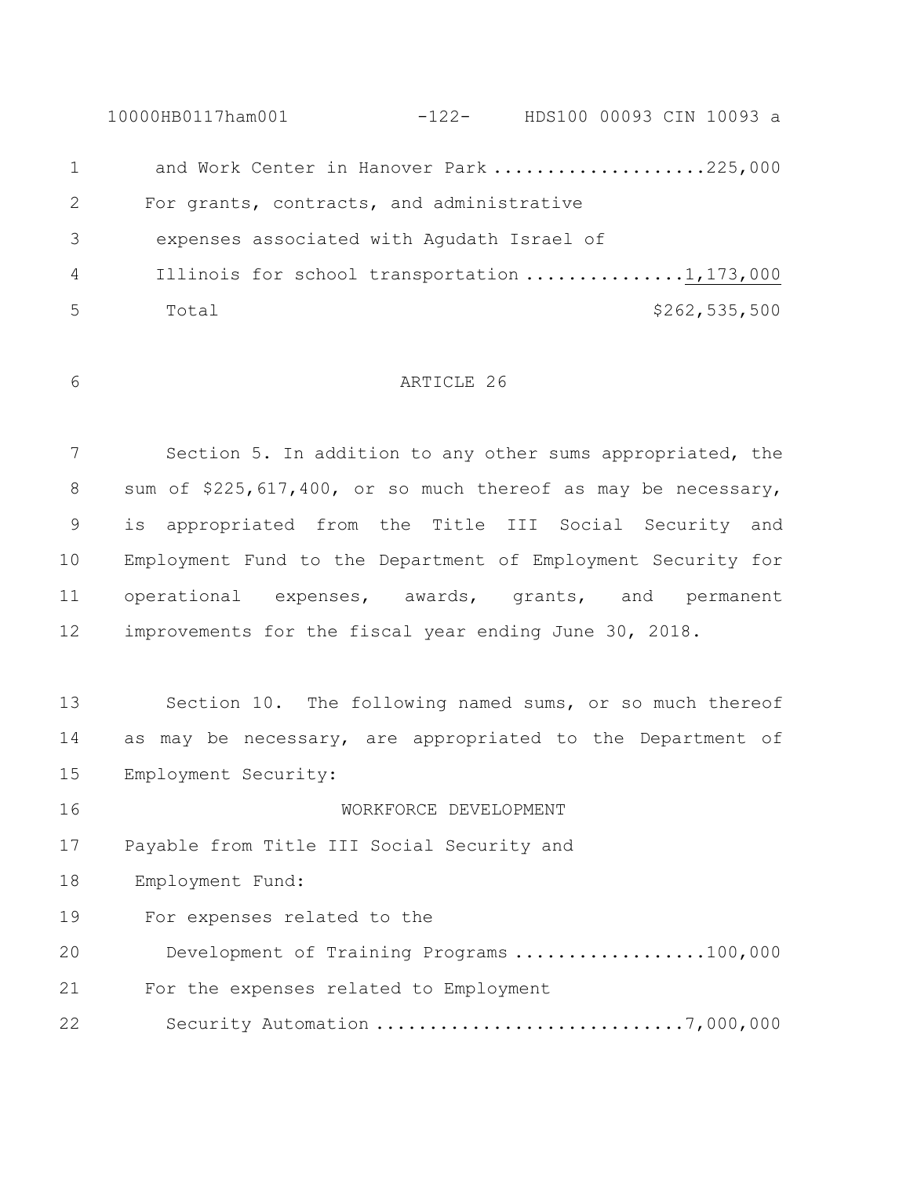and Work Center in Hanover Park .................... 225,000

For grants, contracts, and administrative expenses associated with Agudath Israel of Illinois for school transportation ............... 1,173,000

Total $262,535,500

ARTICLE 26

Section 5. In addition to any other sums appropriated, the sum of $225,617,400, or so much thereof as may be necessary, is appropriated from the Title III Social Security and Employment Fund to the Department of Employment Security for operational expenses, awards, grants, and permanent improvements for the fiscal year ending June 30, 2018.

Section 10. The following named sums, or so much thereof as may be necessary, are appropriated to the Department of Employment Security:

WORKFORCE DEVELOPMENT

Payable from Title III Social Security and Employment Fund:

For expenses related to the Development of Training Programs .................. 100,000

For the expenses related to Employment Security Automation ............................ 7,000,000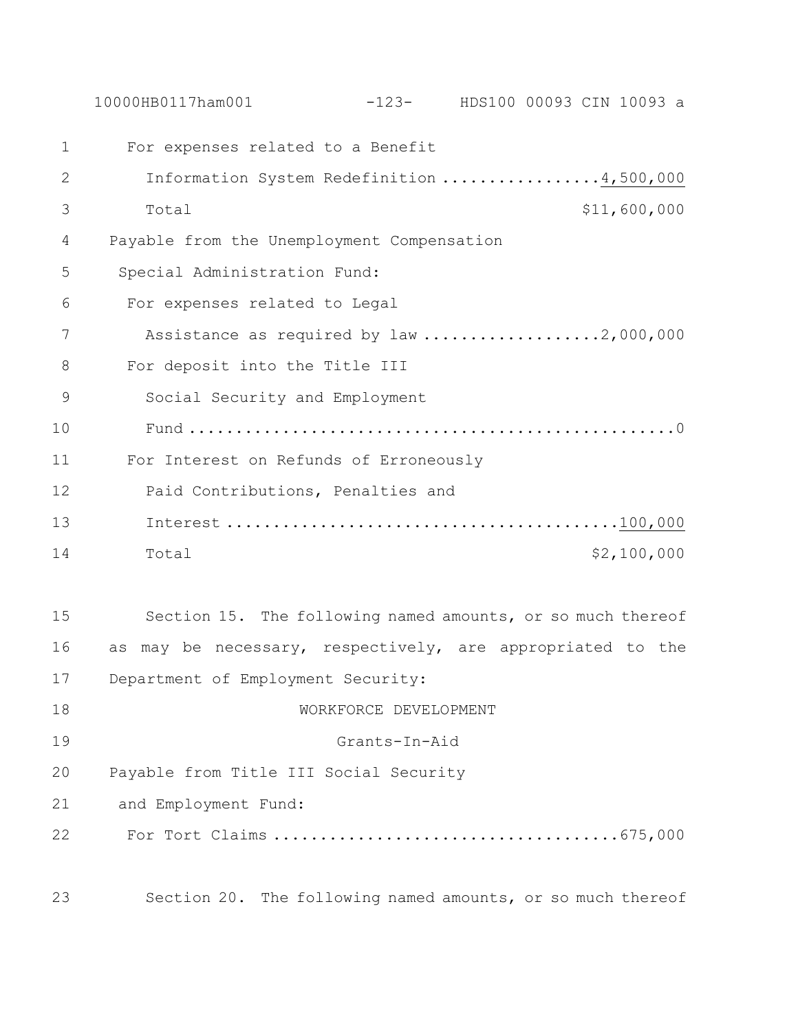For expenses related to a Benefit
  Information System Redefinition ................. 4,500,000
  Total $11,600,000

Payable from the Unemployment Compensation
 Special Administration Fund:

For expenses related to Legal
  Assistance as required by law ................... 2,000,000

For deposit into the Title III
  Social Security and Employment
  Fund ................................................... 0

For Interest on Refunds of Erroneously
  Paid Contributions, Penalties and
  Interest ......................................... 100,000
  Total $2,100,000

Section 15. The following named amounts, or so much thereof as may be necessary, respectively, are appropriated to the Department of Employment Security:

WORKFORCE DEVELOPMENT

Grants-In-Aid

Payable from Title III Social Security
 and Employment Fund:

For Tort Claims .................................... 675,000

Section 20. The following named amounts, or so much thereof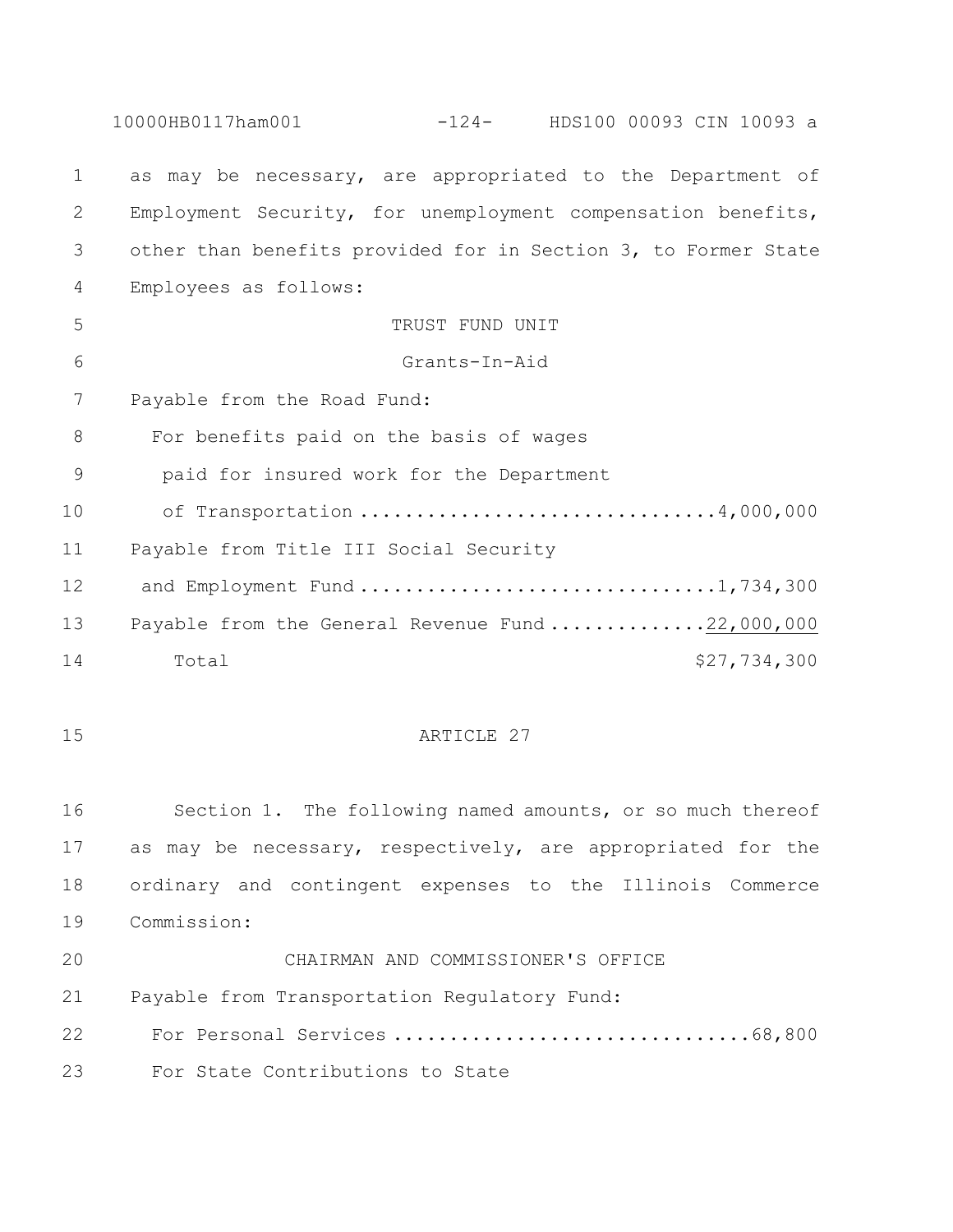as may be necessary, are appropriated to the Department of Employment Security, for unemployment compensation benefits, other than benefits provided for in Section 3, to Former State Employees as follows:

TRUST FUND UNIT

Grants-In-Aid

Payable from the Road Fund:

For benefits paid on the basis of wages paid for insured work for the Department of Transportation ............................... 4,000,000

Payable from Title III Social Security and Employment Fund ............................... 1,734,300

Payable from the General Revenue Fund ............. 22,000,000

Total $27,734,300

ARTICLE 27

Section 1. The following named amounts, or so much thereof as may be necessary, respectively, are appropriated for the ordinary and contingent expenses to the Illinois Commerce Commission:

CHAIRMAN AND COMMISSIONER'S OFFICE

Payable from Transportation Regulatory Fund:

For Personal Services ............................... 68,800

For State Contributions to State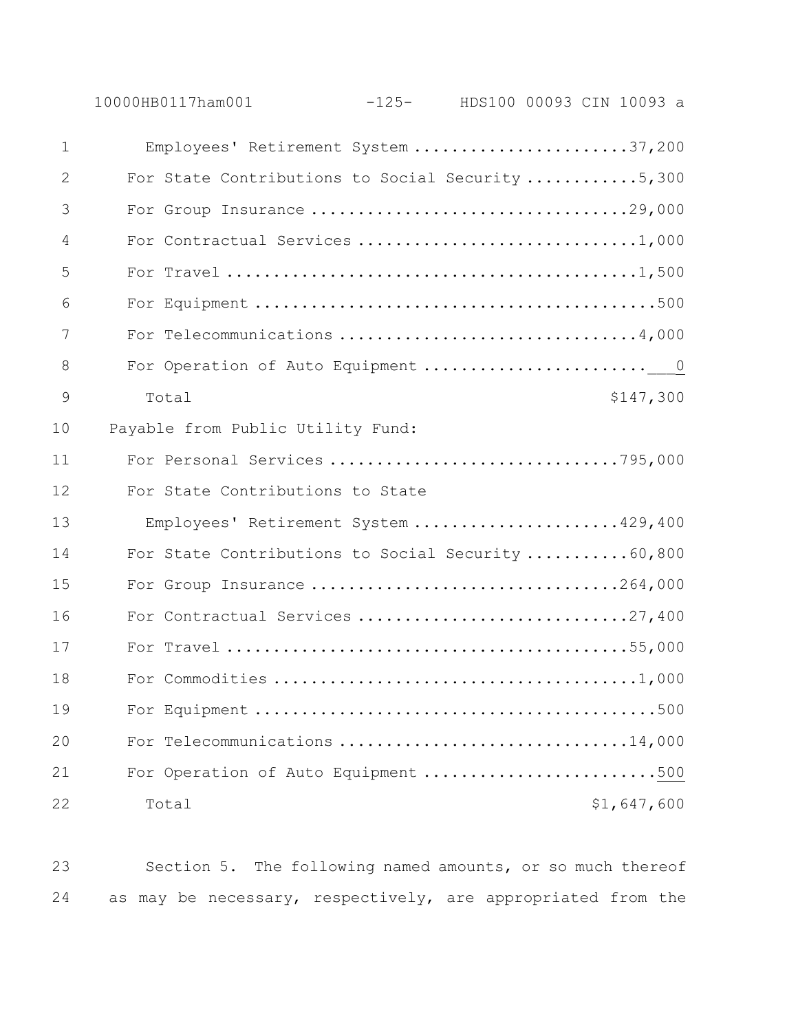Employees' Retirement System .......................37,200
For State Contributions to Social Security ............5,300
For Group Insurance ..................................29,000
For Contractual Services ..............................1,000
For Travel ............................................1,500
For Equipment ...........................................500
For Telecommunications ................................4,000
For Operation of Auto Equipment ...........................0
Total $147,300

Payable from Public Utility Fund:
For Personal Services ...............................795,000
For State Contributions to State
Employees' Retirement System ......................429,400
For State Contributions to Social Security ...........60,800
For Group Insurance .................................264,000
For Contractual Services .............................27,400
For Travel ...........................................55,000
For Commodities .......................................1,000
For Equipment ...........................................500
For Telecommunications ...............................14,000
For Operation of Auto Equipment .........................500
Total $1,647,600

Section 5. The following named amounts, or so much thereof as may be necessary, respectively, are appropriated from the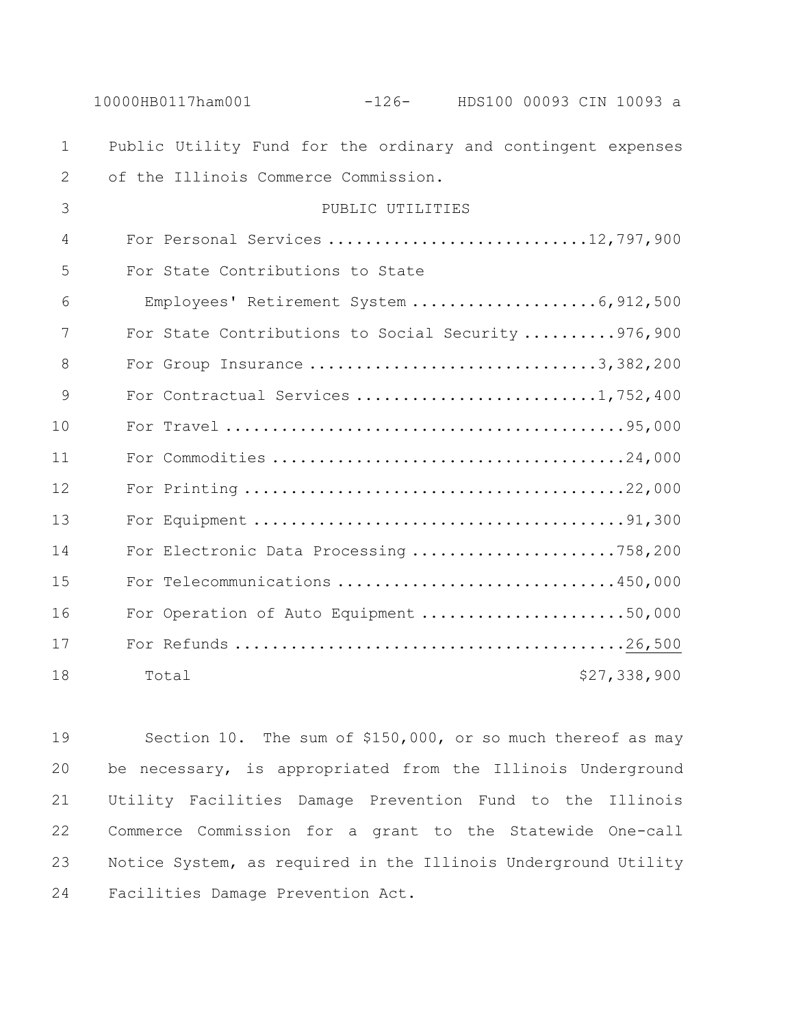Public Utility Fund for the ordinary and contingent expenses of the Illinois Commerce Commission.

PUBLIC UTILITIES

| | |
|---|---|
| For Personal Services | 12,797,900 |
| For State Contributions to State Employees' Retirement System | 6,912,500 |
| For State Contributions to Social Security | 976,900 |
| For Group Insurance | 3,382,200 |
| For Contractual Services | 1,752,400 |
| For Travel | 95,000 |
| For Commodities | 24,000 |
| For Printing | 22,000 |
| For Equipment | 91,300 |
| For Electronic Data Processing | 758,200 |
| For Telecommunications | 450,000 |
| For Operation of Auto Equipment | 50,000 |
| For Refunds | 26,500 |
| Total | $27,338,900 |

Section 10. The sum of $150,000, or so much thereof as may be necessary, is appropriated from the Illinois Underground Utility Facilities Damage Prevention Fund to the Illinois Commerce Commission for a grant to the Statewide One-call Notice System, as required in the Illinois Underground Utility Facilities Damage Prevention Act.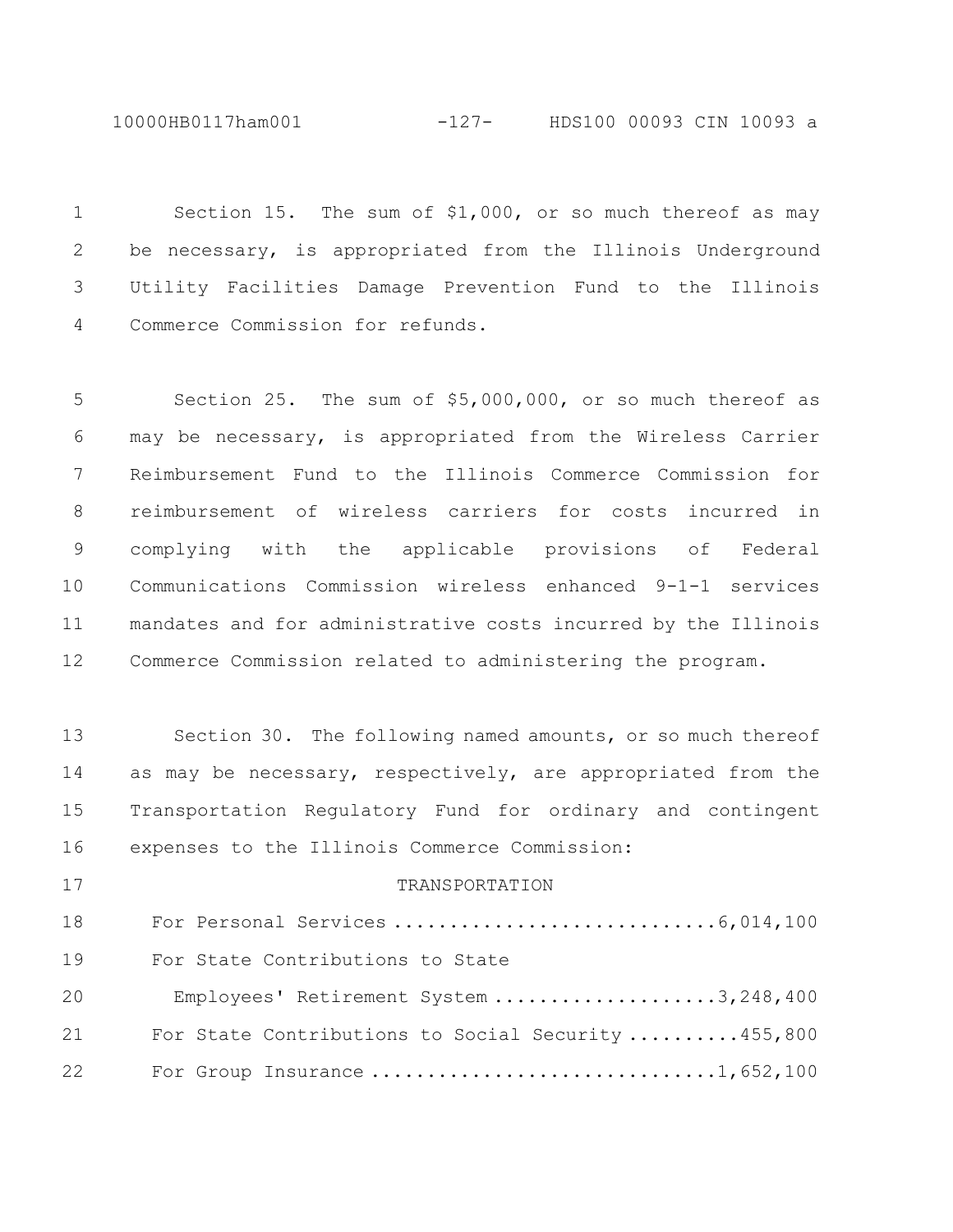Section 15. The sum of $1,000, or so much thereof as may be necessary, is appropriated from the Illinois Underground Utility Facilities Damage Prevention Fund to the Illinois Commerce Commission for refunds.

Section 25. The sum of $5,000,000, or so much thereof as may be necessary, is appropriated from the Wireless Carrier Reimbursement Fund to the Illinois Commerce Commission for reimbursement of wireless carriers for costs incurred in complying with the applicable provisions of Federal Communications Commission wireless enhanced 9-1-1 services mandates and for administrative costs incurred by the Illinois Commerce Commission related to administering the program.

Section 30. The following named amounts, or so much thereof as may be necessary, respectively, are appropriated from the Transportation Regulatory Fund for ordinary and contingent expenses to the Illinois Commerce Commission:

TRANSPORTATION

For Personal Services ............................ 6,014,100
For State Contributions to State
Employees' Retirement System .................... 3,248,400
For State Contributions to Social Security .......... 455,800
For Group Insurance .............................. 1,652,100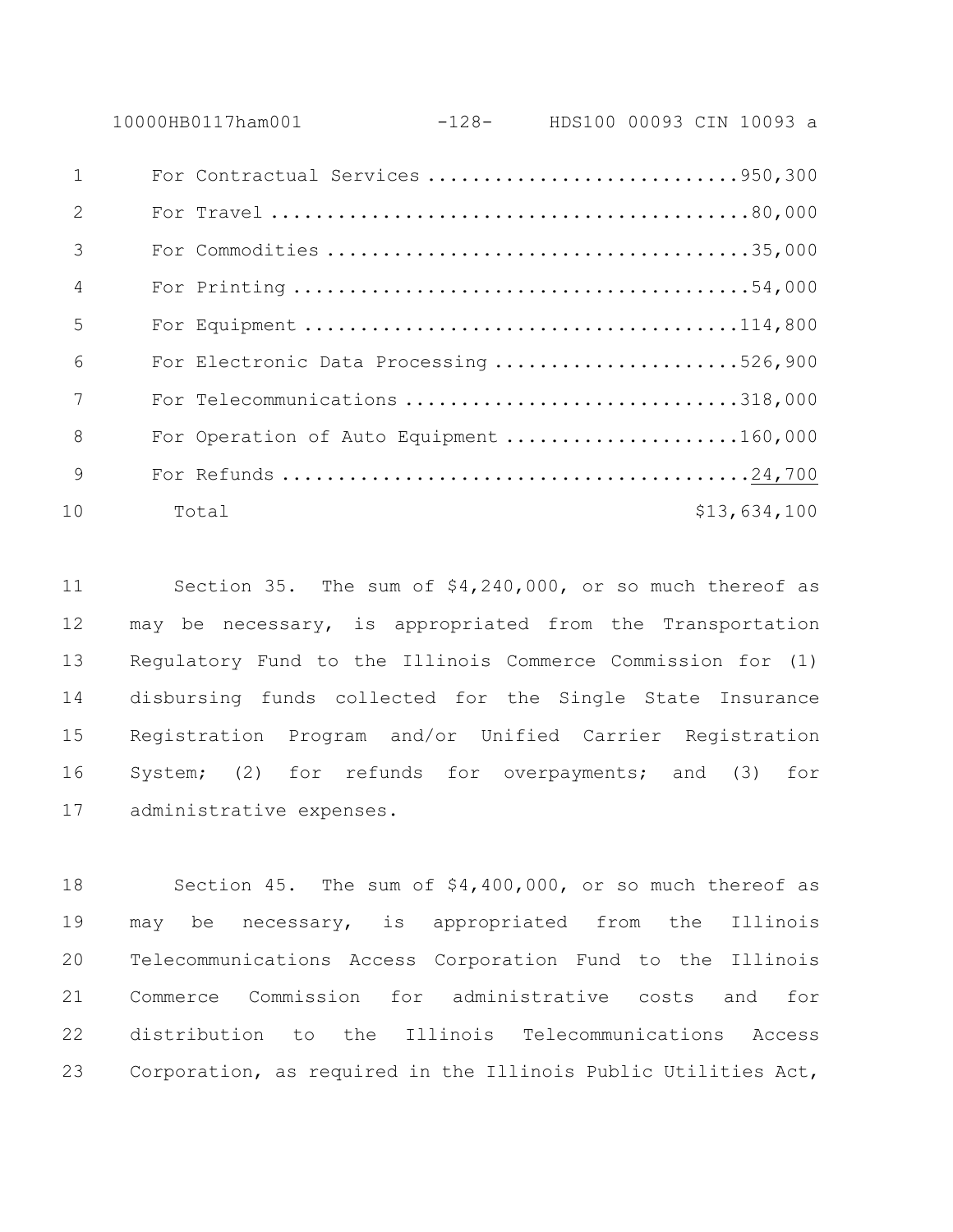| | |
|---|---|
| For Contractual Services | 950,300 |
| For Travel | 80,000 |
| For Commodities | 35,000 |
| For Printing | 54,000 |
| For Equipment | 114,800 |
| For Electronic Data Processing | 526,900 |
| For Telecommunications | 318,000 |
| For Operation of Auto Equipment | 160,000 |
| For Refunds | 24,700 |
| Total | $13,634,100 |

Section 35. The sum of $4,240,000, or so much thereof as may be necessary, is appropriated from the Transportation Regulatory Fund to the Illinois Commerce Commission for (1) disbursing funds collected for the Single State Insurance Registration Program and/or Unified Carrier Registration System; (2) for refunds for overpayments; and (3) for administrative expenses.

Section 45. The sum of $4,400,000, or so much thereof as may be necessary, is appropriated from the Illinois Telecommunications Access Corporation Fund to the Illinois Commerce Commission for administrative costs and for distribution to the Illinois Telecommunications Access Corporation, as required in the Illinois Public Utilities Act,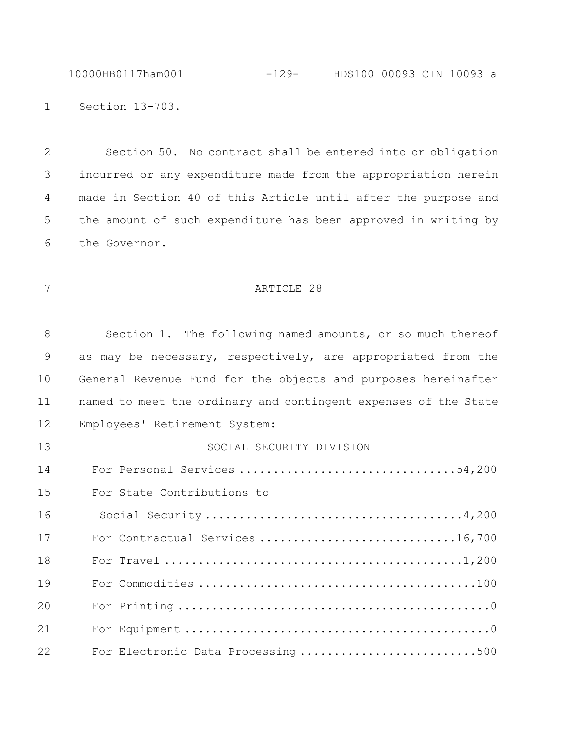Section 13-703.

Section 50. No contract shall be entered into or obligation incurred or any expenditure made from the appropriation herein made in Section 40 of this Article until after the purpose and the amount of such expenditure has been approved in writing by the Governor.

## ARTICLE 28

Section 1. The following named amounts, or so much thereof as may be necessary, respectively, are appropriated from the General Revenue Fund for the objects and purposes hereinafter named to meet the ordinary and contingent expenses of the State Employees' Retirement System:

### SOCIAL SECURITY DIVISION

| | |
|---|---|
| For Personal Services | 54,200 |
| For State Contributions to Social Security | 4,200 |
| For Contractual Services | 16,700 |
| For Travel | 1,200 |
| For Commodities | 100 |
| For Printing | 0 |
| For Equipment | 0 |
| For Electronic Data Processing | 500 |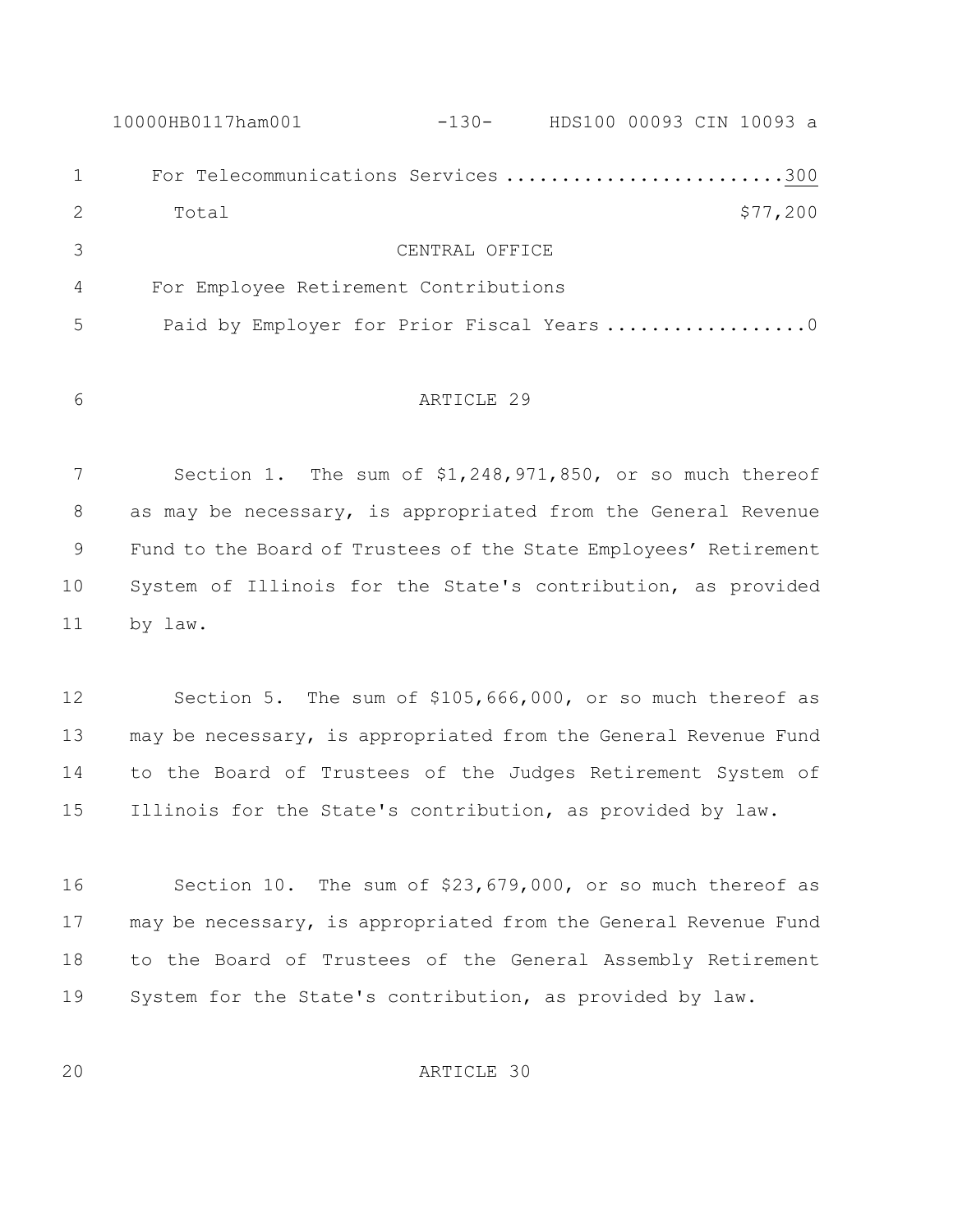For Telecommunications Services ........................ 300

Total $77,200

CENTRAL OFFICE

For Employee Retirement Contributions
Paid by Employer for Prior Fiscal Years .................. 0

ARTICLE 29

Section 1. The sum of $1,248,971,850, or so much thereof as may be necessary, is appropriated from the General Revenue Fund to the Board of Trustees of the State Employees' Retirement System of Illinois for the State's contribution, as provided by law.

Section 5. The sum of $105,666,000, or so much thereof as may be necessary, is appropriated from the General Revenue Fund to the Board of Trustees of the Judges Retirement System of Illinois for the State's contribution, as provided by law.

Section 10. The sum of $23,679,000, or so much thereof as may be necessary, is appropriated from the General Revenue Fund to the Board of Trustees of the General Assembly Retirement System for the State's contribution, as provided by law.

ARTICLE 30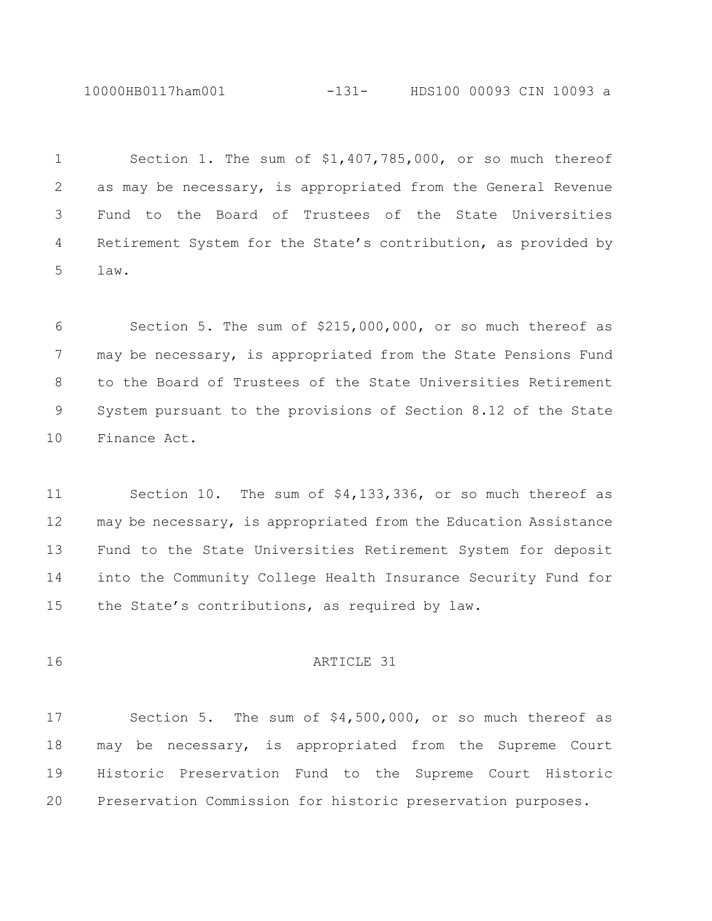Section 1. The sum of $1,407,785,000, or so much thereof as may be necessary, is appropriated from the General Revenue Fund to the Board of Trustees of the State Universities Retirement System for the State's contribution, as provided by law.

Section 5. The sum of $215,000,000, or so much thereof as may be necessary, is appropriated from the State Pensions Fund to the Board of Trustees of the State Universities Retirement System pursuant to the provisions of Section 8.12 of the State Finance Act.

Section 10. The sum of $4,133,336, or so much thereof as may be necessary, is appropriated from the Education Assistance Fund to the State Universities Retirement System for deposit into the Community College Health Insurance Security Fund for the State's contributions, as required by law.

ARTICLE 31

Section 5. The sum of $4,500,000, or so much thereof as may be necessary, is appropriated from the Supreme Court Historic Preservation Fund to the Supreme Court Historic Preservation Commission for historic preservation purposes.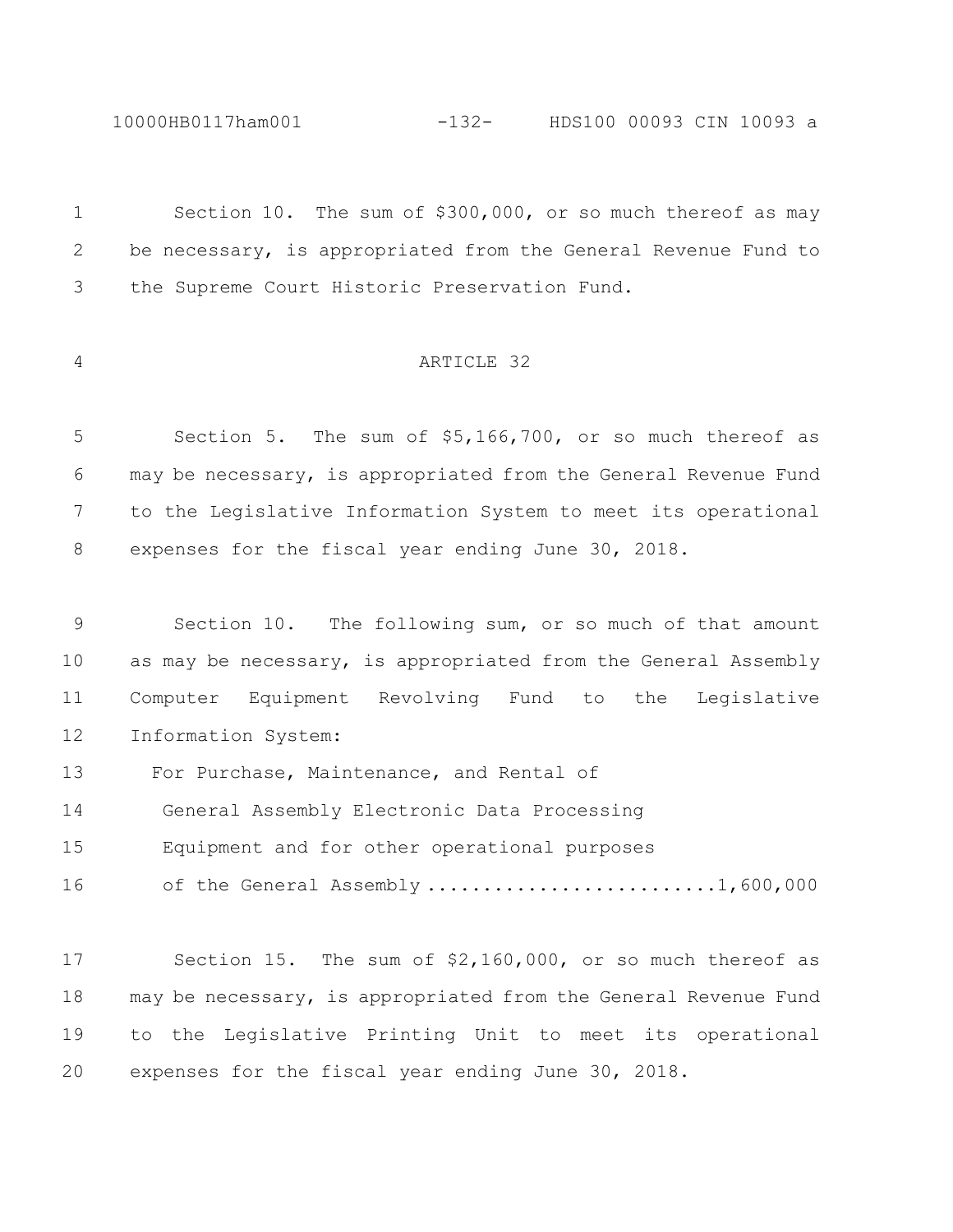Section 10. The sum of $300,000, or so much thereof as may be necessary, is appropriated from the General Revenue Fund to the Supreme Court Historic Preservation Fund.

## ARTICLE 32

Section 5. The sum of $5,166,700, or so much thereof as may be necessary, is appropriated from the General Revenue Fund to the Legislative Information System to meet its operational expenses for the fiscal year ending June 30, 2018.

Section 10. The following sum, or so much of that amount as may be necessary, is appropriated from the General Assembly Computer Equipment Revolving Fund to the Legislative Information System:

For Purchase, Maintenance, and Rental of General Assembly Electronic Data Processing Equipment and for other operational purposes of the General Assembly .......................... 1,600,000

Section 15. The sum of $2,160,000, or so much thereof as may be necessary, is appropriated from the General Revenue Fund to the Legislative Printing Unit to meet its operational expenses for the fiscal year ending June 30, 2018.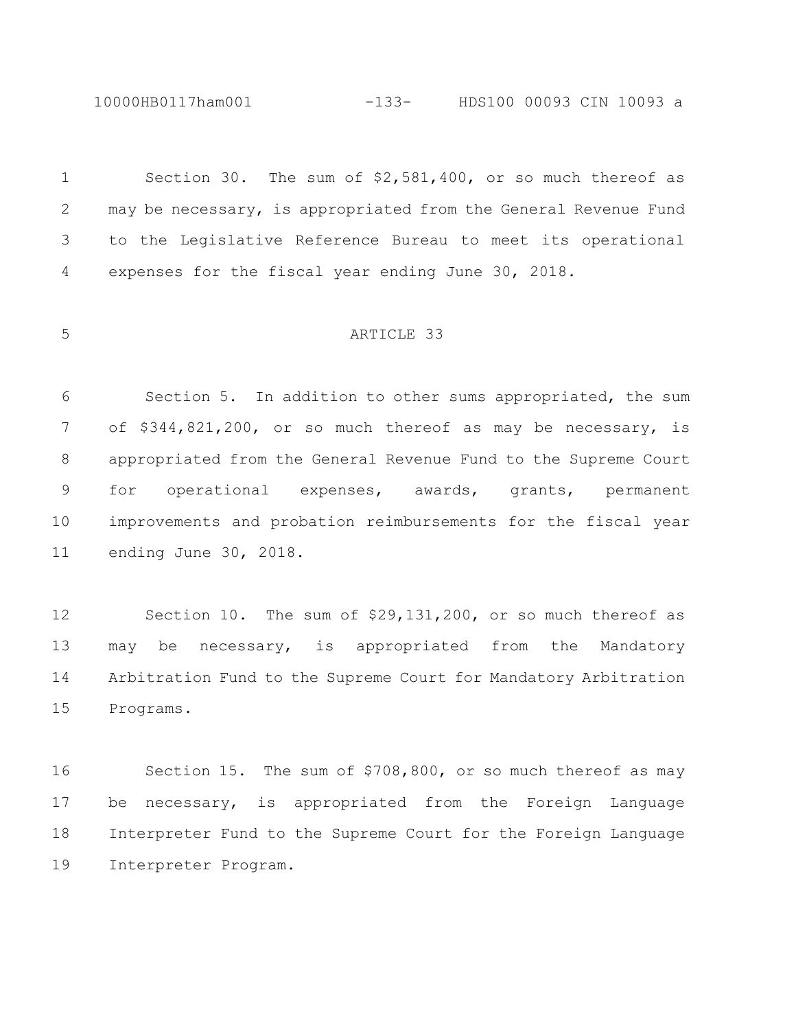Section 30. The sum of $2,581,400, or so much thereof as may be necessary, is appropriated from the General Revenue Fund to the Legislative Reference Bureau to meet its operational expenses for the fiscal year ending June 30, 2018.

## ARTICLE 33

Section 5. In addition to other sums appropriated, the sum of $344,821,200, or so much thereof as may be necessary, is appropriated from the General Revenue Fund to the Supreme Court for operational expenses, awards, grants, permanent improvements and probation reimbursements for the fiscal year ending June 30, 2018.

Section 10. The sum of $29,131,200, or so much thereof as may be necessary, is appropriated from the Mandatory Arbitration Fund to the Supreme Court for Mandatory Arbitration Programs.

Section 15. The sum of $708,800, or so much thereof as may be necessary, is appropriated from the Foreign Language Interpreter Fund to the Supreme Court for the Foreign Language Interpreter Program.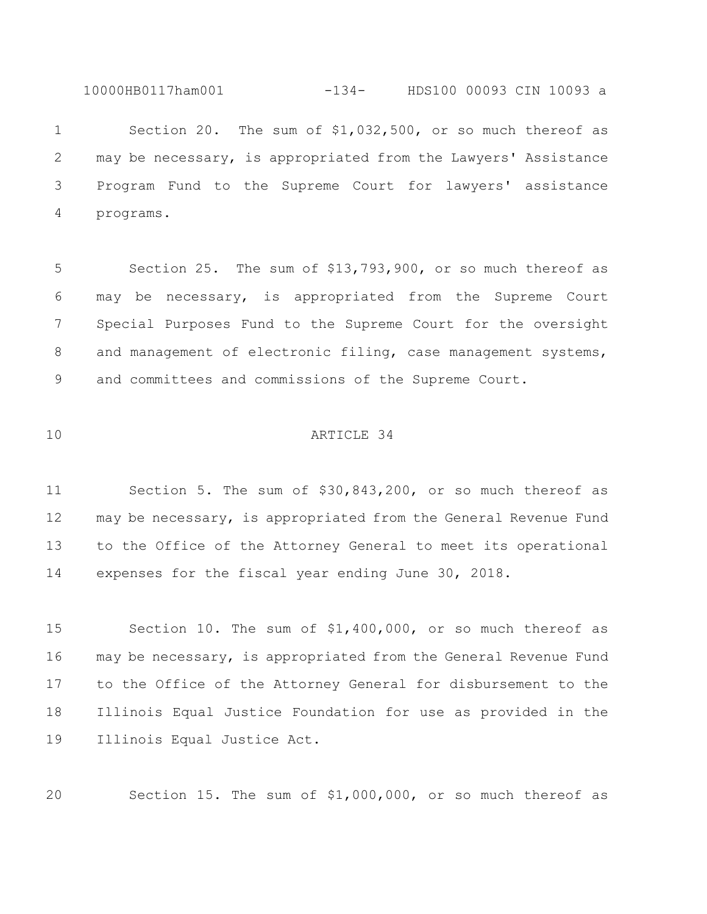Section 20. The sum of $1,032,500, or so much thereof as may be necessary, is appropriated from the Lawyers' Assistance Program Fund to the Supreme Court for lawyers' assistance programs.

Section 25. The sum of $13,793,900, or so much thereof as may be necessary, is appropriated from the Supreme Court Special Purposes Fund to the Supreme Court for the oversight and management of electronic filing, case management systems, and committees and commissions of the Supreme Court.

ARTICLE 34

Section 5. The sum of $30,843,200, or so much thereof as may be necessary, is appropriated from the General Revenue Fund to the Office of the Attorney General to meet its operational expenses for the fiscal year ending June 30, 2018.

Section 10. The sum of $1,400,000, or so much thereof as may be necessary, is appropriated from the General Revenue Fund to the Office of the Attorney General for disbursement to the Illinois Equal Justice Foundation for use as provided in the Illinois Equal Justice Act.

Section 15. The sum of $1,000,000, or so much thereof as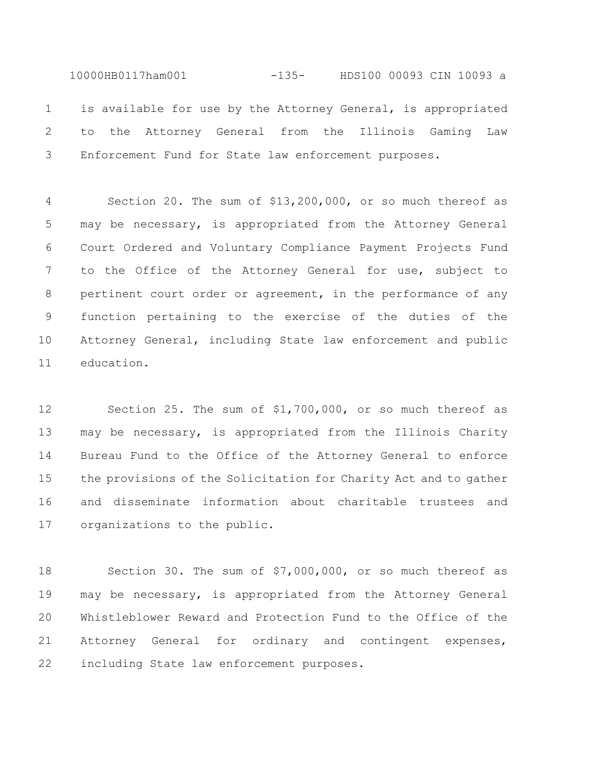is available for use by the Attorney General, is appropriated to the Attorney General from the Illinois Gaming Law Enforcement Fund for State law enforcement purposes.

Section 20. The sum of $13,200,000, or so much thereof as may be necessary, is appropriated from the Attorney General Court Ordered and Voluntary Compliance Payment Projects Fund to the Office of the Attorney General for use, subject to pertinent court order or agreement, in the performance of any function pertaining to the exercise of the duties of the Attorney General, including State law enforcement and public education.

Section 25. The sum of $1,700,000, or so much thereof as may be necessary, is appropriated from the Illinois Charity Bureau Fund to the Office of the Attorney General to enforce the provisions of the Solicitation for Charity Act and to gather and disseminate information about charitable trustees and organizations to the public.

Section 30. The sum of $7,000,000, or so much thereof as may be necessary, is appropriated from the Attorney General Whistleblower Reward and Protection Fund to the Office of the Attorney General for ordinary and contingent expenses, including State law enforcement purposes.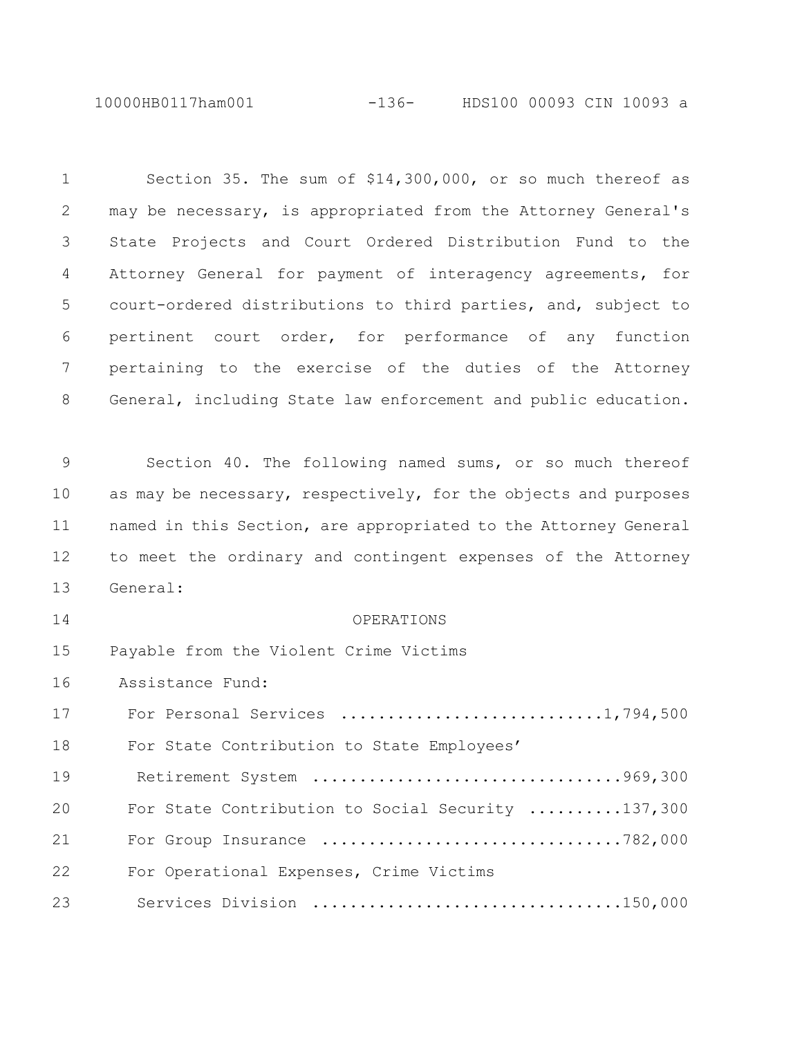Section 35. The sum of $14,300,000, or so much thereof as may be necessary, is appropriated from the Attorney General's State Projects and Court Ordered Distribution Fund to the Attorney General for payment of interagency agreements, for court-ordered distributions to third parties, and, subject to pertinent court order, for performance of any function pertaining to the exercise of the duties of the Attorney General, including State law enforcement and public education.

Section 40. The following named sums, or so much thereof as may be necessary, respectively, for the objects and purposes named in this Section, are appropriated to the Attorney General to meet the ordinary and contingent expenses of the Attorney General:

OPERATIONS

Payable from the Violent Crime Victims Assistance Fund:

| | |
|---|---:|
| For Personal Services | 1,794,500 |
| For State Contribution to State Employees' Retirement System | 969,300 |
| For State Contribution to Social Security | 137,300 |
| For Group Insurance | 782,000 |
| For Operational Expenses, Crime Victims Services Division | 150,000 |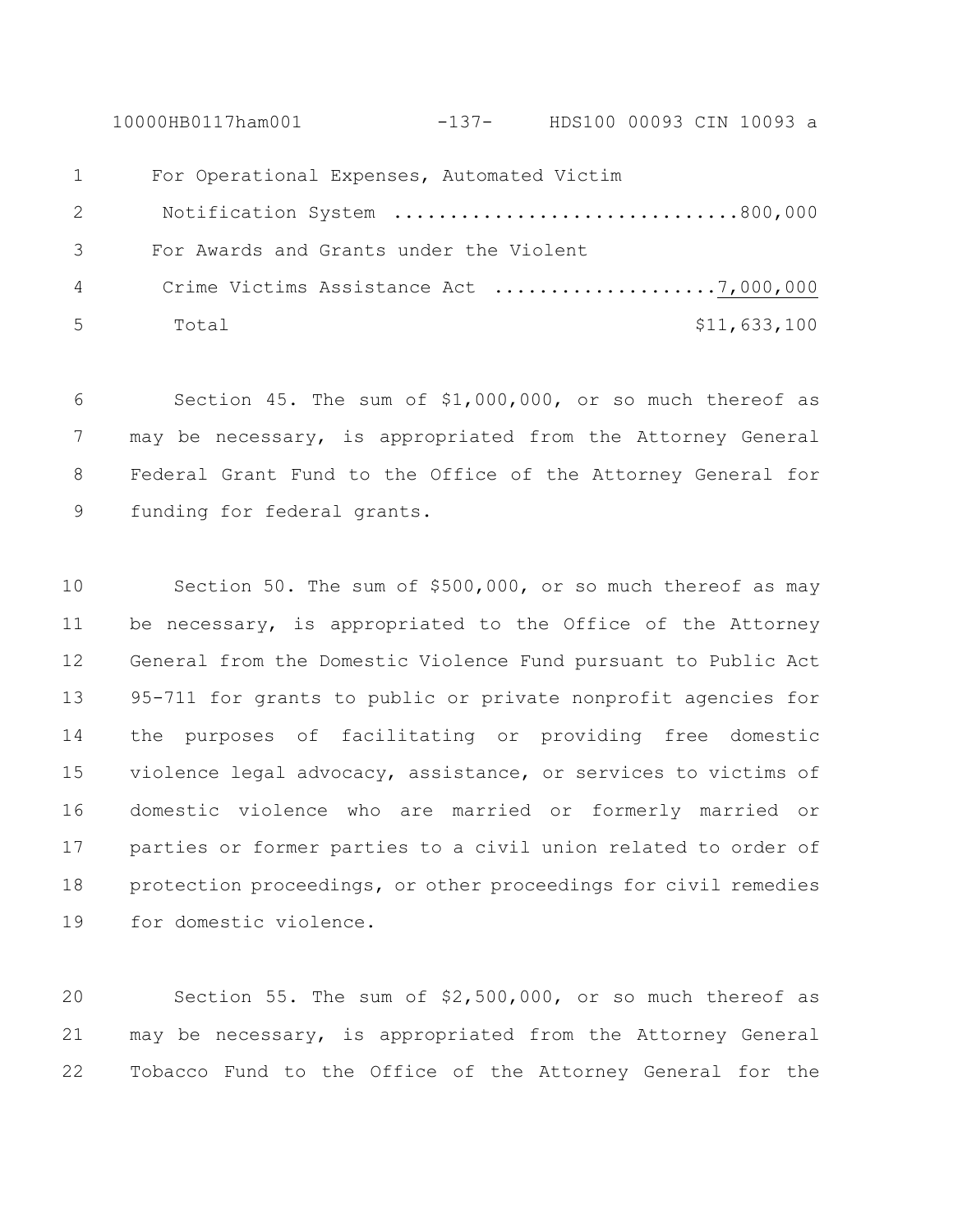For Operational Expenses, Automated Victim Notification System ..............................800,000

For Awards and Grants under the Violent Crime Victims Assistance Act ....................7,000,000

Total $11,633,100

Section 45. The sum of $1,000,000, or so much thereof as may be necessary, is appropriated from the Attorney General Federal Grant Fund to the Office of the Attorney General for funding for federal grants.

Section 50. The sum of $500,000, or so much thereof as may be necessary, is appropriated to the Office of the Attorney General from the Domestic Violence Fund pursuant to Public Act 95-711 for grants to public or private nonprofit agencies for the purposes of facilitating or providing free domestic violence legal advocacy, assistance, or services to victims of domestic violence who are married or formerly married or parties or former parties to a civil union related to order of protection proceedings, or other proceedings for civil remedies for domestic violence.

Section 55. The sum of $2,500,000, or so much thereof as may be necessary, is appropriated from the Attorney General Tobacco Fund to the Office of the Attorney General for the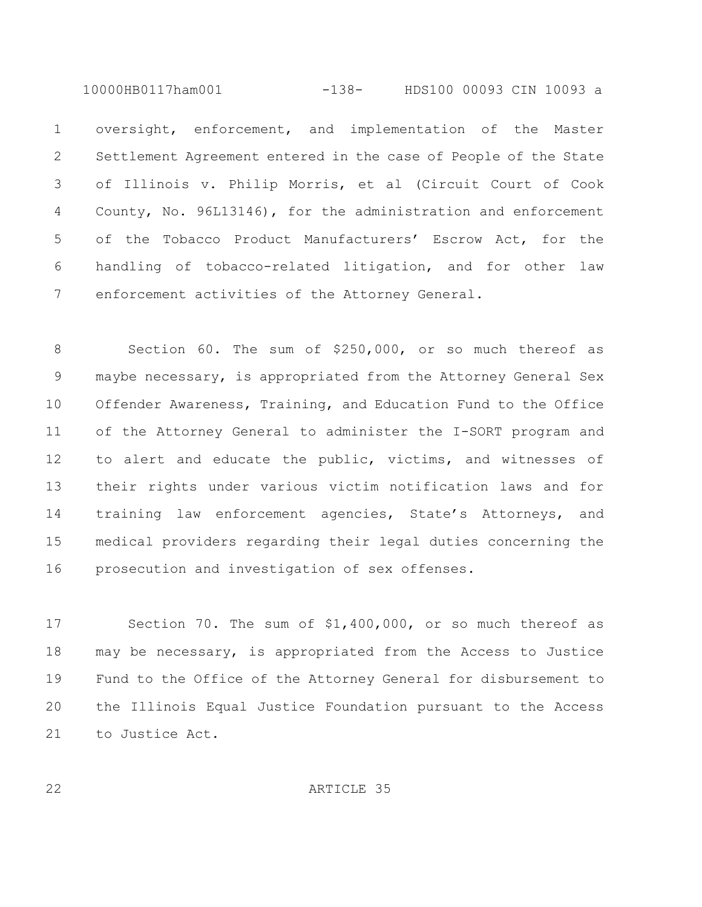oversight, enforcement, and implementation of the Master Settlement Agreement entered in the case of People of the State of Illinois v. Philip Morris, et al (Circuit Court of Cook County, No. 96L13146), for the administration and enforcement of the Tobacco Product Manufacturers' Escrow Act, for the handling of tobacco-related litigation, and for other law enforcement activities of the Attorney General.

Section 60. The sum of $250,000, or so much thereof as maybe necessary, is appropriated from the Attorney General Sex Offender Awareness, Training, and Education Fund to the Office of the Attorney General to administer the I-SORT program and to alert and educate the public, victims, and witnesses of their rights under various victim notification laws and for training law enforcement agencies, State's Attorneys, and medical providers regarding their legal duties concerning the prosecution and investigation of sex offenses.

Section 70. The sum of $1,400,000, or so much thereof as may be necessary, is appropriated from the Access to Justice Fund to the Office of the Attorney General for disbursement to the Illinois Equal Justice Foundation pursuant to the Access to Justice Act.

ARTICLE 35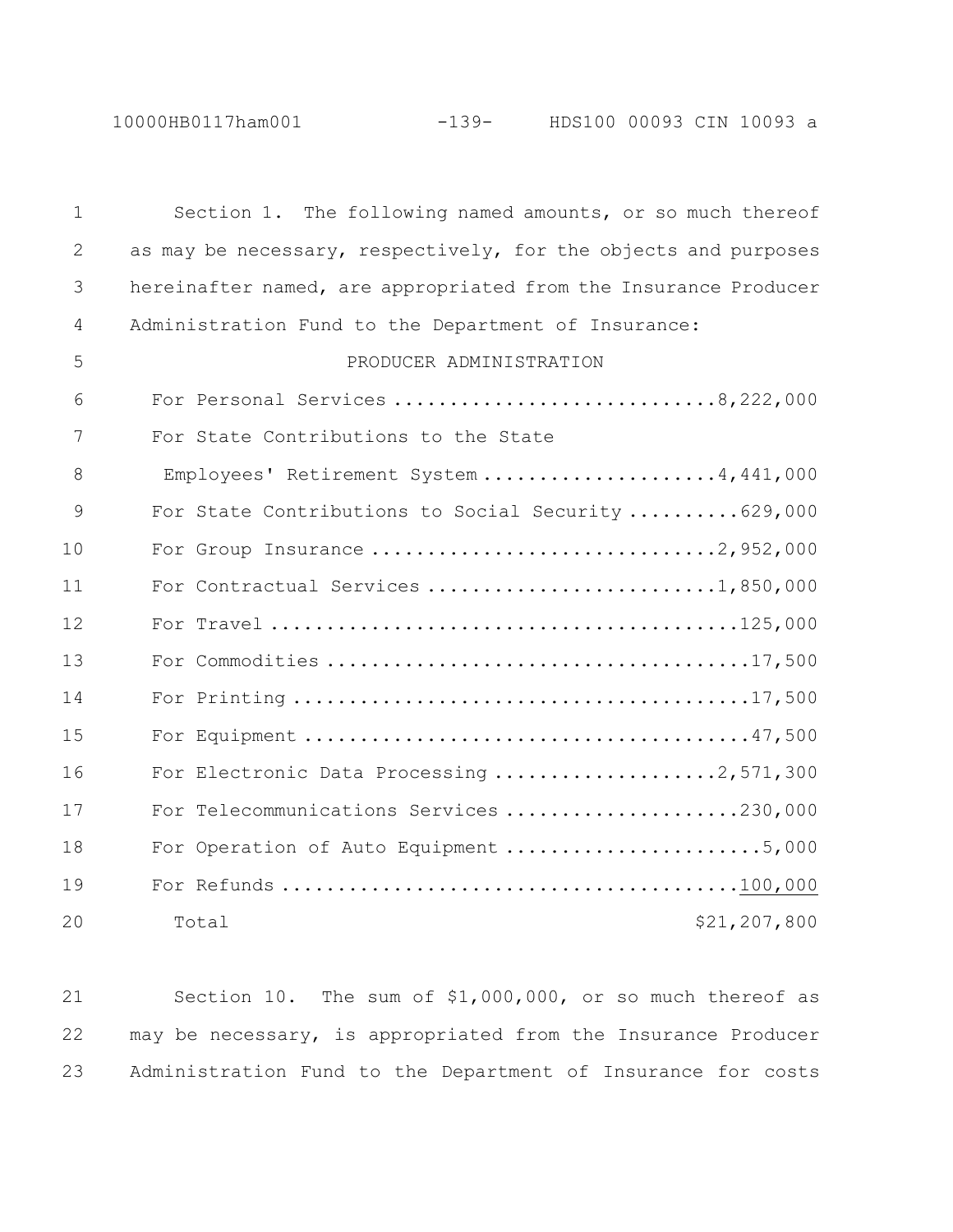Section 1. The following named amounts, or so much thereof as may be necessary, respectively, for the objects and purposes hereinafter named, are appropriated from the Insurance Producer Administration Fund to the Department of Insurance:

PRODUCER ADMINISTRATION

| | |
|---|---|
| For Personal Services | 8,222,000 |
| For State Contributions to the State Employees' Retirement System | 4,441,000 |
| For State Contributions to Social Security | 629,000 |
| For Group Insurance | 2,952,000 |
| For Contractual Services | 1,850,000 |
| For Travel | 125,000 |
| For Commodities | 17,500 |
| For Printing | 17,500 |
| For Equipment | 47,500 |
| For Electronic Data Processing | 2,571,300 |
| For Telecommunications Services | 230,000 |
| For Operation of Auto Equipment | 5,000 |
| For Refunds | 100,000 |
| Total | $21,207,800 |

Section 10. The sum of $1,000,000, or so much thereof as may be necessary, is appropriated from the Insurance Producer Administration Fund to the Department of Insurance for costs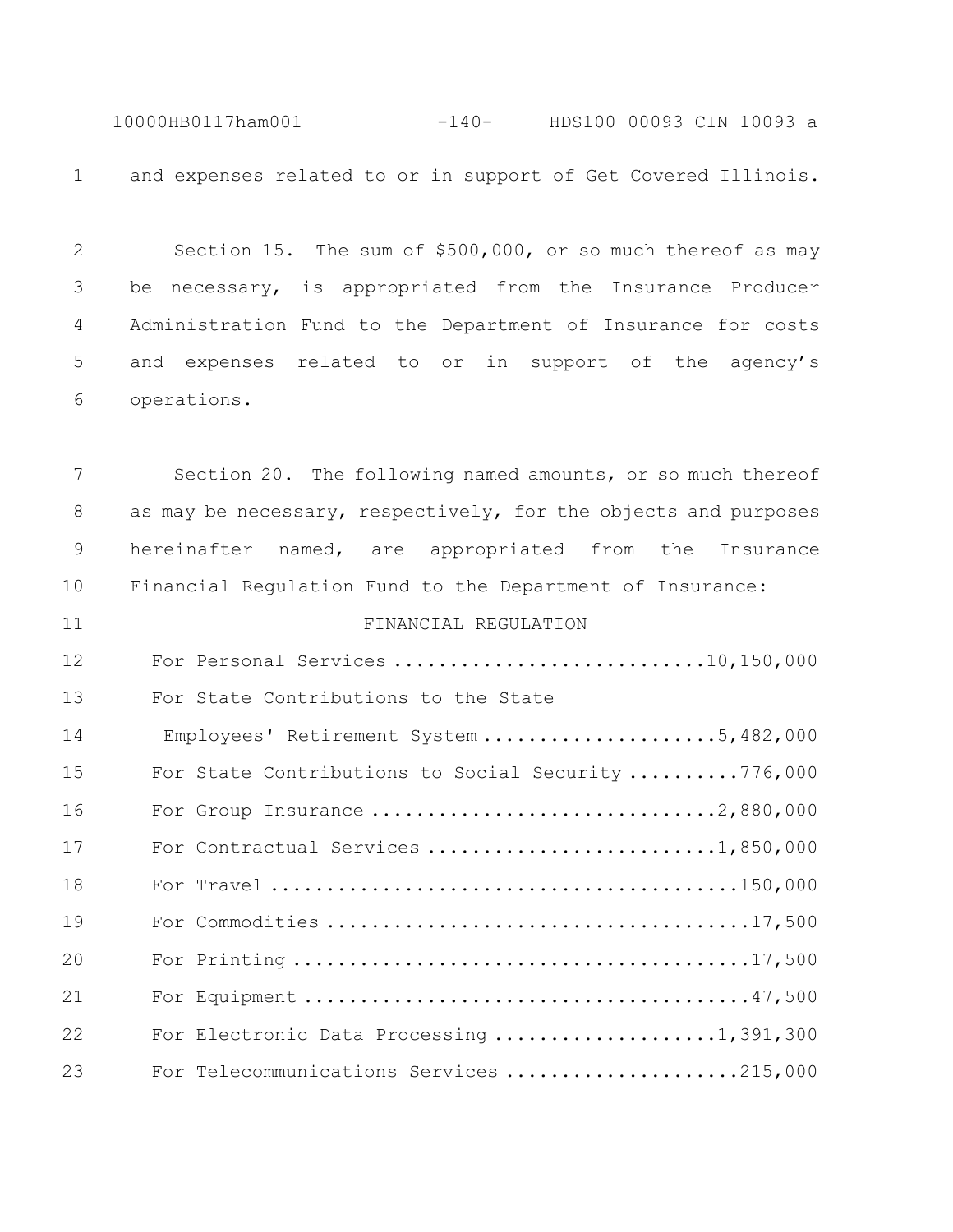and expenses related to or in support of Get Covered Illinois.

Section 15. The sum of $500,000, or so much thereof as may be necessary, is appropriated from the Insurance Producer Administration Fund to the Department of Insurance for costs and expenses related to or in support of the agency's operations.

Section 20. The following named amounts, or so much thereof as may be necessary, respectively, for the objects and purposes hereinafter named, are appropriated from the Insurance Financial Regulation Fund to the Department of Insurance:

FINANCIAL REGULATION

| | |
|---|---|
| For Personal Services | 10,150,000 |
| For State Contributions to the State Employees' Retirement System | 5,482,000 |
| For State Contributions to Social Security | 776,000 |
| For Group Insurance | 2,880,000 |
| For Contractual Services | 1,850,000 |
| For Travel | 150,000 |
| For Commodities | 17,500 |
| For Printing | 17,500 |
| For Equipment | 47,500 |
| For Electronic Data Processing | 1,391,300 |
| For Telecommunications Services | 215,000 |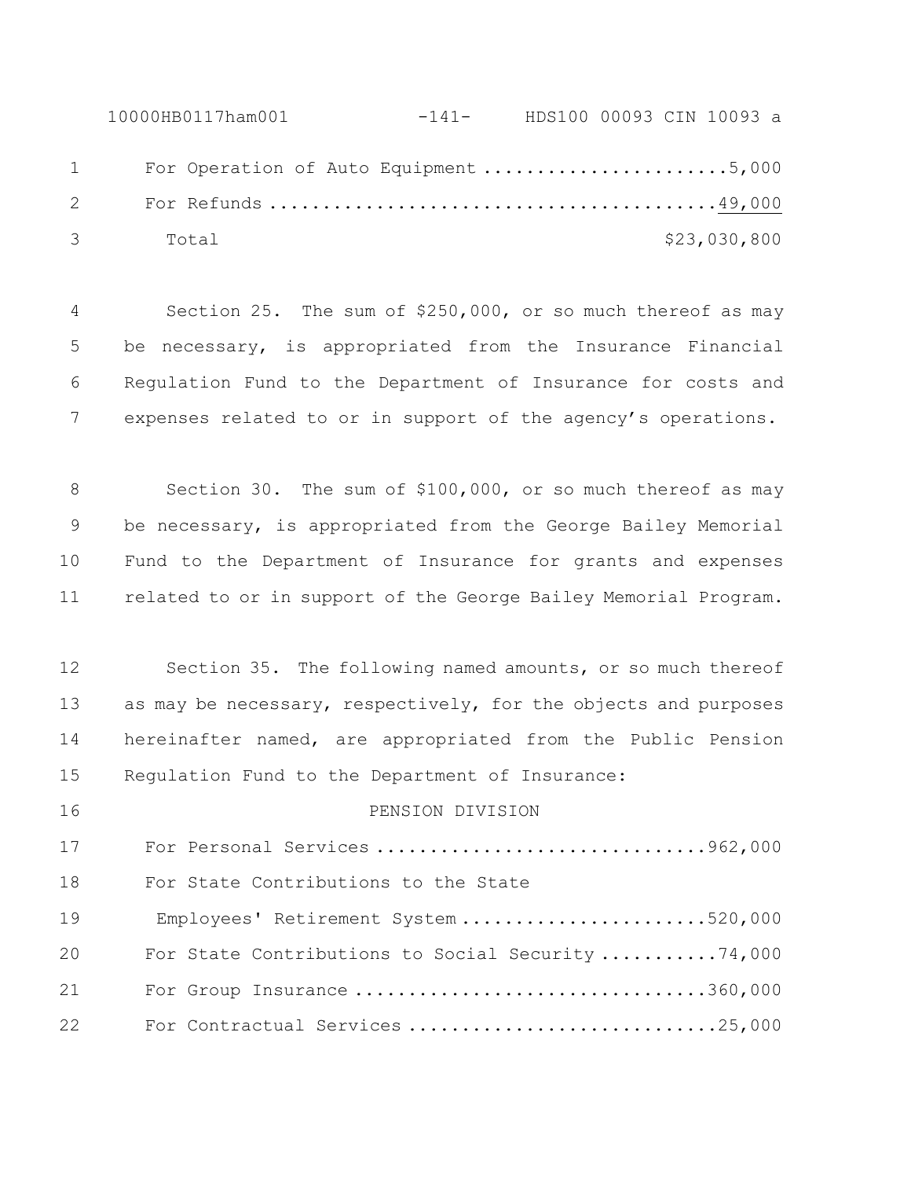For Operation of Auto Equipment ........................5,000
For Refunds ...........................................49,000
Total $23,030,800

Section 25. The sum of $250,000, or so much thereof as may be necessary, is appropriated from the Insurance Financial Regulation Fund to the Department of Insurance for costs and expenses related to or in support of the agency's operations.

Section 30. The sum of $100,000, or so much thereof as may be necessary, is appropriated from the George Bailey Memorial Fund to the Department of Insurance for grants and expenses related to or in support of the George Bailey Memorial Program.

Section 35. The following named amounts, or so much thereof as may be necessary, respectively, for the objects and purposes hereinafter named, are appropriated from the Public Pension Regulation Fund to the Department of Insurance:

PENSION DIVISION

For Personal Services ...............................962,000
For State Contributions to the State Employees' Retirement System .......................520,000
For State Contributions to Social Security ...........74,000
For Group Insurance .................................360,000
For Contractual Services .............................25,000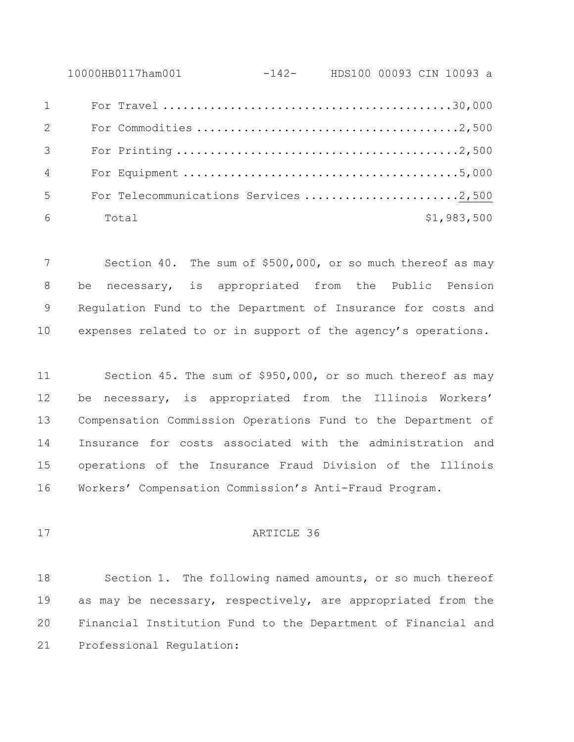| | |
|---|---|
| For Travel | 30,000 |
| For Commodities | 2,500 |
| For Printing | 2,500 |
| For Equipment | 5,000 |
| For Telecommunications Services | 2,500 |
| Total | $1,983,500 |

Section 40. The sum of $500,000, or so much thereof as may be necessary, is appropriated from the Public Pension Regulation Fund to the Department of Insurance for costs and expenses related to or in support of the agency's operations.

Section 45. The sum of $950,000, or so much thereof as may be necessary, is appropriated from the Illinois Workers' Compensation Commission Operations Fund to the Department of Insurance for costs associated with the administration and operations of the Insurance Fraud Division of the Illinois Workers' Compensation Commission's Anti-Fraud Program.

ARTICLE 36

Section 1. The following named amounts, or so much thereof as may be necessary, respectively, are appropriated from the Financial Institution Fund to the Department of Financial and Professional Regulation: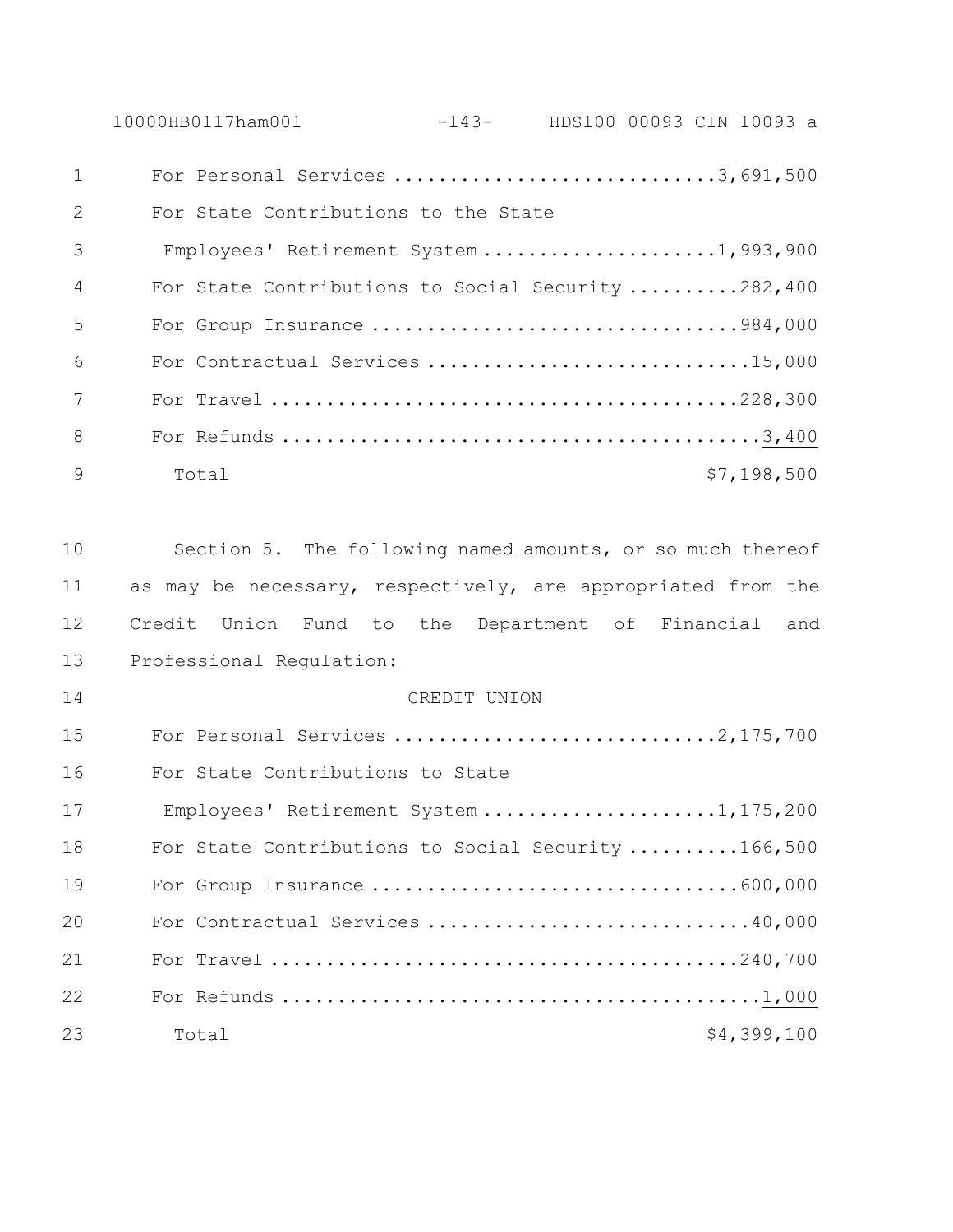| | |
|---|---|
| For Personal Services | 3,691,500 |
| For State Contributions to the State Employees' Retirement System | 1,993,900 |
| For State Contributions to Social Security | 282,400 |
| For Group Insurance | 984,000 |
| For Contractual Services | 15,000 |
| For Travel | 228,300 |
| For Refunds | 3,400 |
| Total | $7,198,500 |

Section 5. The following named amounts, or so much thereof as may be necessary, respectively, are appropriated from the Credit Union Fund to the Department of Financial and Professional Regulation:

CREDIT UNION

| | |
|---|---|
| For Personal Services | 2,175,700 |
| For State Contributions to State Employees' Retirement System | 1,175,200 |
| For State Contributions to Social Security | 166,500 |
| For Group Insurance | 600,000 |
| For Contractual Services | 40,000 |
| For Travel | 240,700 |
| For Refunds | 1,000 |
| Total | $4,399,100 |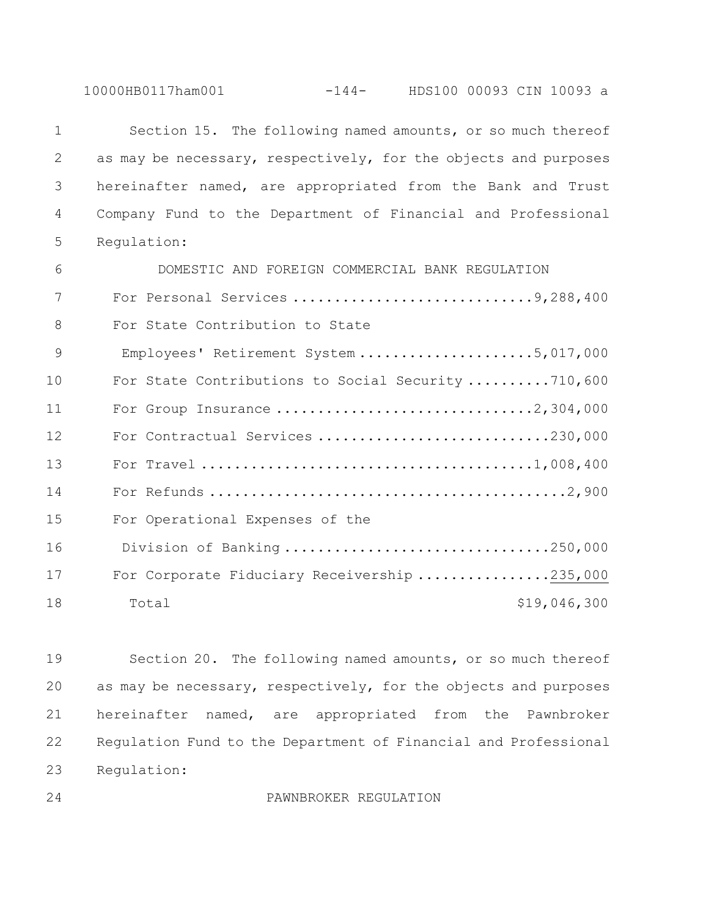Section 15. The following named amounts, or so much thereof as may be necessary, respectively, for the objects and purposes hereinafter named, are appropriated from the Bank and Trust Company Fund to the Department of Financial and Professional Regulation:

DOMESTIC AND FOREIGN COMMERCIAL BANK REGULATION

| | |
|---|---:|
| For Personal Services | 9,288,400 |
| For State Contribution to State Employees' Retirement System | 5,017,000 |
| For State Contributions to Social Security | 710,600 |
| For Group Insurance | 2,304,000 |
| For Contractual Services | 230,000 |
| For Travel | 1,008,400 |
| For Refunds | 2,900 |
| For Operational Expenses of the Division of Banking | 250,000 |
| For Corporate Fiduciary Receivership | 235,000 |
| Total | $19,046,300 |

Section 20. The following named amounts, or so much thereof as may be necessary, respectively, for the objects and purposes hereinafter named, are appropriated from the Pawnbroker Regulation Fund to the Department of Financial and Professional Regulation:

PAWNBROKER REGULATION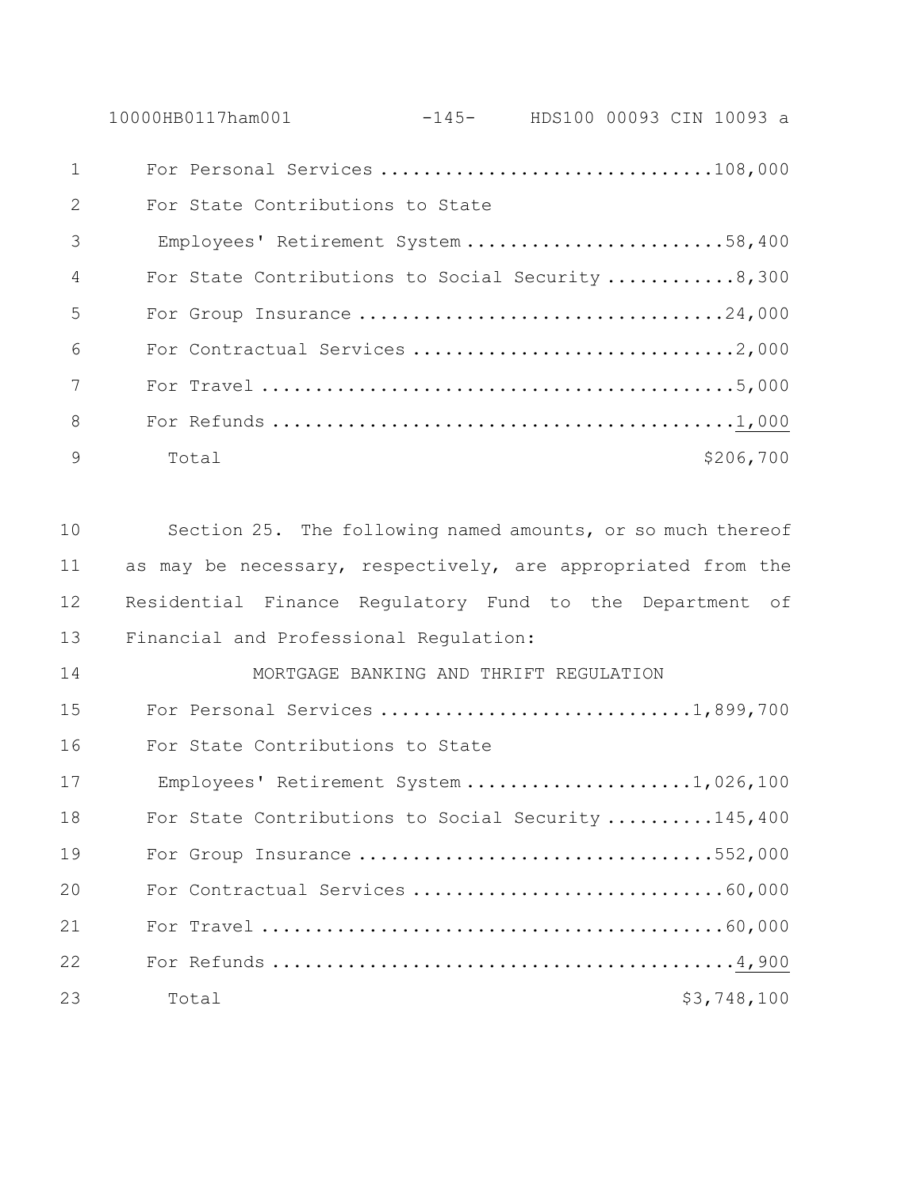| | |
|---|---|
| For Personal Services | 108,000 |
| For State Contributions to State Employees' Retirement System | 58,400 |
| For State Contributions to Social Security | 8,300 |
| For Group Insurance | 24,000 |
| For Contractual Services | 2,000 |
| For Travel | 5,000 |
| For Refunds | 1,000 |
| Total | $206,700 |

Section 25. The following named amounts, or so much thereof as may be necessary, respectively, are appropriated from the Residential Finance Regulatory Fund to the Department of Financial and Professional Regulation:

MORTGAGE BANKING AND THRIFT REGULATION

| | |
|---|---|
| For Personal Services | 1,899,700 |
| For State Contributions to State Employees' Retirement System | 1,026,100 |
| For State Contributions to Social Security | 145,400 |
| For Group Insurance | 552,000 |
| For Contractual Services | 60,000 |
| For Travel | 60,000 |
| For Refunds | 4,900 |
| Total | $3,748,100 |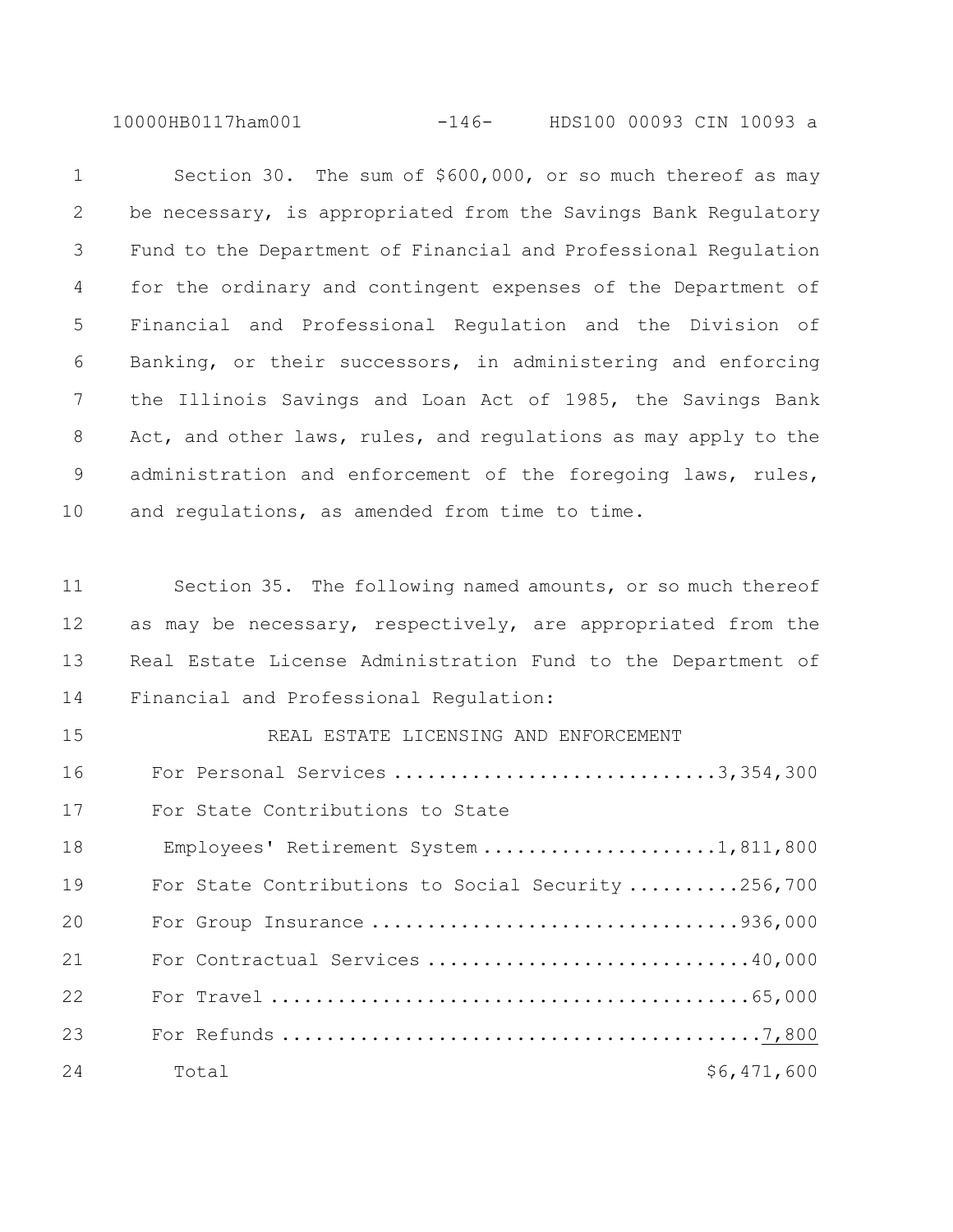Section 30. The sum of $600,000, or so much thereof as may be necessary, is appropriated from the Savings Bank Regulatory Fund to the Department of Financial and Professional Regulation for the ordinary and contingent expenses of the Department of Financial and Professional Regulation and the Division of Banking, or their successors, in administering and enforcing the Illinois Savings and Loan Act of 1985, the Savings Bank Act, and other laws, rules, and regulations as may apply to the administration and enforcement of the foregoing laws, rules, and regulations, as amended from time to time.

Section 35. The following named amounts, or so much thereof as may be necessary, respectively, are appropriated from the Real Estate License Administration Fund to the Department of Financial and Professional Regulation:

REAL ESTATE LICENSING AND ENFORCEMENT

| | |
|---|---|
| For Personal Services | 3,354,300 |
| For State Contributions to State Employees' Retirement System | 1,811,800 |
| For State Contributions to Social Security | 256,700 |
| For Group Insurance | 936,000 |
| For Contractual Services | 40,000 |
| For Travel | 65,000 |
| For Refunds | 7,800 |
| Total | $6,471,600 |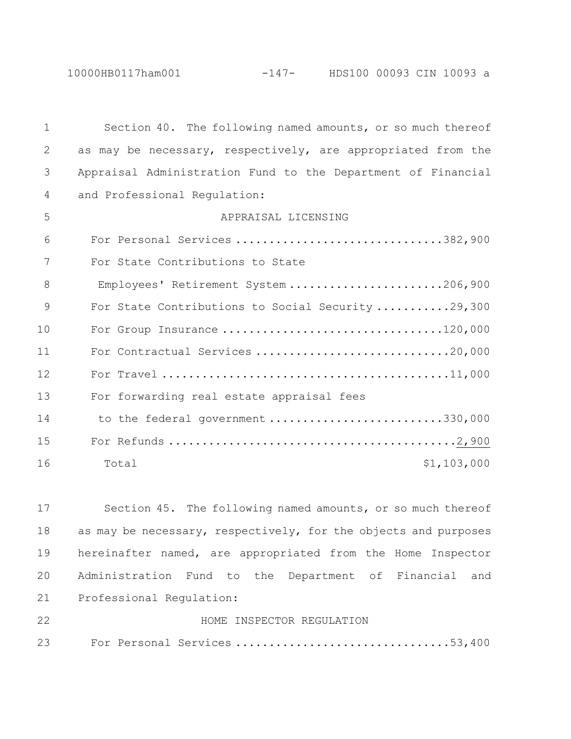Section 40. The following named amounts, or so much thereof as may be necessary, respectively, are appropriated from the Appraisal Administration Fund to the Department of Financial and Professional Regulation:

APPRAISAL LICENSING

| | |
|---|---:|
| For Personal Services | 382,900 |
| For State Contributions to State Employees' Retirement System | 206,900 |
| For State Contributions to Social Security | 29,300 |
| For Group Insurance | 120,000 |
| For Contractual Services | 20,000 |
| For Travel | 11,000 |
| For forwarding real estate appraisal fees to the federal government | 330,000 |
| For Refunds | 2,900 |
| Total | $1,103,000 |

Section 45. The following named amounts, or so much thereof as may be necessary, respectively, for the objects and purposes hereinafter named, are appropriated from the Home Inspector Administration Fund to the Department of Financial and Professional Regulation:

HOME INSPECTOR REGULATION

| | |
|---|---:|
| For Personal Services | 53,400 |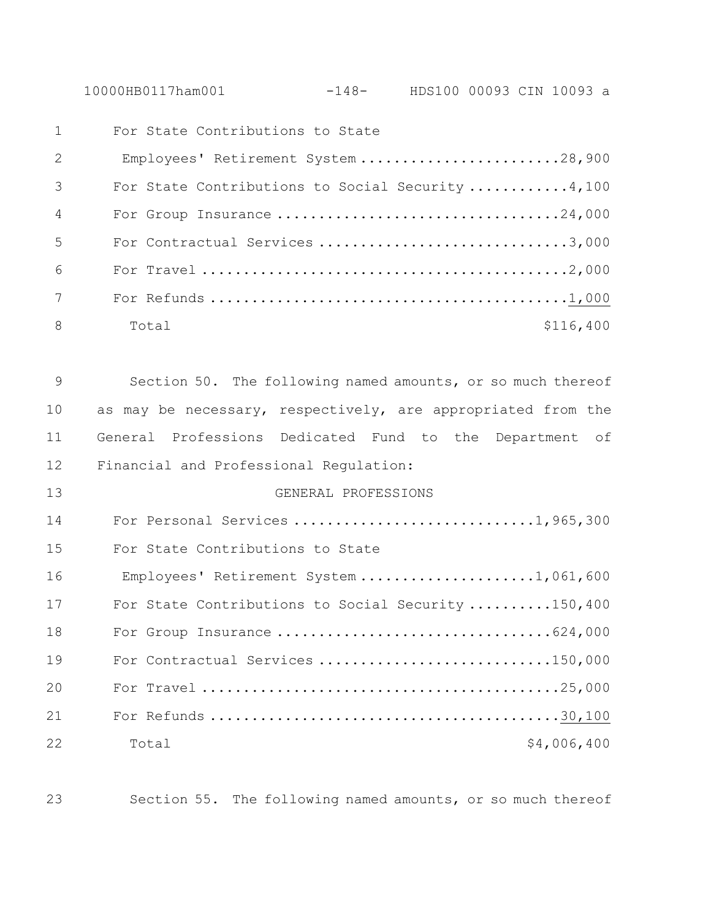| | |
|---|---|
| For State Contributions to State Employees' Retirement System | 28,900 |
| For State Contributions to Social Security | 4,100 |
| For Group Insurance | 24,000 |
| For Contractual Services | 3,000 |
| For Travel | 2,000 |
| For Refunds | 1,000 |
| Total | $116,400 |

Section 50. The following named amounts, or so much thereof as may be necessary, respectively, are appropriated from the General Professions Dedicated Fund to the Department of Financial and Professional Regulation:

GENERAL PROFESSIONS

| | |
|---|---|
| For Personal Services | 1,965,300 |
| For State Contributions to State Employees' Retirement System | 1,061,600 |
| For State Contributions to Social Security | 150,400 |
| For Group Insurance | 624,000 |
| For Contractual Services | 150,000 |
| For Travel | 25,000 |
| For Refunds | 30,100 |
| Total | $4,006,400 |

Section 55. The following named amounts, or so much thereof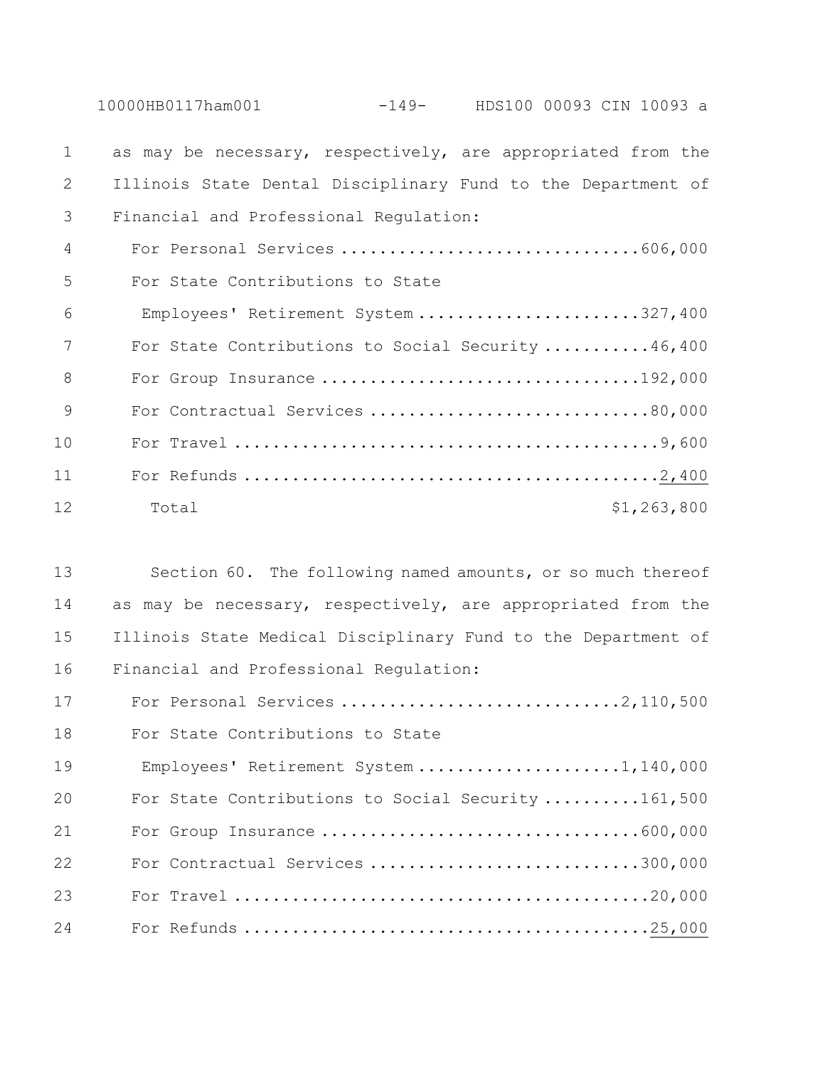as may be necessary, respectively, are appropriated from the Illinois State Dental Disciplinary Fund to the Department of Financial and Professional Regulation:

| | |
|---|---:|
| For Personal Services | 606,000 |
| For State Contributions to State Employees' Retirement System | 327,400 |
| For State Contributions to Social Security | 46,400 |
| For Group Insurance | 192,000 |
| For Contractual Services | 80,000 |
| For Travel | 9,600 |
| For Refunds | 2,400 |
| Total | $1,263,800 |

Section 60. The following named amounts, or so much thereof as may be necessary, respectively, are appropriated from the Illinois State Medical Disciplinary Fund to the Department of Financial and Professional Regulation:

| | |
|---|---:|
| For Personal Services | 2,110,500 |
| For State Contributions to State Employees' Retirement System | 1,140,000 |
| For State Contributions to Social Security | 161,500 |
| For Group Insurance | 600,000 |
| For Contractual Services | 300,000 |
| For Travel | 20,000 |
| For Refunds | 25,000 |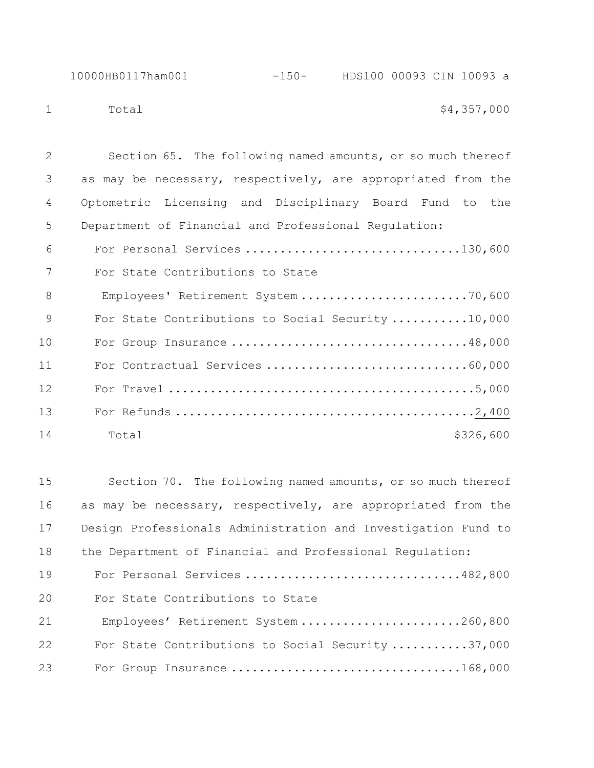Total $4,357,000

Section 65. The following named amounts, or so much thereof as may be necessary, respectively, are appropriated from the Optometric Licensing and Disciplinary Board Fund to the Department of Financial and Professional Regulation:

| | |
|---|---|
| For Personal Services | 130,600 |
| For State Contributions to State Employees' Retirement System | 70,600 |
| For State Contributions to Social Security | 10,000 |
| For Group Insurance | 48,000 |
| For Contractual Services | 60,000 |
| For Travel | 5,000 |
| For Refunds | 2,400 |
| Total | $326,600 |

Section 70. The following named amounts, or so much thereof as may be necessary, respectively, are appropriated from the Design Professionals Administration and Investigation Fund to the Department of Financial and Professional Regulation:

| | |
|---|---|
| For Personal Services | 482,800 |
| For State Contributions to State Employees' Retirement System | 260,800 |
| For State Contributions to Social Security | 37,000 |
| For Group Insurance | 168,000 |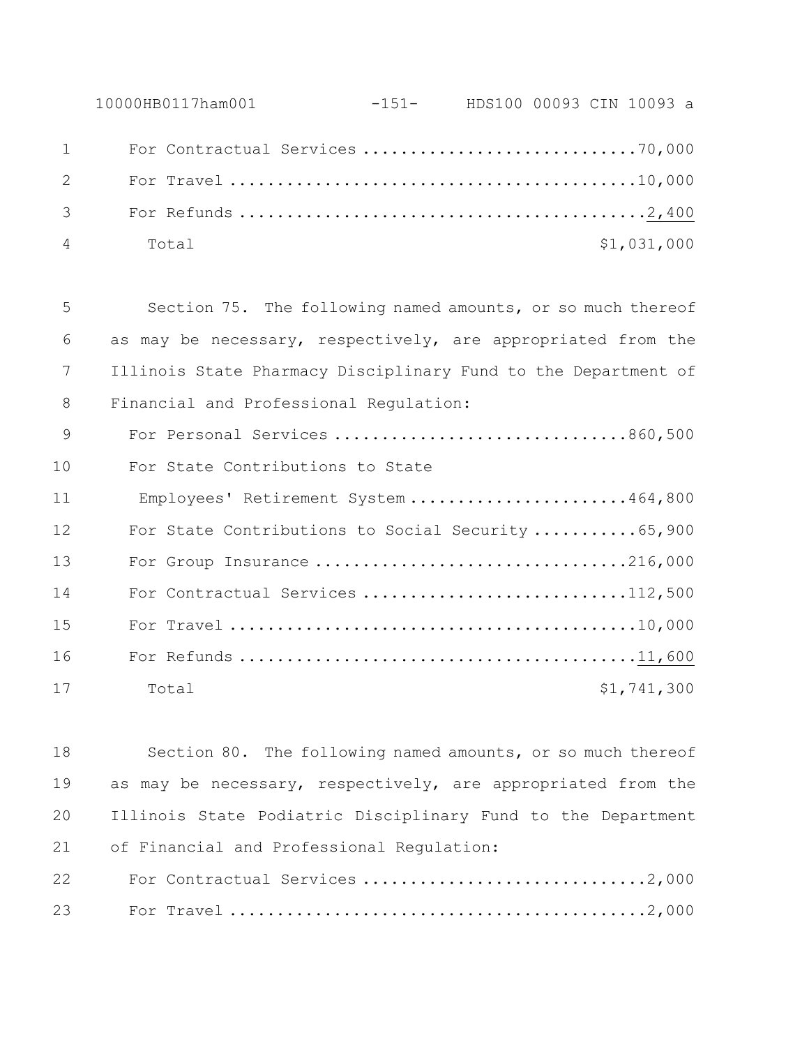For Contractual Services ............................70,000
For Travel ..........................................10,000
For Refunds ..........................................2,400
Total $1,031,000

Section 75. The following named amounts, or so much thereof as may be necessary, respectively, are appropriated from the Illinois State Pharmacy Disciplinary Fund to the Department of Financial and Professional Regulation:

For Personal Services ..............................860,500
For State Contributions to State Employees' Retirement System .......................464,800
For State Contributions to Social Security ...........65,900
For Group Insurance ................................216,000
For Contractual Services ...........................112,500
For Travel ..........................................10,000
For Refunds .........................................11,600
Total $1,741,300

Section 80. The following named amounts, or so much thereof as may be necessary, respectively, are appropriated from the Illinois State Podiatric Disciplinary Fund to the Department of Financial and Professional Regulation:

For Contractual Services .............................2,000
For Travel ...........................................2,000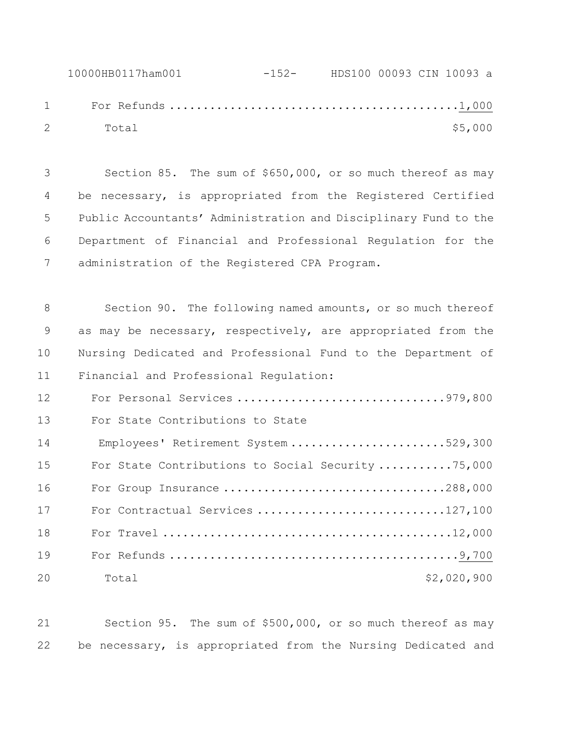For Refunds ........................................... 1,000
Total $5,000

Section 85. The sum of $650,000, or so much thereof as may be necessary, is appropriated from the Registered Certified Public Accountants' Administration and Disciplinary Fund to the Department of Financial and Professional Regulation for the administration of the Registered CPA Program.

Section 90. The following named amounts, or so much thereof as may be necessary, respectively, are appropriated from the Nursing Dedicated and Professional Fund to the Department of Financial and Professional Regulation:

For Personal Services ............................... 979,800
For State Contributions to State
Employees' Retirement System ....................... 529,300
For State Contributions to Social Security ........... 75,000
For Group Insurance ................................. 288,000
For Contractual Services ............................ 127,100
For Travel ........................................... 12,000
For Refunds ........................................... 9,700
Total $2,020,900

Section 95. The sum of $500,000, or so much thereof as may be necessary, is appropriated from the Nursing Dedicated and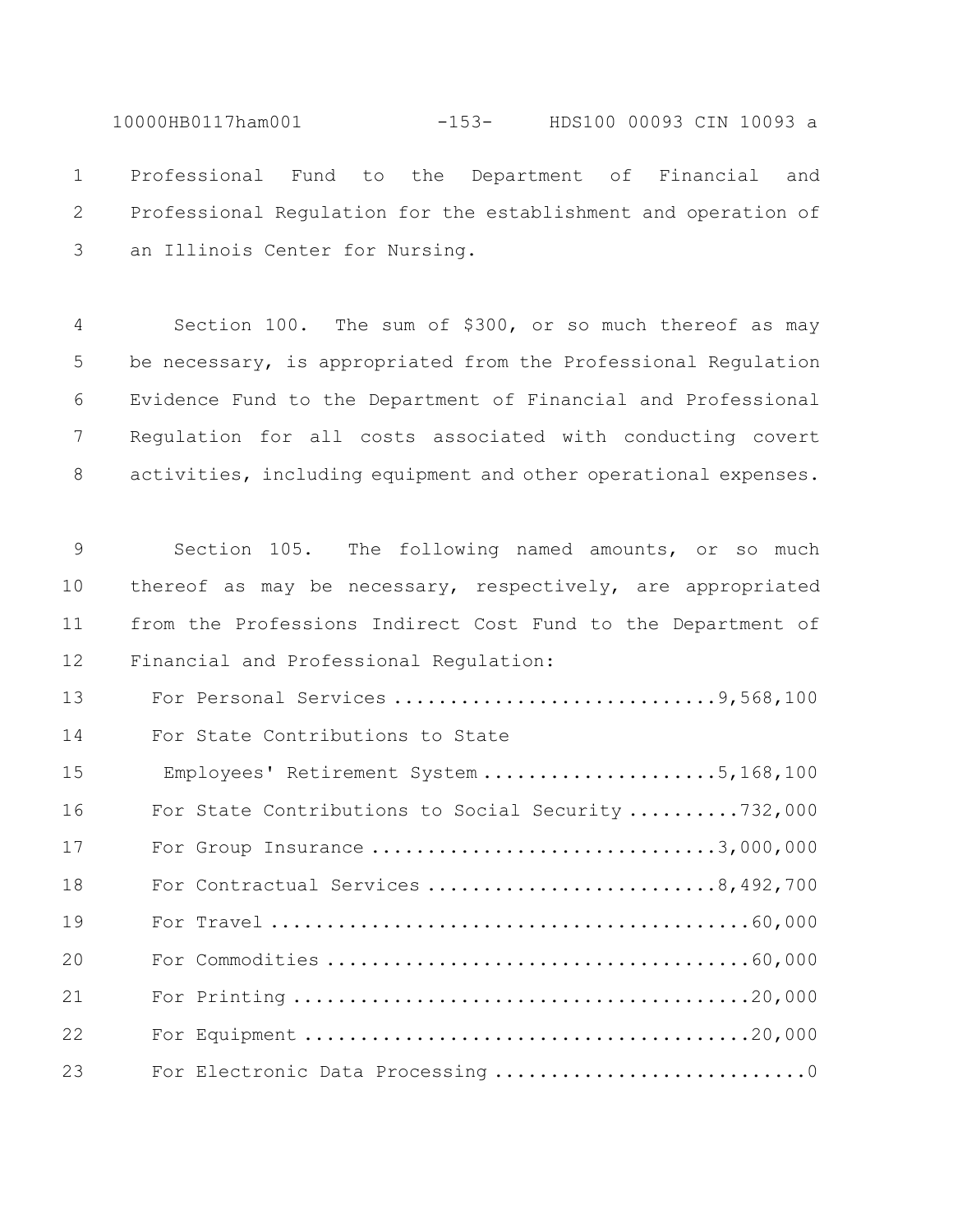Professional Fund to the Department of Financial and Professional Regulation for the establishment and operation of an Illinois Center for Nursing.

Section 100. The sum of $300, or so much thereof as may be necessary, is appropriated from the Professional Regulation Evidence Fund to the Department of Financial and Professional Regulation for all costs associated with conducting covert activities, including equipment and other operational expenses.

Section 105. The following named amounts, or so much thereof as may be necessary, respectively, are appropriated from the Professions Indirect Cost Fund to the Department of Financial and Professional Regulation:

| | |
|---|---:|
| For Personal Services | 9,568,100 |
| For State Contributions to State Employees' Retirement System | 5,168,100 |
| For State Contributions to Social Security | 732,000 |
| For Group Insurance | 3,000,000 |
| For Contractual Services | 8,492,700 |
| For Travel | 60,000 |
| For Commodities | 60,000 |
| For Printing | 20,000 |
| For Equipment | 20,000 |
| For Electronic Data Processing | 0 |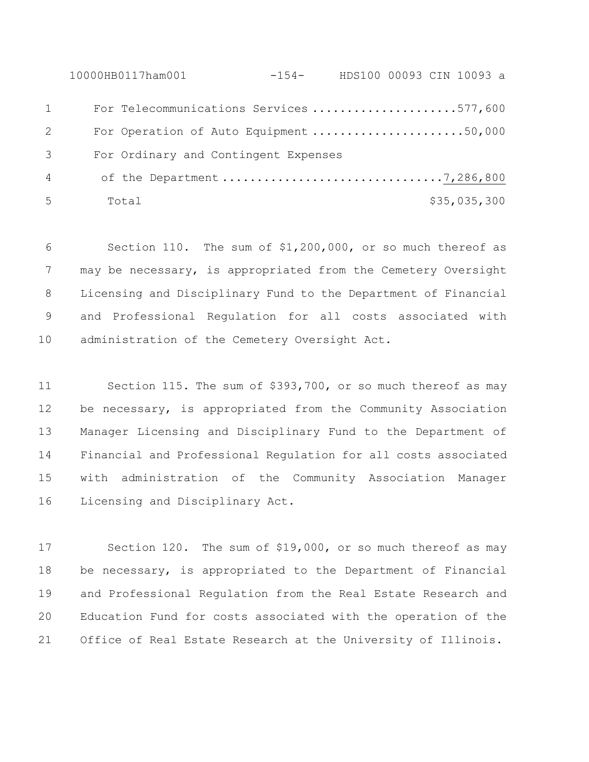For Telecommunications Services .....................577,600
For Operation of Auto Equipment ......................50,000
For Ordinary and Contingent Expenses
of the Department ...............................7,286,800
Total $35,035,300

Section 110. The sum of $1,200,000, or so much thereof as may be necessary, is appropriated from the Cemetery Oversight Licensing and Disciplinary Fund to the Department of Financial and Professional Regulation for all costs associated with administration of the Cemetery Oversight Act.

Section 115. The sum of $393,700, or so much thereof as may be necessary, is appropriated from the Community Association Manager Licensing and Disciplinary Fund to the Department of Financial and Professional Regulation for all costs associated with administration of the Community Association Manager Licensing and Disciplinary Act.

Section 120. The sum of $19,000, or so much thereof as may be necessary, is appropriated to the Department of Financial and Professional Regulation from the Real Estate Research and Education Fund for costs associated with the operation of the Office of Real Estate Research at the University of Illinois.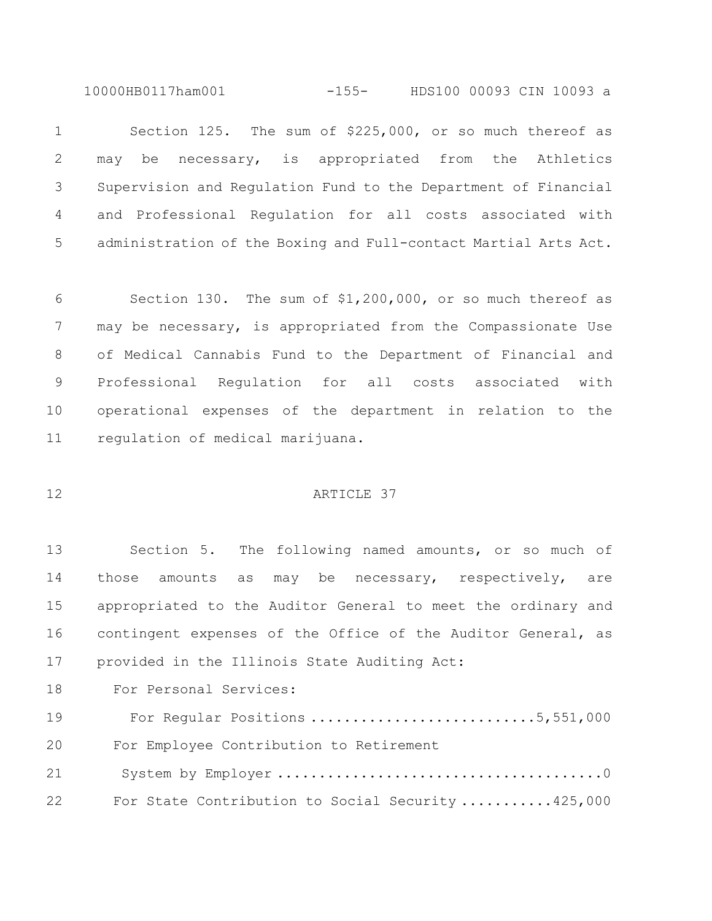Section 125. The sum of $225,000, or so much thereof as may be necessary, is appropriated from the Athletics Supervision and Regulation Fund to the Department of Financial and Professional Regulation for all costs associated with administration of the Boxing and Full-contact Martial Arts Act.

Section 130. The sum of $1,200,000, or so much thereof as may be necessary, is appropriated from the Compassionate Use of Medical Cannabis Fund to the Department of Financial and Professional Regulation for all costs associated with operational expenses of the department in relation to the regulation of medical marijuana.

## ARTICLE 37

Section 5. The following named amounts, or so much of those amounts as may be necessary, respectively, are appropriated to the Auditor General to meet the ordinary and contingent expenses of the Office of the Auditor General, as provided in the Illinois State Auditing Act:

For Personal Services:

For Regular Positions ..........................5,551,000

For Employee Contribution to Retirement System by Employer ......................................0

For State Contribution to Social Security ...........425,000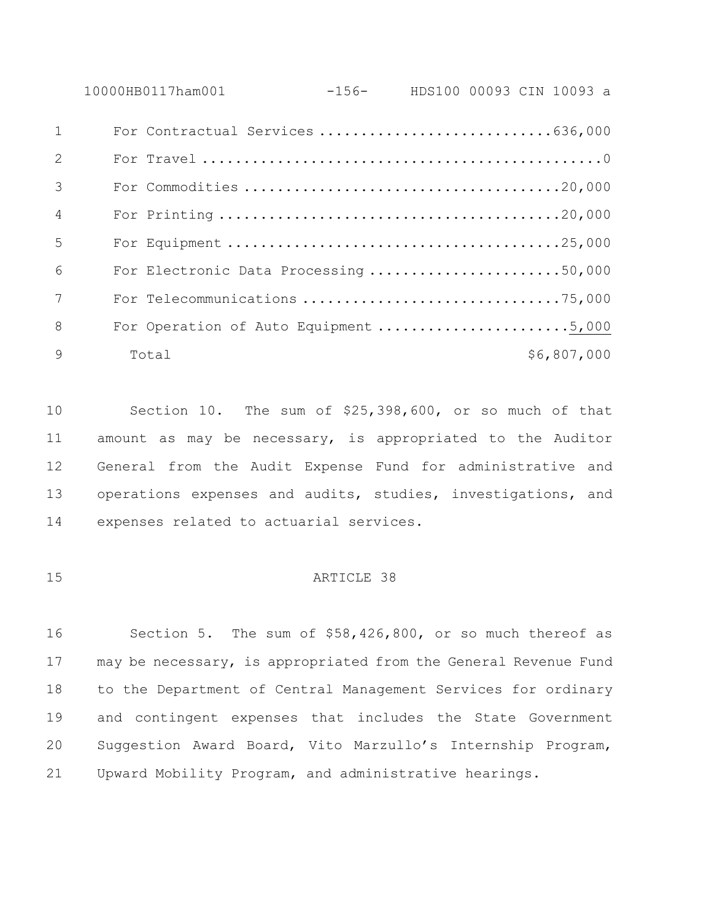| | |
|---|---|
| For Contractual Services | 636,000 |
| For Travel | 0 |
| For Commodities | 20,000 |
| For Printing | 20,000 |
| For Equipment | 25,000 |
| For Electronic Data Processing | 50,000 |
| For Telecommunications | 75,000 |
| For Operation of Auto Equipment | 5,000 |
| Total | $6,807,000 |

Section 10. The sum of $25,398,600, or so much of that amount as may be necessary, is appropriated to the Auditor General from the Audit Expense Fund for administrative and operations expenses and audits, studies, investigations, and expenses related to actuarial services.

ARTICLE 38

Section 5. The sum of $58,426,800, or so much thereof as may be necessary, is appropriated from the General Revenue Fund to the Department of Central Management Services for ordinary and contingent expenses that includes the State Government Suggestion Award Board, Vito Marzullo's Internship Program, Upward Mobility Program, and administrative hearings.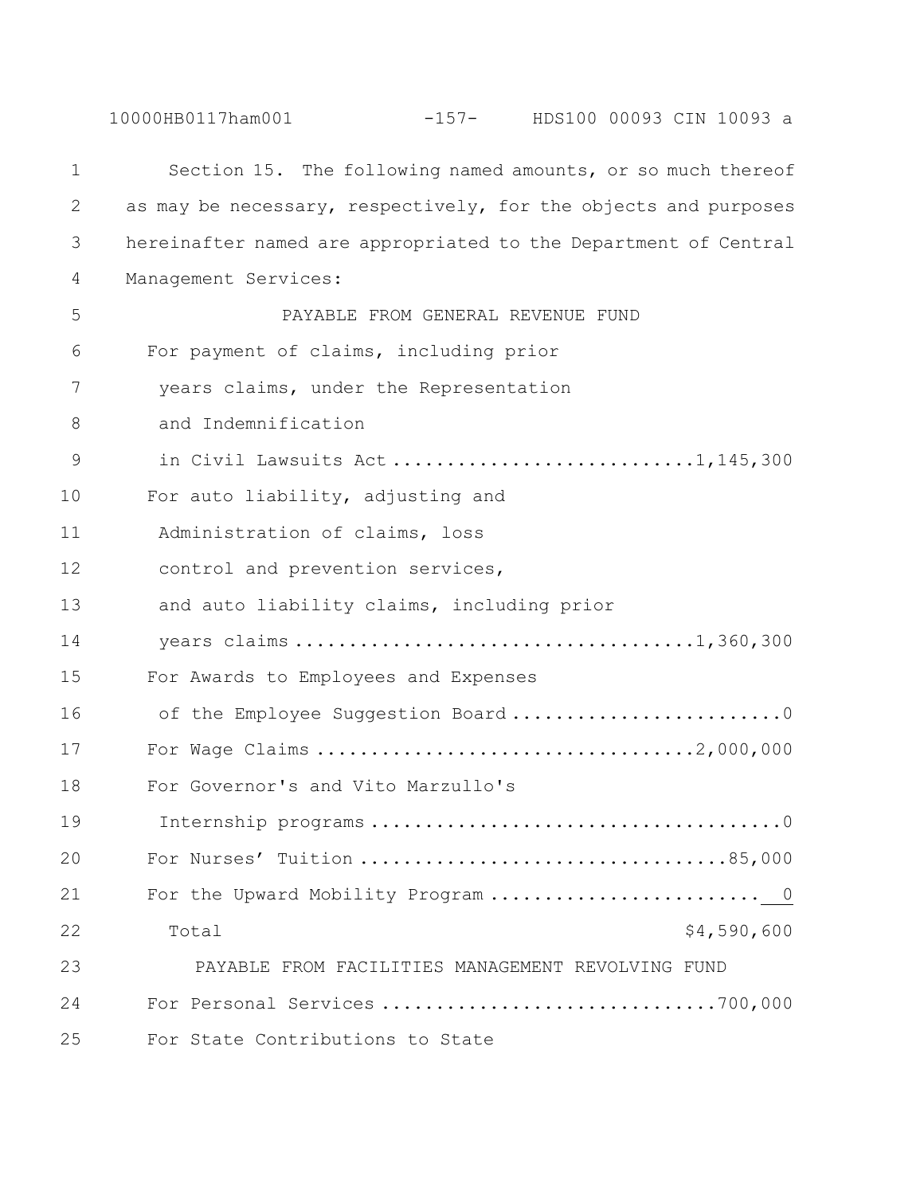Section 15. The following named amounts, or so much thereof as may be necessary, respectively, for the objects and purposes hereinafter named are appropriated to the Department of Central Management Services:

PAYABLE FROM GENERAL REVENUE FUND

| Item | Amount |
|---|---|
| For payment of claims, including prior years claims, under the Representation and Indemnification in Civil Lawsuits Act | 1,145,300 |
| For auto liability, adjusting and Administration of claims, loss control and prevention services, and auto liability claims, including prior years claims | 1,360,300 |
| For Awards to Employees and Expenses of the Employee Suggestion Board | 0 |
| For Wage Claims | 2,000,000 |
| For Governor's and Vito Marzullo's Internship programs | 0 |
| For Nurses' Tuition | 85,000 |
| For the Upward Mobility Program | 0 |
| Total | $4,590,600 |

PAYABLE FROM FACILITIES MANAGEMENT REVOLVING FUND

| Item | Amount |
|---|---|
| For Personal Services | 700,000 |

For State Contributions to State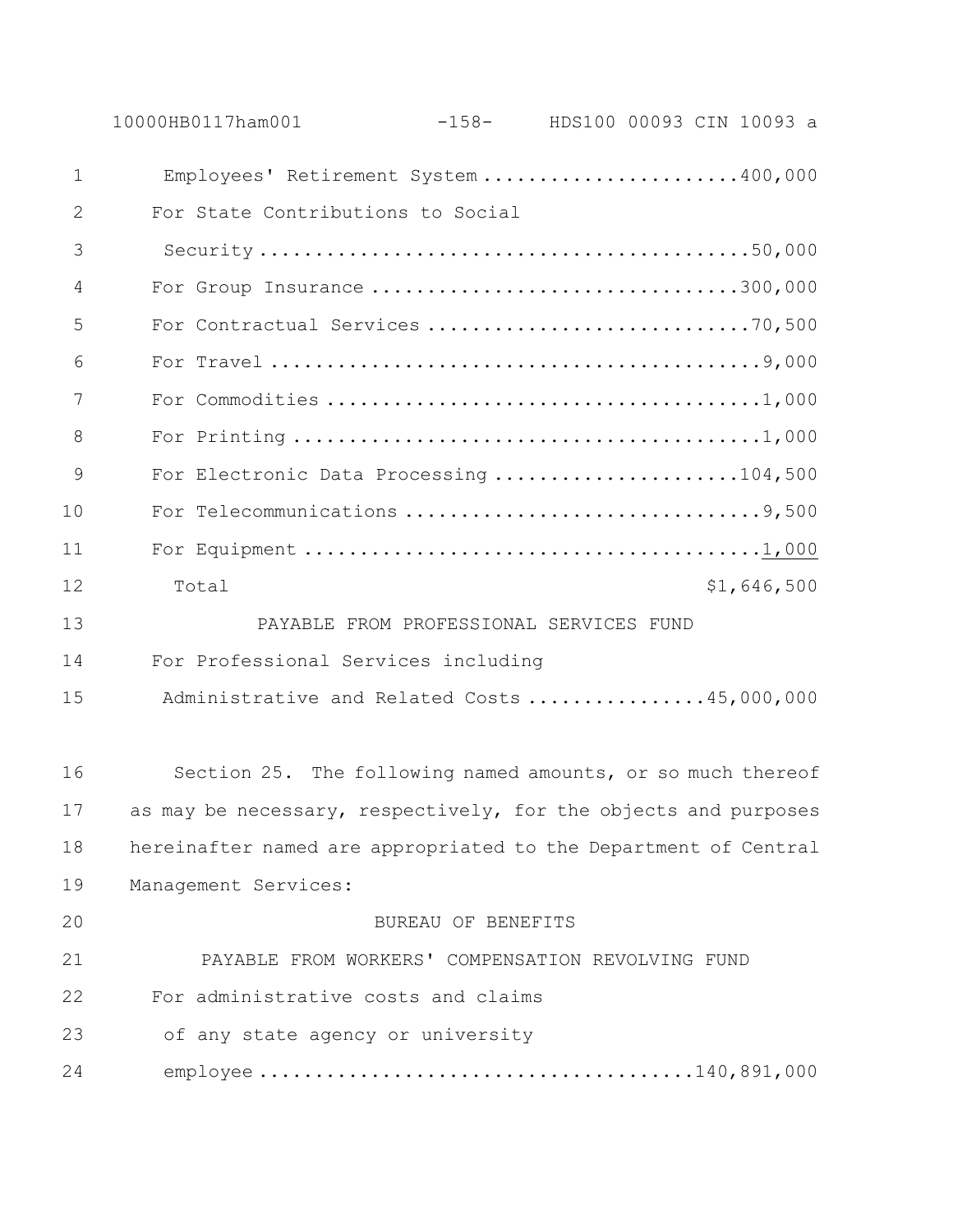Employees' Retirement System ........................400,000
For State Contributions to Social
Security .............................................50,000
For Group Insurance .................................300,000
For Contractual Services .............................70,500
For Travel ............................................9,000
For Commodities .......................................1,000
For Printing ..........................................1,000
For Electronic Data Processing ......................104,500
For Telecommunications ................................9,500
For Equipment .........................................1,000
Total $1,646,500

PAYABLE FROM PROFESSIONAL SERVICES FUND

For Professional Services including
Administrative and Related Costs ................45,000,000

Section 25. The following named amounts, or so much thereof as may be necessary, respectively, for the objects and purposes hereinafter named are appropriated to the Department of Central Management Services:

BUREAU OF BENEFITS

PAYABLE FROM WORKERS' COMPENSATION REVOLVING FUND

For administrative costs and claims
of any state agency or university
employee .......................................140,891,000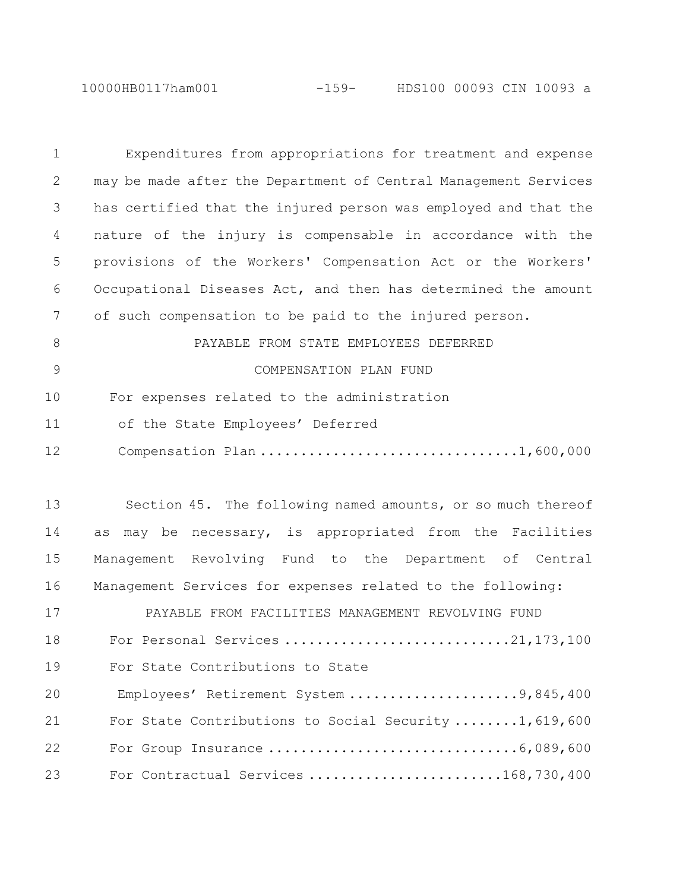Expenditures from appropriations for treatment and expense may be made after the Department of Central Management Services has certified that the injured person was employed and that the nature of the injury is compensable in accordance with the provisions of the Workers' Compensation Act or the Workers' Occupational Diseases Act, and then has determined the amount of such compensation to be paid to the injured person.

PAYABLE FROM STATE EMPLOYEES DEFERRED COMPENSATION PLAN FUND

For expenses related to the administration of the State Employees' Deferred Compensation Plan ....................................1,600,000

Section 45. The following named amounts, or so much thereof as may be necessary, is appropriated from the Facilities Management Revolving Fund to the Department of Central Management Services for expenses related to the following:

PAYABLE FROM FACILITIES MANAGEMENT REVOLVING FUND

For Personal Services ............................21,173,100

For State Contributions to State Employees' Retirement System .....................9,845,400

For State Contributions to Social Security ........1,619,600

For Group Insurance ...............................6,089,600

For Contractual Services ........................168,730,400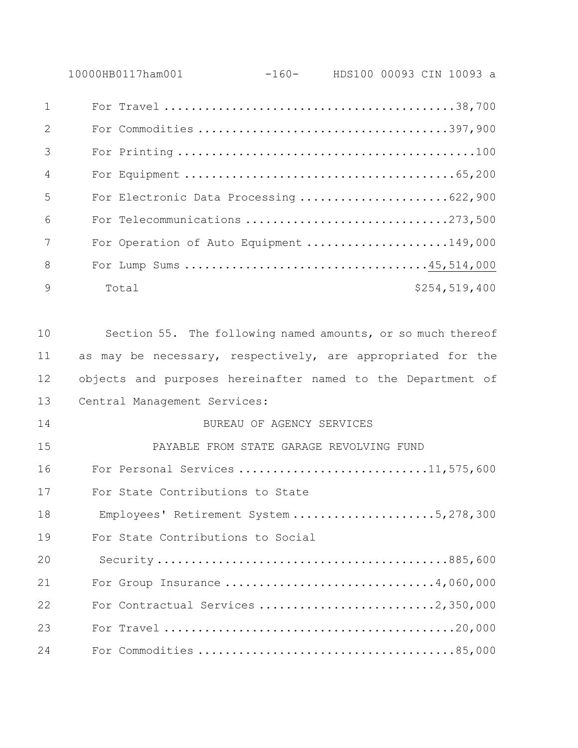| | |
|---|---:|
| For Travel | 38,700 |
| For Commodities | 397,900 |
| For Printing | 100 |
| For Equipment | 65,200 |
| For Electronic Data Processing | 622,900 |
| For Telecommunications | 273,500 |
| For Operation of Auto Equipment | 149,000 |
| For Lump Sums | 45,514,000 |
| Total | $254,519,400 |

Section 55. The following named amounts, or so much thereof as may be necessary, respectively, are appropriated for the objects and purposes hereinafter named to the Department of Central Management Services:

BUREAU OF AGENCY SERVICES

PAYABLE FROM STATE GARAGE REVOLVING FUND

| | |
|---|---:|
| For Personal Services | 11,575,600 |
| For State Contributions to State Employees' Retirement System | 5,278,300 |
| For State Contributions to Social Security | 885,600 |
| For Group Insurance | 4,060,000 |
| For Contractual Services | 2,350,000 |
| For Travel | 20,000 |
| For Commodities | 85,000 |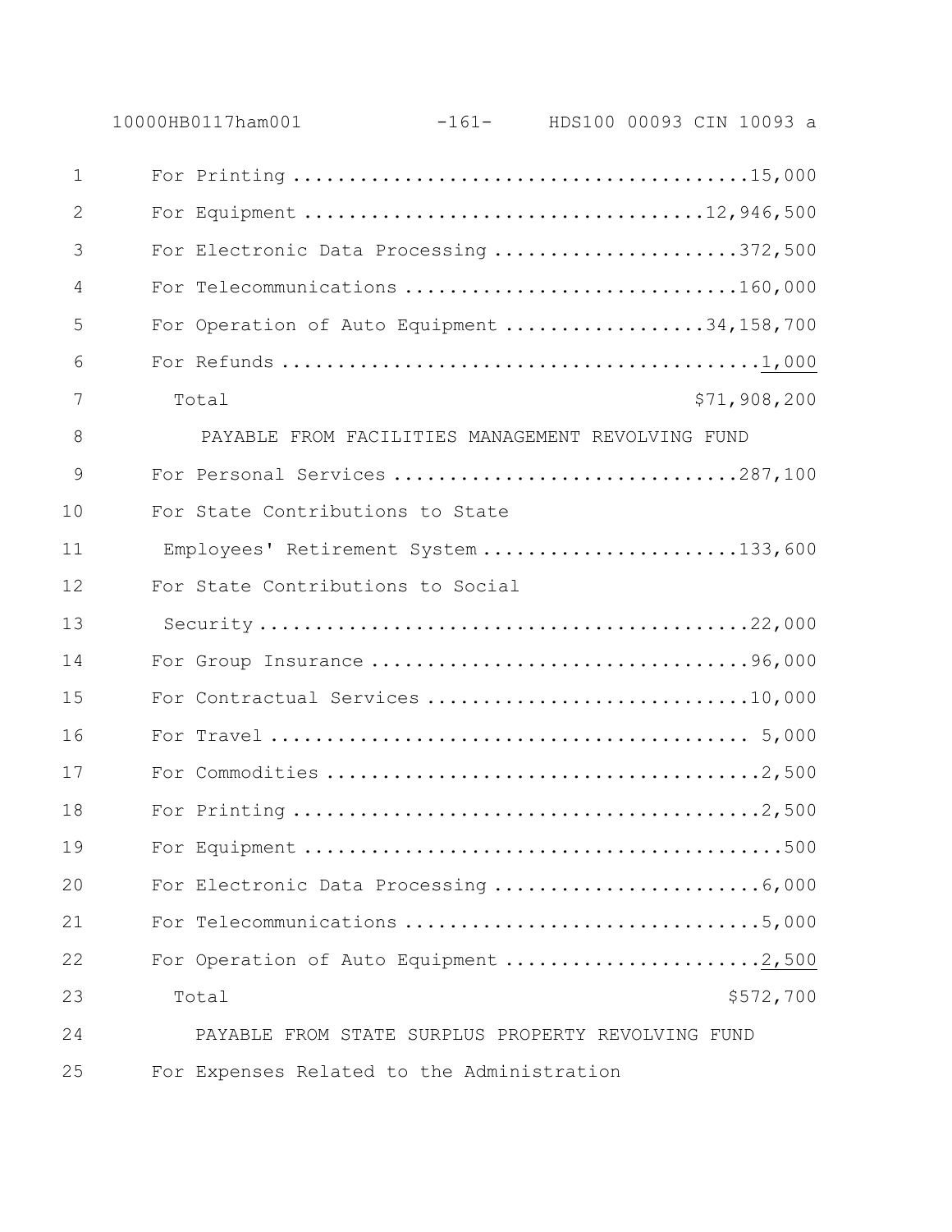For Printing ........................................15,000
For Equipment ..................................12,946,500
For Electronic Data Processing .....................372,500
For Telecommunications .............................160,000
For Operation of Auto Equipment .................34,158,700
For Refunds ..........................................1,000

Total $71,908,200

PAYABLE FROM FACILITIES MANAGEMENT REVOLVING FUND

For Personal Services ..............................287,100
For State Contributions to State
Employees' Retirement System .......................133,600
For State Contributions to Social
Security ............................................22,000
For Group Insurance .................................96,000
For Contractual Services ............................10,000
For Travel ........................................... 5,000
For Commodities ......................................2,500
For Printing .........................................2,500
For Equipment ..........................................500
For Electronic Data Processing .......................6,000
For Telecommunications ...............................5,000
For Operation of Auto Equipment ......................2,500

Total $572,700

PAYABLE FROM STATE SURPLUS PROPERTY REVOLVING FUND

For Expenses Related to the Administration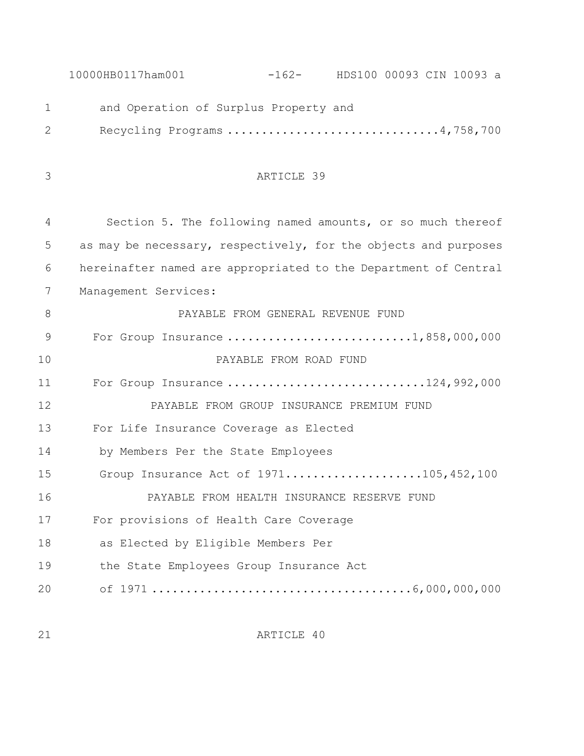and Operation of Surplus Property and
Recycling Programs ..............................4,758,700

ARTICLE 39

Section 5. The following named amounts, or so much thereof as may be necessary, respectively, for the objects and purposes hereinafter named are appropriated to the Department of Central Management Services:

PAYABLE FROM GENERAL REVENUE FUND

For Group Insurance ..........................1,858,000,000

PAYABLE FROM ROAD FUND

For Group Insurance ............................124,992,000

PAYABLE FROM GROUP INSURANCE PREMIUM FUND

For Life Insurance Coverage as Elected
by Members Per the State Employees
Group Insurance Act of 1971...................105,452,100

PAYABLE FROM HEALTH INSURANCE RESERVE FUND

For provisions of Health Care Coverage
as Elected by Eligible Members Per
the State Employees Group Insurance Act
of 1971 ....................................6,000,000,000

ARTICLE 40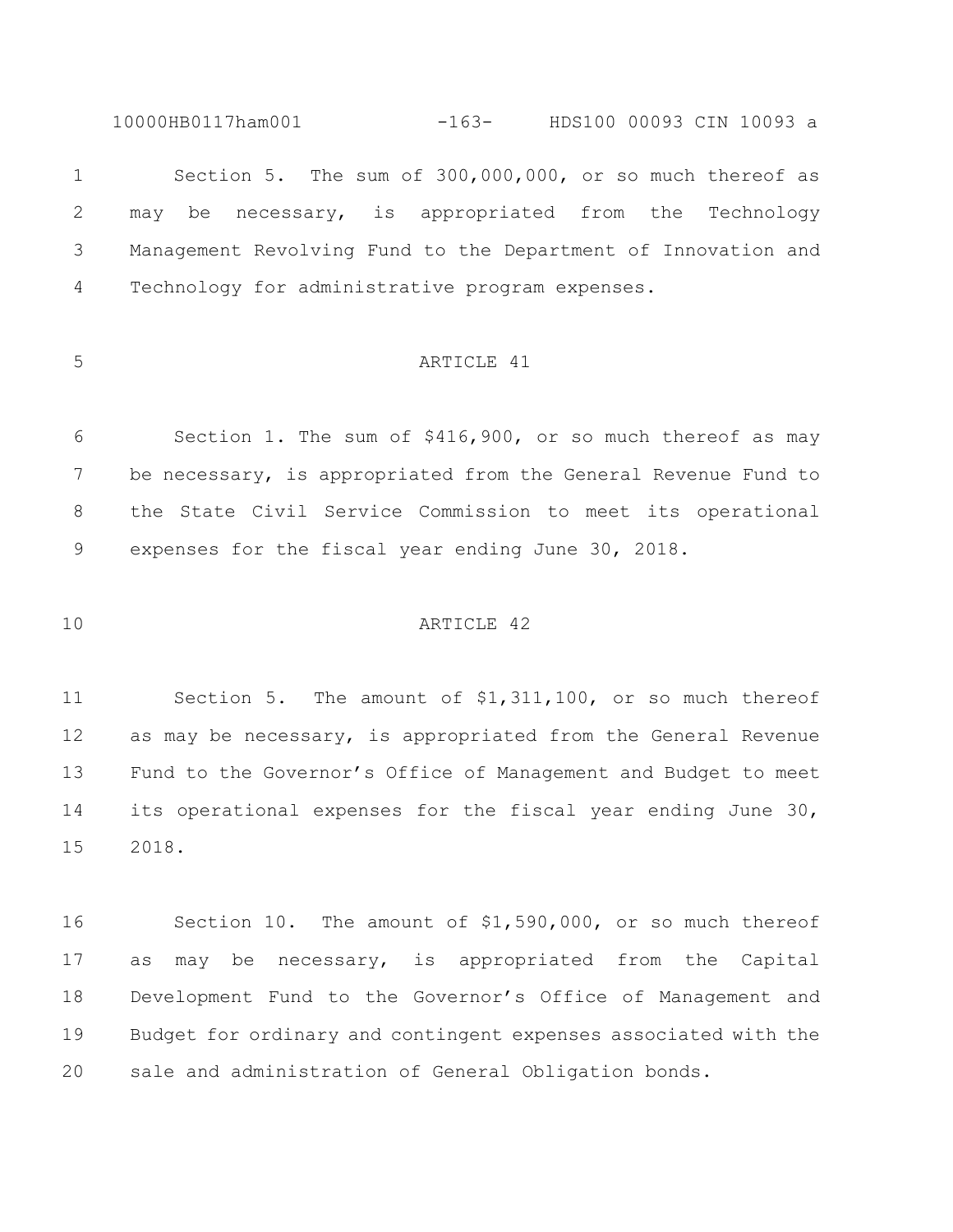Section 5. The sum of 300,000,000, or so much thereof as may be necessary, is appropriated from the Technology Management Revolving Fund to the Department of Innovation and Technology for administrative program expenses.

ARTICLE 41

Section 1. The sum of $416,900, or so much thereof as may be necessary, is appropriated from the General Revenue Fund to the State Civil Service Commission to meet its operational expenses for the fiscal year ending June 30, 2018.

ARTICLE 42

Section 5. The amount of $1,311,100, or so much thereof as may be necessary, is appropriated from the General Revenue Fund to the Governor's Office of Management and Budget to meet its operational expenses for the fiscal year ending June 30, 2018.

Section 10. The amount of $1,590,000, or so much thereof as may be necessary, is appropriated from the Capital Development Fund to the Governor's Office of Management and Budget for ordinary and contingent expenses associated with the sale and administration of General Obligation bonds.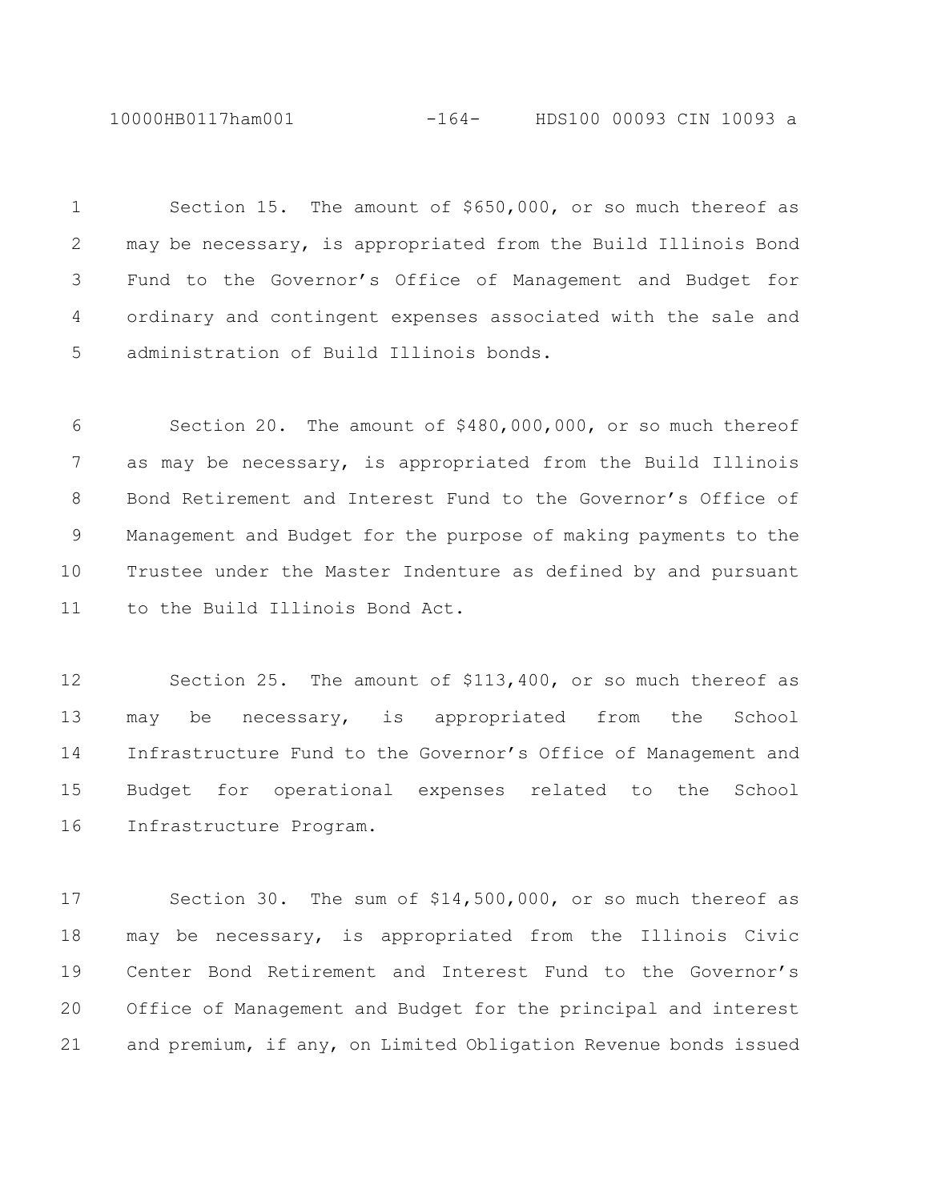Section 15. The amount of $650,000, or so much thereof as may be necessary, is appropriated from the Build Illinois Bond Fund to the Governor's Office of Management and Budget for ordinary and contingent expenses associated with the sale and administration of Build Illinois bonds.

Section 20. The amount of $480,000,000, or so much thereof as may be necessary, is appropriated from the Build Illinois Bond Retirement and Interest Fund to the Governor's Office of Management and Budget for the purpose of making payments to the Trustee under the Master Indenture as defined by and pursuant to the Build Illinois Bond Act.

Section 25. The amount of $113,400, or so much thereof as may be necessary, is appropriated from the School Infrastructure Fund to the Governor's Office of Management and Budget for operational expenses related to the School Infrastructure Program.

Section 30. The sum of $14,500,000, or so much thereof as may be necessary, is appropriated from the Illinois Civic Center Bond Retirement and Interest Fund to the Governor's Office of Management and Budget for the principal and interest and premium, if any, on Limited Obligation Revenue bonds issued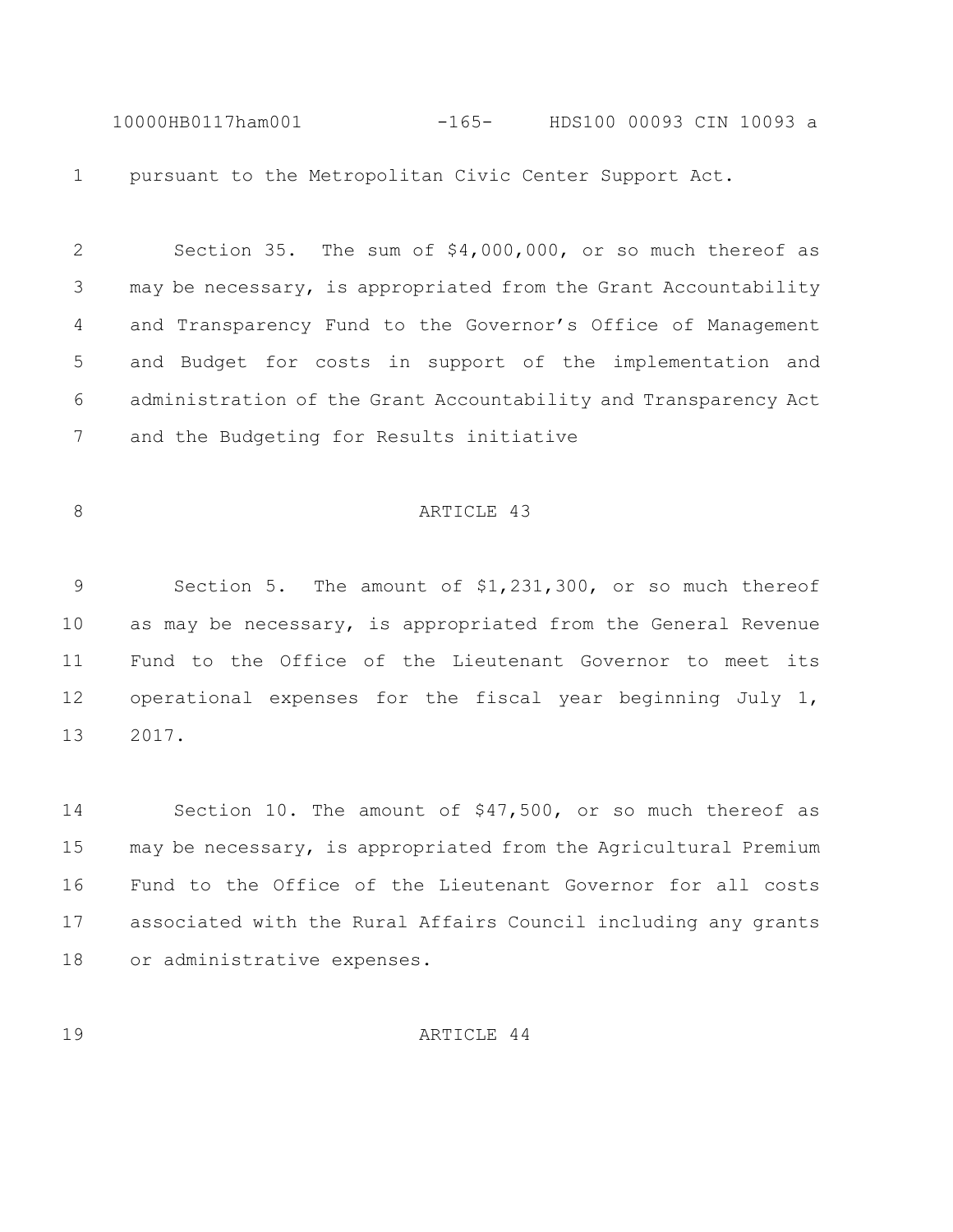pursuant to the Metropolitan Civic Center Support Act.

Section 35. The sum of $4,000,000, or so much thereof as may be necessary, is appropriated from the Grant Accountability and Transparency Fund to the Governor's Office of Management and Budget for costs in support of the implementation and administration of the Grant Accountability and Transparency Act and the Budgeting for Results initiative

## ARTICLE 43

Section 5. The amount of $1,231,300, or so much thereof as may be necessary, is appropriated from the General Revenue Fund to the Office of the Lieutenant Governor to meet its operational expenses for the fiscal year beginning July 1, 2017.

Section 10. The amount of $47,500, or so much thereof as may be necessary, is appropriated from the Agricultural Premium Fund to the Office of the Lieutenant Governor for all costs associated with the Rural Affairs Council including any grants or administrative expenses.

## ARTICLE 44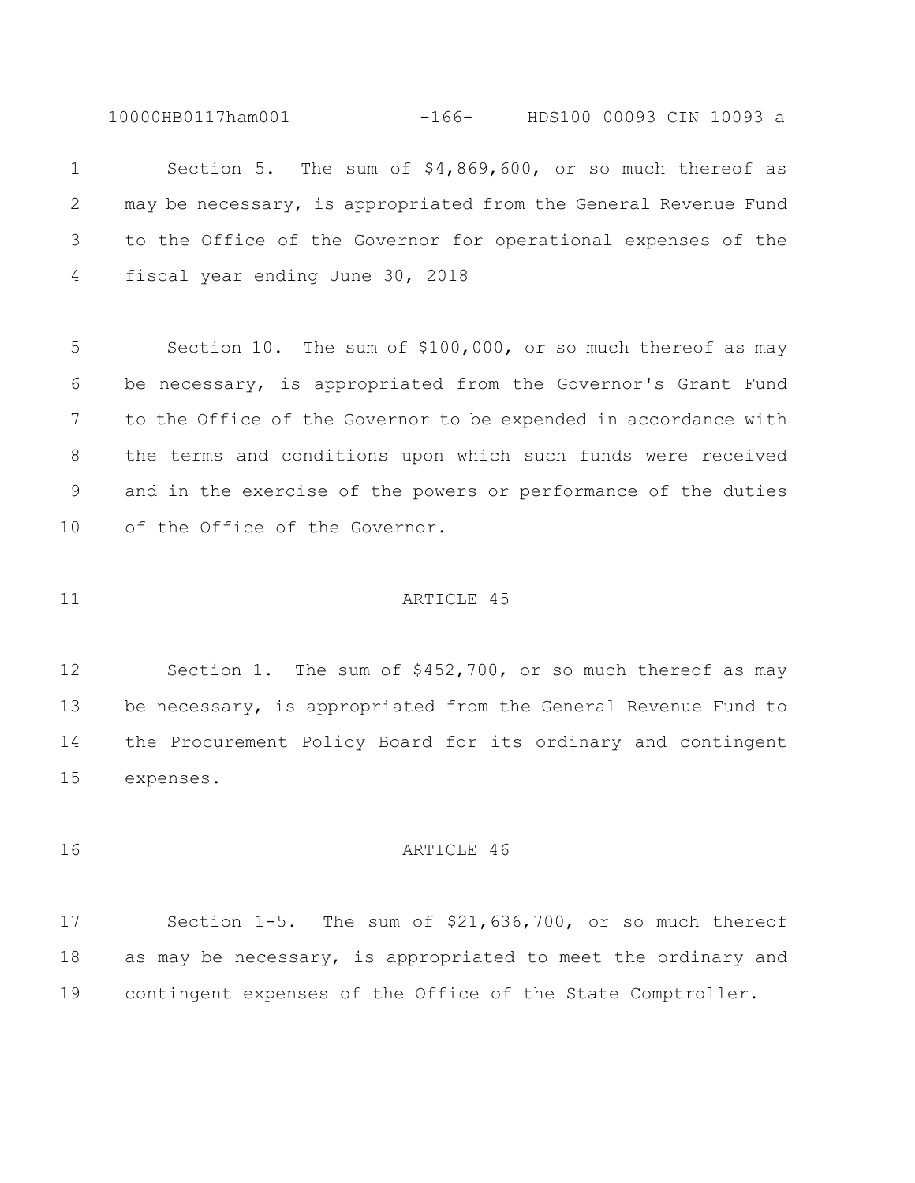Section 5. The sum of $4,869,600, or so much thereof as may be necessary, is appropriated from the General Revenue Fund to the Office of the Governor for operational expenses of the fiscal year ending June 30, 2018

Section 10. The sum of $100,000, or so much thereof as may be necessary, is appropriated from the Governor's Grant Fund to the Office of the Governor to be expended in accordance with the terms and conditions upon which such funds were received and in the exercise of the powers or performance of the duties of the Office of the Governor.

## ARTICLE 45

Section 1. The sum of $452,700, or so much thereof as may be necessary, is appropriated from the General Revenue Fund to the Procurement Policy Board for its ordinary and contingent expenses.

## ARTICLE 46

Section 1-5. The sum of $21,636,700, or so much thereof as may be necessary, is appropriated to meet the ordinary and contingent expenses of the Office of the State Comptroller.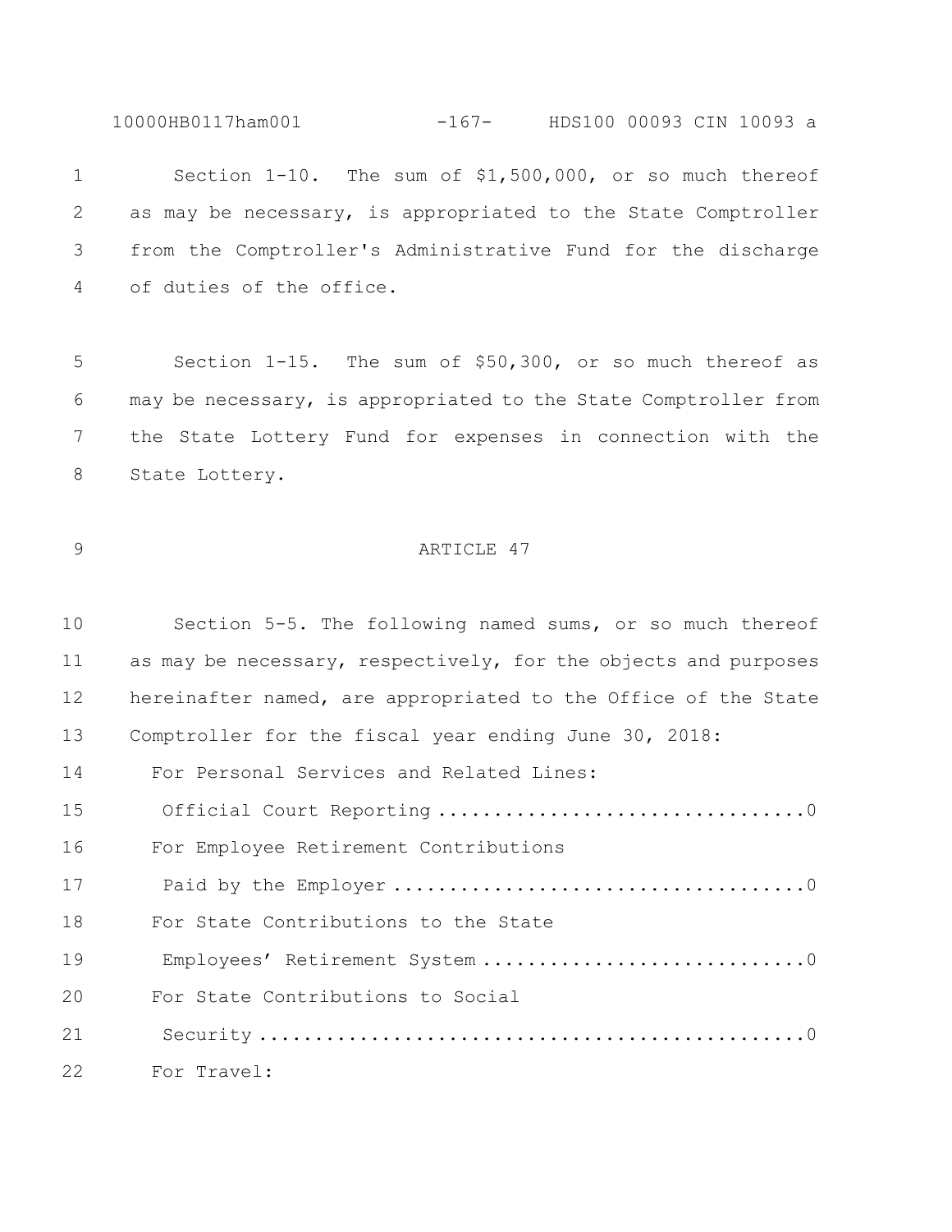Section 1-10. The sum of $1,500,000, or so much thereof as may be necessary, is appropriated to the State Comptroller from the Comptroller's Administrative Fund for the discharge of duties of the office.

Section 1-15. The sum of $50,300, or so much thereof as may be necessary, is appropriated to the State Comptroller from the State Lottery Fund for expenses in connection with the State Lottery.

## ARTICLE 47

Section 5-5. The following named sums, or so much thereof as may be necessary, respectively, for the objects and purposes hereinafter named, are appropriated to the Office of the State Comptroller for the fiscal year ending June 30, 2018:

For Personal Services and Related Lines:

Official Court Reporting .................................0

For Employee Retirement Contributions

Paid by the Employer ....................................0

For State Contributions to the State

Employees' Retirement System .............................0

For State Contributions to Social

Security .................................................0

For Travel: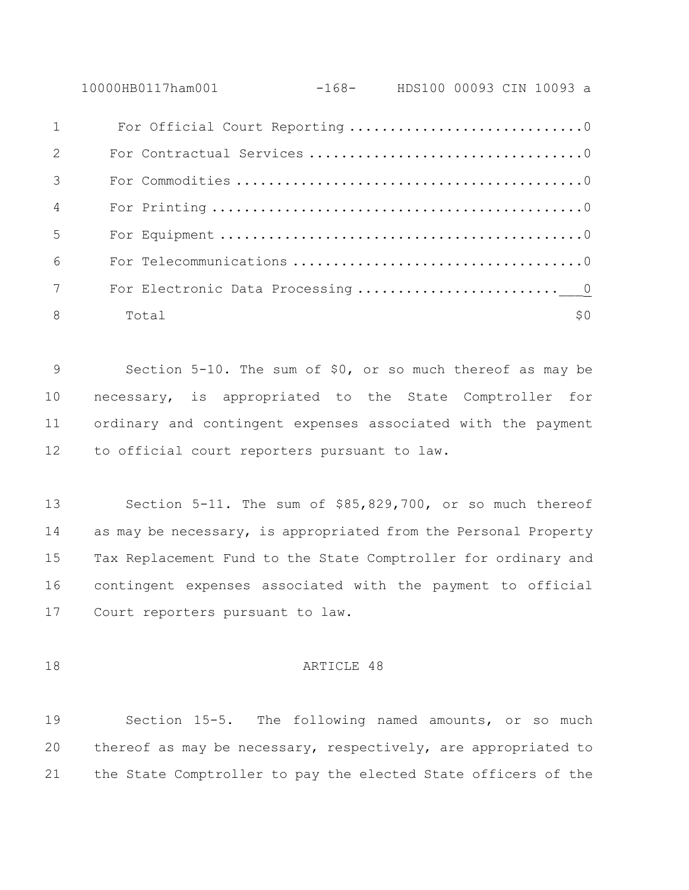| | |
|---|---|
| For Official Court Reporting | 0 |
| For Contractual Services | 0 |
| For Commodities | 0 |
| For Printing | 0 |
| For Equipment | 0 |
| For Telecommunications | 0 |
| For Electronic Data Processing | 0 |
| Total | $0 |

Section 5-10. The sum of $0, or so much thereof as may be necessary, is appropriated to the State Comptroller for ordinary and contingent expenses associated with the payment to official court reporters pursuant to law.

Section 5-11. The sum of $85,829,700, or so much thereof as may be necessary, is appropriated from the Personal Property Tax Replacement Fund to the State Comptroller for ordinary and contingent expenses associated with the payment to official Court reporters pursuant to law.

## ARTICLE 48

Section 15-5. The following named amounts, or so much thereof as may be necessary, respectively, are appropriated to the State Comptroller to pay the elected State officers of the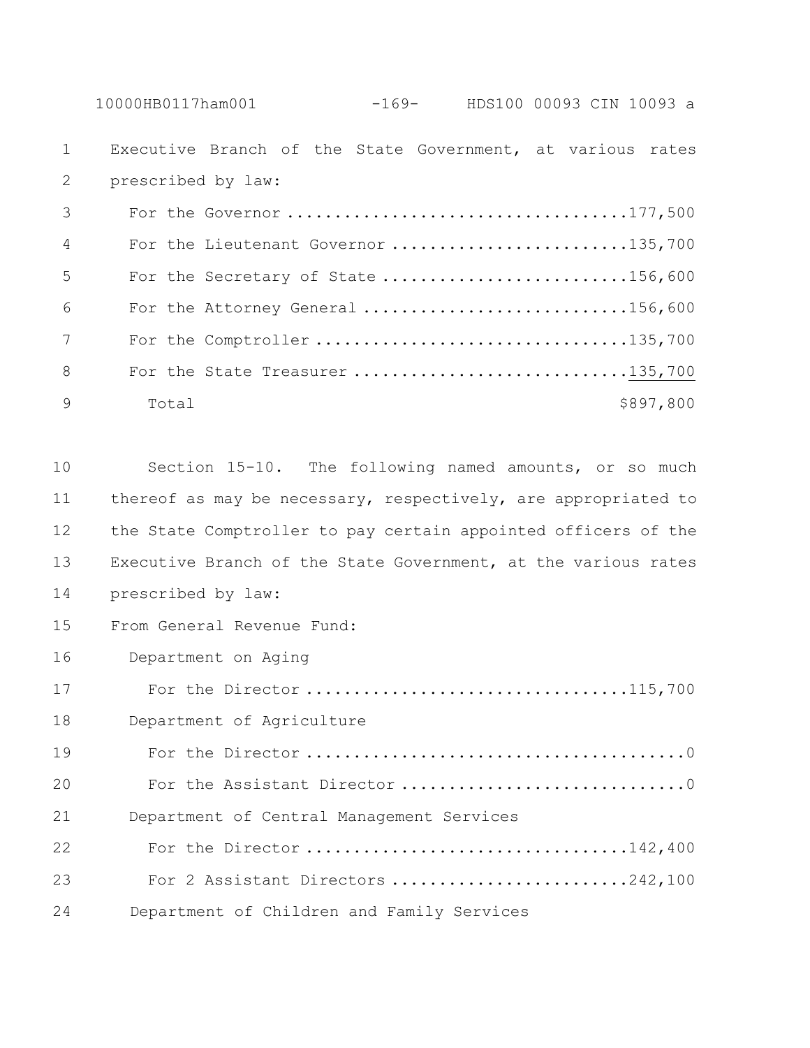Executive Branch of the State Government, at various rates prescribed by law:

| | |
|---|---:|
| For the Governor | 177,500 |
| For the Lieutenant Governor | 135,700 |
| For the Secretary of State | 156,600 |
| For the Attorney General | 156,600 |
| For the Comptroller | 135,700 |
| For the State Treasurer | 135,700 |
| Total | $897,800 |

Section 15-10. The following named amounts, or so much thereof as may be necessary, respectively, are appropriated to the State Comptroller to pay certain appointed officers of the Executive Branch of the State Government, at the various rates prescribed by law:

From General Revenue Fund:

Department on Aging

| | |
|---|---:|
| For the Director | 115,700 |

Department of Agriculture

| | |
|---|---:|
| For the Director | 0 |
| For the Assistant Director | 0 |

Department of Central Management Services

| | |
|---|---:|
| For the Director | 142,400 |
| For 2 Assistant Directors | 242,100 |

Department of Children and Family Services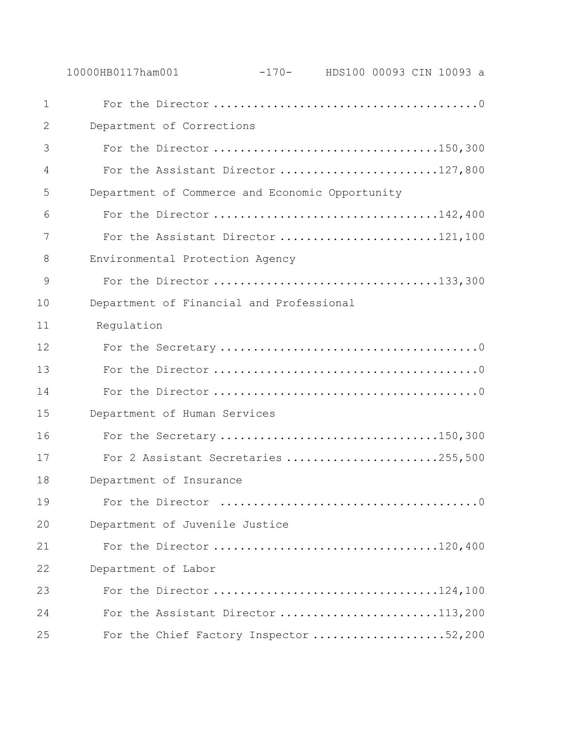For the Director ........................................0

Department of Corrections

For the Director ..................................150,300

For the Assistant Director ........................127,800

Department of Commerce and Economic Opportunity

For the Director ..................................142,400

For the Assistant Director ........................121,100

Environmental Protection Agency

For the Director ..................................133,300

Department of Financial and Professional Regulation

For the Secretary .......................................0

For the Director ........................................0

For the Director ........................................0

Department of Human Services

For the Secretary .................................150,300

For 2 Assistant Secretaries .......................255,500

Department of Insurance

For the Director ........................................0

Department of Juvenile Justice

For the Director ..................................120,400

Department of Labor

For the Director ..................................124,100

For the Assistant Director ........................113,200

For the Chief Factory Inspector ....................52,200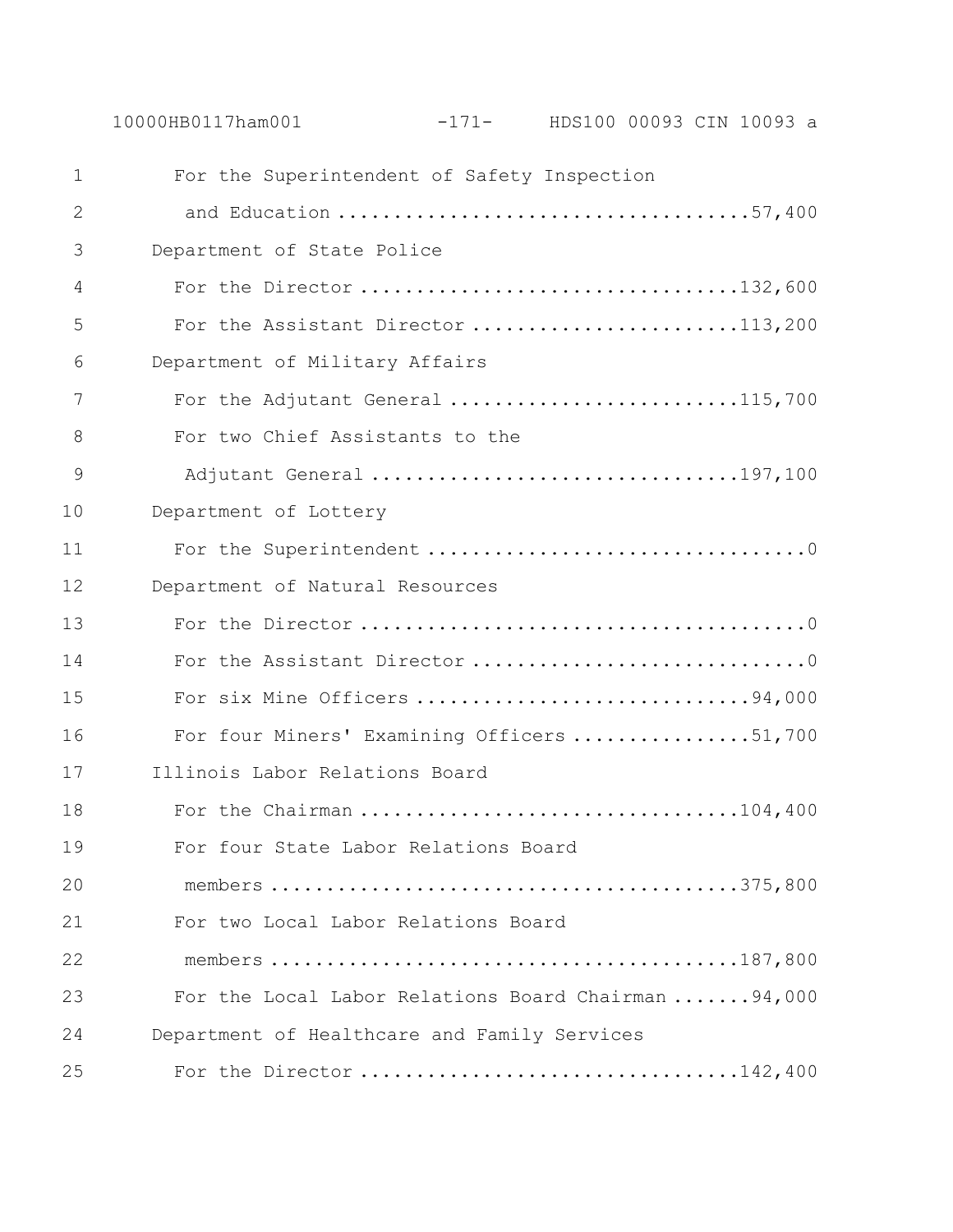For the Superintendent of Safety Inspection and Education ....................................57,400

Department of State Police

For the Director .................................132,600

For the Assistant Director ........................113,200

Department of Military Affairs

For the Adjutant General ..........................115,700

For two Chief Assistants to the Adjutant General .................................197,100

Department of Lottery

For the Superintendent ..................................0

Department of Natural Resources

For the Director .......................................0

For the Assistant Director .............................0

For six Mine Officers .............................94,000

For four Miners' Examining Officers ................51,700

Illinois Labor Relations Board

For the Chairman ..................................104,400

For four State Labor Relations Board members ..........................................375,800

For two Local Labor Relations Board members ..........................................187,800

For the Local Labor Relations Board Chairman .......94,000

Department of Healthcare and Family Services

For the Director .................................142,400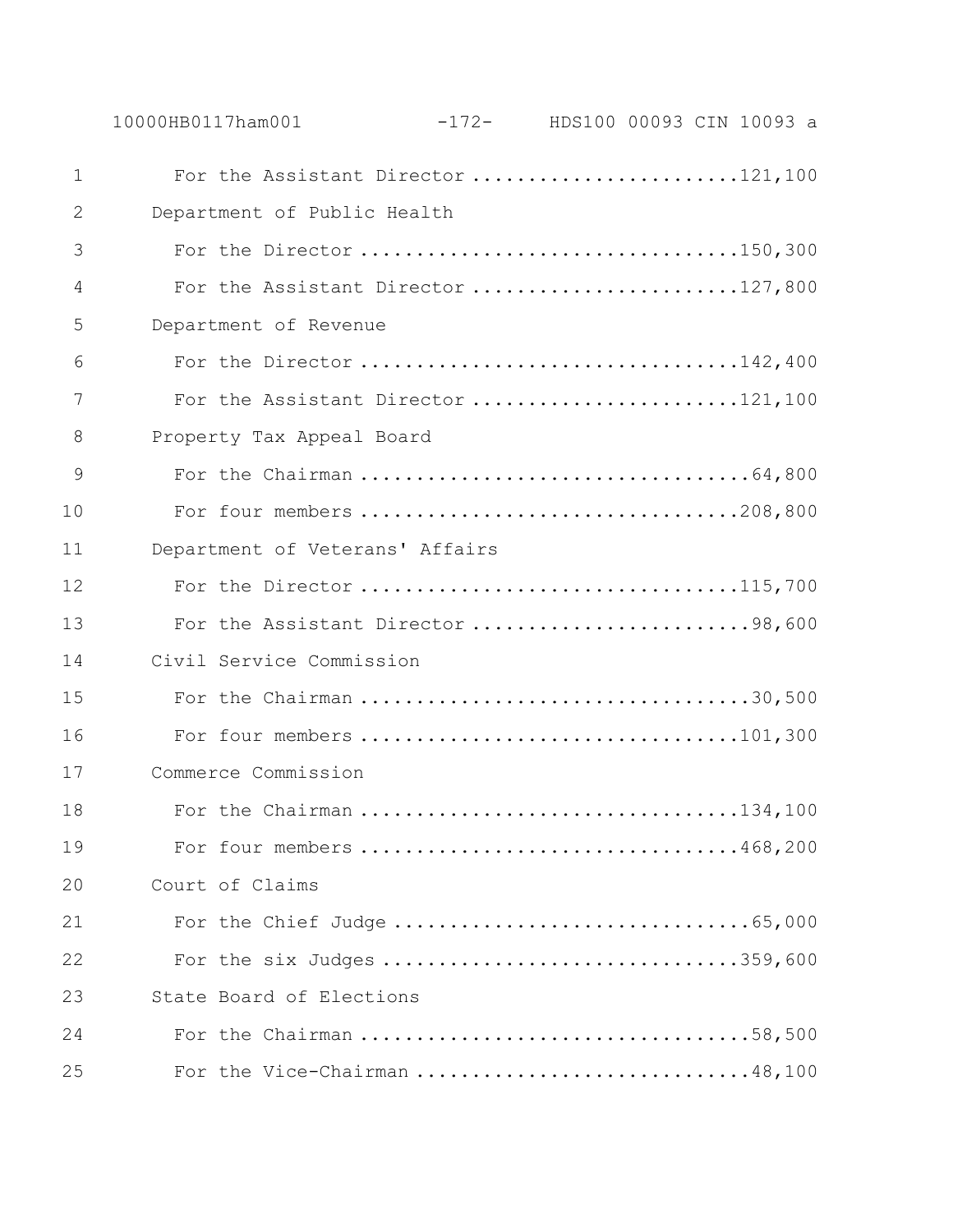For the Assistant Director ........................121,100

Department of Public Health

For the Director ..................................150,300

For the Assistant Director ........................127,800

Department of Revenue

For the Director ..................................142,400

For the Assistant Director ........................121,100

Property Tax Appeal Board

For the Chairman ...................................64,800

For four members ..................................208,800

Department of Veterans' Affairs

For the Director ..................................115,700

For the Assistant Director .........................98,600

Civil Service Commission

For the Chairman ...................................30,500

For four members ..................................101,300

Commerce Commission

For the Chairman ..................................134,100

For four members ..................................468,200

Court of Claims

For the Chief Judge ................................65,000

For the six Judges ................................359,600

State Board of Elections

For the Chairman ...................................58,500

For the Vice-Chairman ..............................48,100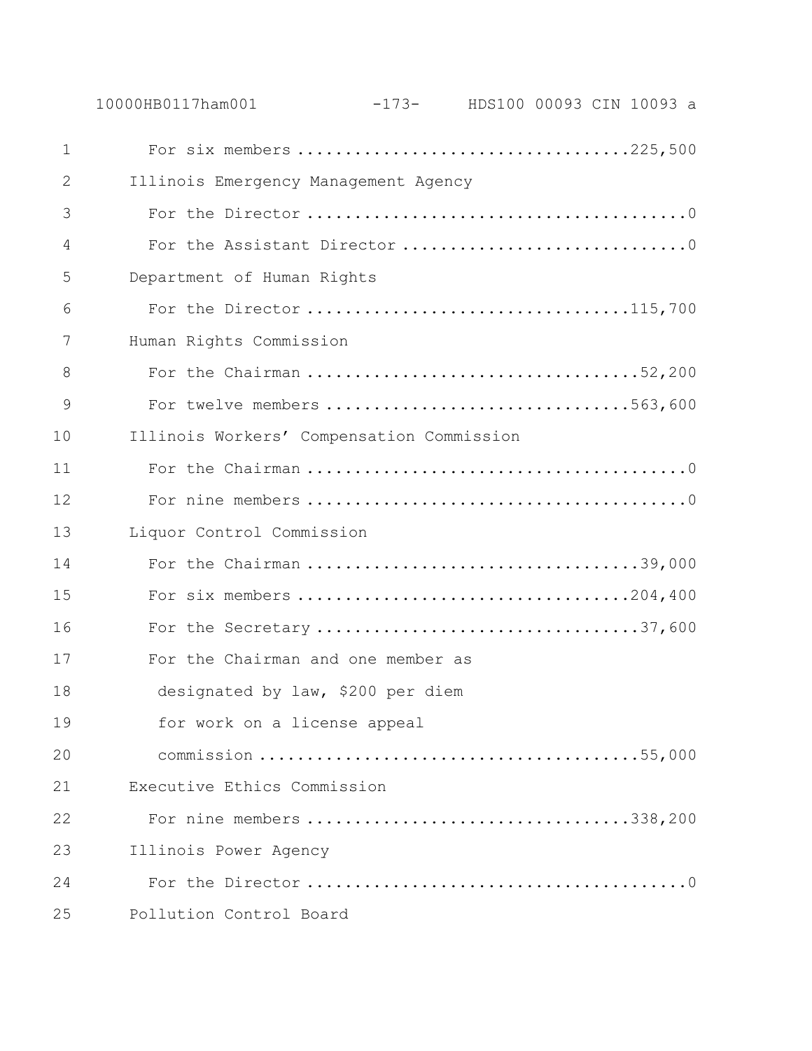For six members ....................................225,500

Illinois Emergency Management Agency

For the Director ........................................0

For the Assistant Director ..............................0

Department of Human Rights

For the Director ..................................115,700

Human Rights Commission

For the Chairman ...................................52,200

For twelve members ................................563,600

Illinois Workers' Compensation Commission

For the Chairman ........................................0

For nine members ........................................0

Liquor Control Commission

For the Chairman ...................................39,000

For six members ...................................204,400

For the Secretary ..................................37,600

For the Chairman and one member as designated by law, $200 per diem for work on a license appeal commission ........................................55,000

Executive Ethics Commission

For nine members ..................................338,200

Illinois Power Agency

For the Director ........................................0

Pollution Control Board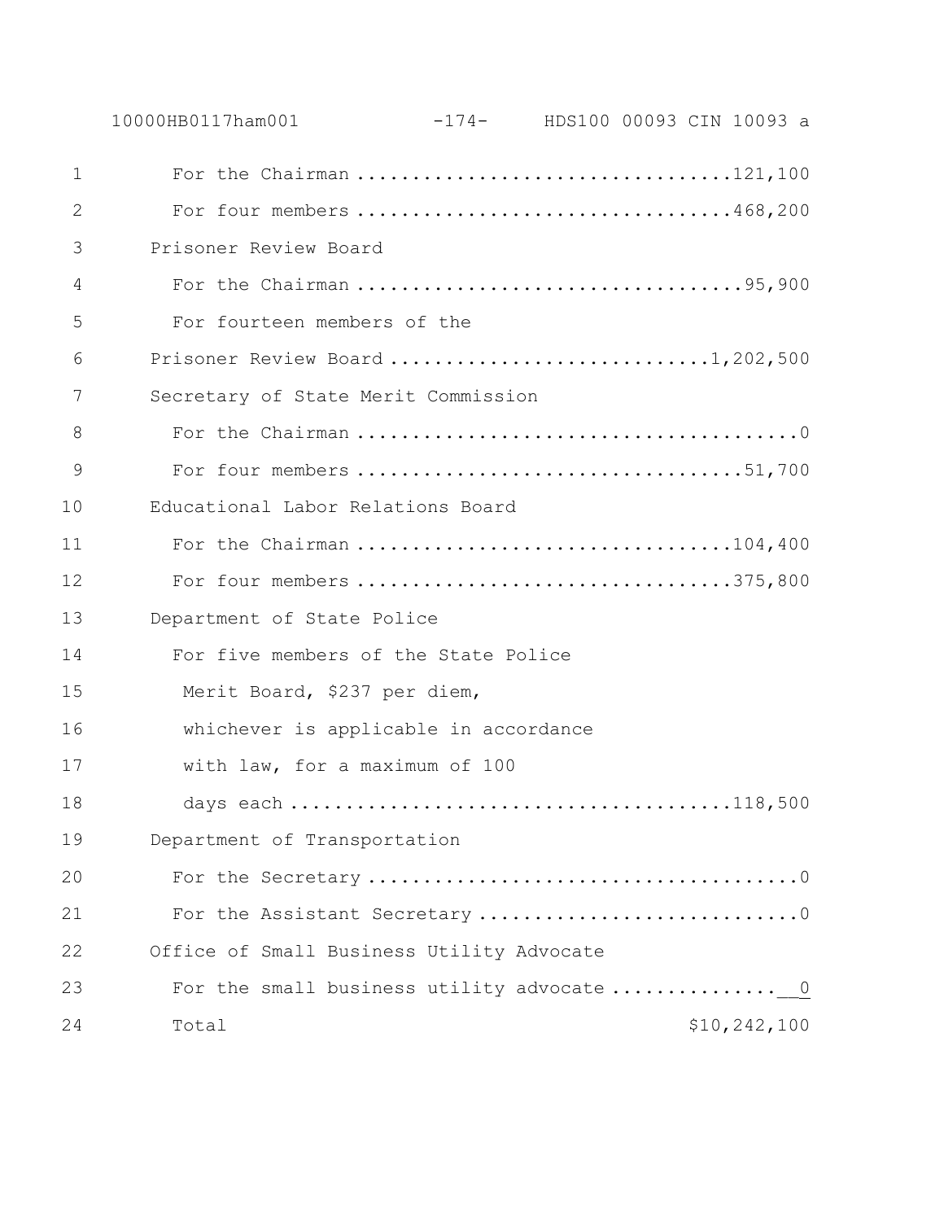For the Chairman .................................121,100

For four members .................................468,200

Prisoner Review Board

For the Chairman ..................................95,900

For fourteen members of the

Prisoner Review Board ............................1,202,500

Secretary of State Merit Commission

For the Chairman .......................................0

For four members ..................................51,700

Educational Labor Relations Board

For the Chairman .................................104,400

For four members .................................375,800

Department of State Police

For five members of the State Police Merit Board, $237 per diem, whichever is applicable in accordance with law, for a maximum of 100 days each .......................................118,500

Department of Transportation

For the Secretary ......................................0

For the Assistant Secretary ............................0

Office of Small Business Utility Advocate

For the small business utility advocate ...............0

Total $10,242,100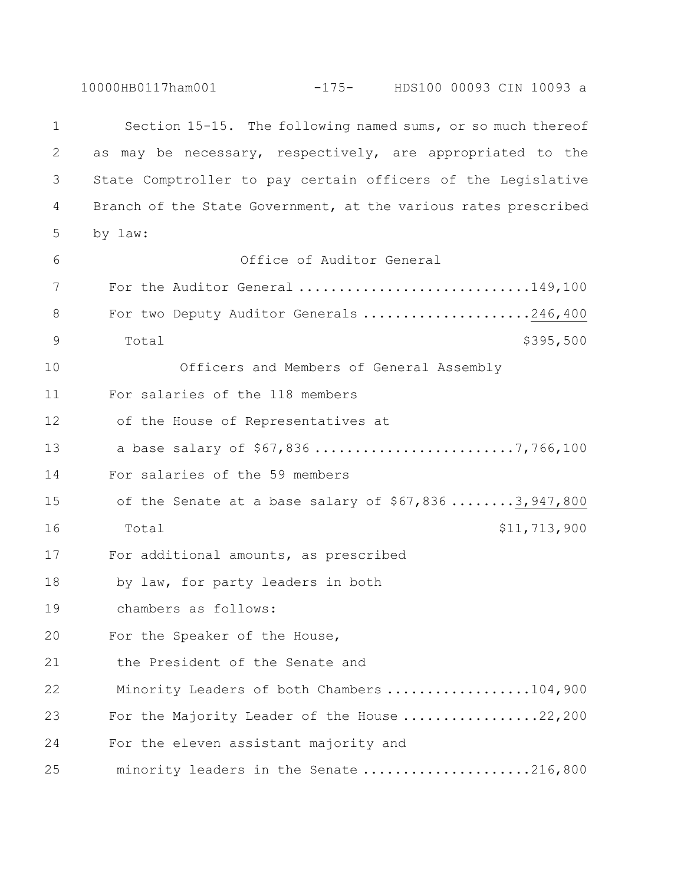Section 15-15. The following named sums, or so much thereof as may be necessary, respectively, are appropriated to the State Comptroller to pay certain officers of the Legislative Branch of the State Government, at the various rates prescribed by law:

Office of Auditor General

| | |
|---|---|
| For the Auditor General | 149,100 |
| For two Deputy Auditor Generals | 246,400 |
| Total | $395,500 |

Officers and Members of General Assembly

| | |
|---|---|
| For salaries of the 118 members of the House of Representatives at a base salary of $67,836 | 7,766,100 |
| For salaries of the 59 members of the Senate at a base salary of $67,836 | 3,947,800 |
| Total | $11,713,900 |

For additional amounts, as prescribed by law, for party leaders in both chambers as follows:

| | |
|---|---|
| For the Speaker of the House, the President of the Senate and Minority Leaders of both Chambers | 104,900 |
| For the Majority Leader of the House | 22,200 |
| For the eleven assistant majority and minority leaders in the Senate | 216,800 |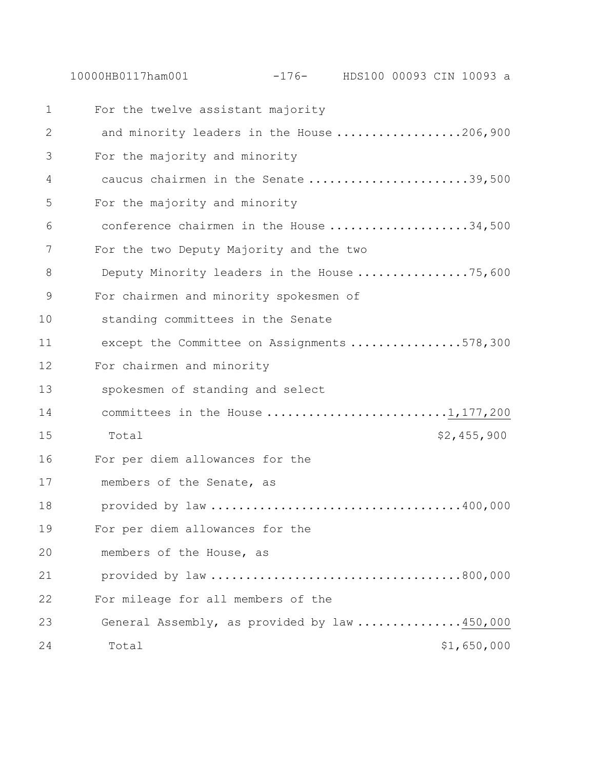| | |
|---|---|
| For the twelve assistant majority and minority leaders in the House | 206,900 |
| For the majority and minority caucus chairmen in the Senate | 39,500 |
| For the majority and minority conference chairmen in the House | 34,500 |
| For the two Deputy Majority and the two Deputy Minority leaders in the House | 75,600 |
| For chairmen and minority spokesmen of standing committees in the Senate except the Committee on Assignments | 578,300 |
| For chairmen and minority spokesmen of standing and select committees in the House | 1,177,200 |
| Total | $2,455,900 |
| For per diem allowances for the members of the Senate, as provided by law | 400,000 |
| For per diem allowances for the members of the House, as provided by law | 800,000 |
| For mileage for all members of the General Assembly, as provided by law | 450,000 |
| Total | $1,650,000 |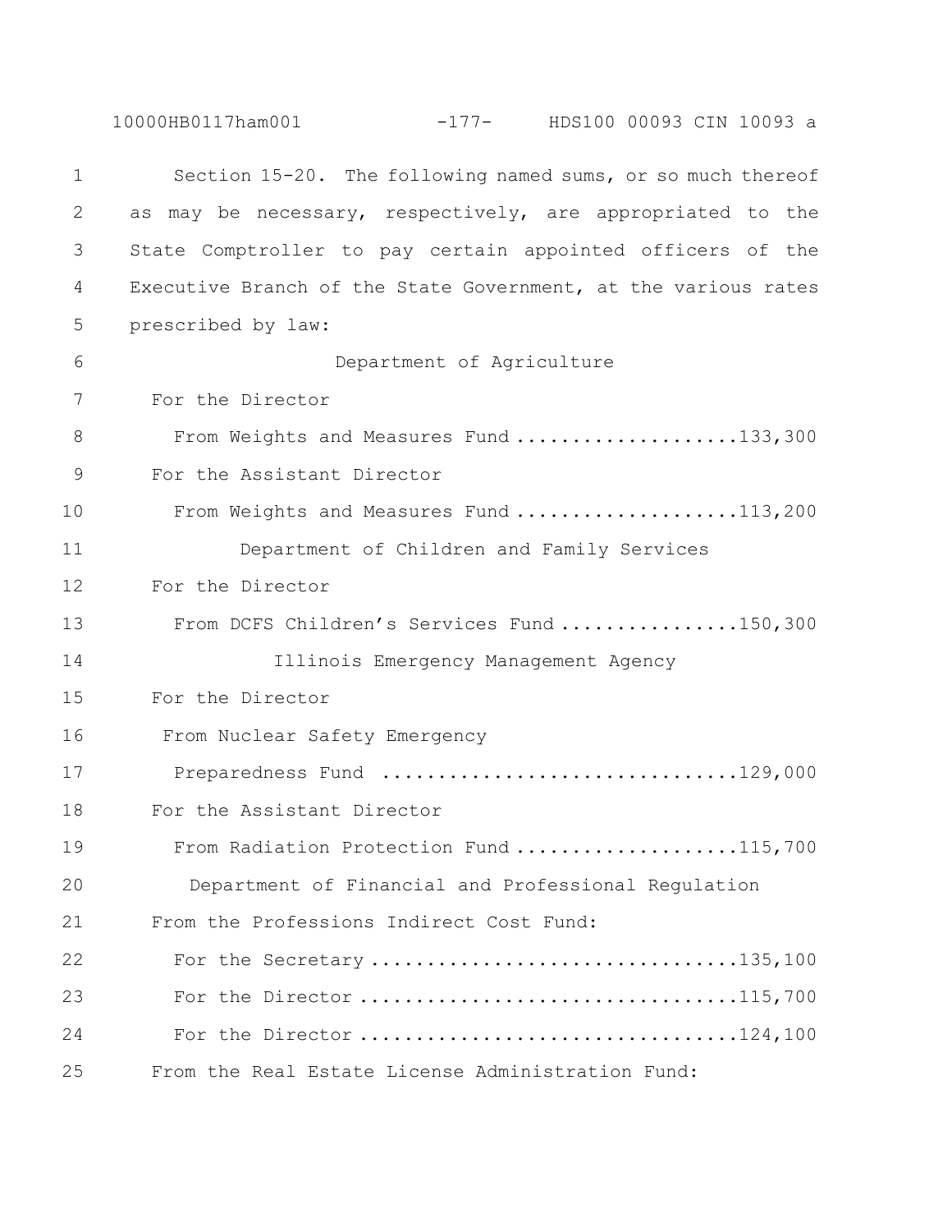Section 15-20. The following named sums, or so much thereof as may be necessary, respectively, are appropriated to the State Comptroller to pay certain appointed officers of the Executive Branch of the State Government, at the various rates prescribed by law:

Department of Agriculture

For the Director

From Weights and Measures Fund ....................133,300

For the Assistant Director

From Weights and Measures Fund ....................113,200

Department of Children and Family Services

For the Director

From DCFS Children's Services Fund ................150,300

Illinois Emergency Management Agency

For the Director

From Nuclear Safety Emergency

Preparedness Fund ................................129,000

For the Assistant Director

From Radiation Protection Fund ....................115,700

Department of Financial and Professional Regulation

From the Professions Indirect Cost Fund:

For the Secretary .................................135,100

For the Director ..................................115,700

For the Director ..................................124,100

From the Real Estate License Administration Fund: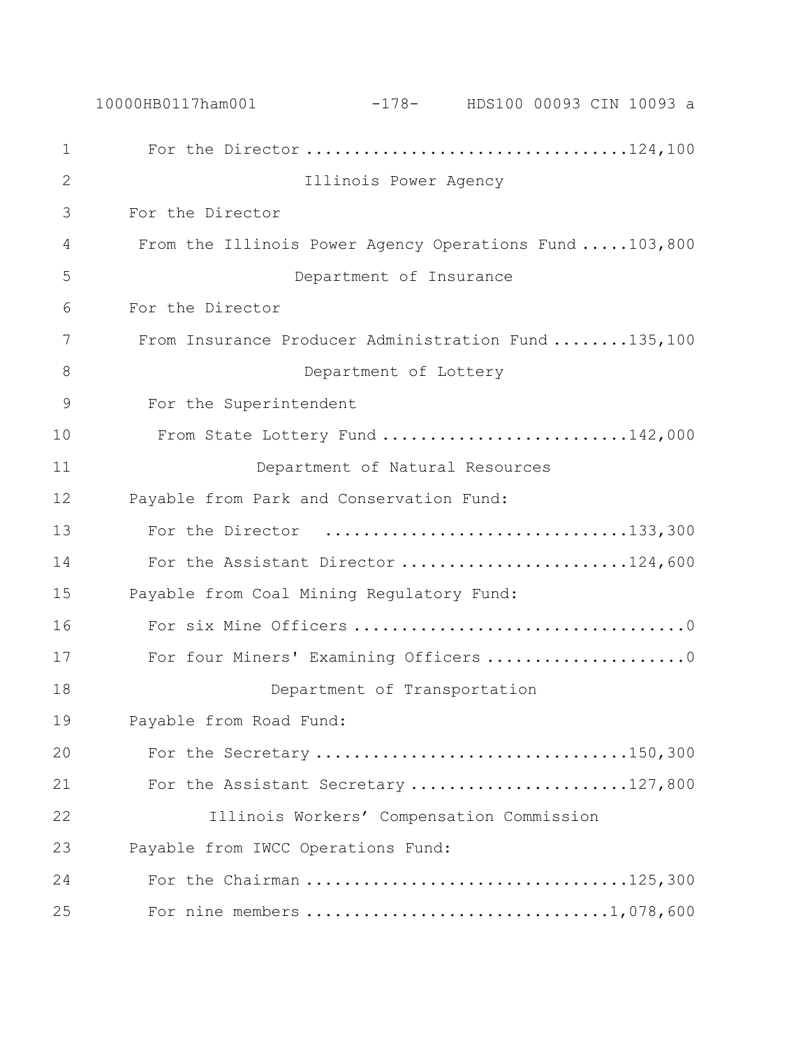For the Director ..................................124,100

Illinois Power Agency

For the Director

From the Illinois Power Agency Operations Fund .....103,800

Department of Insurance

For the Director

From Insurance Producer Administration Fund ........135,100

Department of Lottery

For the Superintendent

From State Lottery Fund ..........................142,000

Department of Natural Resources

Payable from Park and Conservation Fund:

For the Director ...............................133,300

For the Assistant Director ........................124,600

Payable from Coal Mining Regulatory Fund:

For six Mine Officers ...................................0

For four Miners' Examining Officers .....................0

Department of Transportation

Payable from Road Fund:

For the Secretary ................................150,300

For the Assistant Secretary .......................127,800

Illinois Workers' Compensation Commission

Payable from IWCC Operations Fund:

For the Chairman ..................................125,300

For nine members ...............................1,078,600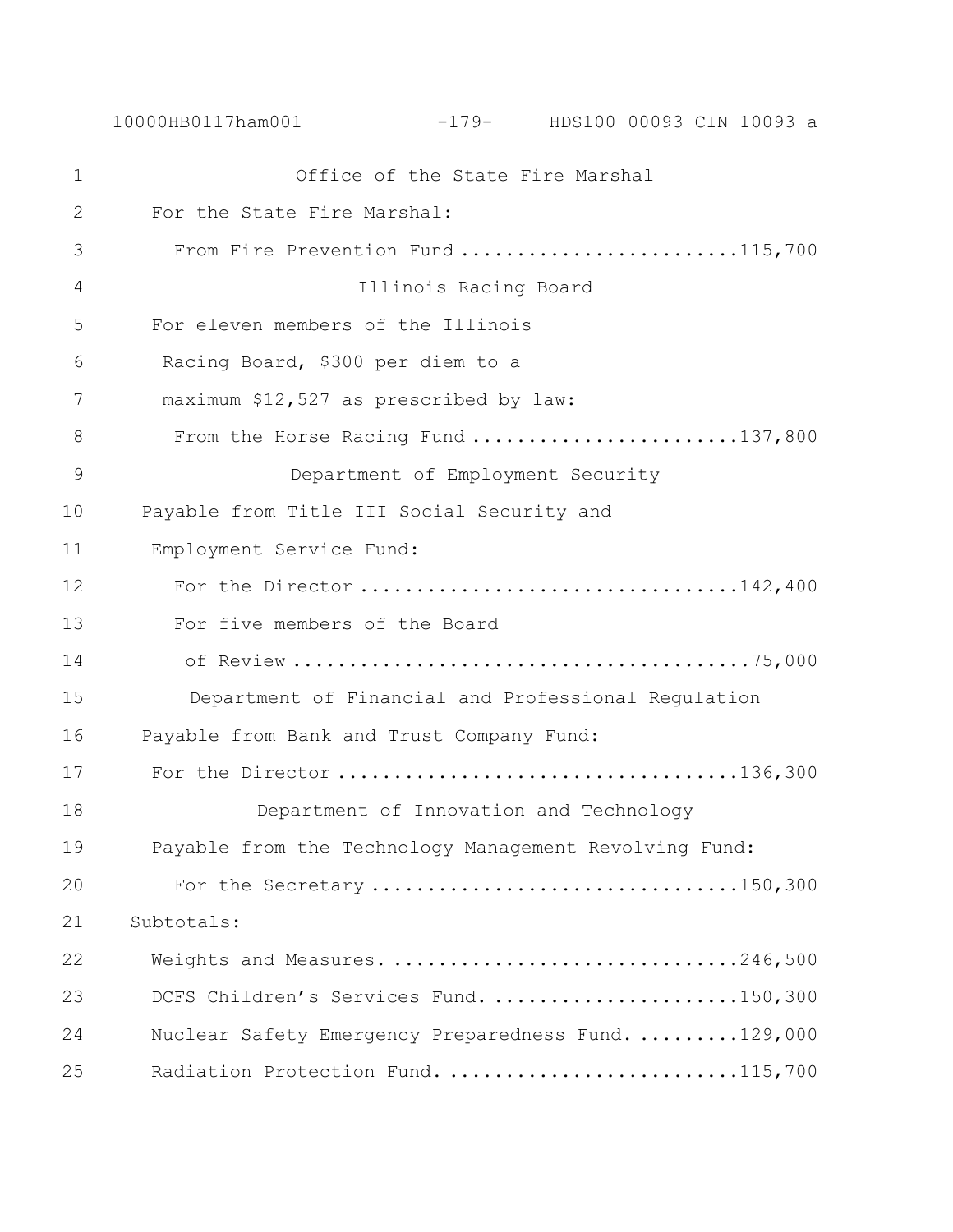Office of the State Fire Marshal

For the State Fire Marshal:

From Fire Prevention Fund ........................115,700

Illinois Racing Board

For eleven members of the Illinois Racing Board, $300 per diem to a maximum $12,527 as prescribed by law:

From the Horse Racing Fund .......................137,800

Department of Employment Security

Payable from Title III Social Security and Employment Service Fund:

For the Director .................................142,400

For five members of the Board of Review ........................................75,000

Department of Financial and Professional Regulation

Payable from Bank and Trust Company Fund:

For the Director ..................................136,300

Department of Innovation and Technology

Payable from the Technology Management Revolving Fund:

For the Secretary ...............................150,300

Subtotals:

Weights and Measures. ..............................246,500

DCFS Children's Services Fund. .....................150,300

Nuclear Safety Emergency Preparedness Fund. .........129,000

Radiation Protection Fund. .........................115,700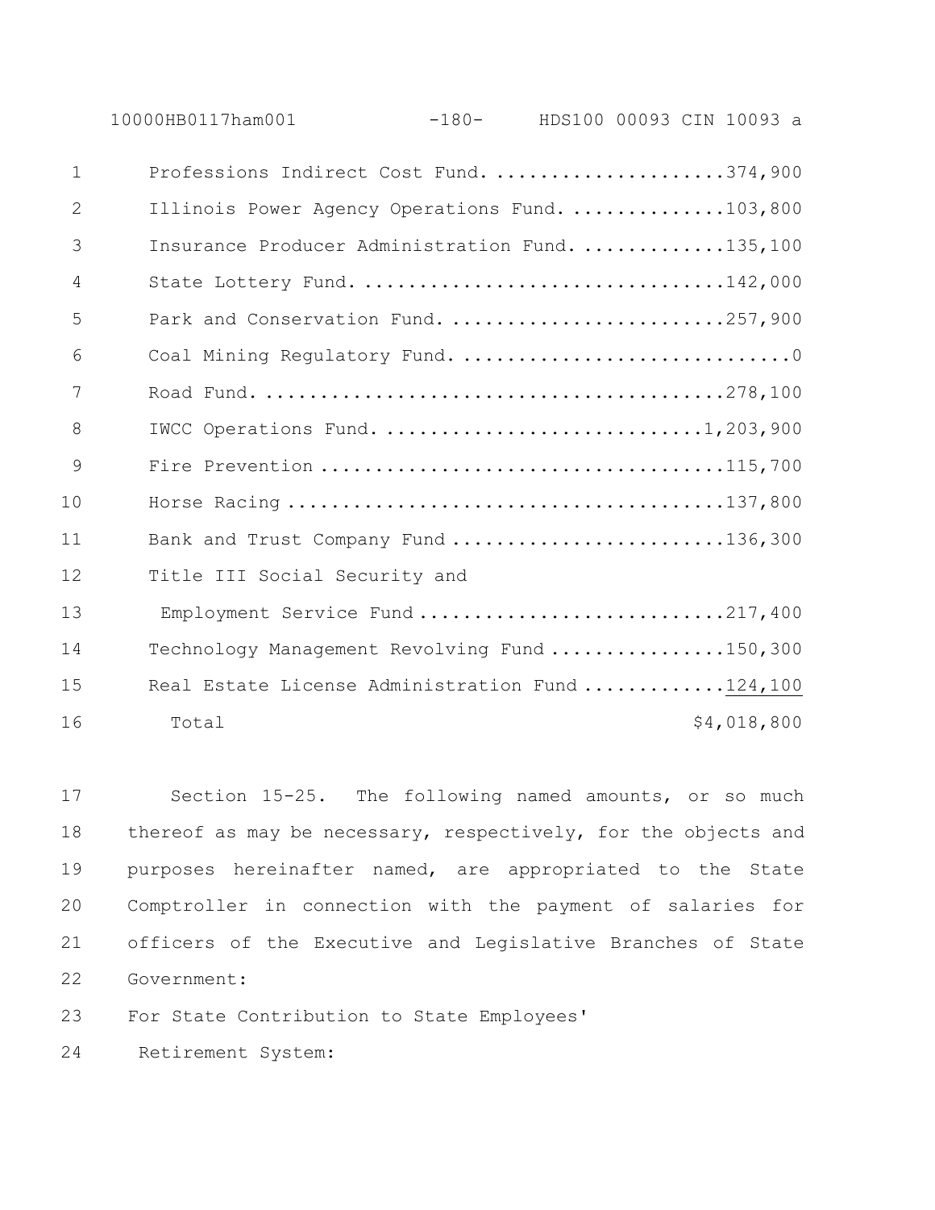| | |
|---|---|
| Professions Indirect Cost Fund. | 374,900 |
| Illinois Power Agency Operations Fund. | 103,800 |
| Insurance Producer Administration Fund. | 135,100 |
| State Lottery Fund. | 142,000 |
| Park and Conservation Fund. | 257,900 |
| Coal Mining Regulatory Fund. | 0 |
| Road Fund. | 278,100 |
| IWCC Operations Fund. | 1,203,900 |
| Fire Prevention | 115,700 |
| Horse Racing | 137,800 |
| Bank and Trust Company Fund | 136,300 |
| Title III Social Security and Employment Service Fund | 217,400 |
| Technology Management Revolving Fund | 150,300 |
| Real Estate License Administration Fund | 124,100 |
| Total | $4,018,800 |

Section 15-25. The following named amounts, or so much thereof as may be necessary, respectively, for the objects and purposes hereinafter named, are appropriated to the State Comptroller in connection with the payment of salaries for officers of the Executive and Legislative Branches of State Government:

For State Contribution to State Employees' Retirement System: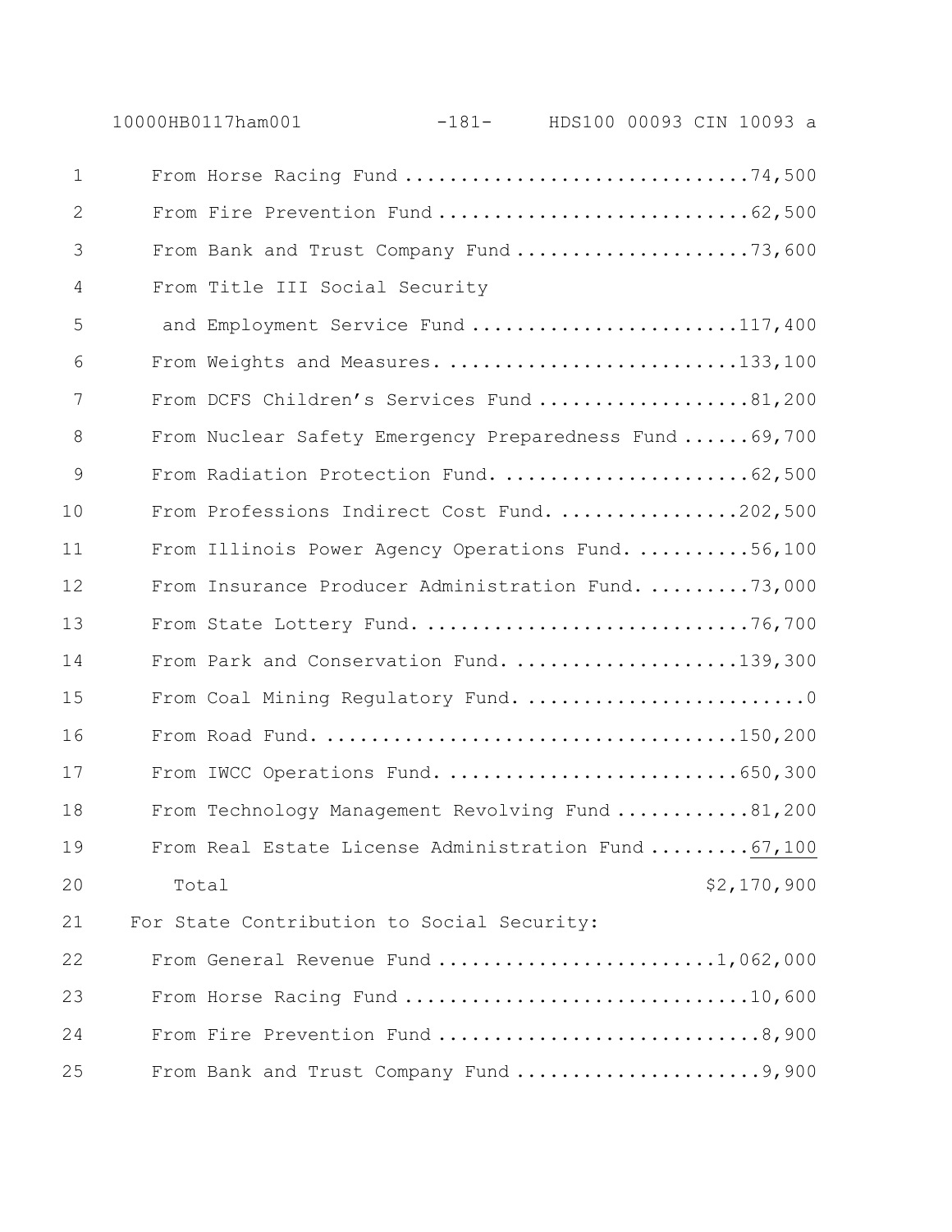From Horse Racing Fund ..............................74,500
From Fire Prevention Fund ............................62,500
From Bank and Trust Company Fund .....................73,600
From Title III Social Security
 and Employment Service Fund ........................117,400
From Weights and Measures. ..........................133,100
From DCFS Children's Services Fund ...................81,200
From Nuclear Safety Emergency Preparedness Fund ......69,700
From Radiation Protection Fund. ......................62,500
From Professions Indirect Cost Fund. ................202,500
From Illinois Power Agency Operations Fund. ..........56,100
From Insurance Producer Administration Fund. .........73,000
From State Lottery Fund. .............................76,700
From Park and Conservation Fund. ....................139,300
From Coal Mining Regulatory Fund. .........................0
From Road Fund. .....................................150,200
From IWCC Operations Fund. ..........................650,300
From Technology Management Revolving Fund ............81,200
From Real Estate License Administration Fund .........67,100

Total $2,170,900

For State Contribution to Social Security:

From General Revenue Fund .........................1,062,000
From Horse Racing Fund ..............................10,600
From Fire Prevention Fund .............................8,900
From Bank and Trust Company Fund ......................9,900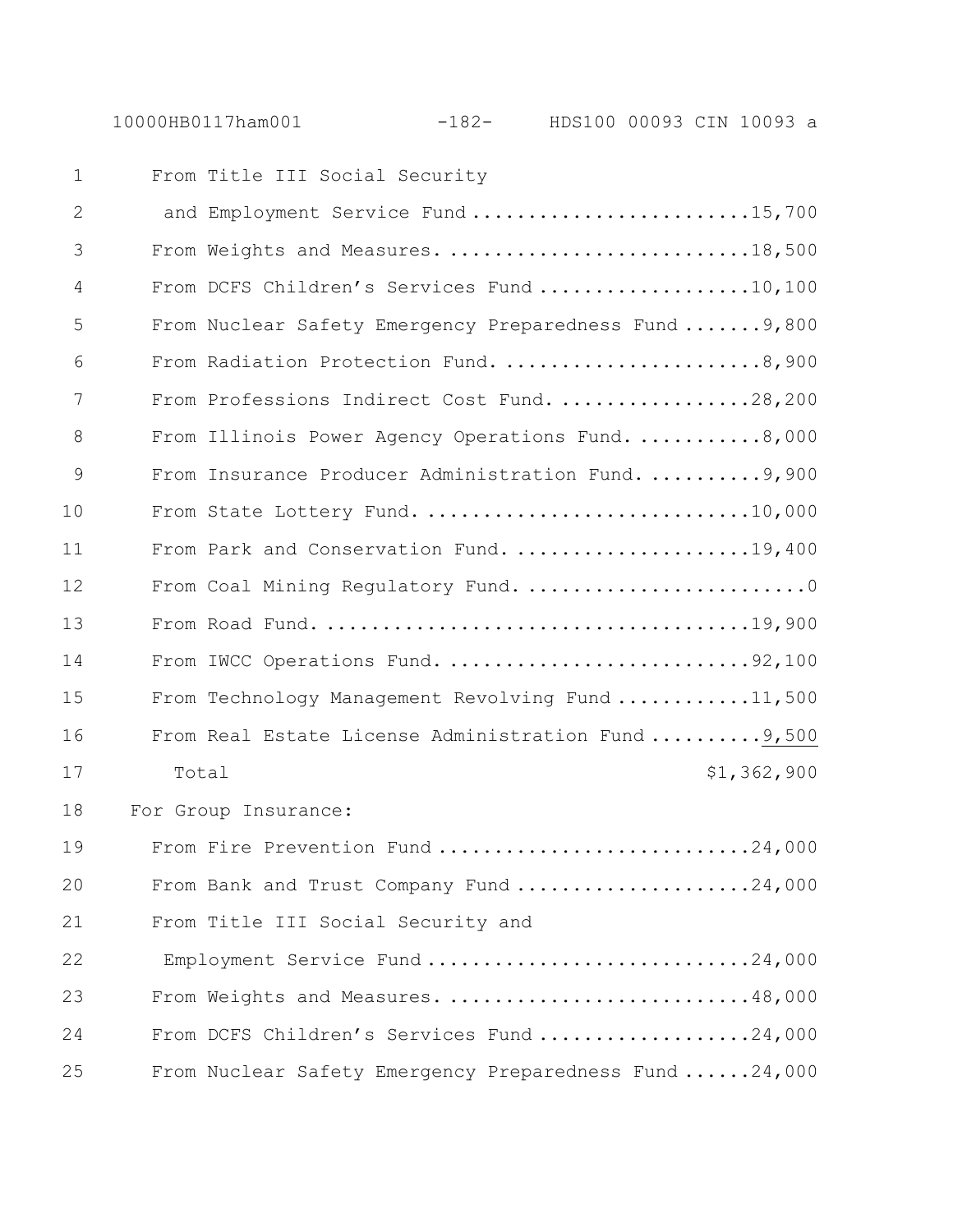From Title III Social Security and Employment Service Fund ........................15,700
From Weights and Measures. ..........................18,500
From DCFS Children's Services Fund ..................10,100
From Nuclear Safety Emergency Preparedness Fund .......9,800
From Radiation Protection Fund. .......................8,900
From Professions Indirect Cost Fund. .................28,200
From Illinois Power Agency Operations Fund. ...........8,000
From Insurance Producer Administration Fund. ..........9,900
From State Lottery Fund. .............................10,000
From Park and Conservation Fund. .....................19,400
From Coal Mining Regulatory Fund. .........................0
From Road Fund. ......................................19,900
From IWCC Operations Fund. ...........................92,100
From Technology Management Revolving Fund ............11,500
From Real Estate License Administration Fund ..........9,500
Total $1,362,900

For Group Insurance:
From Fire Prevention Fund ............................24,000
From Bank and Trust Company Fund .....................24,000
From Title III Social Security and Employment Service Fund ............................24,000
From Weights and Measures. ...........................48,000
From DCFS Children's Services Fund ...................24,000
From Nuclear Safety Emergency Preparedness Fund ......24,000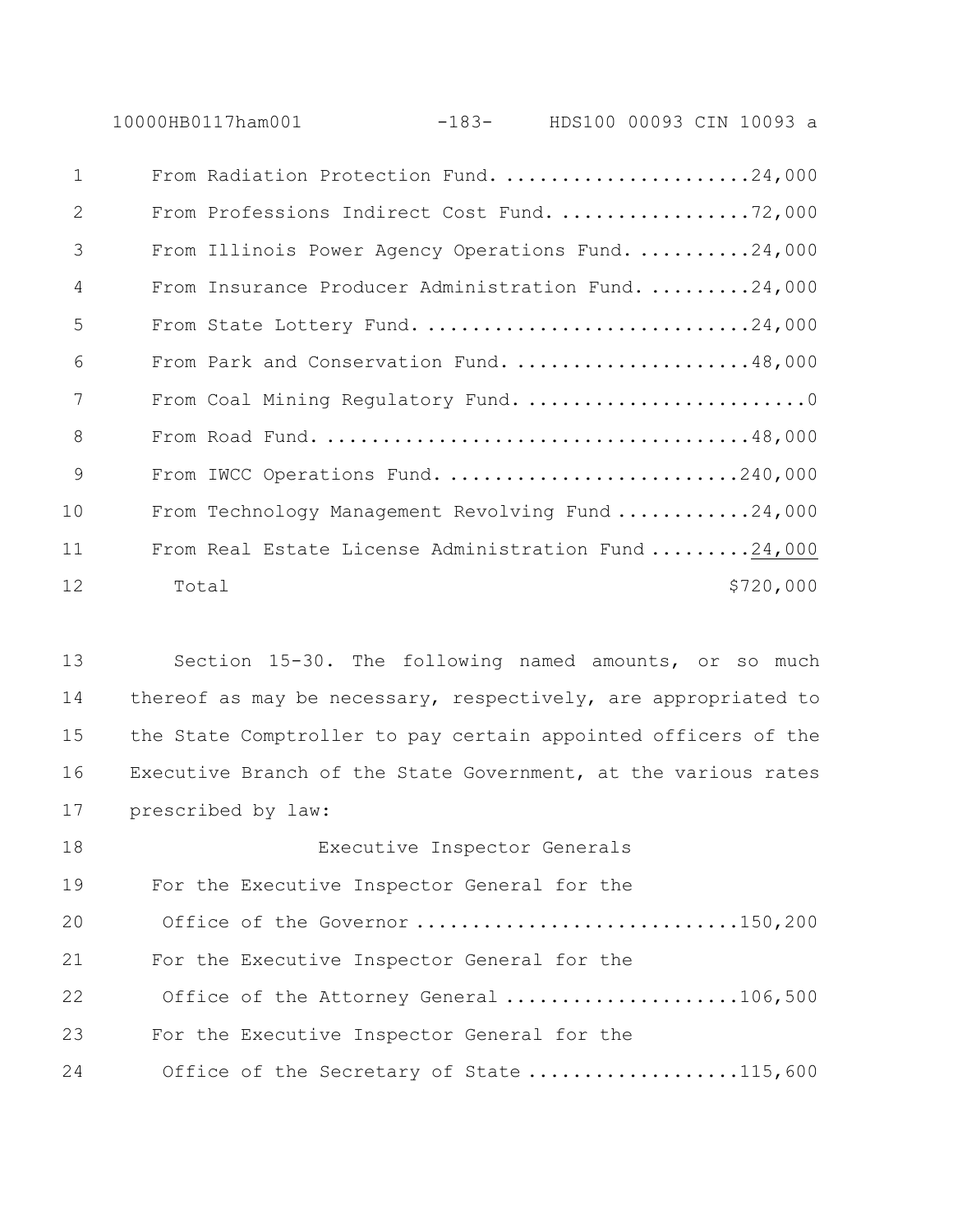From Radiation Protection Fund........................24,000
From Professions Indirect Cost Fund...................72,000
From Illinois Power Agency Operations Fund............24,000
From Insurance Producer Administration Fund...........24,000
From State Lottery Fund...............................24,000
From Park and Conservation Fund.......................48,000
From Coal Mining Regulatory Fund...........................0
From Road Fund........................................48,000
From IWCC Operations Fund............................240,000
From Technology Management Revolving Fund.............24,000
From Real Estate License Administration Fund..........24,000
Total                                               $720,000

Section 15-30. The following named amounts, or so much thereof as may be necessary, respectively, are appropriated to the State Comptroller to pay certain appointed officers of the Executive Branch of the State Government, at the various rates prescribed by law:

Executive Inspector Generals

For the Executive Inspector General for the Office of the Governor..............................150,200
For the Executive Inspector General for the Office of the Attorney General......................106,500
For the Executive Inspector General for the Office of the Secretary of State....................115,600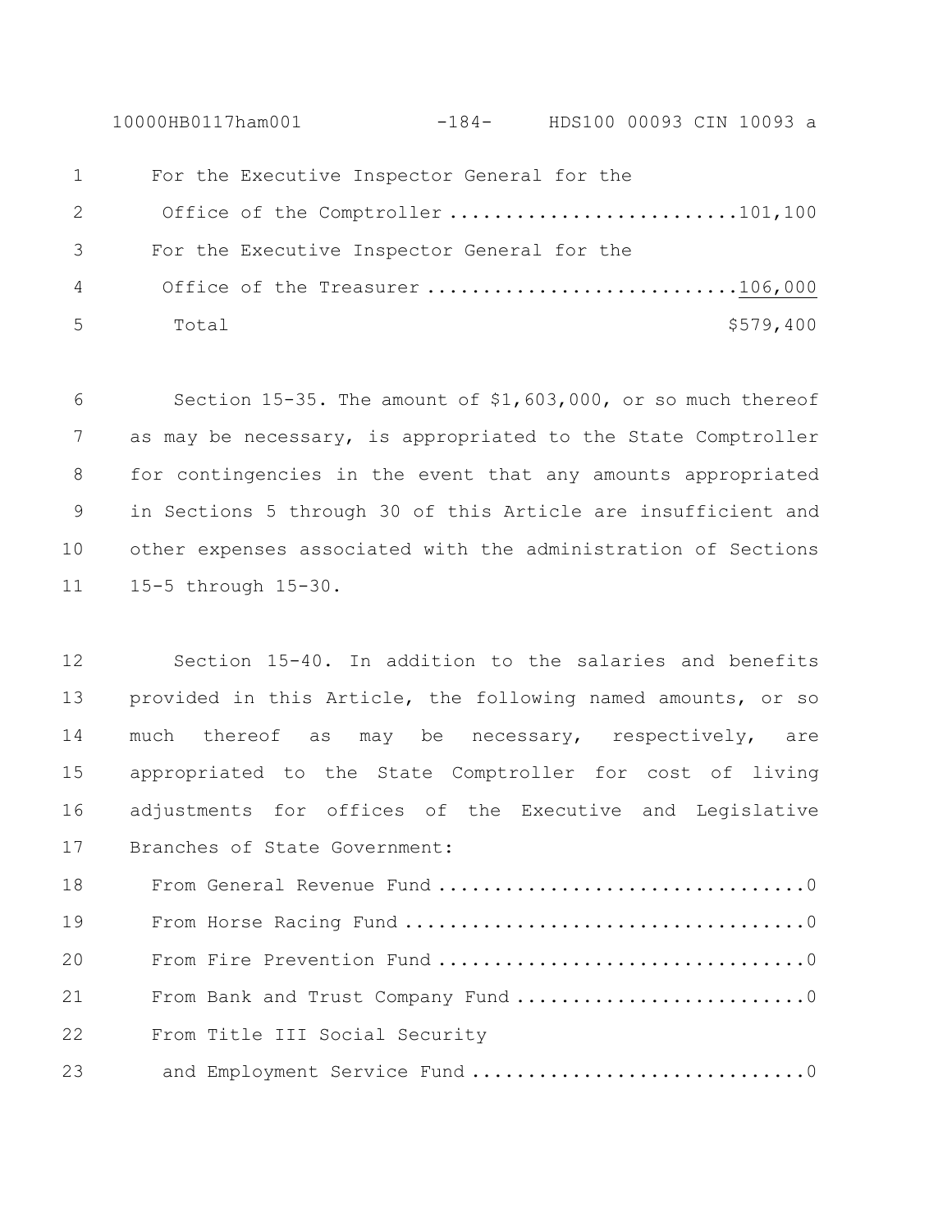For the Executive Inspector General for the
Office of the Comptroller ..........................101,100
For the Executive Inspector General for the
Office of the Treasurer ...........................106,000
Total $579,400

Section 15-35. The amount of $1,603,000, or so much thereof as may be necessary, is appropriated to the State Comptroller for contingencies in the event that any amounts appropriated in Sections 5 through 30 of this Article are insufficient and other expenses associated with the administration of Sections 15-5 through 15-30.

Section 15-40. In addition to the salaries and benefits provided in this Article, the following named amounts, or so much thereof as may be necessary, respectively, are appropriated to the State Comptroller for cost of living adjustments for offices of the Executive and Legislative Branches of State Government:

From General Revenue Fund ................................0
From Horse Racing Fund ...................................0
From Fire Prevention Fund ................................0
From Bank and Trust Company Fund .........................0
From Title III Social Security
and Employment Service Fund .............................0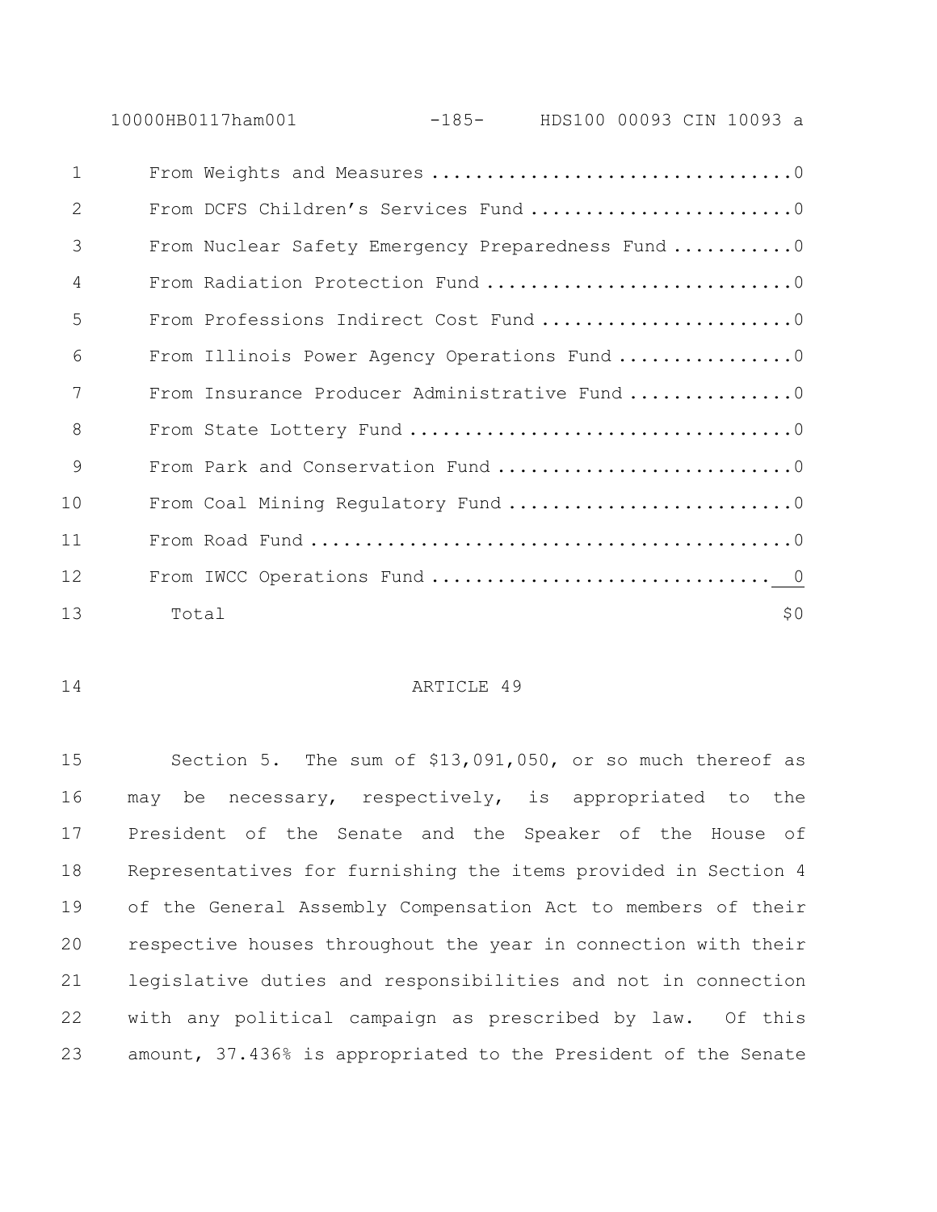| | |
|---|---|
| From Weights and Measures | 0 |
| From DCFS Children's Services Fund | 0 |
| From Nuclear Safety Emergency Preparedness Fund | 0 |
| From Radiation Protection Fund | 0 |
| From Professions Indirect Cost Fund | 0 |
| From Illinois Power Agency Operations Fund | 0 |
| From Insurance Producer Administrative Fund | 0 |
| From State Lottery Fund | 0 |
| From Park and Conservation Fund | 0 |
| From Coal Mining Regulatory Fund | 0 |
| From Road Fund | 0 |
| From IWCC Operations Fund | 0 |
| Total | $0 |

## ARTICLE 49

Section 5. The sum of $13,091,050, or so much thereof as may be necessary, respectively, is appropriated to the President of the Senate and the Speaker of the House of Representatives for furnishing the items provided in Section 4 of the General Assembly Compensation Act to members of their respective houses throughout the year in connection with their legislative duties and responsibilities and not in connection with any political campaign as prescribed by law. Of this amount, 37.436% is appropriated to the President of the Senate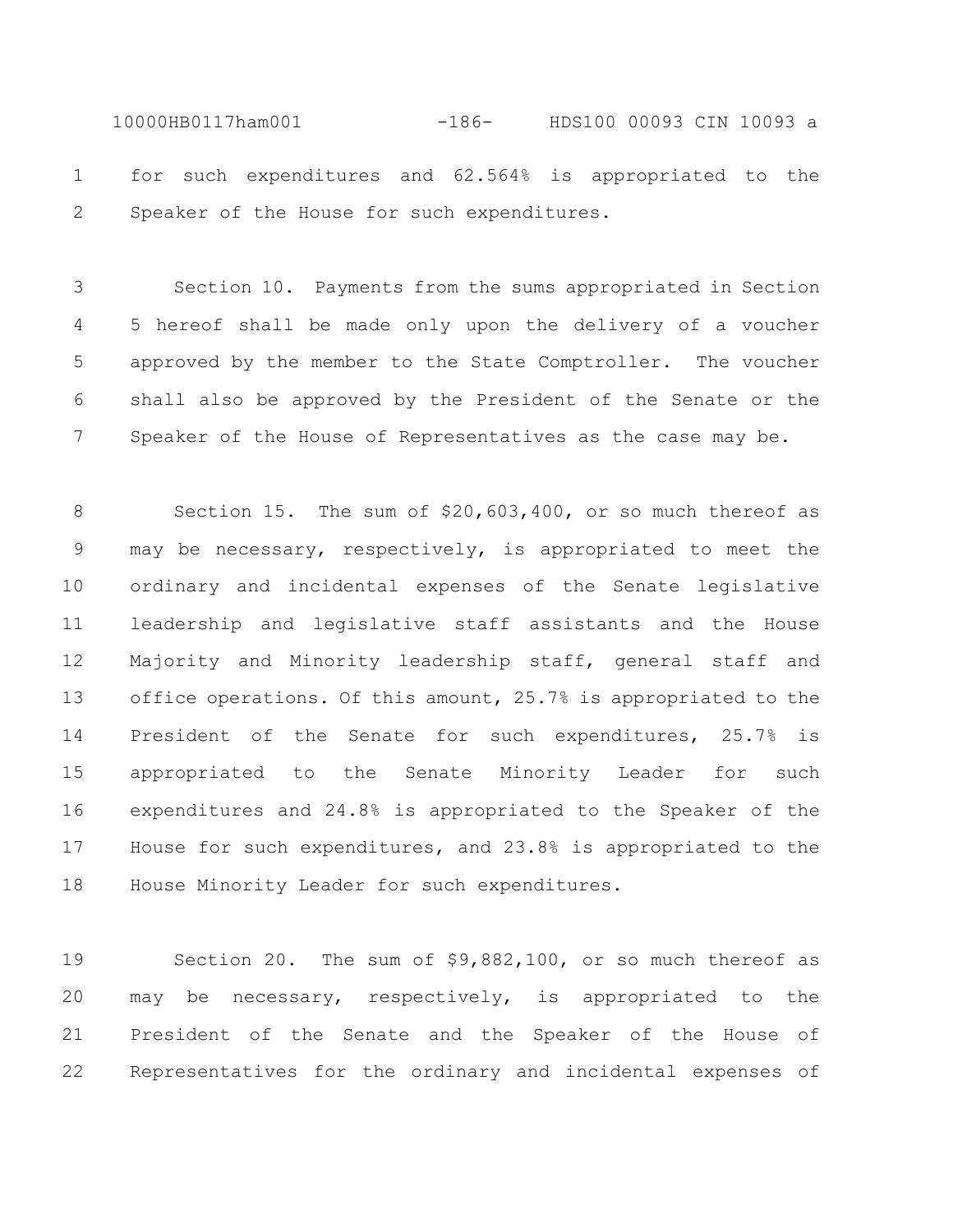for such expenditures and 62.564% is appropriated to the Speaker of the House for such expenditures.

Section 10. Payments from the sums appropriated in Section 5 hereof shall be made only upon the delivery of a voucher approved by the member to the State Comptroller. The voucher shall also be approved by the President of the Senate or the Speaker of the House of Representatives as the case may be.

Section 15. The sum of $20,603,400, or so much thereof as may be necessary, respectively, is appropriated to meet the ordinary and incidental expenses of the Senate legislative leadership and legislative staff assistants and the House Majority and Minority leadership staff, general staff and office operations. Of this amount, 25.7% is appropriated to the President of the Senate for such expenditures, 25.7% is appropriated to the Senate Minority Leader for such expenditures and 24.8% is appropriated to the Speaker of the House for such expenditures, and 23.8% is appropriated to the House Minority Leader for such expenditures.

Section 20. The sum of $9,882,100, or so much thereof as may be necessary, respectively, is appropriated to the President of the Senate and the Speaker of the House of Representatives for the ordinary and incidental expenses of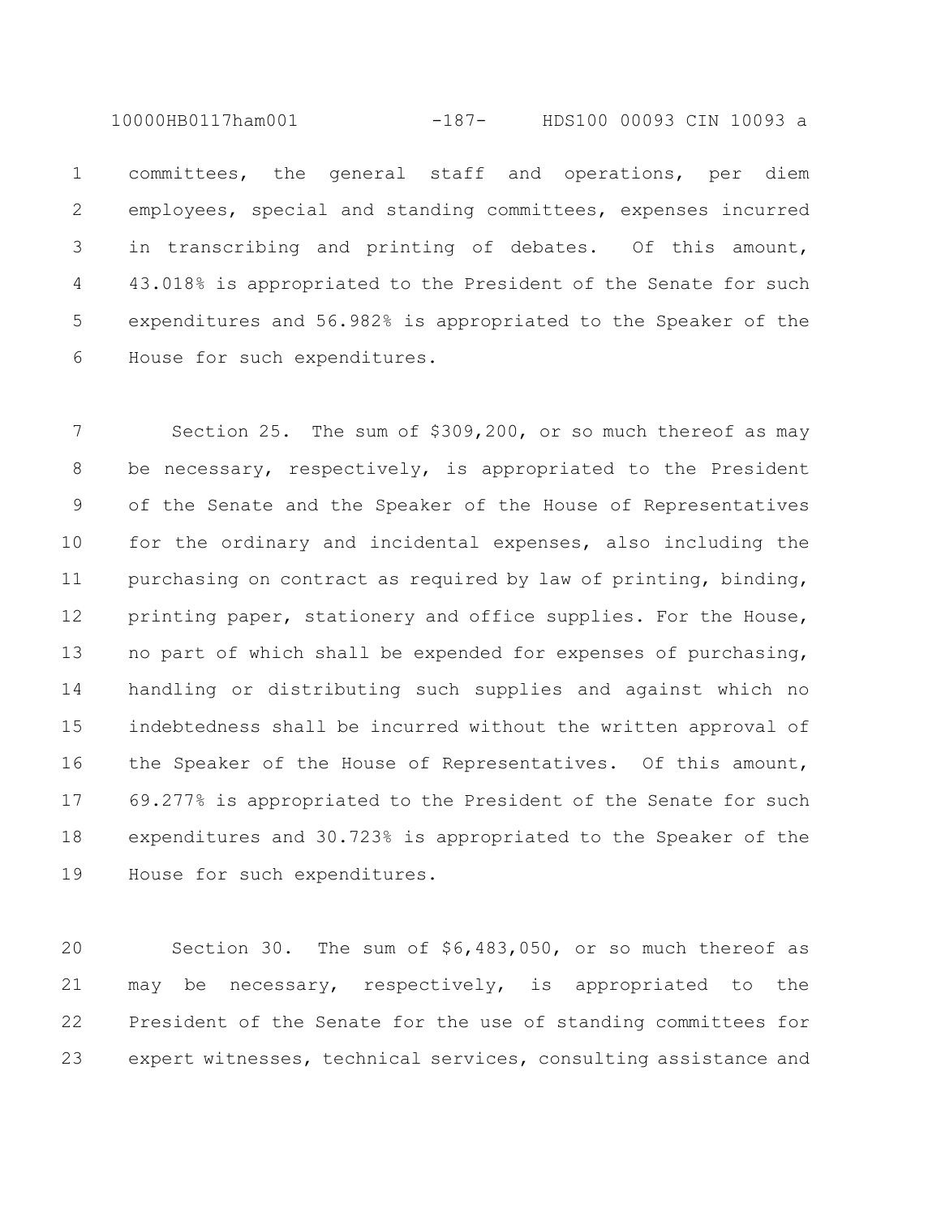committees, the general staff and operations, per diem employees, special and standing committees, expenses incurred in transcribing and printing of debates. Of this amount, 43.018% is appropriated to the President of the Senate for such expenditures and 56.982% is appropriated to the Speaker of the House for such expenditures.

Section 25. The sum of $309,200, or so much thereof as may be necessary, respectively, is appropriated to the President of the Senate and the Speaker of the House of Representatives for the ordinary and incidental expenses, also including the purchasing on contract as required by law of printing, binding, printing paper, stationery and office supplies. For the House, no part of which shall be expended for expenses of purchasing, handling or distributing such supplies and against which no indebtedness shall be incurred without the written approval of the Speaker of the House of Representatives. Of this amount, 69.277% is appropriated to the President of the Senate for such expenditures and 30.723% is appropriated to the Speaker of the House for such expenditures.

Section 30. The sum of $6,483,050, or so much thereof as may be necessary, respectively, is appropriated to the President of the Senate for the use of standing committees for expert witnesses, technical services, consulting assistance and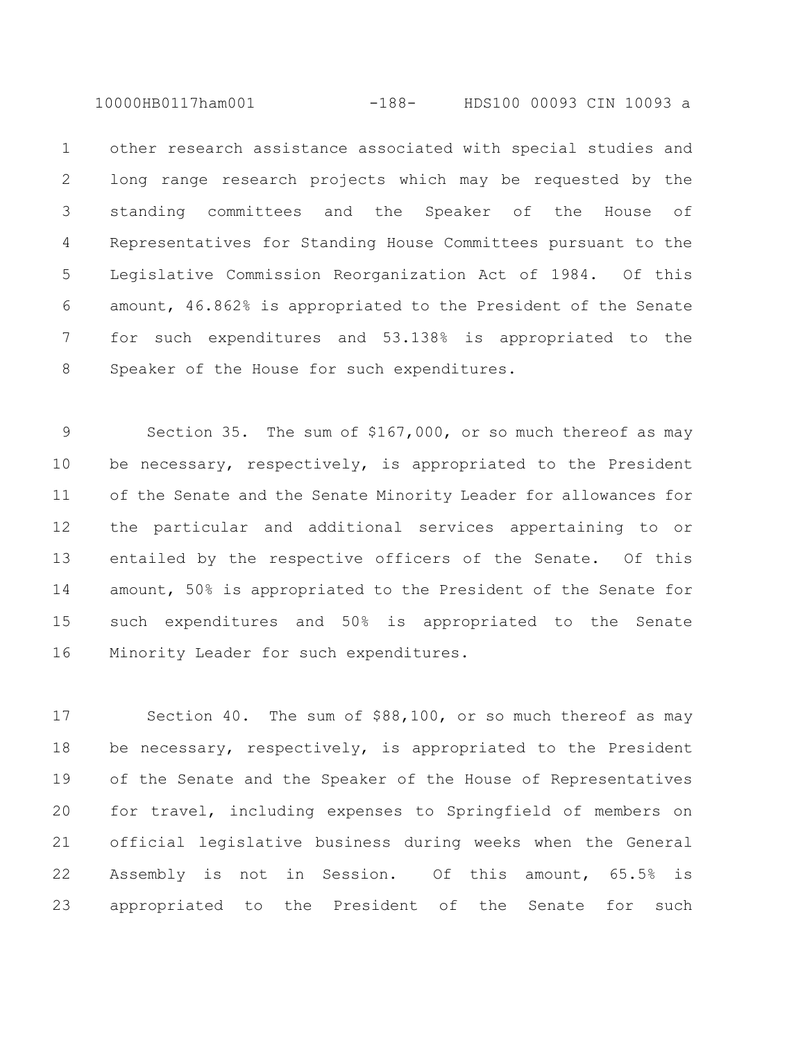other research assistance associated with special studies and long range research projects which may be requested by the standing committees and the Speaker of the House of Representatives for Standing House Committees pursuant to the Legislative Commission Reorganization Act of 1984. Of this amount, 46.862% is appropriated to the President of the Senate for such expenditures and 53.138% is appropriated to the Speaker of the House for such expenditures.

Section 35. The sum of $167,000, or so much thereof as may be necessary, respectively, is appropriated to the President of the Senate and the Senate Minority Leader for allowances for the particular and additional services appertaining to or entailed by the respective officers of the Senate. Of this amount, 50% is appropriated to the President of the Senate for such expenditures and 50% is appropriated to the Senate Minority Leader for such expenditures.

Section 40. The sum of $88,100, or so much thereof as may be necessary, respectively, is appropriated to the President of the Senate and the Speaker of the House of Representatives for travel, including expenses to Springfield of members on official legislative business during weeks when the General Assembly is not in Session. Of this amount, 65.5% is appropriated to the President of the Senate for such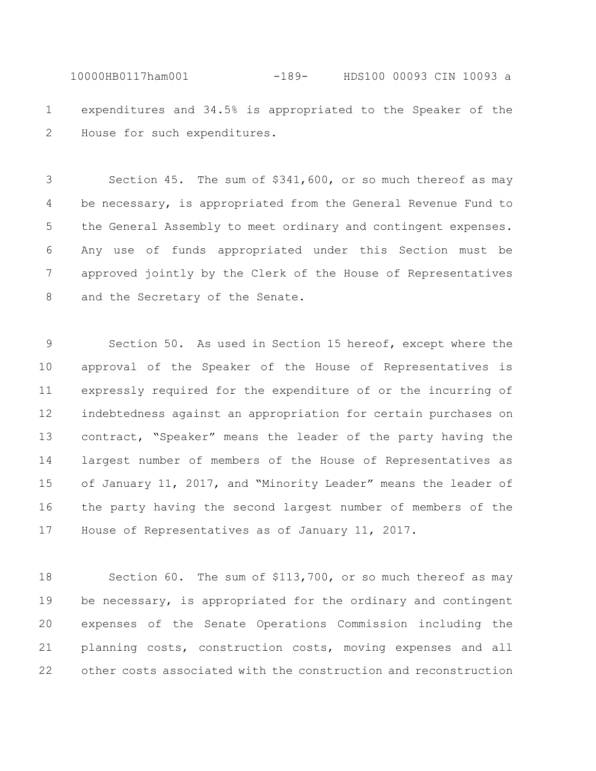expenditures and 34.5% is appropriated to the Speaker of the House for such expenditures.

Section 45. The sum of $341,600, or so much thereof as may be necessary, is appropriated from the General Revenue Fund to the General Assembly to meet ordinary and contingent expenses. Any use of funds appropriated under this Section must be approved jointly by the Clerk of the House of Representatives and the Secretary of the Senate.

Section 50. As used in Section 15 hereof, except where the approval of the Speaker of the House of Representatives is expressly required for the expenditure of or the incurring of indebtedness against an appropriation for certain purchases on contract, "Speaker" means the leader of the party having the largest number of members of the House of Representatives as of January 11, 2017, and "Minority Leader" means the leader of the party having the second largest number of members of the House of Representatives as of January 11, 2017.

Section 60. The sum of $113,700, or so much thereof as may be necessary, is appropriated for the ordinary and contingent expenses of the Senate Operations Commission including the planning costs, construction costs, moving expenses and all other costs associated with the construction and reconstruction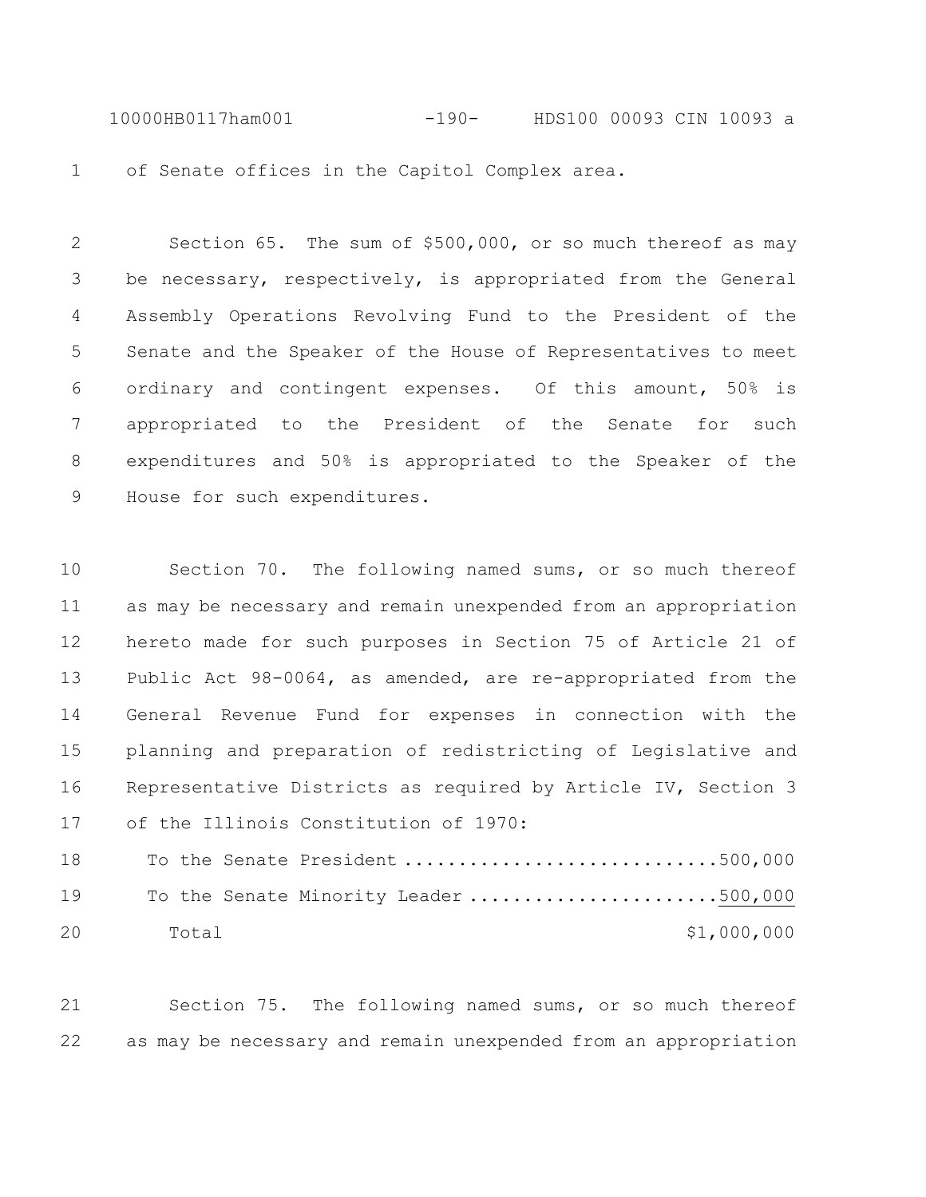of Senate offices in the Capitol Complex area.

Section 65. The sum of $500,000, or so much thereof as may be necessary, respectively, is appropriated from the General Assembly Operations Revolving Fund to the President of the Senate and the Speaker of the House of Representatives to meet ordinary and contingent expenses. Of this amount, 50% is appropriated to the President of the Senate for such expenditures and 50% is appropriated to the Speaker of the House for such expenditures.

Section 70. The following named sums, or so much thereof as may be necessary and remain unexpended from an appropriation hereto made for such purposes in Section 75 of Article 21 of Public Act 98-0064, as amended, are re-appropriated from the General Revenue Fund for expenses in connection with the planning and preparation of redistricting of Legislative and Representative Districts as required by Article IV, Section 3 of the Illinois Constitution of 1970:

| | |
|---|---|
| To the Senate President | 500,000 |
| To the Senate Minority Leader | 500,000 |
| Total | $1,000,000 |

Section 75. The following named sums, or so much thereof as may be necessary and remain unexpended from an appropriation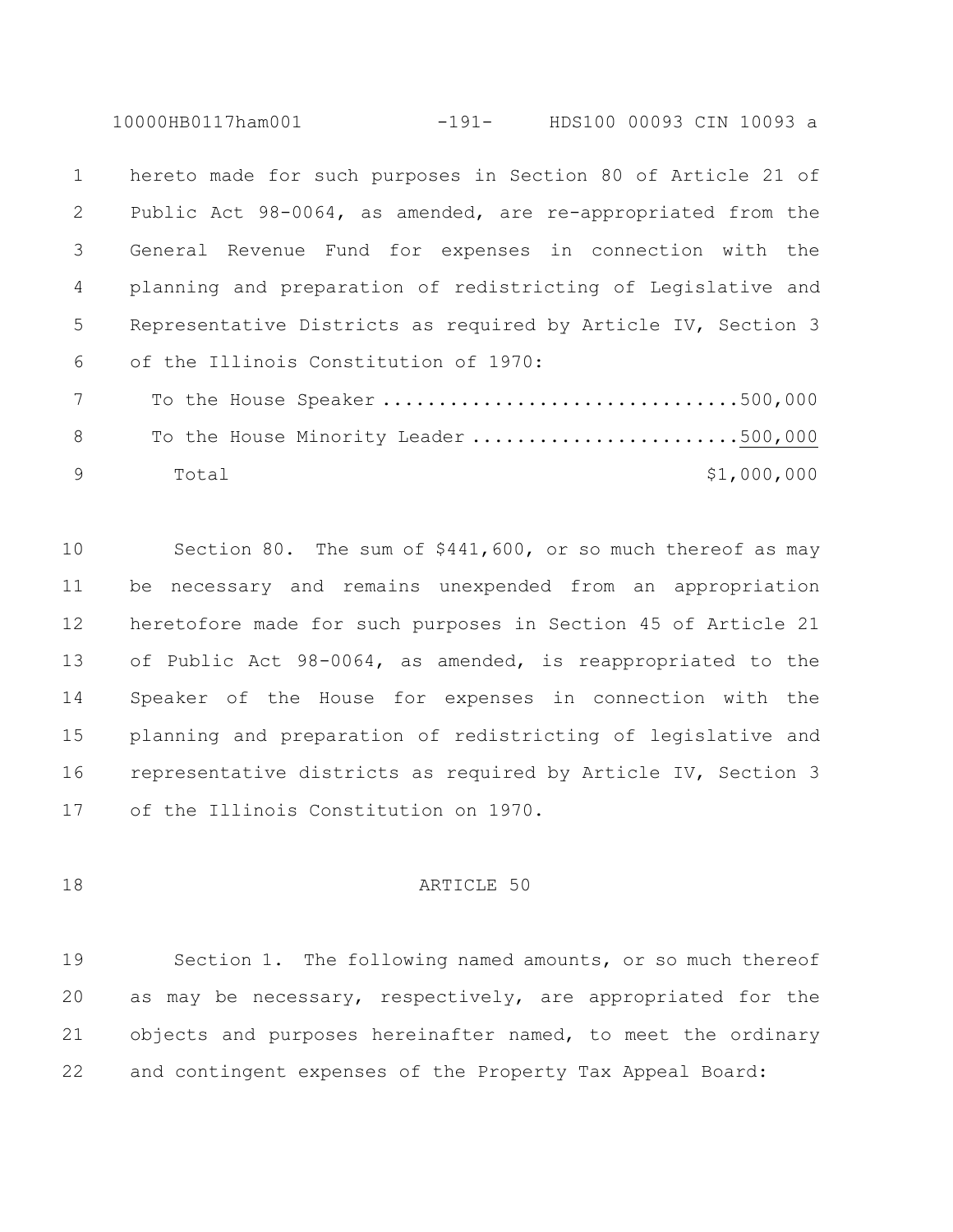hereto made for such purposes in Section 80 of Article 21 of Public Act 98-0064, as amended, are re-appropriated from the General Revenue Fund for expenses in connection with the planning and preparation of redistricting of Legislative and Representative Districts as required by Article IV, Section 3 of the Illinois Constitution of 1970:

| | |
|---|---|
| To the House Speaker | 500,000 |
| To the House Minority Leader | 500,000 |
| Total | $1,000,000 |

Section 80. The sum of $441,600, or so much thereof as may be necessary and remains unexpended from an appropriation heretofore made for such purposes in Section 45 of Article 21 of Public Act 98-0064, as amended, is reappropriated to the Speaker of the House for expenses in connection with the planning and preparation of redistricting of legislative and representative districts as required by Article IV, Section 3 of the Illinois Constitution on 1970.

ARTICLE 50

Section 1. The following named amounts, or so much thereof as may be necessary, respectively, are appropriated for the objects and purposes hereinafter named, to meet the ordinary and contingent expenses of the Property Tax Appeal Board: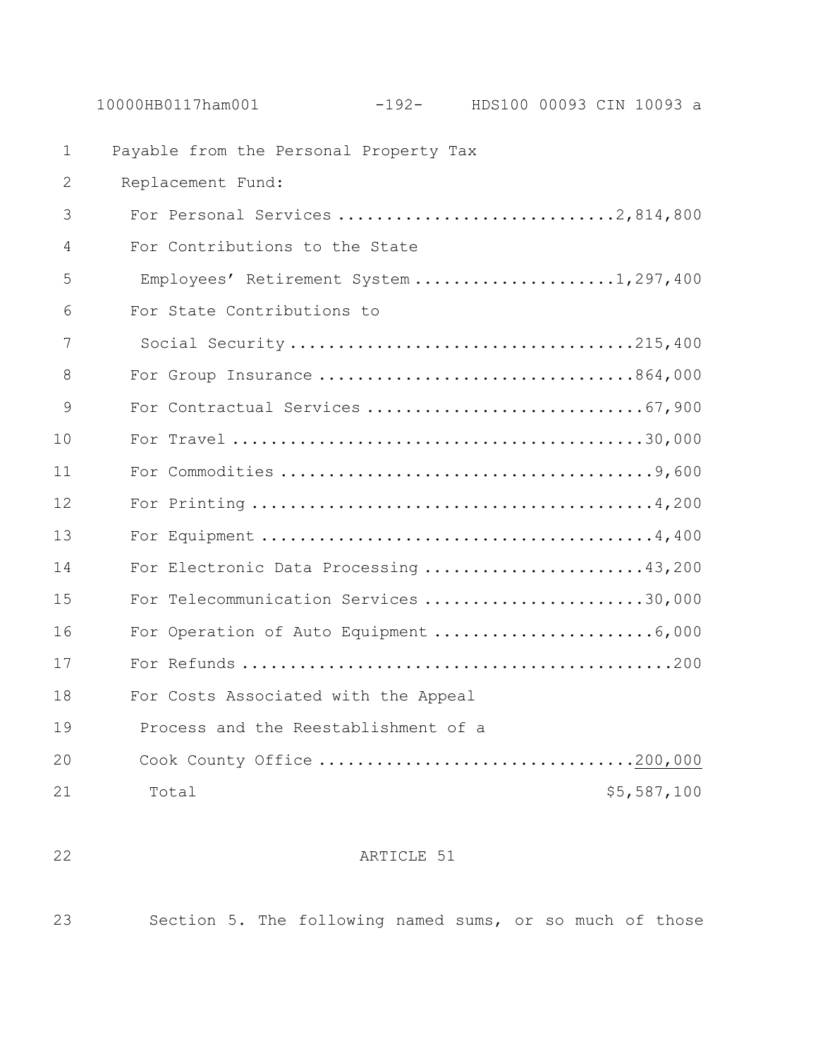Payable from the Personal Property Tax Replacement Fund:

| | |
|---|---|
| For Personal Services | 2,814,800 |
| For Contributions to the State Employees' Retirement System | 1,297,400 |
| For State Contributions to Social Security | 215,400 |
| For Group Insurance | 864,000 |
| For Contractual Services | 67,900 |
| For Travel | 30,000 |
| For Commodities | 9,600 |
| For Printing | 4,200 |
| For Equipment | 4,400 |
| For Electronic Data Processing | 43,200 |
| For Telecommunication Services | 30,000 |
| For Operation of Auto Equipment | 6,000 |
| For Refunds | 200 |
| For Costs Associated with the Appeal Process and the Reestablishment of a Cook County Office | 200,000 |
| Total | $5,587,100 |

ARTICLE 51

Section 5. The following named sums, or so much of those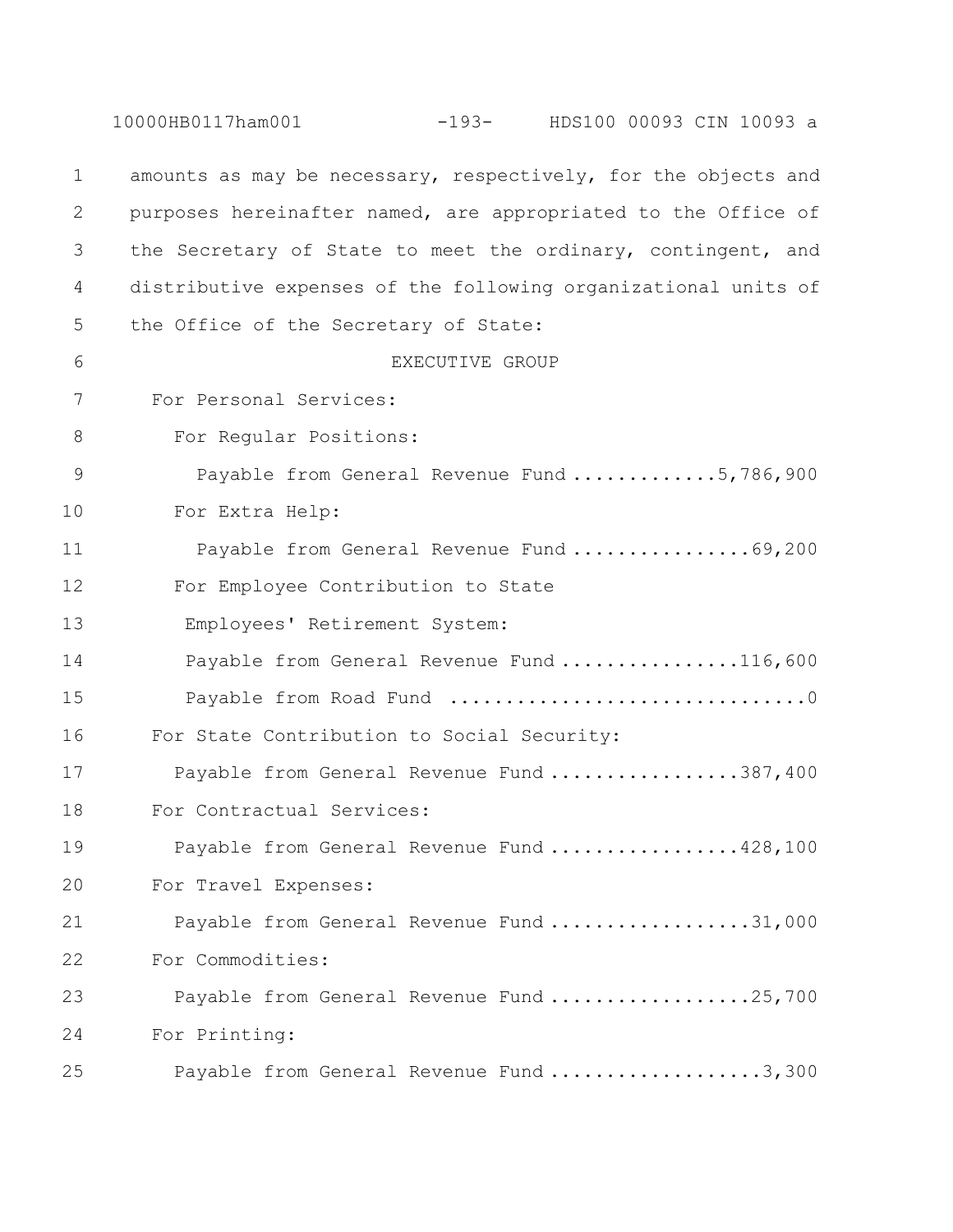amounts as may be necessary, respectively, for the objects and purposes hereinafter named, are appropriated to the Office of the Secretary of State to meet the ordinary, contingent, and distributive expenses of the following organizational units of the Office of the Secretary of State:

EXECUTIVE GROUP

For Personal Services:

For Regular Positions:

Payable from General Revenue Fund .............5,786,900

For Extra Help:

Payable from General Revenue Fund ................69,200

For Employee Contribution to State Employees' Retirement System:

Payable from General Revenue Fund ................116,600

Payable from Road Fund ................................0

For State Contribution to Social Security:

Payable from General Revenue Fund .................387,400

For Contractual Services:

Payable from General Revenue Fund .................428,100

For Travel Expenses:

Payable from General Revenue Fund ..................31,000

For Commodities:

Payable from General Revenue Fund ..................25,700

For Printing:

Payable from General Revenue Fund ...................3,300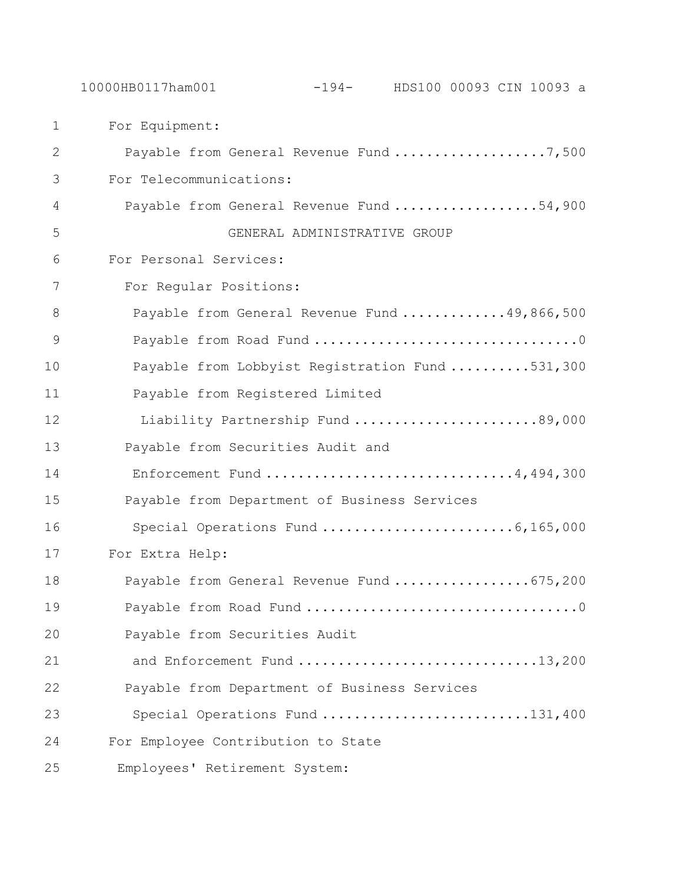For Equipment:

Payable from General Revenue Fund ....................7,500

For Telecommunications:

Payable from General Revenue Fund ...................54,900

GENERAL ADMINISTRATIVE GROUP

For Personal Services:

For Regular Positions:

Payable from General Revenue Fund .............49,866,500

Payable from Road Fund .................................0

Payable from Lobbyist Registration Fund ..........531,300

Payable from Registered Limited Liability Partnership Fund ........................89,000

Payable from Securities Audit and Enforcement Fund ..............................4,494,300

Payable from Department of Business Services Special Operations Fund ........................6,165,000

For Extra Help:

Payable from General Revenue Fund .................675,200

Payable from Road Fund ..................................0

Payable from Securities Audit and Enforcement Fund ..............................13,200

Payable from Department of Business Services Special Operations Fund ..........................131,400

For Employee Contribution to State Employees' Retirement System: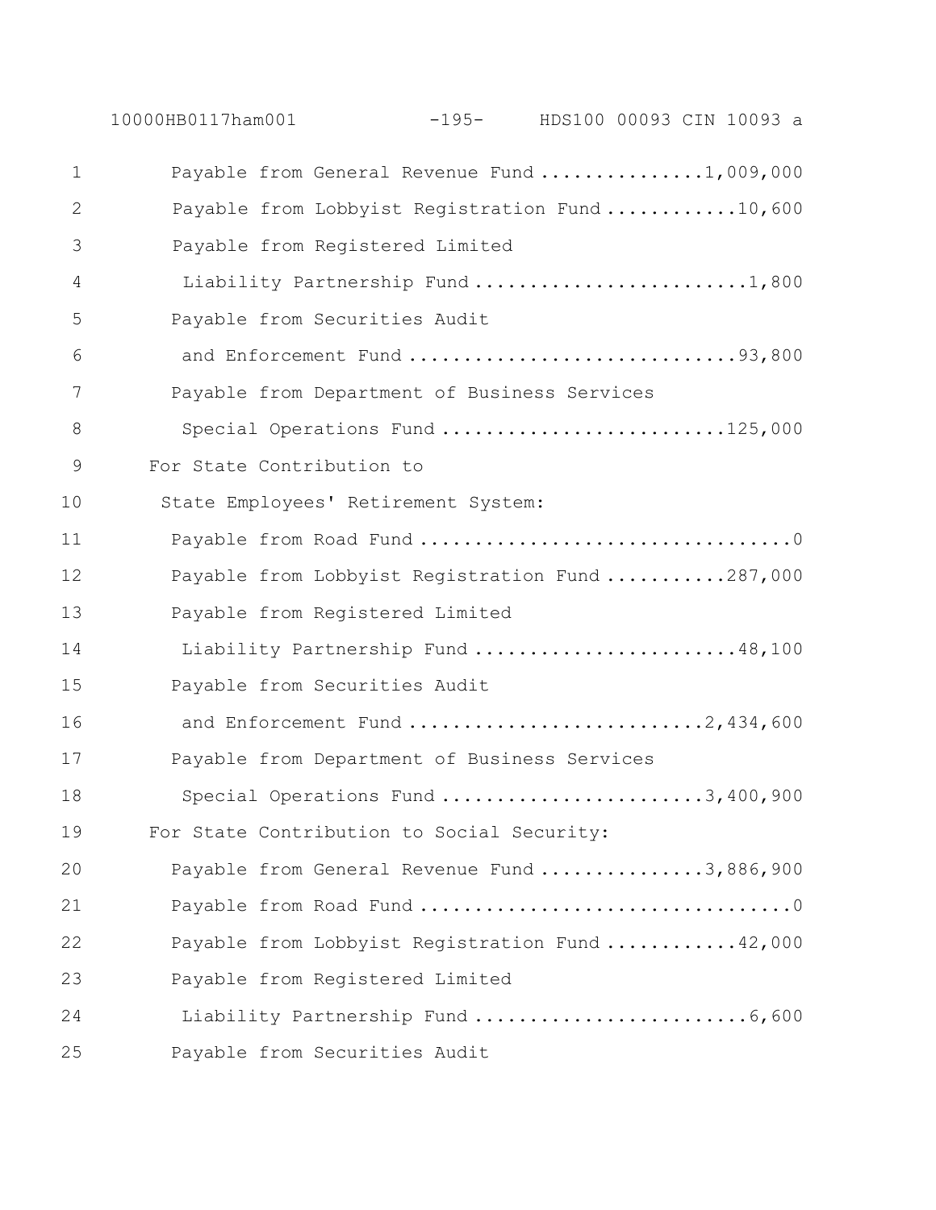Payable from General Revenue Fund ...............1,009,000
Payable from Lobbyist Registration Fund ............10,600
Payable from Registered Limited
Liability Partnership Fund .........................1,800
Payable from Securities Audit
and Enforcement Fund ..............................93,800
Payable from Department of Business Services
Special Operations Fund ..........................125,000

For State Contribution to
State Employees' Retirement System:
Payable from Road Fund ..................................0
Payable from Lobbyist Registration Fund ...........287,000
Payable from Registered Limited
Liability Partnership Fund ........................48,100
Payable from Securities Audit
and Enforcement Fund ...........................2,434,600
Payable from Department of Business Services
Special Operations Fund ........................3,400,900

For State Contribution to Social Security:
Payable from General Revenue Fund ...............3,886,900
Payable from Road Fund ..................................0
Payable from Lobbyist Registration Fund ............42,000
Payable from Registered Limited
Liability Partnership Fund .........................6,600
Payable from Securities Audit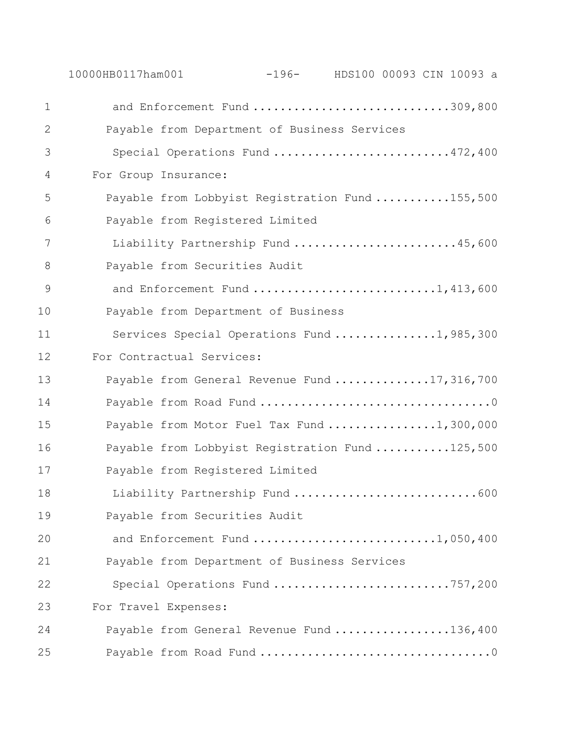and Enforcement Fund ............................309,800

Payable from Department of Business Services Special Operations Fund ..........................472,400

For Group Insurance:

Payable from Lobbyist Registration Fund ...........155,500

Payable from Registered Limited Liability Partnership Fund ........................45,600

Payable from Securities Audit and Enforcement Fund ..........................1,413,600

Payable from Department of Business Services Special Operations Fund ..............1,985,300

For Contractual Services:

Payable from General Revenue Fund ..............17,316,700

Payable from Road Fund .................................0

Payable from Motor Fuel Tax Fund ................1,300,000

Payable from Lobbyist Registration Fund ...........125,500

Payable from Registered Limited Liability Partnership Fund ...........................600

Payable from Securities Audit and Enforcement Fund ..........................1,050,400

Payable from Department of Business Services Special Operations Fund ..........................757,200

For Travel Expenses:

Payable from General Revenue Fund .................136,400

Payable from Road Fund .................................0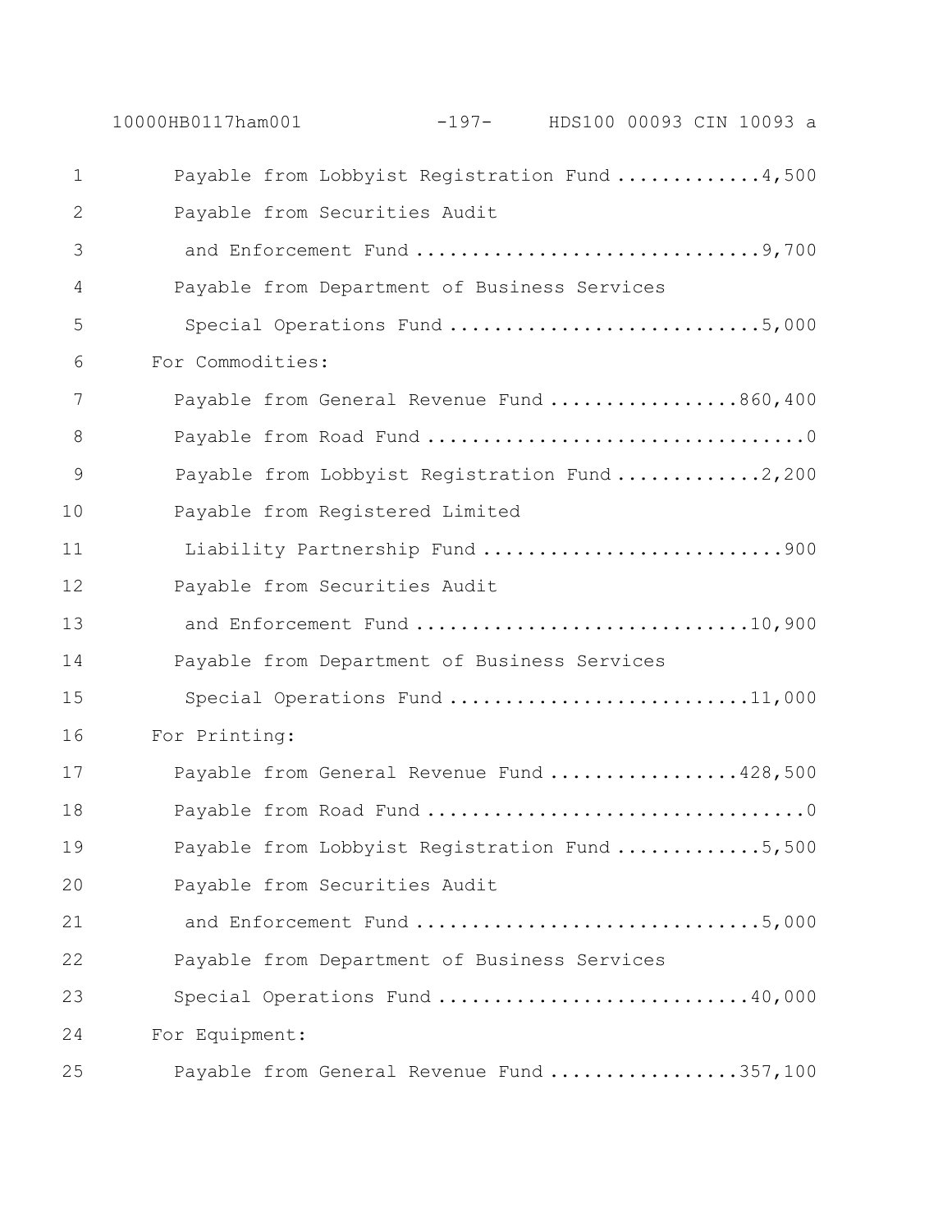Payable from Lobbyist Registration Fund .............4,500

Payable from Securities Audit
and Enforcement Fund ...............................9,700

Payable from Department of Business Services
Special Operations Fund ............................5,000

For Commodities:

Payable from General Revenue Fund .................860,400

Payable from Road Fund ..................................0

Payable from Lobbyist Registration Fund .............2,200

Payable from Registered Limited
Liability Partnership Fund ...........................900

Payable from Securities Audit
and Enforcement Fund ..............................10,900

Payable from Department of Business Services
Special Operations Fund ...........................11,000

For Printing:

Payable from General Revenue Fund .................428,500

Payable from Road Fund ..................................0

Payable from Lobbyist Registration Fund .............5,500

Payable from Securities Audit
and Enforcement Fund ...............................5,000

Payable from Department of Business Services
Special Operations Fund ............................40,000

For Equipment:

Payable from General Revenue Fund .................357,100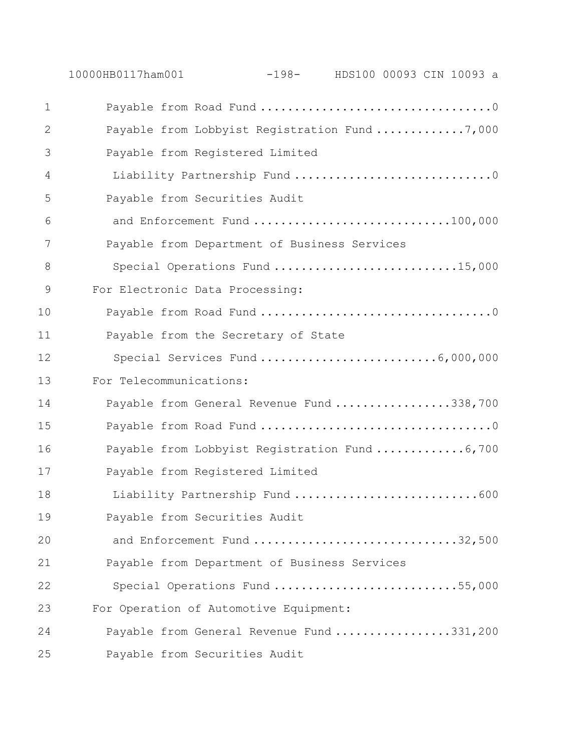Payable from Road Fund ..................................0

Payable from Lobbyist Registration Fund .............7,000

Payable from Registered Limited
Liability Partnership Fund .............................0

Payable from Securities Audit
and Enforcement Fund ............................100,000

Payable from Department of Business Services
Special Operations Fund ...........................15,000

For Electronic Data Processing:

Payable from Road Fund ..................................0

Payable from the Secretary of State
Special Services Fund ..........................6,000,000

For Telecommunications:

Payable from General Revenue Fund .................338,700

Payable from Road Fund ..................................0

Payable from Lobbyist Registration Fund .............6,700

Payable from Registered Limited
Liability Partnership Fund ...........................600

Payable from Securities Audit
and Enforcement Fund .............................32,500

Payable from Department of Business Services
Special Operations Fund ...........................55,000

For Operation of Automotive Equipment:

Payable from General Revenue Fund .................331,200

Payable from Securities Audit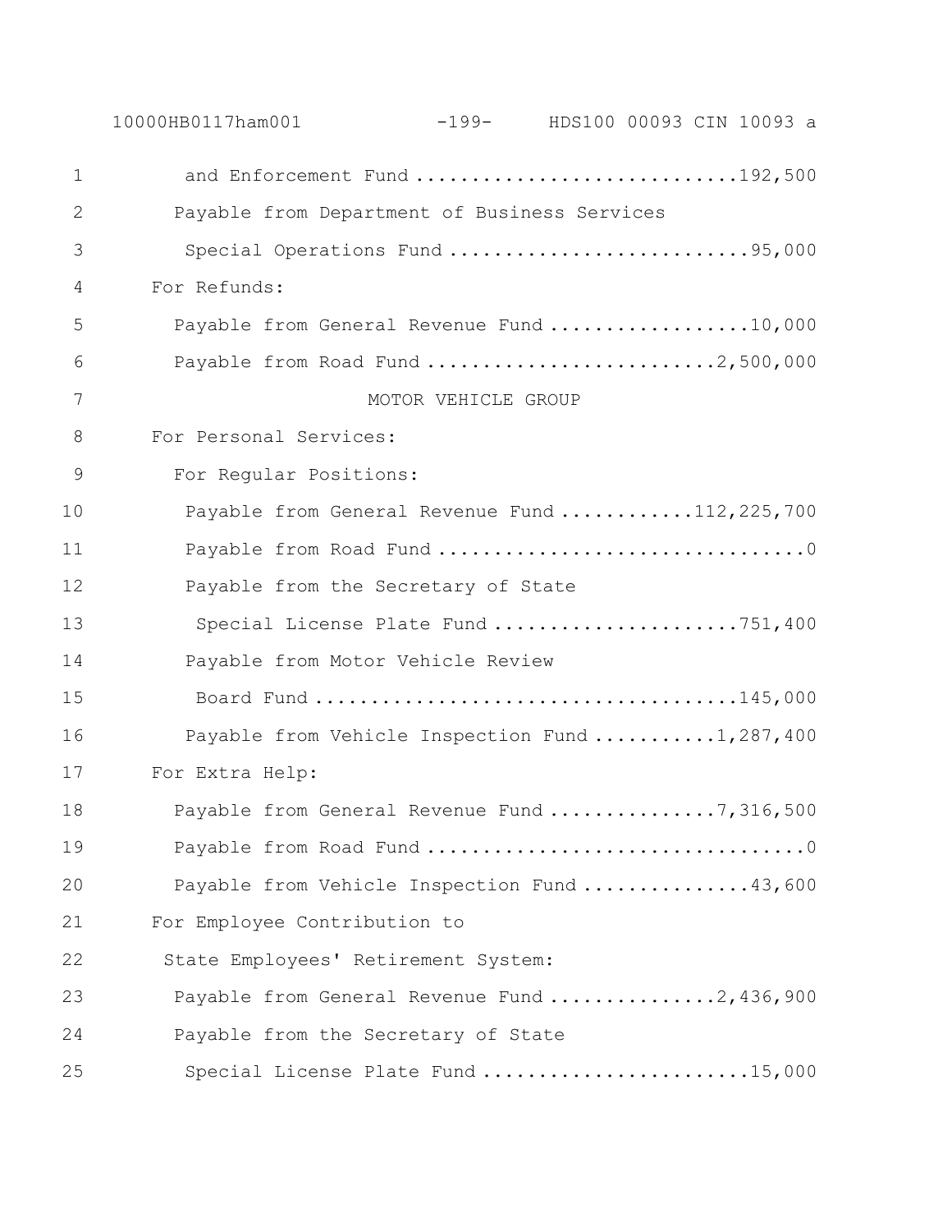and Enforcement Fund ............................192,500

Payable from Department of Business Services

Special Operations Fund ...........................95,000

For Refunds:

Payable from General Revenue Fund ..................10,000

Payable from Road Fund ..........................2,500,000

MOTOR VEHICLE GROUP

For Personal Services:

For Regular Positions:

Payable from General Revenue Fund ............112,225,700

Payable from Road Fund .................................0

Payable from the Secretary of State

Special License Plate Fund ......................751,400

Payable from Motor Vehicle Review

Board Fund .....................................145,000

Payable from Vehicle Inspection Fund ...........1,287,400

For Extra Help:

Payable from General Revenue Fund ...............7,316,500

Payable from Road Fund .................................0

Payable from Vehicle Inspection Fund ...............43,600

For Employee Contribution to

State Employees' Retirement System:

Payable from General Revenue Fund ...............2,436,900

Payable from the Secretary of State

Special License Plate Fund ........................15,000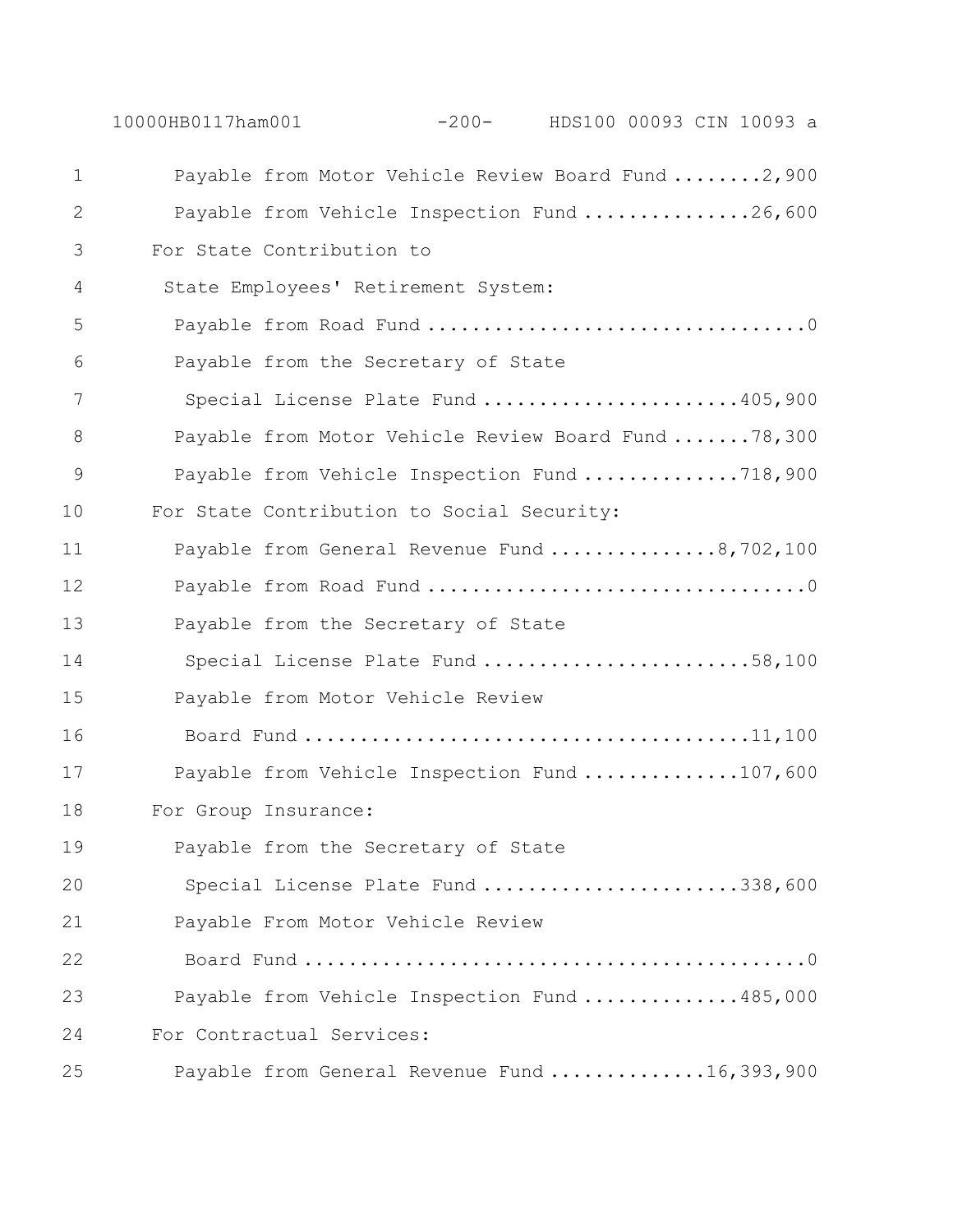Payable from Motor Vehicle Review Board Fund ........2,900
Payable from Vehicle Inspection Fund ...............26,600
For State Contribution to
State Employees' Retirement System:
Payable from Road Fund .................................0
Payable from the Secretary of State
Special License Plate Fund ......................405,900
Payable from Motor Vehicle Review Board Fund .......78,300
Payable from Vehicle Inspection Fund ..............718,900
For State Contribution to Social Security:
Payable from General Revenue Fund ...............8,702,100
Payable from Road Fund .................................0
Payable from the Secretary of State
Special License Plate Fund .......................58,100
Payable from Motor Vehicle Review
Board Fund ........................................11,100
Payable from Vehicle Inspection Fund ..............107,600
For Group Insurance:
Payable from the Secretary of State
Special License Plate Fund ......................338,600
Payable From Motor Vehicle Review
Board Fund .............................................0
Payable from Vehicle Inspection Fund ..............485,000
For Contractual Services:
Payable from General Revenue Fund .............16,393,900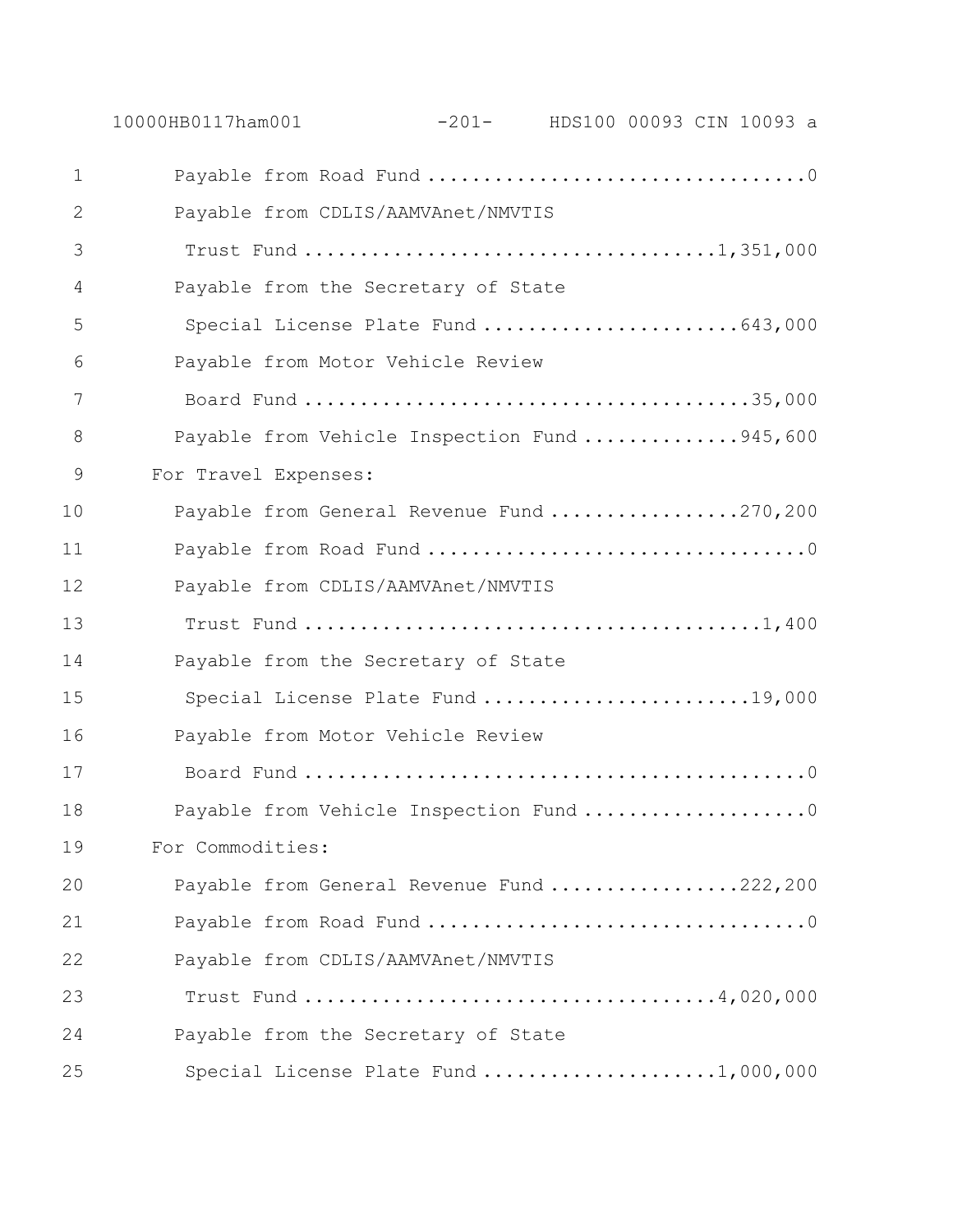Payable from Road Fund ..................................0
Payable from CDLIS/AAMVAnet/NMVTIS
 Trust Fund ....................................1,351,000
Payable from the Secretary of State
 Special License Plate Fund .......................643,000
Payable from Motor Vehicle Review
 Board Fund ........................................35,000
Payable from Vehicle Inspection Fund ..............945,600

For Travel Expenses:
Payable from General Revenue Fund .................270,200
Payable from Road Fund ..................................0
Payable from CDLIS/AAMVAnet/NMVTIS
 Trust Fund .........................................1,400
Payable from the Secretary of State
 Special License Plate Fund ........................19,000
Payable from Motor Vehicle Review
 Board Fund ............................................0
Payable from Vehicle Inspection Fund ....................0

For Commodities:
Payable from General Revenue Fund .................222,200
Payable from Road Fund ..................................0
Payable from CDLIS/AAMVAnet/NMVTIS
 Trust Fund ....................................4,020,000
Payable from the Secretary of State
 Special License Plate Fund .....................1,000,000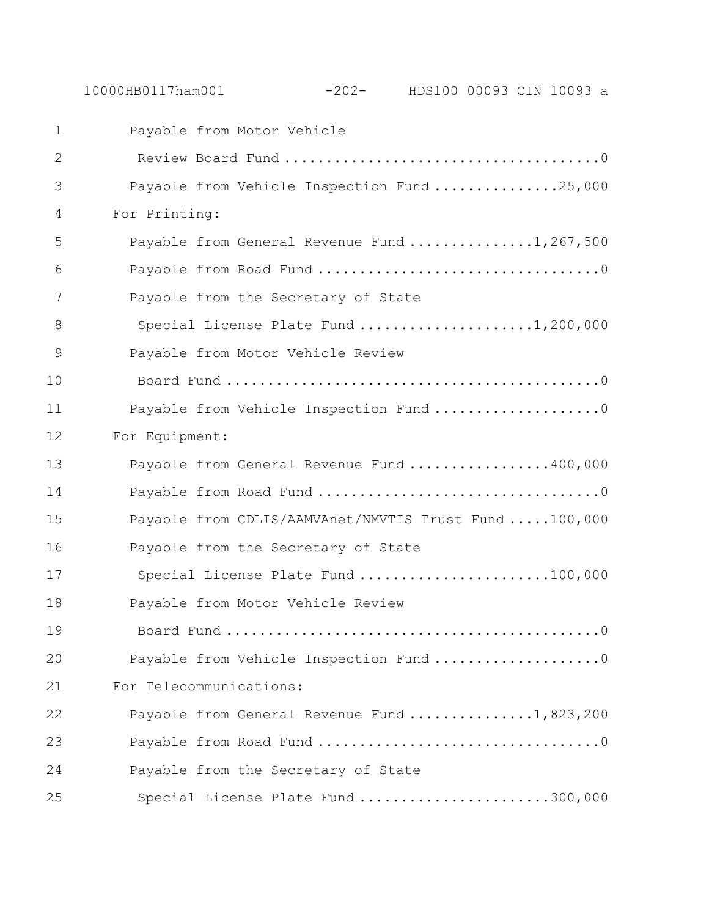Payable from Motor Vehicle Review Board Fund ....................................0

Payable from Vehicle Inspection Fund ...............25,000

For Printing:

Payable from General Revenue Fund ...............1,267,500

Payable from Road Fund ....................................0

Payable from the Secretary of State Special License Plate Fund ....................1,200,000

Payable from Motor Vehicle Review Board Fund ....................................0

Payable from Vehicle Inspection Fund ....................0

For Equipment:

Payable from General Revenue Fund .................400,000

Payable from Road Fund ....................................0

Payable from CDLIS/AAMVAnet/NMVTIS Trust Fund .....100,000

Payable from the Secretary of State Special License Plate Fund .......................100,000

Payable from Motor Vehicle Review Board Fund ....................................0

Payable from Vehicle Inspection Fund ....................0

For Telecommunications:

Payable from General Revenue Fund ...............1,823,200

Payable from Road Fund ....................................0

Payable from the Secretary of State Special License Plate Fund .......................300,000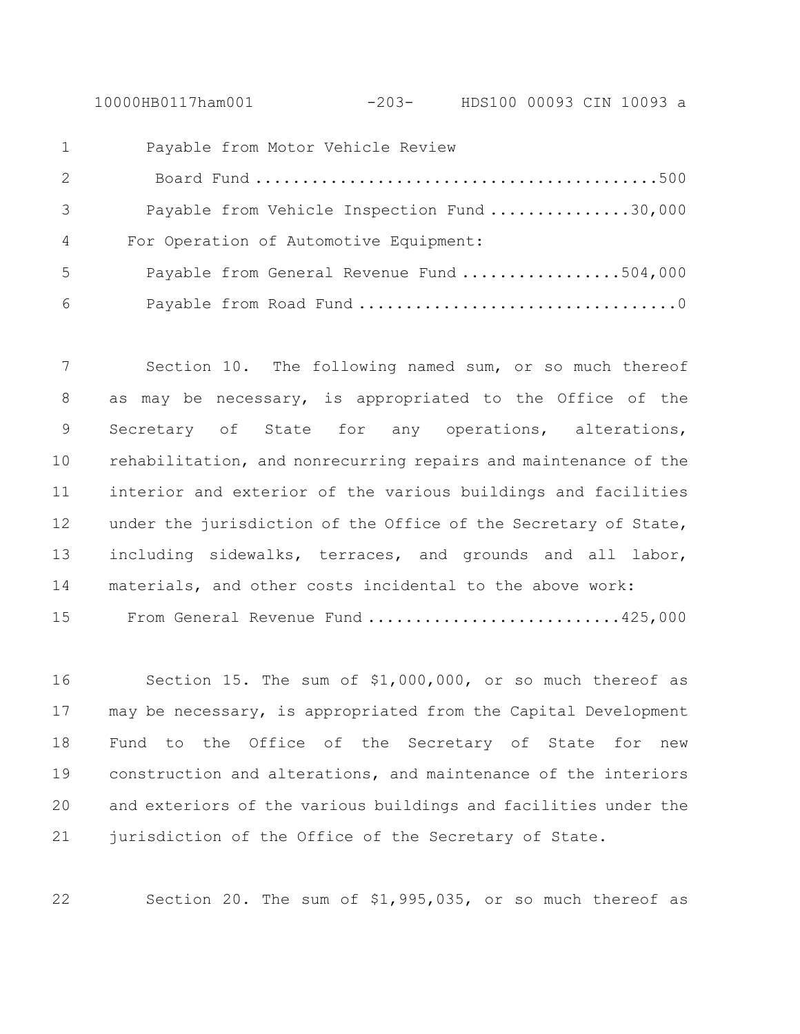Payable from Motor Vehicle Review Board Fund ..........................................500

Payable from Vehicle Inspection Fund ...............30,000

For Operation of Automotive Equipment:

Payable from General Revenue Fund .................504,000

Payable from Road Fund .................................0

Section 10. The following named sum, or so much thereof as may be necessary, is appropriated to the Office of the Secretary of State for any operations, alterations, rehabilitation, and nonrecurring repairs and maintenance of the interior and exterior of the various buildings and facilities under the jurisdiction of the Office of the Secretary of State, including sidewalks, terraces, and grounds and all labor, materials, and other costs incidental to the above work:

From General Revenue Fund ..........................425,000

Section 15. The sum of $1,000,000, or so much thereof as may be necessary, is appropriated from the Capital Development Fund to the Office of the Secretary of State for new construction and alterations, and maintenance of the interiors and exteriors of the various buildings and facilities under the jurisdiction of the Office of the Secretary of State.

Section 20. The sum of $1,995,035, or so much thereof as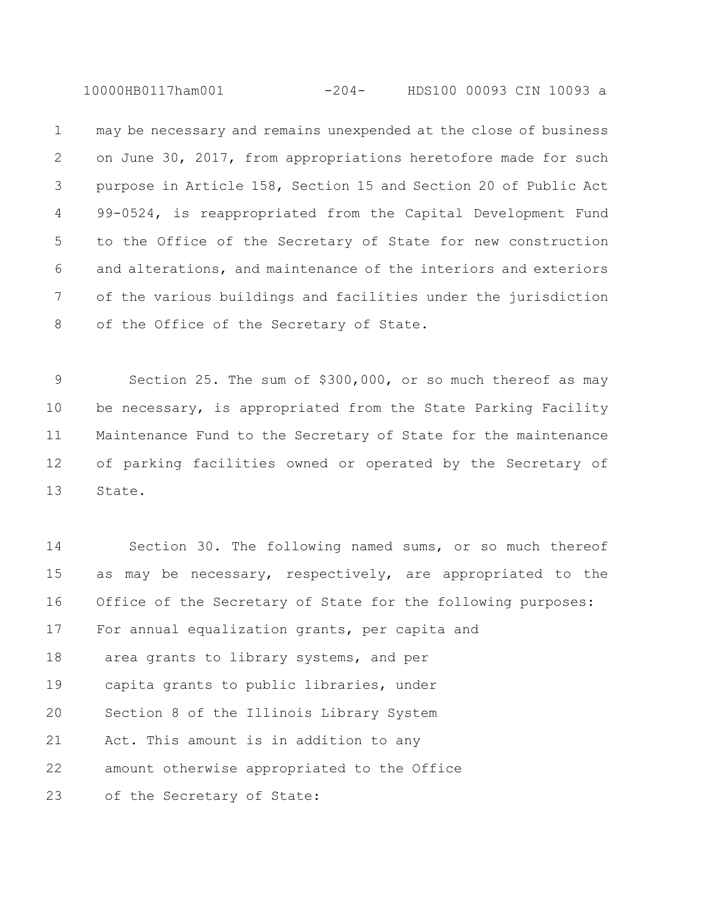may be necessary and remains unexpended at the close of business on June 30, 2017, from appropriations heretofore made for such purpose in Article 158, Section 15 and Section 20 of Public Act 99-0524, is reappropriated from the Capital Development Fund to the Office of the Secretary of State for new construction and alterations, and maintenance of the interiors and exteriors of the various buildings and facilities under the jurisdiction of the Office of the Secretary of State.

Section 25. The sum of $300,000, or so much thereof as may be necessary, is appropriated from the State Parking Facility Maintenance Fund to the Secretary of State for the maintenance of parking facilities owned or operated by the Secretary of State.

Section 30. The following named sums, or so much thereof as may be necessary, respectively, are appropriated to the Office of the Secretary of State for the following purposes:

For annual equalization grants, per capita and area grants to library systems, and per capita grants to public libraries, under Section 8 of the Illinois Library System Act. This amount is in addition to any amount otherwise appropriated to the Office of the Secretary of State: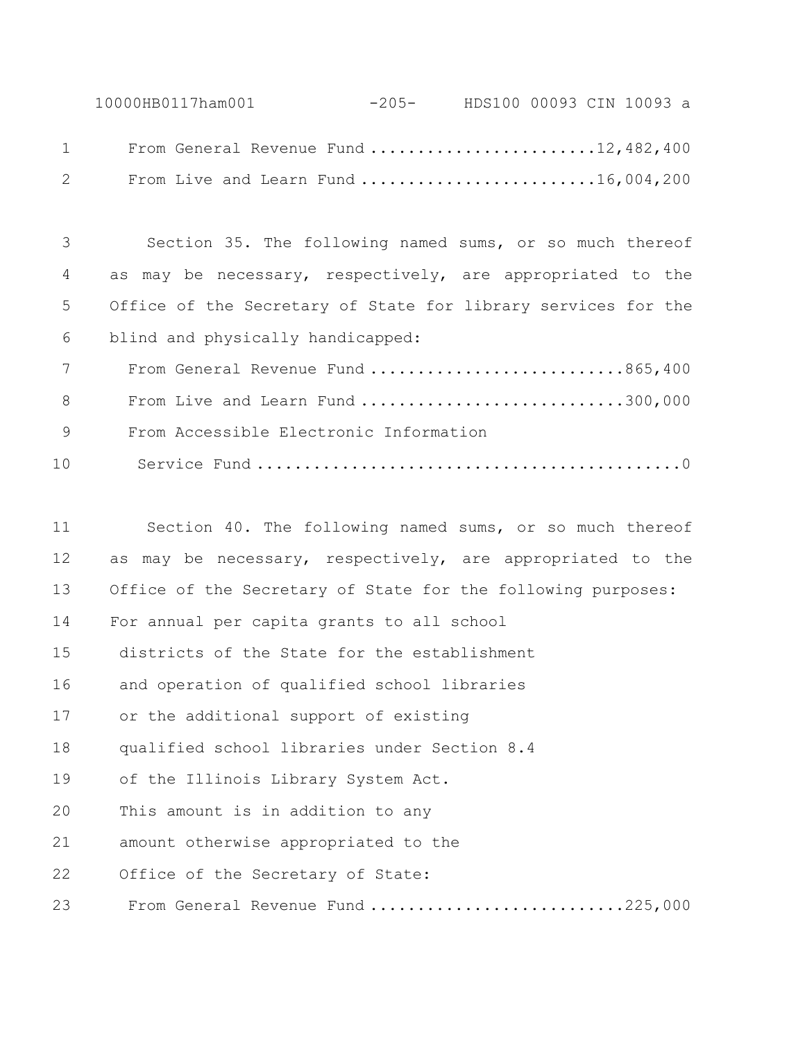From General Revenue Fund ........................ 12,482,400
From Live and Learn Fund ......................... 16,004,200

Section 35. The following named sums, or so much thereof as may be necessary, respectively, are appropriated to the Office of the Secretary of State for library services for the blind and physically handicapped:

From General Revenue Fund ........................... 865,400
From Live and Learn Fund ............................ 300,000
From Accessible Electronic Information
Service Fund ............................................. 0

Section 40. The following named sums, or so much thereof as may be necessary, respectively, are appropriated to the Office of the Secretary of State for the following purposes:

For annual per capita grants to all school districts of the State for the establishment and operation of qualified school libraries or the additional support of existing qualified school libraries under Section 8.4 of the Illinois Library System Act. This amount is in addition to any amount otherwise appropriated to the Office of the Secretary of State:

From General Revenue Fund ........................... 225,000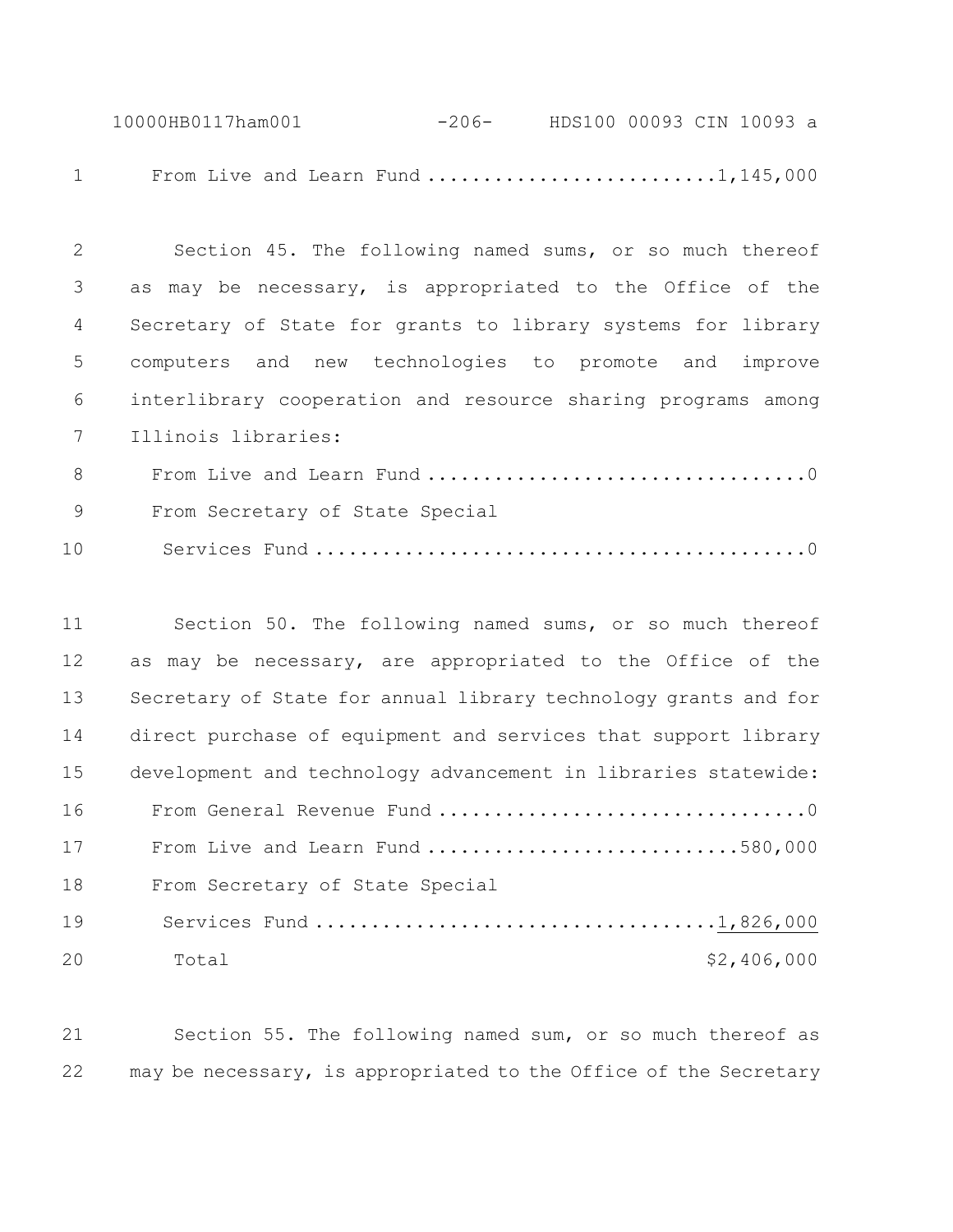From Live and Learn Fund ..........................1,145,000

Section 45. The following named sums, or so much thereof as may be necessary, is appropriated to the Office of the Secretary of State for grants to library systems for library computers and new technologies to promote and improve interlibrary cooperation and resource sharing programs among Illinois libraries:

From Live and Learn Fund ..................................0
From Secretary of State Special
Services Fund ............................................0

Section 50. The following named sums, or so much thereof as may be necessary, are appropriated to the Office of the Secretary of State for annual library technology grants and for direct purchase of equipment and services that support library development and technology advancement in libraries statewide:

From General Revenue Fund .................................0
From Live and Learn Fund ............................580,000
From Secretary of State Special
Services Fund ..................................1,826,000
Total $2,406,000

Section 55. The following named sum, or so much thereof as may be necessary, is appropriated to the Office of the Secretary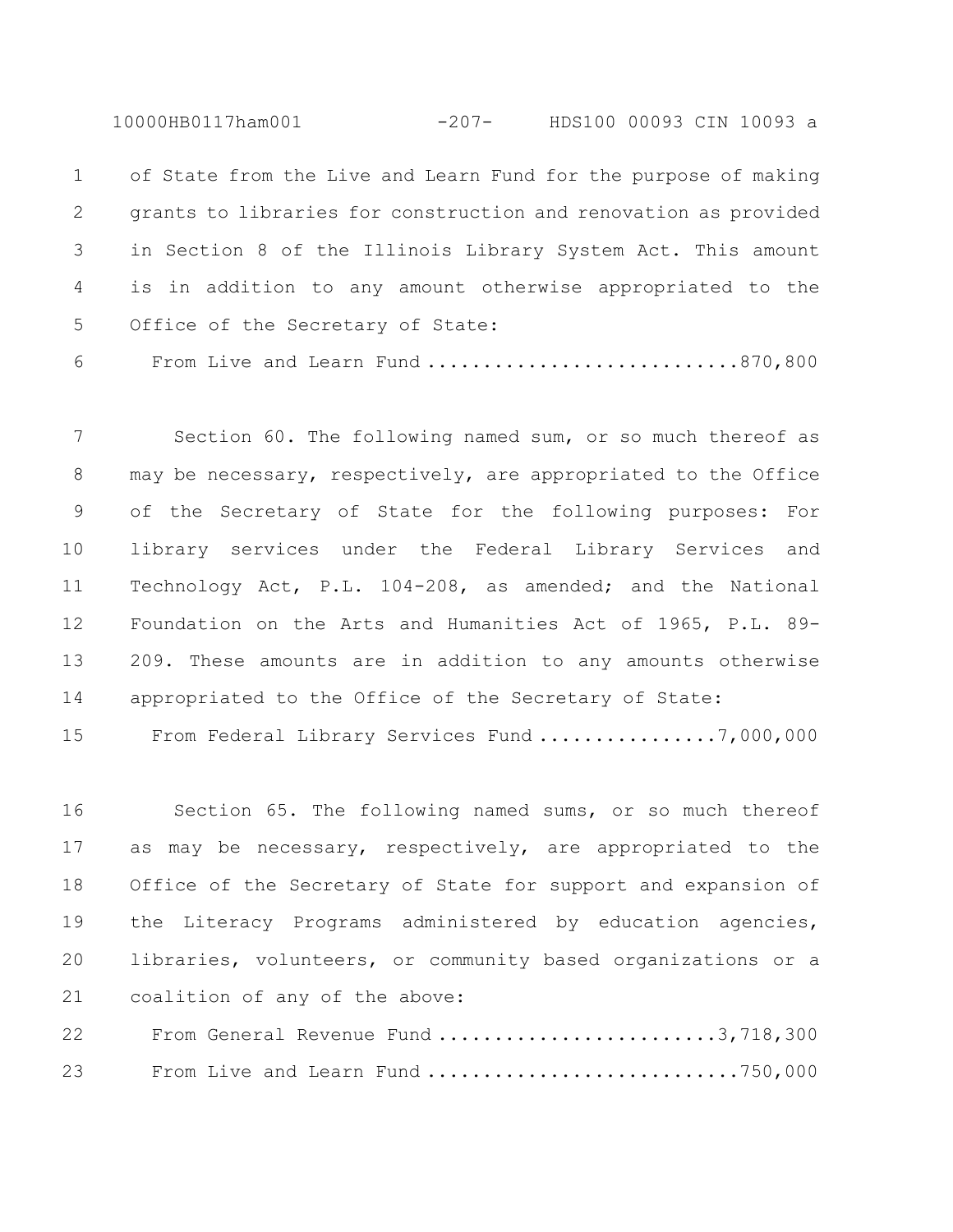of State from the Live and Learn Fund for the purpose of making grants to libraries for construction and renovation as provided in Section 8 of the Illinois Library System Act. This amount is in addition to any amount otherwise appropriated to the Office of the Secretary of State:

From Live and Learn Fund ............................870,800

Section 60. The following named sum, or so much thereof as may be necessary, respectively, are appropriated to the Office of the Secretary of State for the following purposes: For library services under the Federal Library Services and Technology Act, P.L. 104-208, as amended; and the National Foundation on the Arts and Humanities Act of 1965, P.L. 89-209. These amounts are in addition to any amounts otherwise appropriated to the Office of the Secretary of State:

From Federal Library Services Fund ................7,000,000

Section 65. The following named sums, or so much thereof as may be necessary, respectively, are appropriated to the Office of the Secretary of State for support and expansion of the Literacy Programs administered by education agencies, libraries, volunteers, or community based organizations or a coalition of any of the above:

From General Revenue Fund .........................3,718,300

From Live and Learn Fund ............................750,000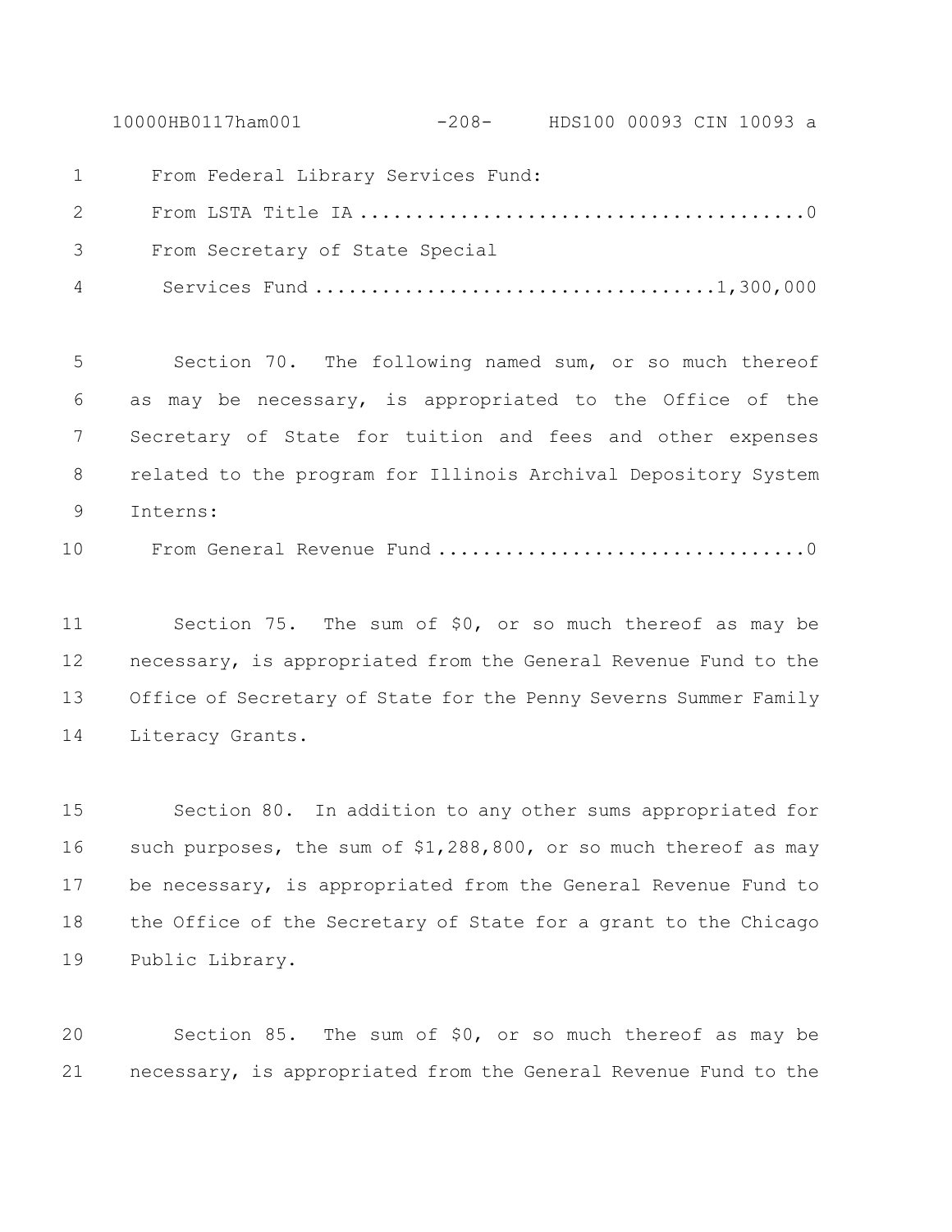From Federal Library Services Fund:

From LSTA Title IA ........................................0

From Secretary of State Special Services Fund ..................................1,300,000

Section 70. The following named sum, or so much thereof as may be necessary, is appropriated to the Office of the Secretary of State for tuition and fees and other expenses related to the program for Illinois Archival Depository System Interns:

From General Revenue Fund ................................0

Section 75. The sum of $0, or so much thereof as may be necessary, is appropriated from the General Revenue Fund to the Office of Secretary of State for the Penny Severns Summer Family Literacy Grants.

Section 80. In addition to any other sums appropriated for such purposes, the sum of $1,288,800, or so much thereof as may be necessary, is appropriated from the General Revenue Fund to the Office of the Secretary of State for a grant to the Chicago Public Library.

Section 85. The sum of $0, or so much thereof as may be necessary, is appropriated from the General Revenue Fund to the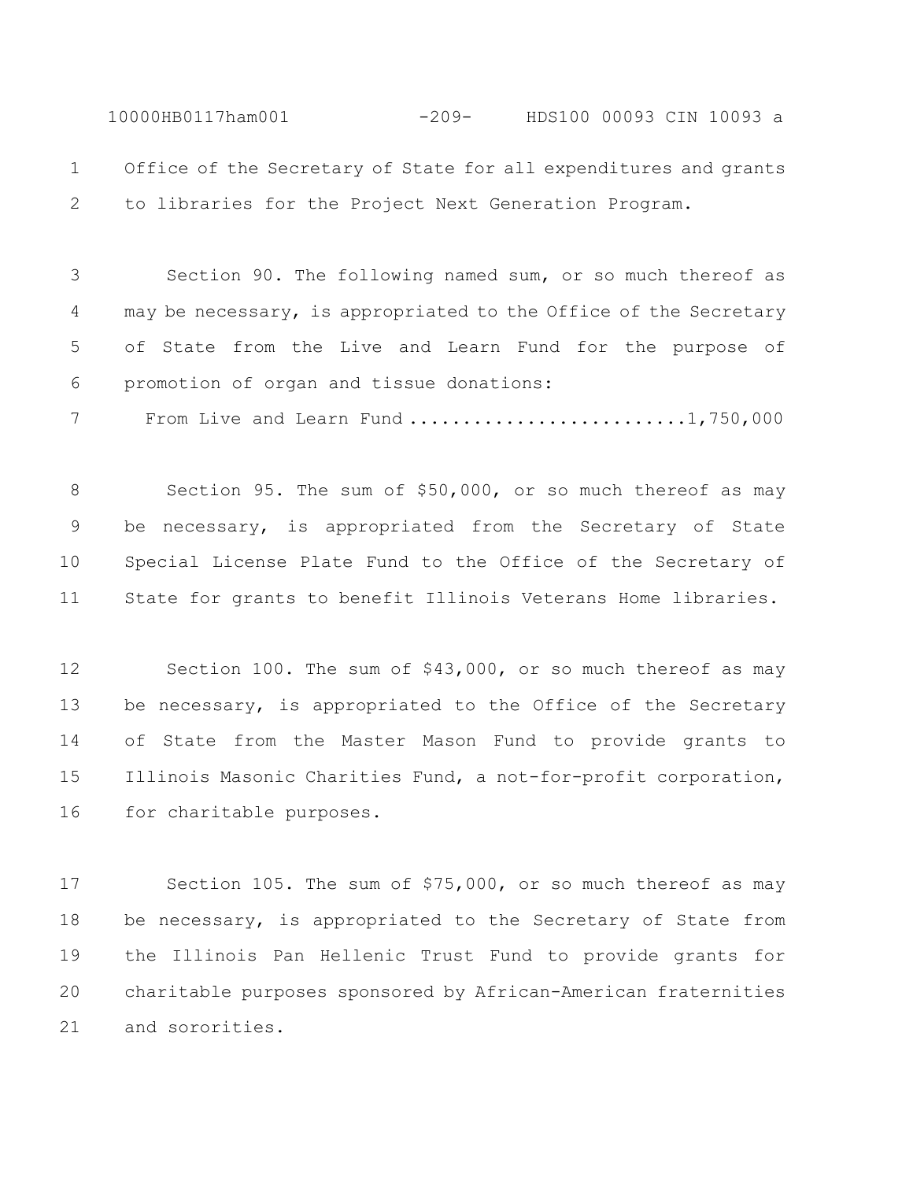Office of the Secretary of State for all expenditures and grants to libraries for the Project Next Generation Program.

Section 90. The following named sum, or so much thereof as may be necessary, is appropriated to the Office of the Secretary of State from the Live and Learn Fund for the purpose of promotion of organ and tissue donations:

From Live and Learn Fund ..........................1,750,000

Section 95. The sum of $50,000, or so much thereof as may be necessary, is appropriated from the Secretary of State Special License Plate Fund to the Office of the Secretary of State for grants to benefit Illinois Veterans Home libraries.

Section 100. The sum of $43,000, or so much thereof as may be necessary, is appropriated to the Office of the Secretary of State from the Master Mason Fund to provide grants to Illinois Masonic Charities Fund, a not-for-profit corporation, for charitable purposes.

Section 105. The sum of $75,000, or so much thereof as may be necessary, is appropriated to the Secretary of State from the Illinois Pan Hellenic Trust Fund to provide grants for charitable purposes sponsored by African-American fraternities and sororities.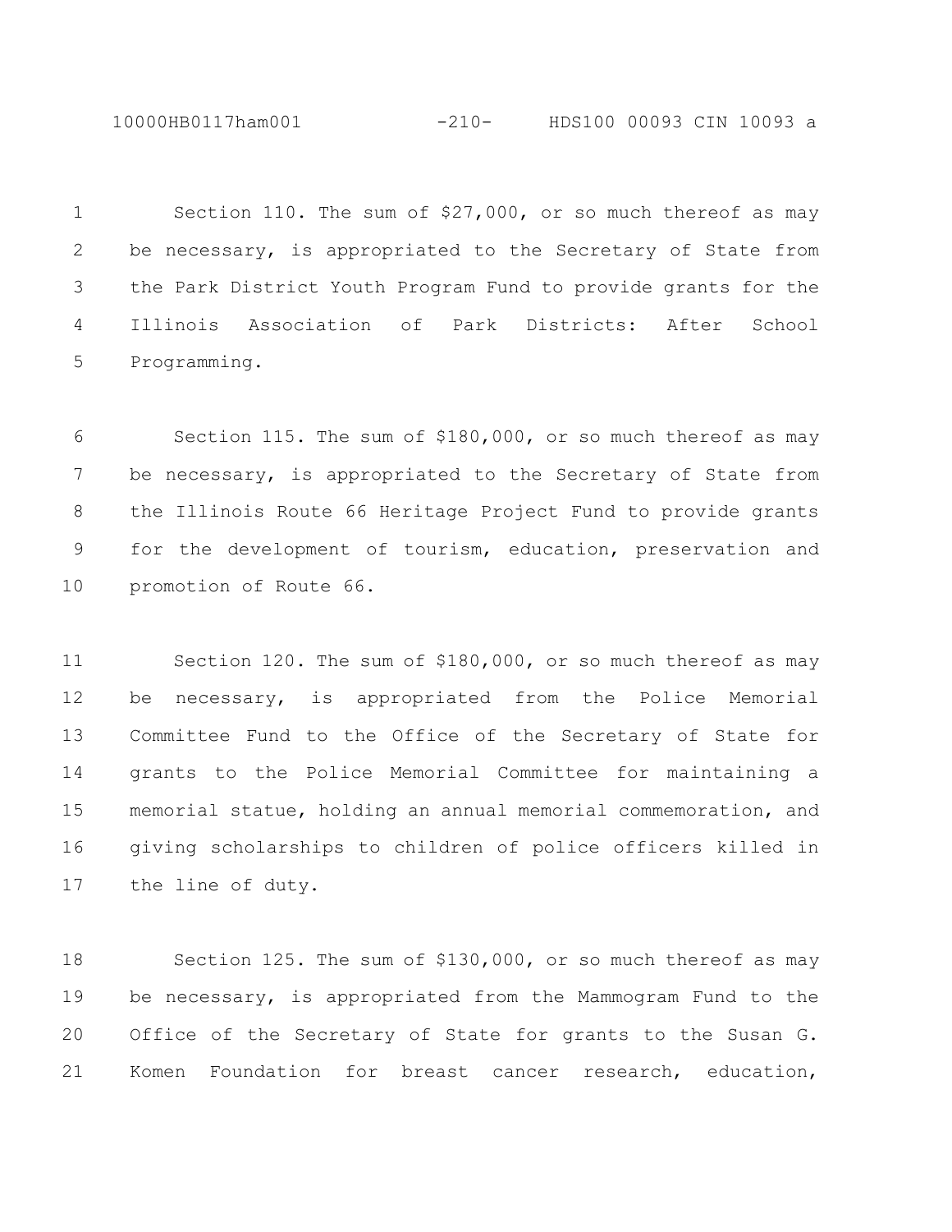Section 110. The sum of $27,000, or so much thereof as may be necessary, is appropriated to the Secretary of State from the Park District Youth Program Fund to provide grants for the Illinois Association of Park Districts: After School Programming.

Section 115. The sum of $180,000, or so much thereof as may be necessary, is appropriated to the Secretary of State from the Illinois Route 66 Heritage Project Fund to provide grants for the development of tourism, education, preservation and promotion of Route 66.

Section 120. The sum of $180,000, or so much thereof as may be necessary, is appropriated from the Police Memorial Committee Fund to the Office of the Secretary of State for grants to the Police Memorial Committee for maintaining a memorial statue, holding an annual memorial commemoration, and giving scholarships to children of police officers killed in the line of duty.

Section 125. The sum of $130,000, or so much thereof as may be necessary, is appropriated from the Mammogram Fund to the Office of the Secretary of State for grants to the Susan G. Komen Foundation for breast cancer research, education,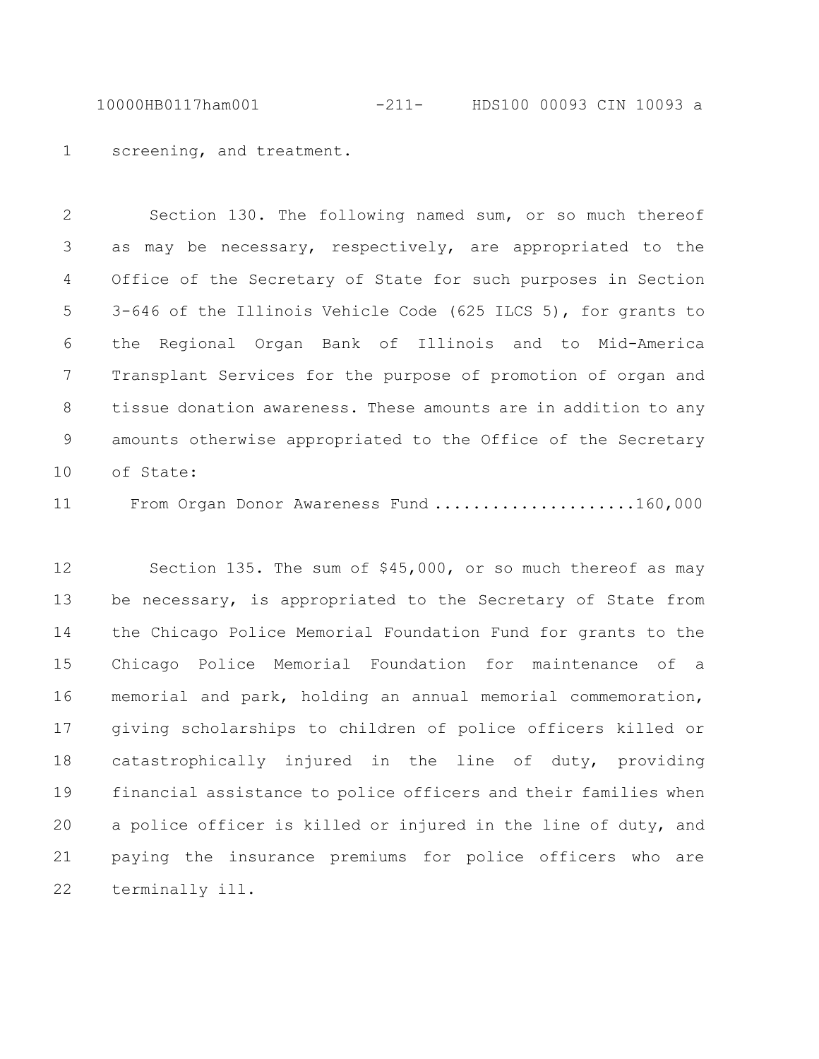screening, and treatment.

Section 130. The following named sum, or so much thereof as may be necessary, respectively, are appropriated to the Office of the Secretary of State for such purposes in Section 3-646 of the Illinois Vehicle Code (625 ILCS 5), for grants to the Regional Organ Bank of Illinois and to Mid-America Transplant Services for the purpose of promotion of organ and tissue donation awareness. These amounts are in addition to any amounts otherwise appropriated to the Office of the Secretary of State:

From Organ Donor Awareness Fund .....................160,000

Section 135. The sum of $45,000, or so much thereof as may be necessary, is appropriated to the Secretary of State from the Chicago Police Memorial Foundation Fund for grants to the Chicago Police Memorial Foundation for maintenance of a memorial and park, holding an annual memorial commemoration, giving scholarships to children of police officers killed or catastrophically injured in the line of duty, providing financial assistance to police officers and their families when a police officer is killed or injured in the line of duty, and paying the insurance premiums for police officers who are terminally ill.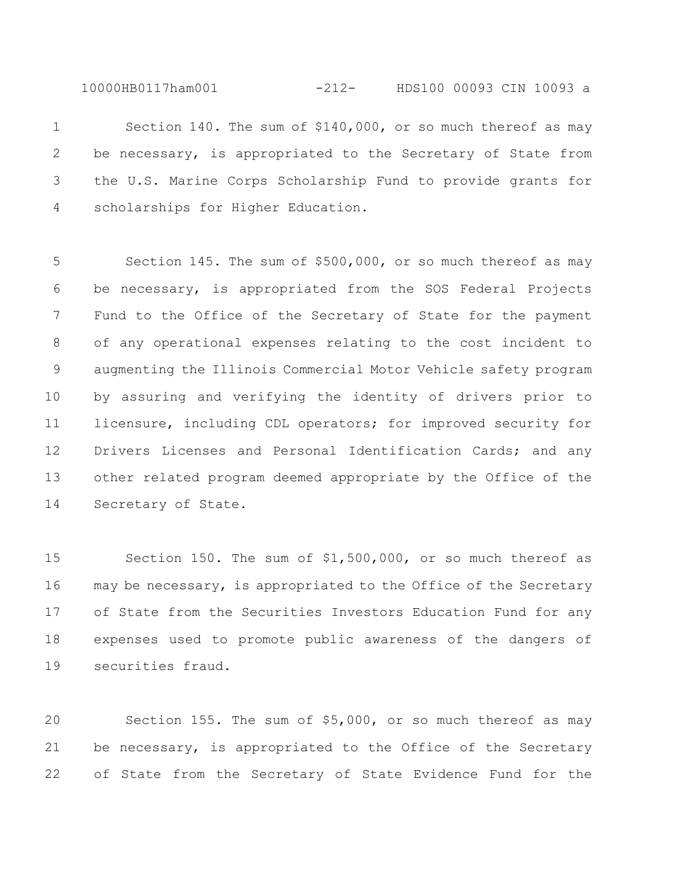Section 140. The sum of $140,000, or so much thereof as may be necessary, is appropriated to the Secretary of State from the U.S. Marine Corps Scholarship Fund to provide grants for scholarships for Higher Education.

Section 145. The sum of $500,000, or so much thereof as may be necessary, is appropriated from the SOS Federal Projects Fund to the Office of the Secretary of State for the payment of any operational expenses relating to the cost incident to augmenting the Illinois Commercial Motor Vehicle safety program by assuring and verifying the identity of drivers prior to licensure, including CDL operators; for improved security for Drivers Licenses and Personal Identification Cards; and any other related program deemed appropriate by the Office of the Secretary of State.

Section 150. The sum of $1,500,000, or so much thereof as may be necessary, is appropriated to the Office of the Secretary of State from the Securities Investors Education Fund for any expenses used to promote public awareness of the dangers of securities fraud.

Section 155. The sum of $5,000, or so much thereof as may be necessary, is appropriated to the Office of the Secretary of State from the Secretary of State Evidence Fund for the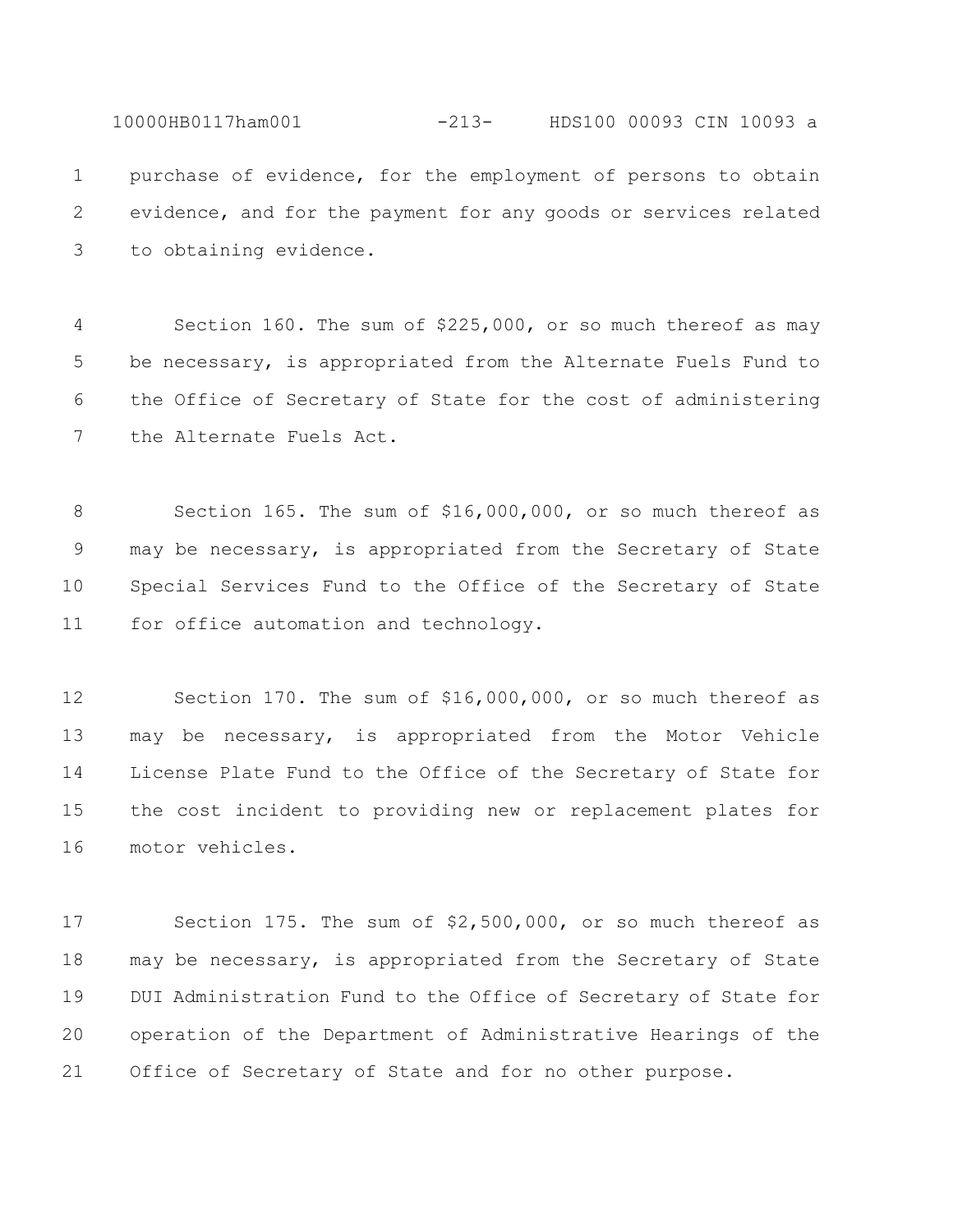purchase of evidence, for the employment of persons to obtain evidence, and for the payment for any goods or services related to obtaining evidence.

Section 160. The sum of $225,000, or so much thereof as may be necessary, is appropriated from the Alternate Fuels Fund to the Office of Secretary of State for the cost of administering the Alternate Fuels Act.

Section 165. The sum of $16,000,000, or so much thereof as may be necessary, is appropriated from the Secretary of State Special Services Fund to the Office of the Secretary of State for office automation and technology.

Section 170. The sum of $16,000,000, or so much thereof as may be necessary, is appropriated from the Motor Vehicle License Plate Fund to the Office of the Secretary of State for the cost incident to providing new or replacement plates for motor vehicles.

Section 175. The sum of $2,500,000, or so much thereof as may be necessary, is appropriated from the Secretary of State DUI Administration Fund to the Office of Secretary of State for operation of the Department of Administrative Hearings of the Office of Secretary of State and for no other purpose.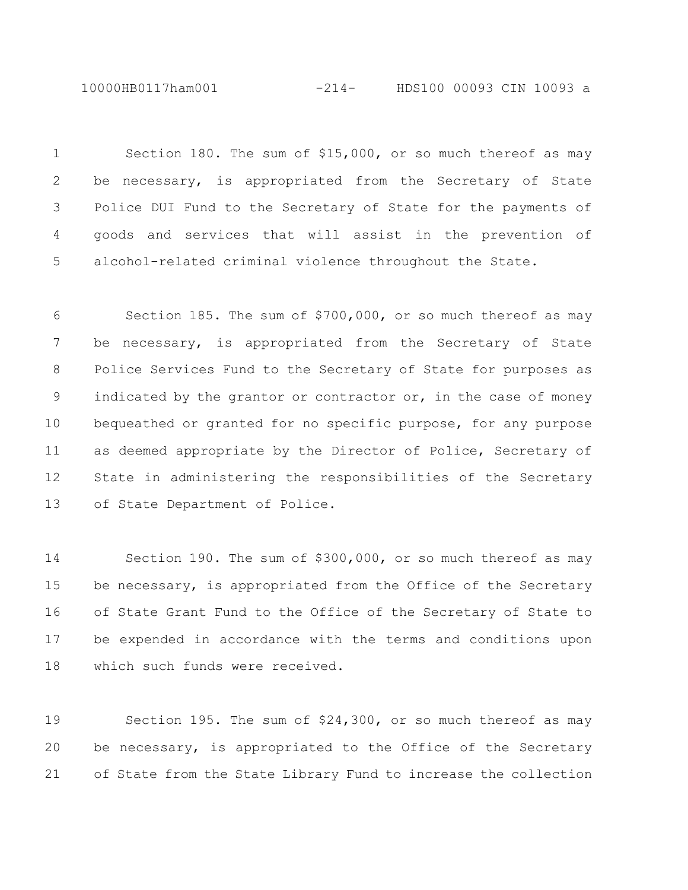Section 180. The sum of $15,000, or so much thereof as may be necessary, is appropriated from the Secretary of State Police DUI Fund to the Secretary of State for the payments of goods and services that will assist in the prevention of alcohol-related criminal violence throughout the State.

Section 185. The sum of $700,000, or so much thereof as may be necessary, is appropriated from the Secretary of State Police Services Fund to the Secretary of State for purposes as indicated by the grantor or contractor or, in the case of money bequeathed or granted for no specific purpose, for any purpose as deemed appropriate by the Director of Police, Secretary of State in administering the responsibilities of the Secretary of State Department of Police.

Section 190. The sum of $300,000, or so much thereof as may be necessary, is appropriated from the Office of the Secretary of State Grant Fund to the Office of the Secretary of State to be expended in accordance with the terms and conditions upon which such funds were received.

Section 195. The sum of $24,300, or so much thereof as may be necessary, is appropriated to the Office of the Secretary of State from the State Library Fund to increase the collection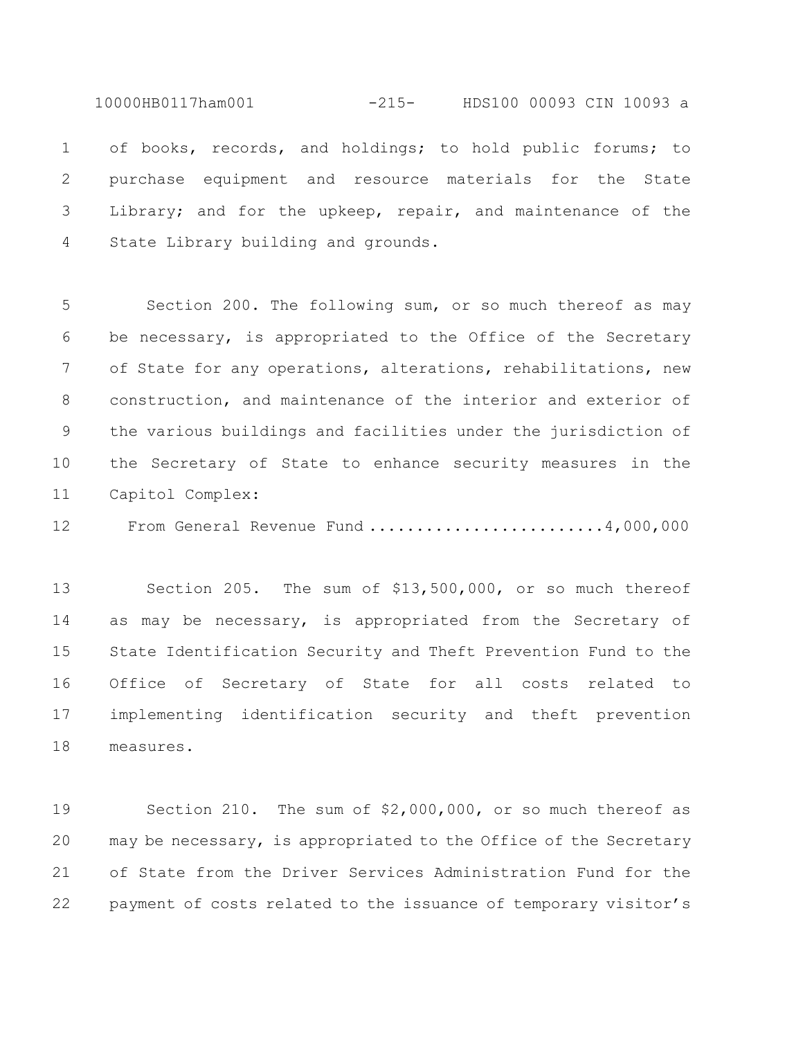of books, records, and holdings; to hold public forums; to purchase equipment and resource materials for the State Library; and for the upkeep, repair, and maintenance of the State Library building and grounds.

Section 200. The following sum, or so much thereof as may be necessary, is appropriated to the Office of the Secretary of State for any operations, alterations, rehabilitations, new construction, and maintenance of the interior and exterior of the various buildings and facilities under the jurisdiction of the Secretary of State to enhance security measures in the Capitol Complex:

From General Revenue Fund ........................4,000,000

Section 205. The sum of $13,500,000, or so much thereof as may be necessary, is appropriated from the Secretary of State Identification Security and Theft Prevention Fund to the Office of Secretary of State for all costs related to implementing identification security and theft prevention measures.

Section 210. The sum of $2,000,000, or so much thereof as may be necessary, is appropriated to the Office of the Secretary of State from the Driver Services Administration Fund for the payment of costs related to the issuance of temporary visitor's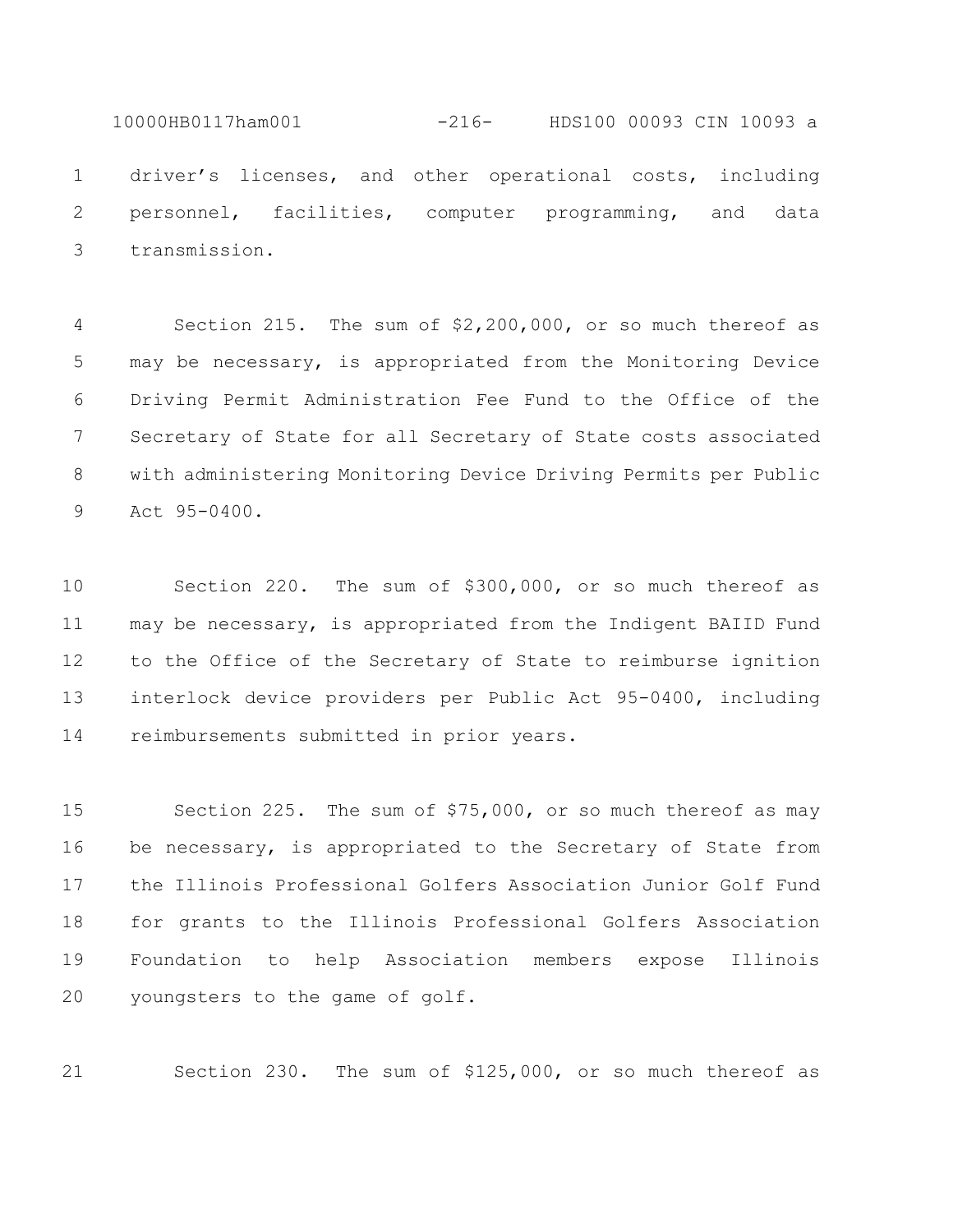driver's licenses, and other operational costs, including personnel, facilities, computer programming, and data transmission.

Section 215. The sum of $2,200,000, or so much thereof as may be necessary, is appropriated from the Monitoring Device Driving Permit Administration Fee Fund to the Office of the Secretary of State for all Secretary of State costs associated with administering Monitoring Device Driving Permits per Public Act 95-0400.

Section 220. The sum of $300,000, or so much thereof as may be necessary, is appropriated from the Indigent BAIID Fund to the Office of the Secretary of State to reimburse ignition interlock device providers per Public Act 95-0400, including reimbursements submitted in prior years.

Section 225. The sum of $75,000, or so much thereof as may be necessary, is appropriated to the Secretary of State from the Illinois Professional Golfers Association Junior Golf Fund for grants to the Illinois Professional Golfers Association Foundation to help Association members expose Illinois youngsters to the game of golf.

Section 230. The sum of $125,000, or so much thereof as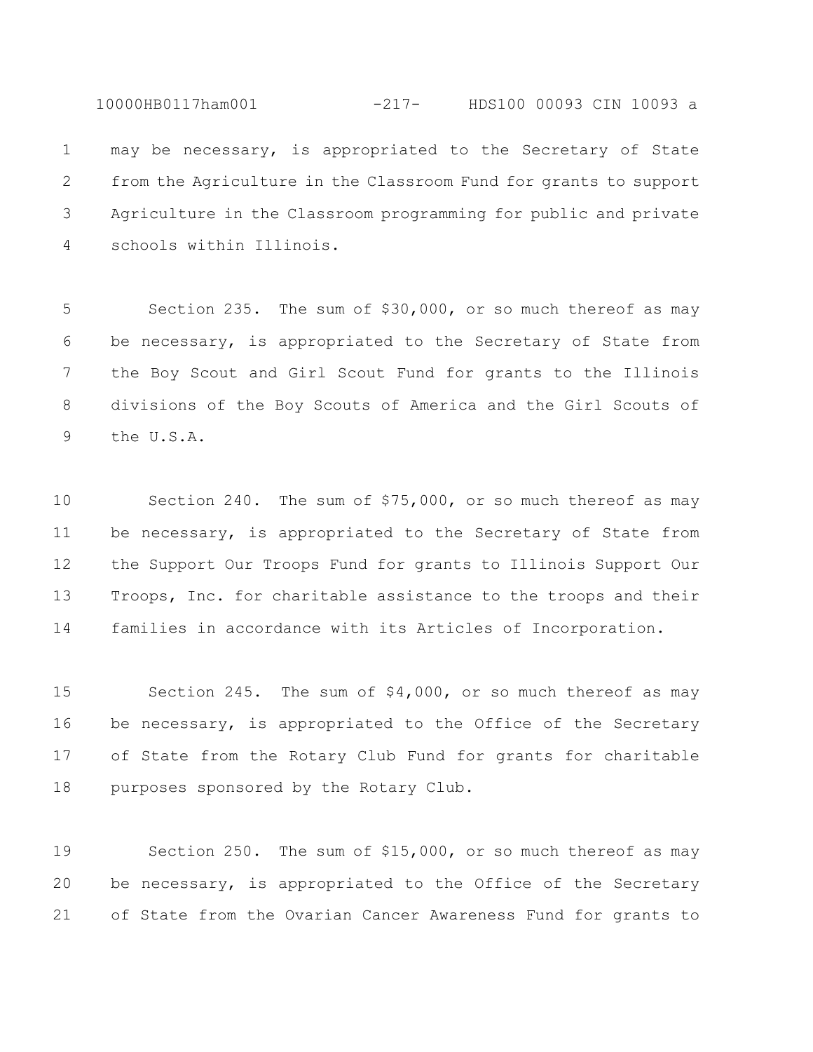may be necessary, is appropriated to the Secretary of State from the Agriculture in the Classroom Fund for grants to support Agriculture in the Classroom programming for public and private schools within Illinois.

Section 235. The sum of $30,000, or so much thereof as may be necessary, is appropriated to the Secretary of State from the Boy Scout and Girl Scout Fund for grants to the Illinois divisions of the Boy Scouts of America and the Girl Scouts of the U.S.A.

Section 240. The sum of $75,000, or so much thereof as may be necessary, is appropriated to the Secretary of State from the Support Our Troops Fund for grants to Illinois Support Our Troops, Inc. for charitable assistance to the troops and their families in accordance with its Articles of Incorporation.

Section 245. The sum of $4,000, or so much thereof as may be necessary, is appropriated to the Office of the Secretary of State from the Rotary Club Fund for grants for charitable purposes sponsored by the Rotary Club.

Section 250. The sum of $15,000, or so much thereof as may be necessary, is appropriated to the Office of the Secretary of State from the Ovarian Cancer Awareness Fund for grants to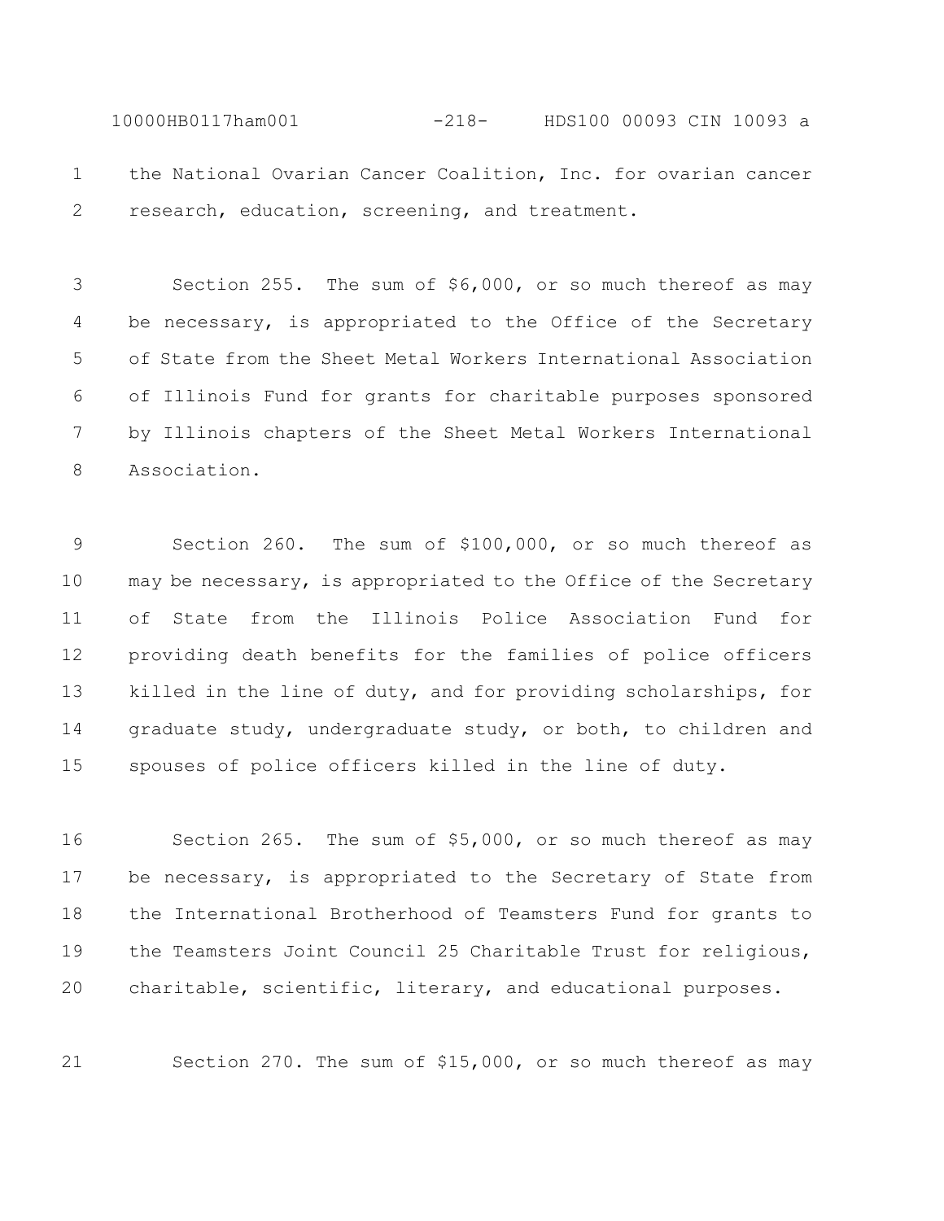the National Ovarian Cancer Coalition, Inc. for ovarian cancer research, education, screening, and treatment.

Section 255. The sum of $6,000, or so much thereof as may be necessary, is appropriated to the Office of the Secretary of State from the Sheet Metal Workers International Association of Illinois Fund for grants for charitable purposes sponsored by Illinois chapters of the Sheet Metal Workers International Association.

Section 260. The sum of $100,000, or so much thereof as may be necessary, is appropriated to the Office of the Secretary of State from the Illinois Police Association Fund for providing death benefits for the families of police officers killed in the line of duty, and for providing scholarships, for graduate study, undergraduate study, or both, to children and spouses of police officers killed in the line of duty.

Section 265. The sum of $5,000, or so much thereof as may be necessary, is appropriated to the Secretary of State from the International Brotherhood of Teamsters Fund for grants to the Teamsters Joint Council 25 Charitable Trust for religious, charitable, scientific, literary, and educational purposes.

Section 270. The sum of $15,000, or so much thereof as may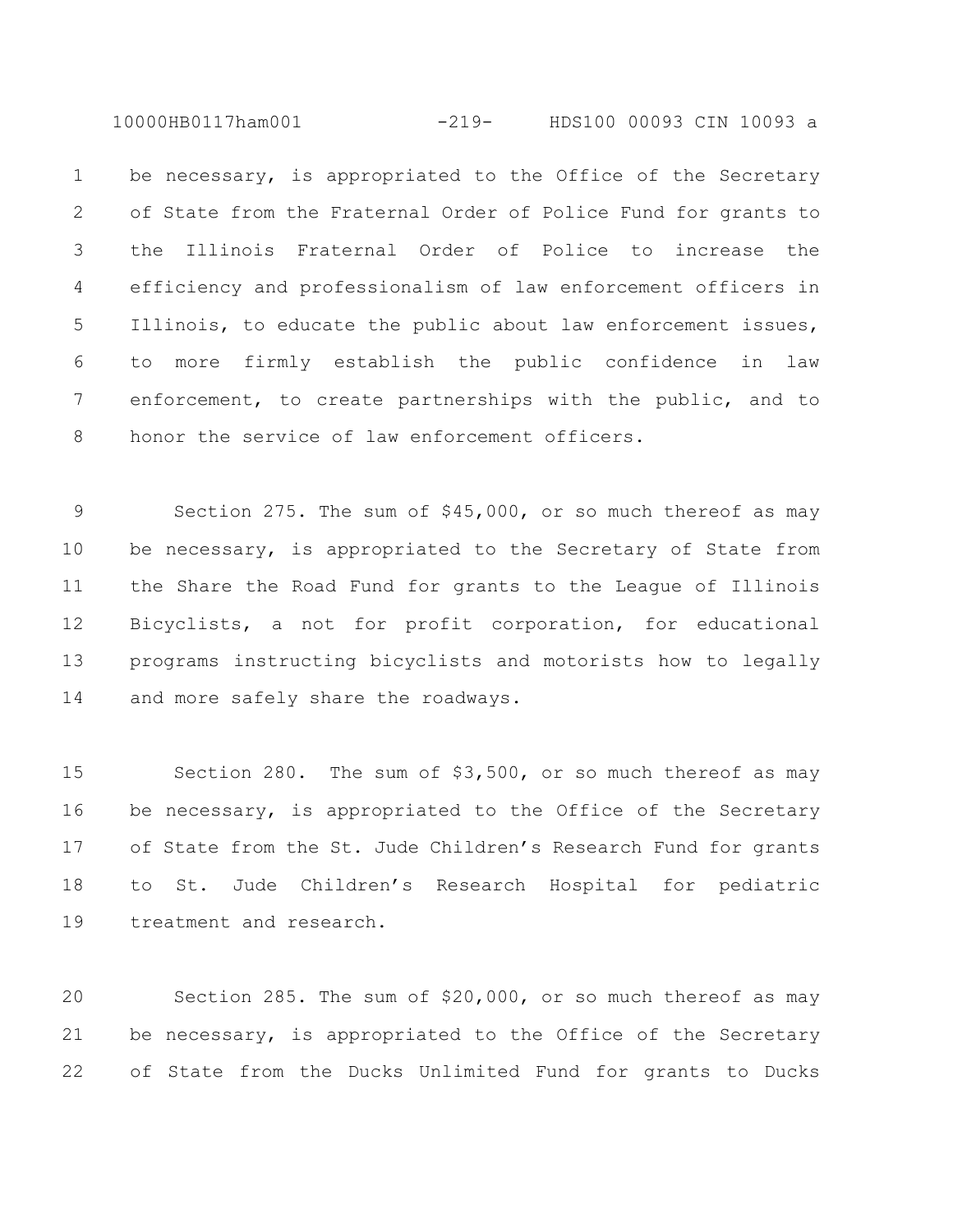be necessary, is appropriated to the Office of the Secretary of State from the Fraternal Order of Police Fund for grants to the Illinois Fraternal Order of Police to increase the efficiency and professionalism of law enforcement officers in Illinois, to educate the public about law enforcement issues, to more firmly establish the public confidence in law enforcement, to create partnerships with the public, and to honor the service of law enforcement officers.

Section 275. The sum of $45,000, or so much thereof as may be necessary, is appropriated to the Secretary of State from the Share the Road Fund for grants to the League of Illinois Bicyclists, a not for profit corporation, for educational programs instructing bicyclists and motorists how to legally and more safely share the roadways.

Section 280. The sum of $3,500, or so much thereof as may be necessary, is appropriated to the Office of the Secretary of State from the St. Jude Children's Research Fund for grants to St. Jude Children's Research Hospital for pediatric treatment and research.

Section 285. The sum of $20,000, or so much thereof as may be necessary, is appropriated to the Office of the Secretary of State from the Ducks Unlimited Fund for grants to Ducks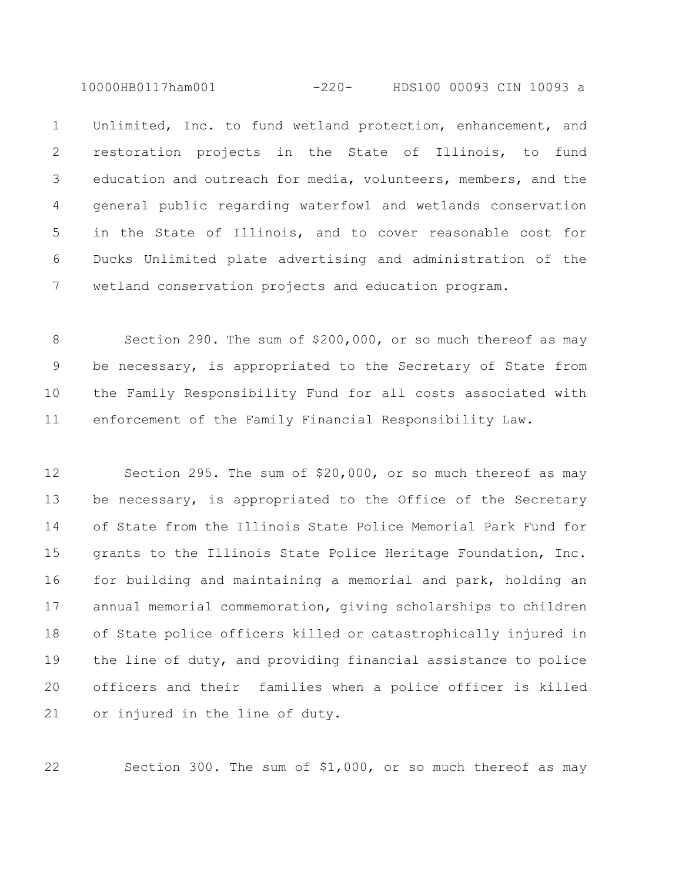Unlimited, Inc. to fund wetland protection, enhancement, and restoration projects in the State of Illinois, to fund education and outreach for media, volunteers, members, and the general public regarding waterfowl and wetlands conservation in the State of Illinois, and to cover reasonable cost for Ducks Unlimited plate advertising and administration of the wetland conservation projects and education program.

Section 290. The sum of $200,000, or so much thereof as may be necessary, is appropriated to the Secretary of State from the Family Responsibility Fund for all costs associated with enforcement of the Family Financial Responsibility Law.

Section 295. The sum of $20,000, or so much thereof as may be necessary, is appropriated to the Office of the Secretary of State from the Illinois State Police Memorial Park Fund for grants to the Illinois State Police Heritage Foundation, Inc. for building and maintaining a memorial and park, holding an annual memorial commemoration, giving scholarships to children of State police officers killed or catastrophically injured in the line of duty, and providing financial assistance to police officers and their families when a police officer is killed or injured in the line of duty.

Section 300. The sum of $1,000, or so much thereof as may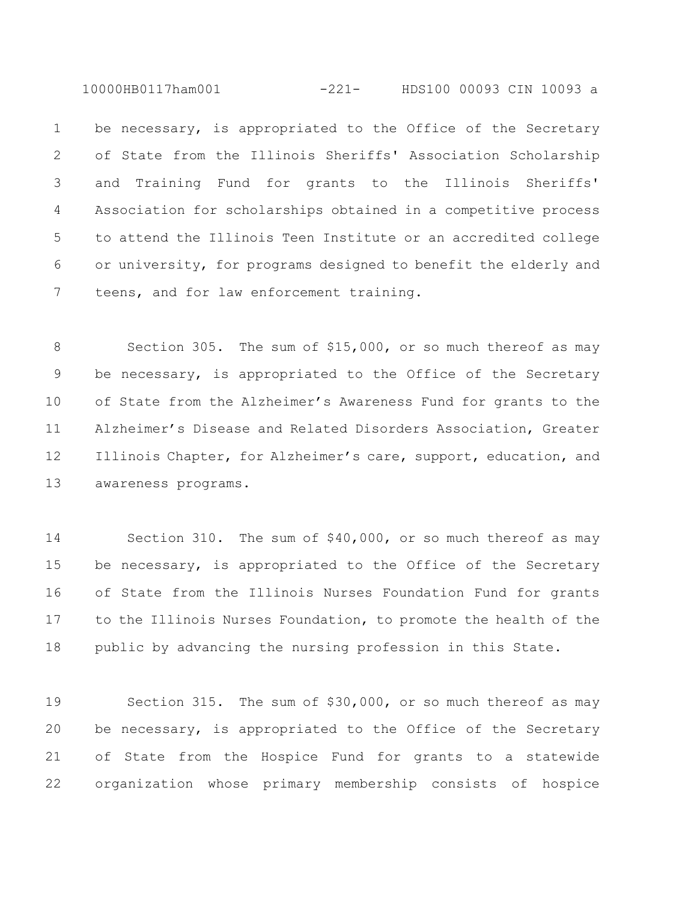be necessary, is appropriated to the Office of the Secretary of State from the Illinois Sheriffs' Association Scholarship and Training Fund for grants to the Illinois Sheriffs' Association for scholarships obtained in a competitive process to attend the Illinois Teen Institute or an accredited college or university, for programs designed to benefit the elderly and teens, and for law enforcement training.

Section 305. The sum of $15,000, or so much thereof as may be necessary, is appropriated to the Office of the Secretary of State from the Alzheimer's Awareness Fund for grants to the Alzheimer's Disease and Related Disorders Association, Greater Illinois Chapter, for Alzheimer's care, support, education, and awareness programs.

Section 310. The sum of $40,000, or so much thereof as may be necessary, is appropriated to the Office of the Secretary of State from the Illinois Nurses Foundation Fund for grants to the Illinois Nurses Foundation, to promote the health of the public by advancing the nursing profession in this State.

Section 315. The sum of $30,000, or so much thereof as may be necessary, is appropriated to the Office of the Secretary of State from the Hospice Fund for grants to a statewide organization whose primary membership consists of hospice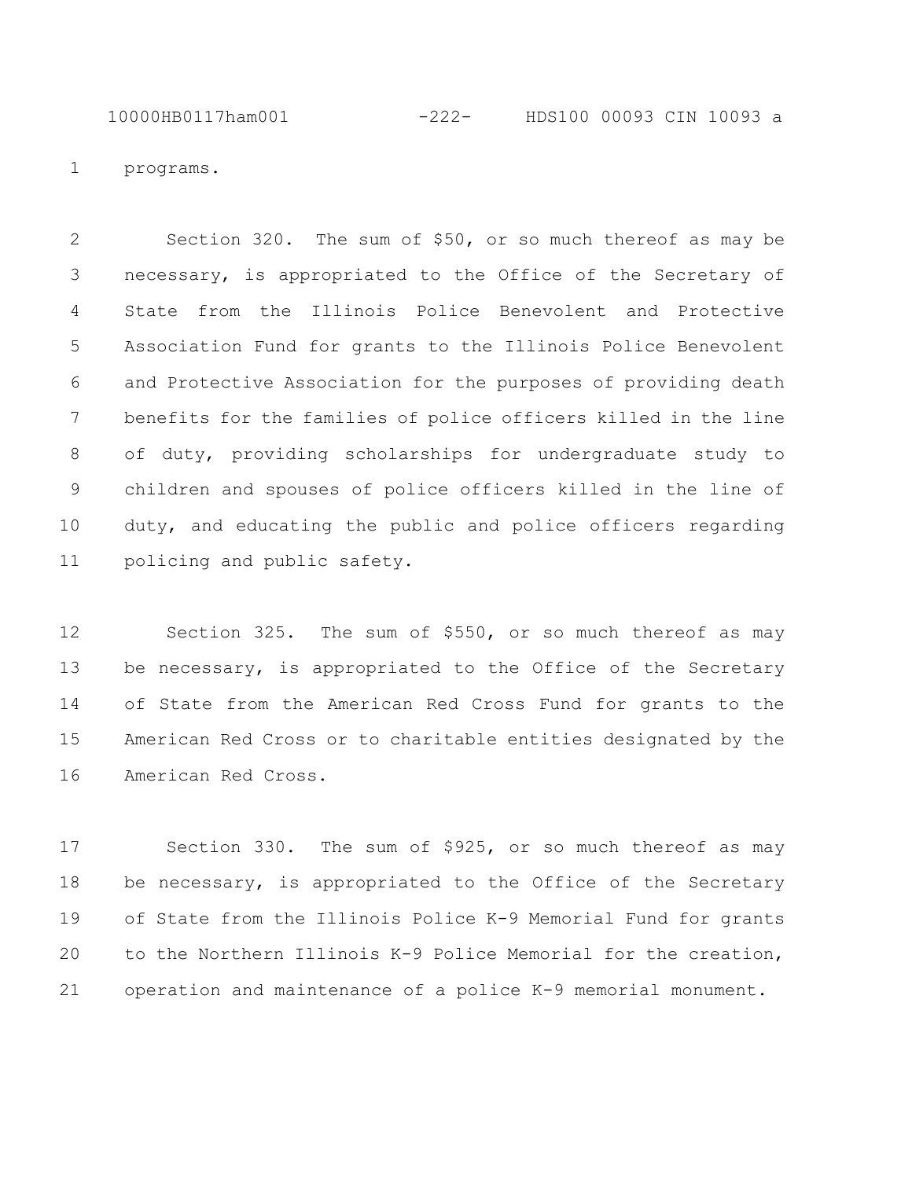programs.

Section 320. The sum of $50, or so much thereof as may be necessary, is appropriated to the Office of the Secretary of State from the Illinois Police Benevolent and Protective Association Fund for grants to the Illinois Police Benevolent and Protective Association for the purposes of providing death benefits for the families of police officers killed in the line of duty, providing scholarships for undergraduate study to children and spouses of police officers killed in the line of duty, and educating the public and police officers regarding policing and public safety.

Section 325. The sum of $550, or so much thereof as may be necessary, is appropriated to the Office of the Secretary of State from the American Red Cross Fund for grants to the American Red Cross or to charitable entities designated by the American Red Cross.

Section 330. The sum of $925, or so much thereof as may be necessary, is appropriated to the Office of the Secretary of State from the Illinois Police K-9 Memorial Fund for grants to the Northern Illinois K-9 Police Memorial for the creation, operation and maintenance of a police K-9 memorial monument.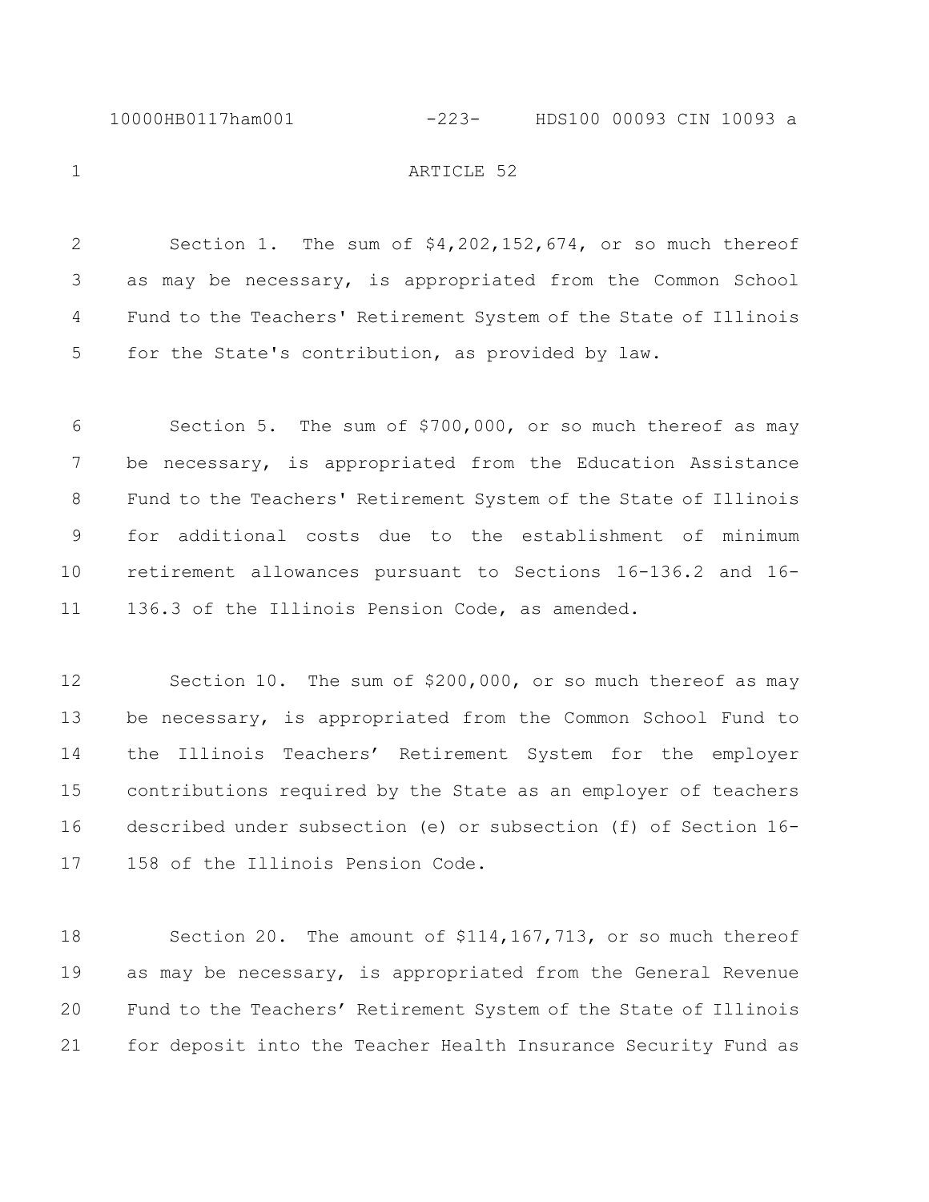ARTICLE 52

Section 1. The sum of $4,202,152,674, or so much thereof as may be necessary, is appropriated from the Common School Fund to the Teachers' Retirement System of the State of Illinois for the State's contribution, as provided by law.

Section 5. The sum of $700,000, or so much thereof as may be necessary, is appropriated from the Education Assistance Fund to the Teachers' Retirement System of the State of Illinois for additional costs due to the establishment of minimum retirement allowances pursuant to Sections 16-136.2 and 16-136.3 of the Illinois Pension Code, as amended.

Section 10. The sum of $200,000, or so much thereof as may be necessary, is appropriated from the Common School Fund to the Illinois Teachers' Retirement System for the employer contributions required by the State as an employer of teachers described under subsection (e) or subsection (f) of Section 16-158 of the Illinois Pension Code.

Section 20. The amount of $114,167,713, or so much thereof as may be necessary, is appropriated from the General Revenue Fund to the Teachers' Retirement System of the State of Illinois for deposit into the Teacher Health Insurance Security Fund as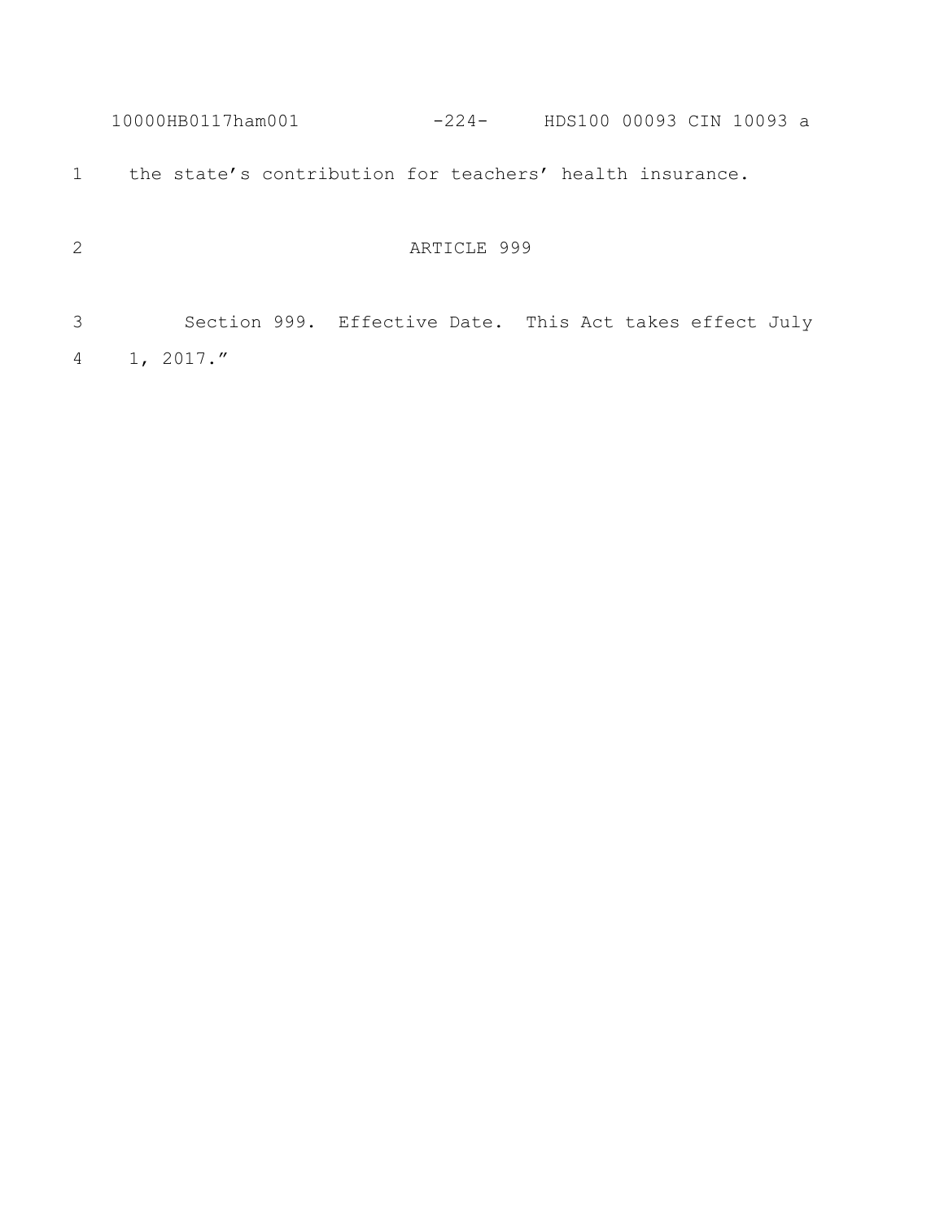the state's contribution for teachers' health insurance.

ARTICLE 999

Section 999. Effective Date. This Act takes effect July 1, 2017."